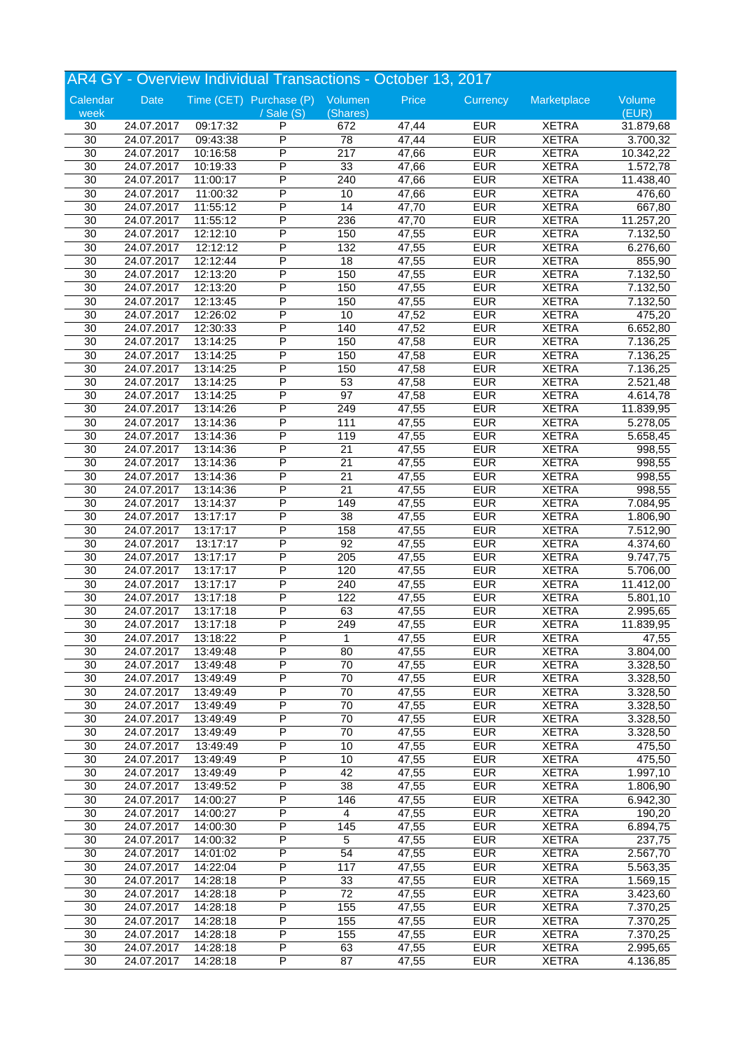# AR4 GY - Overview Individual Transactions - October 13, 2017

| Calendar week | Date | Time (CET) | Purchase (P) / Sale (S) | Volumen (Shares) | Price | Currency | Marketplace | Volume (EUR) |
|---|---|---|---|---|---|---|---|---|
| 30 | 24.07.2017 | 09:17:32 | P | 672 | 47,44 | EUR | XETRA | 31.879,68 |
| 30 | 24.07.2017 | 09:43:38 | P | 78 | 47,44 | EUR | XETRA | 3.700,32 |
| 30 | 24.07.2017 | 10:16:58 | P | 217 | 47,66 | EUR | XETRA | 10.342,22 |
| 30 | 24.07.2017 | 10:19:33 | P | 33 | 47,66 | EUR | XETRA | 1.572,78 |
| 30 | 24.07.2017 | 11:00:17 | P | 240 | 47,66 | EUR | XETRA | 11.438,40 |
| 30 | 24.07.2017 | 11:00:32 | P | 10 | 47,66 | EUR | XETRA | 476,60 |
| 30 | 24.07.2017 | 11:55:12 | P | 14 | 47,70 | EUR | XETRA | 667,80 |
| 30 | 24.07.2017 | 11:55:12 | P | 236 | 47,70 | EUR | XETRA | 11.257,20 |
| 30 | 24.07.2017 | 12:12:10 | P | 150 | 47,55 | EUR | XETRA | 7.132,50 |
| 30 | 24.07.2017 | 12:12:12 | P | 132 | 47,55 | EUR | XETRA | 6.276,60 |
| 30 | 24.07.2017 | 12:12:44 | P | 18 | 47,55 | EUR | XETRA | 855,90 |
| 30 | 24.07.2017 | 12:13:20 | P | 150 | 47,55 | EUR | XETRA | 7.132,50 |
| 30 | 24.07.2017 | 12:13:20 | P | 150 | 47,55 | EUR | XETRA | 7.132,50 |
| 30 | 24.07.2017 | 12:13:45 | P | 150 | 47,55 | EUR | XETRA | 7.132,50 |
| 30 | 24.07.2017 | 12:26:02 | P | 10 | 47,52 | EUR | XETRA | 475,20 |
| 30 | 24.07.2017 | 12:30:33 | P | 140 | 47,52 | EUR | XETRA | 6.652,80 |
| 30 | 24.07.2017 | 13:14:25 | P | 150 | 47,58 | EUR | XETRA | 7.136,25 |
| 30 | 24.07.2017 | 13:14:25 | P | 150 | 47,58 | EUR | XETRA | 7.136,25 |
| 30 | 24.07.2017 | 13:14:25 | P | 150 | 47,58 | EUR | XETRA | 7.136,25 |
| 30 | 24.07.2017 | 13:14:25 | P | 53 | 47,58 | EUR | XETRA | 2.521,48 |
| 30 | 24.07.2017 | 13:14:25 | P | 97 | 47,58 | EUR | XETRA | 4.614,78 |
| 30 | 24.07.2017 | 13:14:26 | P | 249 | 47,55 | EUR | XETRA | 11.839,95 |
| 30 | 24.07.2017 | 13:14:36 | P | 111 | 47,55 | EUR | XETRA | 5.278,05 |
| 30 | 24.07.2017 | 13:14:36 | P | 119 | 47,55 | EUR | XETRA | 5.658,45 |
| 30 | 24.07.2017 | 13:14:36 | P | 21 | 47,55 | EUR | XETRA | 998,55 |
| 30 | 24.07.2017 | 13:14:36 | P | 21 | 47,55 | EUR | XETRA | 998,55 |
| 30 | 24.07.2017 | 13:14:36 | P | 21 | 47,55 | EUR | XETRA | 998,55 |
| 30 | 24.07.2017 | 13:14:36 | P | 21 | 47,55 | EUR | XETRA | 998,55 |
| 30 | 24.07.2017 | 13:14:37 | P | 149 | 47,55 | EUR | XETRA | 7.084,95 |
| 30 | 24.07.2017 | 13:17:17 | P | 38 | 47,55 | EUR | XETRA | 1.806,90 |
| 30 | 24.07.2017 | 13:17:17 | P | 158 | 47,55 | EUR | XETRA | 7.512,90 |
| 30 | 24.07.2017 | 13:17:17 | P | 92 | 47,55 | EUR | XETRA | 4.374,60 |
| 30 | 24.07.2017 | 13:17:17 | P | 205 | 47,55 | EUR | XETRA | 9.747,75 |
| 30 | 24.07.2017 | 13:17:17 | P | 120 | 47,55 | EUR | XETRA | 5.706,00 |
| 30 | 24.07.2017 | 13:17:17 | P | 240 | 47,55 | EUR | XETRA | 11.412,00 |
| 30 | 24.07.2017 | 13:17:18 | P | 122 | 47,55 | EUR | XETRA | 5.801,10 |
| 30 | 24.07.2017 | 13:17:18 | P | 63 | 47,55 | EUR | XETRA | 2.995,65 |
| 30 | 24.07.2017 | 13:17:18 | P | 249 | 47,55 | EUR | XETRA | 11.839,95 |
| 30 | 24.07.2017 | 13:18:22 | P | 1 | 47,55 | EUR | XETRA | 47,55 |
| 30 | 24.07.2017 | 13:49:48 | P | 80 | 47,55 | EUR | XETRA | 3.804,00 |
| 30 | 24.07.2017 | 13:49:48 | P | 70 | 47,55 | EUR | XETRA | 3.328,50 |
| 30 | 24.07.2017 | 13:49:49 | P | 70 | 47,55 | EUR | XETRA | 3.328,50 |
| 30 | 24.07.2017 | 13:49:49 | P | 70 | 47,55 | EUR | XETRA | 3.328,50 |
| 30 | 24.07.2017 | 13:49:49 | P | 70 | 47,55 | EUR | XETRA | 3.328,50 |
| 30 | 24.07.2017 | 13:49:49 | P | 70 | 47,55 | EUR | XETRA | 3.328,50 |
| 30 | 24.07.2017 | 13:49:49 | P | 70 | 47,55 | EUR | XETRA | 3.328,50 |
| 30 | 24.07.2017 | 13:49:49 | P | 10 | 47,55 | EUR | XETRA | 475,50 |
| 30 | 24.07.2017 | 13:49:49 | P | 10 | 47,55 | EUR | XETRA | 475,50 |
| 30 | 24.07.2017 | 13:49:49 | P | 42 | 47,55 | EUR | XETRA | 1.997,10 |
| 30 | 24.07.2017 | 13:49:52 | P | 38 | 47,55 | EUR | XETRA | 1.806,90 |
| 30 | 24.07.2017 | 14:00:27 | P | 146 | 47,55 | EUR | XETRA | 6.942,30 |
| 30 | 24.07.2017 | 14:00:27 | P | 4 | 47,55 | EUR | XETRA | 190,20 |
| 30 | 24.07.2017 | 14:00:30 | P | 145 | 47,55 | EUR | XETRA | 6.894,75 |
| 30 | 24.07.2017 | 14:00:32 | P | 5 | 47,55 | EUR | XETRA | 237,75 |
| 30 | 24.07.2017 | 14:01:02 | P | 54 | 47,55 | EUR | XETRA | 2.567,70 |
| 30 | 24.07.2017 | 14:22:04 | P | 117 | 47,55 | EUR | XETRA | 5.563,35 |
| 30 | 24.07.2017 | 14:28:18 | P | 33 | 47,55 | EUR | XETRA | 1.569,15 |
| 30 | 24.07.2017 | 14:28:18 | P | 72 | 47,55 | EUR | XETRA | 3.423,60 |
| 30 | 24.07.2017 | 14:28:18 | P | 155 | 47,55 | EUR | XETRA | 7.370,25 |
| 30 | 24.07.2017 | 14:28:18 | P | 155 | 47,55 | EUR | XETRA | 7.370,25 |
| 30 | 24.07.2017 | 14:28:18 | P | 155 | 47,55 | EUR | XETRA | 7.370,25 |
| 30 | 24.07.2017 | 14:28:18 | P | 63 | 47,55 | EUR | XETRA | 2.995,65 |
| 30 | 24.07.2017 | 14:28:18 | P | 87 | 47,55 | EUR | XETRA | 4.136,85 |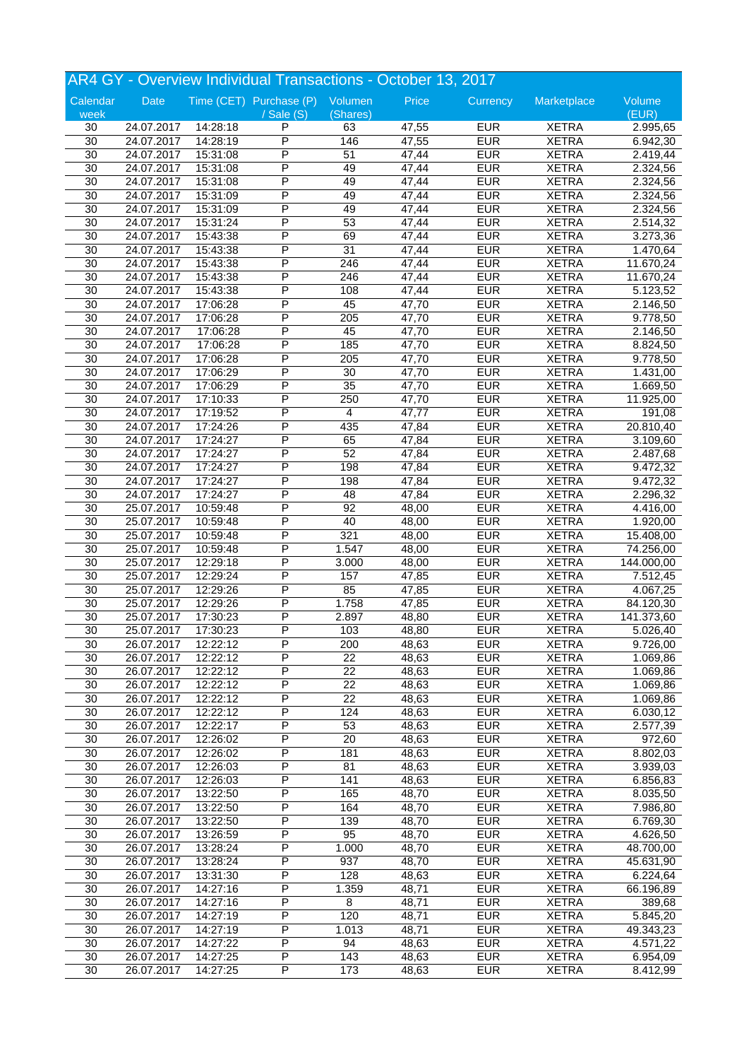## AR4 GY - Overview Individual Transactions - October 13, 2017

| Calendar week | Date | Time (CET) | Purchase (P) / Sale (S) | Volumen (Shares) | Price | Currency | Marketplace | Volume (EUR) |
|---|---|---|---|---|---|---|---|---|
| 30 | 24.07.2017 | 14:28:18 | P | 63 | 47,55 | EUR | XETRA | 2.995,65 |
| 30 | 24.07.2017 | 14:28:19 | P | 146 | 47,55 | EUR | XETRA | 6.942,30 |
| 30 | 24.07.2017 | 15:31:08 | P | 51 | 47,44 | EUR | XETRA | 2.419,44 |
| 30 | 24.07.2017 | 15:31:08 | P | 49 | 47,44 | EUR | XETRA | 2.324,56 |
| 30 | 24.07.2017 | 15:31:08 | P | 49 | 47,44 | EUR | XETRA | 2.324,56 |
| 30 | 24.07.2017 | 15:31:09 | P | 49 | 47,44 | EUR | XETRA | 2.324,56 |
| 30 | 24.07.2017 | 15:31:09 | P | 49 | 47,44 | EUR | XETRA | 2.324,56 |
| 30 | 24.07.2017 | 15:31:24 | P | 53 | 47,44 | EUR | XETRA | 2.514,32 |
| 30 | 24.07.2017 | 15:43:38 | P | 69 | 47,44 | EUR | XETRA | 3.273,36 |
| 30 | 24.07.2017 | 15:43:38 | P | 31 | 47,44 | EUR | XETRA | 1.470,64 |
| 30 | 24.07.2017 | 15:43:38 | P | 246 | 47,44 | EUR | XETRA | 11.670,24 |
| 30 | 24.07.2017 | 15:43:38 | P | 246 | 47,44 | EUR | XETRA | 11.670,24 |
| 30 | 24.07.2017 | 15:43:38 | P | 108 | 47,44 | EUR | XETRA | 5.123,52 |
| 30 | 24.07.2017 | 17:06:28 | P | 45 | 47,70 | EUR | XETRA | 2.146,50 |
| 30 | 24.07.2017 | 17:06:28 | P | 205 | 47,70 | EUR | XETRA | 9.778,50 |
| 30 | 24.07.2017 | 17:06:28 | P | 45 | 47,70 | EUR | XETRA | 2.146,50 |
| 30 | 24.07.2017 | 17:06:28 | P | 185 | 47,70 | EUR | XETRA | 8.824,50 |
| 30 | 24.07.2017 | 17:06:28 | P | 205 | 47,70 | EUR | XETRA | 9.778,50 |
| 30 | 24.07.2017 | 17:06:29 | P | 30 | 47,70 | EUR | XETRA | 1.431,00 |
| 30 | 24.07.2017 | 17:06:29 | P | 35 | 47,70 | EUR | XETRA | 1.669,50 |
| 30 | 24.07.2017 | 17:10:33 | P | 250 | 47,70 | EUR | XETRA | 11.925,00 |
| 30 | 24.07.2017 | 17:19:52 | P | 4 | 47,77 | EUR | XETRA | 191,08 |
| 30 | 24.07.2017 | 17:24:26 | P | 435 | 47,84 | EUR | XETRA | 20.810,40 |
| 30 | 24.07.2017 | 17:24:27 | P | 65 | 47,84 | EUR | XETRA | 3.109,60 |
| 30 | 24.07.2017 | 17:24:27 | P | 52 | 47,84 | EUR | XETRA | 2.487,68 |
| 30 | 24.07.2017 | 17:24:27 | P | 198 | 47,84 | EUR | XETRA | 9.472,32 |
| 30 | 24.07.2017 | 17:24:27 | P | 198 | 47,84 | EUR | XETRA | 9.472,32 |
| 30 | 24.07.2017 | 17:24:27 | P | 48 | 47,84 | EUR | XETRA | 2.296,32 |
| 30 | 25.07.2017 | 10:59:48 | P | 92 | 48,00 | EUR | XETRA | 4.416,00 |
| 30 | 25.07.2017 | 10:59:48 | P | 40 | 48,00 | EUR | XETRA | 1.920,00 |
| 30 | 25.07.2017 | 10:59:48 | P | 321 | 48,00 | EUR | XETRA | 15.408,00 |
| 30 | 25.07.2017 | 10:59:48 | P | 1.547 | 48,00 | EUR | XETRA | 74.256,00 |
| 30 | 25.07.2017 | 12:29:18 | P | 3.000 | 48,00 | EUR | XETRA | 144.000,00 |
| 30 | 25.07.2017 | 12:29:24 | P | 157 | 47,85 | EUR | XETRA | 7.512,45 |
| 30 | 25.07.2017 | 12:29:26 | P | 85 | 47,85 | EUR | XETRA | 4.067,25 |
| 30 | 25.07.2017 | 12:29:26 | P | 1.758 | 47,85 | EUR | XETRA | 84.120,30 |
| 30 | 25.07.2017 | 17:30:23 | P | 2.897 | 48,80 | EUR | XETRA | 141.373,60 |
| 30 | 25.07.2017 | 17:30:23 | P | 103 | 48,80 | EUR | XETRA | 5.026,40 |
| 30 | 26.07.2017 | 12:22:12 | P | 200 | 48,63 | EUR | XETRA | 9.726,00 |
| 30 | 26.07.2017 | 12:22:12 | P | 22 | 48,63 | EUR | XETRA | 1.069,86 |
| 30 | 26.07.2017 | 12:22:12 | P | 22 | 48,63 | EUR | XETRA | 1.069,86 |
| 30 | 26.07.2017 | 12:22:12 | P | 22 | 48,63 | EUR | XETRA | 1.069,86 |
| 30 | 26.07.2017 | 12:22:12 | P | 22 | 48,63 | EUR | XETRA | 1.069,86 |
| 30 | 26.07.2017 | 12:22:12 | P | 124 | 48,63 | EUR | XETRA | 6.030,12 |
| 30 | 26.07.2017 | 12:22:17 | P | 53 | 48,63 | EUR | XETRA | 2.577,39 |
| 30 | 26.07.2017 | 12:26:02 | P | 20 | 48,63 | EUR | XETRA | 972,60 |
| 30 | 26.07.2017 | 12:26:02 | P | 181 | 48,63 | EUR | XETRA | 8.802,03 |
| 30 | 26.07.2017 | 12:26:03 | P | 81 | 48,63 | EUR | XETRA | 3.939,03 |
| 30 | 26.07.2017 | 12:26:03 | P | 141 | 48,63 | EUR | XETRA | 6.856,83 |
| 30 | 26.07.2017 | 13:22:50 | P | 165 | 48,70 | EUR | XETRA | 8.035,50 |
| 30 | 26.07.2017 | 13:22:50 | P | 164 | 48,70 | EUR | XETRA | 7.986,80 |
| 30 | 26.07.2017 | 13:22:50 | P | 139 | 48,70 | EUR | XETRA | 6.769,30 |
| 30 | 26.07.2017 | 13:26:59 | P | 95 | 48,70 | EUR | XETRA | 4.626,50 |
| 30 | 26.07.2017 | 13:28:24 | P | 1.000 | 48,70 | EUR | XETRA | 48.700,00 |
| 30 | 26.07.2017 | 13:28:24 | P | 937 | 48,70 | EUR | XETRA | 45.631,90 |
| 30 | 26.07.2017 | 13:31:30 | P | 128 | 48,63 | EUR | XETRA | 6.224,64 |
| 30 | 26.07.2017 | 14:27:16 | P | 1.359 | 48,71 | EUR | XETRA | 66.196,89 |
| 30 | 26.07.2017 | 14:27:16 | P | 8 | 48,71 | EUR | XETRA | 389,68 |
| 30 | 26.07.2017 | 14:27:19 | P | 120 | 48,71 | EUR | XETRA | 5.845,20 |
| 30 | 26.07.2017 | 14:27:19 | P | 1.013 | 48,71 | EUR | XETRA | 49.343,23 |
| 30 | 26.07.2017 | 14:27:22 | P | 94 | 48,63 | EUR | XETRA | 4.571,22 |
| 30 | 26.07.2017 | 14:27:25 | P | 143 | 48,63 | EUR | XETRA | 6.954,09 |
| 30 | 26.07.2017 | 14:27:25 | P | 173 | 48,63 | EUR | XETRA | 8.412,99 |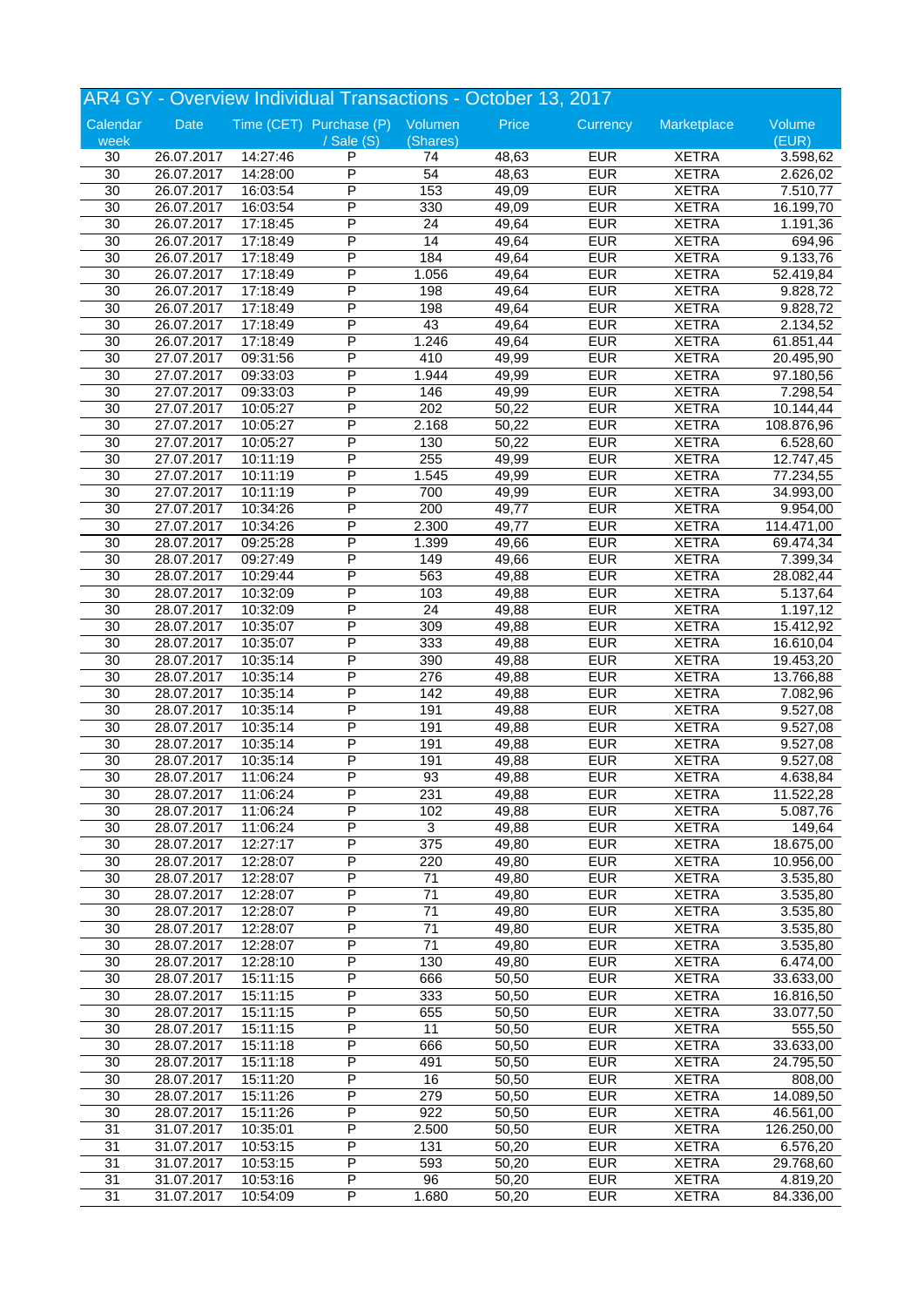## AR4 GY - Overview Individual Transactions - October 13, 2017

| Calendar week | Date | Time (CET) | Purchase (P) / Sale (S) | Volumen (Shares) | Price | Currency | Marketplace | Volume (EUR) |
|---|---|---|---|---|---|---|---|---|
| 30 | 26.07.2017 | 14:27:46 | P | 74 | 48,63 | EUR | XETRA | 3.598,62 |
| 30 | 26.07.2017 | 14:28:00 | P | 54 | 48,63 | EUR | XETRA | 2.626,02 |
| 30 | 26.07.2017 | 16:03:54 | P | 153 | 49,09 | EUR | XETRA | 7.510,77 |
| 30 | 26.07.2017 | 16:03:54 | P | 330 | 49,09 | EUR | XETRA | 16.199,70 |
| 30 | 26.07.2017 | 17:18:45 | P | 24 | 49,64 | EUR | XETRA | 1.191,36 |
| 30 | 26.07.2017 | 17:18:49 | P | 14 | 49,64 | EUR | XETRA | 694,96 |
| 30 | 26.07.2017 | 17:18:49 | P | 184 | 49,64 | EUR | XETRA | 9.133,76 |
| 30 | 26.07.2017 | 17:18:49 | P | 1.056 | 49,64 | EUR | XETRA | 52.419,84 |
| 30 | 26.07.2017 | 17:18:49 | P | 198 | 49,64 | EUR | XETRA | 9.828,72 |
| 30 | 26.07.2017 | 17:18:49 | P | 198 | 49,64 | EUR | XETRA | 9.828,72 |
| 30 | 26.07.2017 | 17:18:49 | P | 43 | 49,64 | EUR | XETRA | 2.134,52 |
| 30 | 26.07.2017 | 17:18:49 | P | 1.246 | 49,64 | EUR | XETRA | 61.851,44 |
| 30 | 27.07.2017 | 09:31:56 | P | 410 | 49,99 | EUR | XETRA | 20.495,90 |
| 30 | 27.07.2017 | 09:33:03 | P | 1.944 | 49,99 | EUR | XETRA | 97.180,56 |
| 30 | 27.07.2017 | 09:33:03 | P | 146 | 49,99 | EUR | XETRA | 7.298,54 |
| 30 | 27.07.2017 | 10:05:27 | P | 202 | 50,22 | EUR | XETRA | 10.144,44 |
| 30 | 27.07.2017 | 10:05:27 | P | 2.168 | 50,22 | EUR | XETRA | 108.876,96 |
| 30 | 27.07.2017 | 10:05:27 | P | 130 | 50,22 | EUR | XETRA | 6.528,60 |
| 30 | 27.07.2017 | 10:11:19 | P | 255 | 49,99 | EUR | XETRA | 12.747,45 |
| 30 | 27.07.2017 | 10:11:19 | P | 1.545 | 49,99 | EUR | XETRA | 77.234,55 |
| 30 | 27.07.2017 | 10:11:19 | P | 700 | 49,99 | EUR | XETRA | 34.993,00 |
| 30 | 27.07.2017 | 10:34:26 | P | 200 | 49,77 | EUR | XETRA | 9.954,00 |
| 30 | 27.07.2017 | 10:34:26 | P | 2.300 | 49,77 | EUR | XETRA | 114.471,00 |
| 30 | 28.07.2017 | 09:25:28 | P | 1.399 | 49,66 | EUR | XETRA | 69.474,34 |
| 30 | 28.07.2017 | 09:27:49 | P | 149 | 49,66 | EUR | XETRA | 7.399,34 |
| 30 | 28.07.2017 | 10:29:44 | P | 563 | 49,88 | EUR | XETRA | 28.082,44 |
| 30 | 28.07.2017 | 10:32:09 | P | 103 | 49,88 | EUR | XETRA | 5.137,64 |
| 30 | 28.07.2017 | 10:32:09 | P | 24 | 49,88 | EUR | XETRA | 1.197,12 |
| 30 | 28.07.2017 | 10:35:07 | P | 309 | 49,88 | EUR | XETRA | 15.412,92 |
| 30 | 28.07.2017 | 10:35:07 | P | 333 | 49,88 | EUR | XETRA | 16.610,04 |
| 30 | 28.07.2017 | 10:35:14 | P | 390 | 49,88 | EUR | XETRA | 19.453,20 |
| 30 | 28.07.2017 | 10:35:14 | P | 276 | 49,88 | EUR | XETRA | 13.766,88 |
| 30 | 28.07.2017 | 10:35:14 | P | 142 | 49,88 | EUR | XETRA | 7.082,96 |
| 30 | 28.07.2017 | 10:35:14 | P | 191 | 49,88 | EUR | XETRA | 9.527,08 |
| 30 | 28.07.2017 | 10:35:14 | P | 191 | 49,88 | EUR | XETRA | 9.527,08 |
| 30 | 28.07.2017 | 10:35:14 | P | 191 | 49,88 | EUR | XETRA | 9.527,08 |
| 30 | 28.07.2017 | 10:35:14 | P | 191 | 49,88 | EUR | XETRA | 9.527,08 |
| 30 | 28.07.2017 | 11:06:24 | P | 93 | 49,88 | EUR | XETRA | 4.638,84 |
| 30 | 28.07.2017 | 11:06:24 | P | 231 | 49,88 | EUR | XETRA | 11.522,28 |
| 30 | 28.07.2017 | 11:06:24 | P | 102 | 49,88 | EUR | XETRA | 5.087,76 |
| 30 | 28.07.2017 | 11:06:24 | P | 3 | 49,88 | EUR | XETRA | 149,64 |
| 30 | 28.07.2017 | 12:27:17 | P | 375 | 49,80 | EUR | XETRA | 18.675,00 |
| 30 | 28.07.2017 | 12:28:07 | P | 220 | 49,80 | EUR | XETRA | 10.956,00 |
| 30 | 28.07.2017 | 12:28:07 | P | 71 | 49,80 | EUR | XETRA | 3.535,80 |
| 30 | 28.07.2017 | 12:28:07 | P | 71 | 49,80 | EUR | XETRA | 3.535,80 |
| 30 | 28.07.2017 | 12:28:07 | P | 71 | 49,80 | EUR | XETRA | 3.535,80 |
| 30 | 28.07.2017 | 12:28:07 | P | 71 | 49,80 | EUR | XETRA | 3.535,80 |
| 30 | 28.07.2017 | 12:28:07 | P | 71 | 49,80 | EUR | XETRA | 3.535,80 |
| 30 | 28.07.2017 | 12:28:10 | P | 130 | 49,80 | EUR | XETRA | 6.474,00 |
| 30 | 28.07.2017 | 15:11:15 | P | 666 | 50,50 | EUR | XETRA | 33.633,00 |
| 30 | 28.07.2017 | 15:11:15 | P | 333 | 50,50 | EUR | XETRA | 16.816,50 |
| 30 | 28.07.2017 | 15:11:15 | P | 655 | 50,50 | EUR | XETRA | 33.077,50 |
| 30 | 28.07.2017 | 15:11:15 | P | 11 | 50,50 | EUR | XETRA | 555,50 |
| 30 | 28.07.2017 | 15:11:18 | P | 666 | 50,50 | EUR | XETRA | 33.633,00 |
| 30 | 28.07.2017 | 15:11:18 | P | 491 | 50,50 | EUR | XETRA | 24.795,50 |
| 30 | 28.07.2017 | 15:11:20 | P | 16 | 50,50 | EUR | XETRA | 808,00 |
| 30 | 28.07.2017 | 15:11:26 | P | 279 | 50,50 | EUR | XETRA | 14.089,50 |
| 30 | 28.07.2017 | 15:11:26 | P | 922 | 50,50 | EUR | XETRA | 46.561,00 |
| 31 | 31.07.2017 | 10:35:01 | P | 2.500 | 50,50 | EUR | XETRA | 126.250,00 |
| 31 | 31.07.2017 | 10:53:15 | P | 131 | 50,20 | EUR | XETRA | 6.576,20 |
| 31 | 31.07.2017 | 10:53:15 | P | 593 | 50,20 | EUR | XETRA | 29.768,60 |
| 31 | 31.07.2017 | 10:53:16 | P | 96 | 50,20 | EUR | XETRA | 4.819,20 |
| 31 | 31.07.2017 | 10:54:09 | P | 1.680 | 50,20 | EUR | XETRA | 84.336,00 |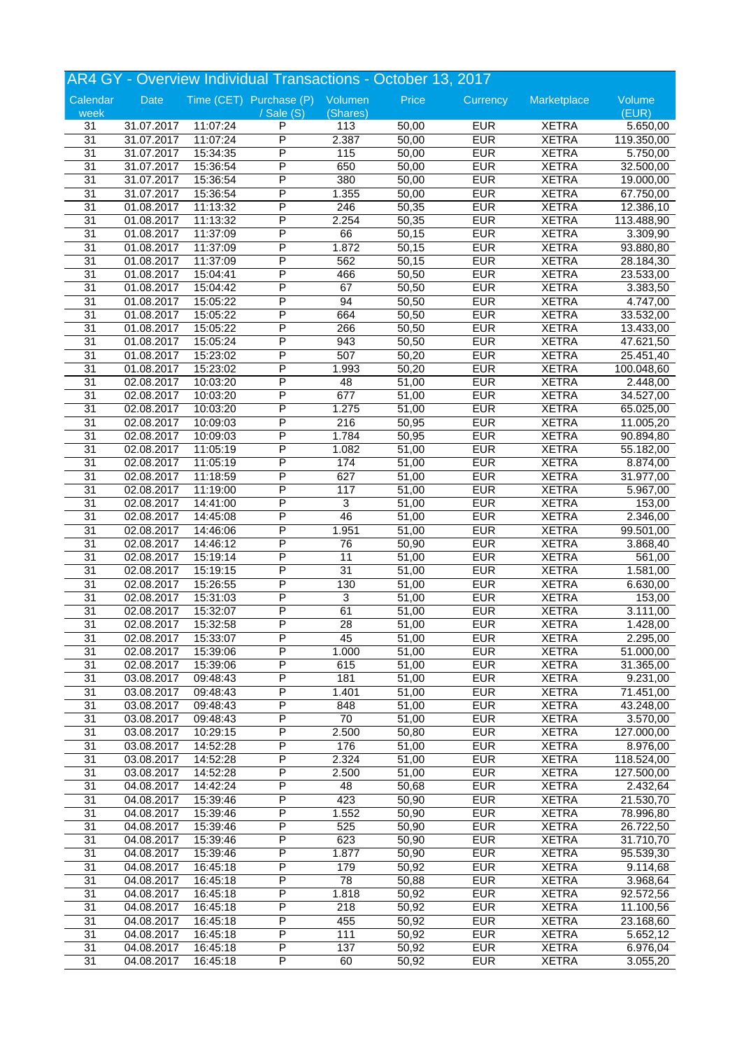## AR4 GY - Overview Individual Transactions - October 13, 2017

| Calendar week | Date | Time (CET) | Purchase (P) / Sale (S) | Volumen (Shares) | Price | Currency | Marketplace | Volume (EUR) |
|---|---|---|---|---|---|---|---|---|
| 31 | 31.07.2017 | 11:07:24 | P | 113 | 50,00 | EUR | XETRA | 5.650,00 |
| 31 | 31.07.2017 | 11:07:24 | P | 2.387 | 50,00 | EUR | XETRA | 119.350,00 |
| 31 | 31.07.2017 | 15:34:35 | P | 115 | 50,00 | EUR | XETRA | 5.750,00 |
| 31 | 31.07.2017 | 15:36:54 | P | 650 | 50,00 | EUR | XETRA | 32.500,00 |
| 31 | 31.07.2017 | 15:36:54 | P | 380 | 50,00 | EUR | XETRA | 19.000,00 |
| 31 | 31.07.2017 | 15:36:54 | P | 1.355 | 50,00 | EUR | XETRA | 67.750,00 |
| 31 | 01.08.2017 | 11:13:32 | P | 246 | 50,35 | EUR | XETRA | 12.386,10 |
| 31 | 01.08.2017 | 11:13:32 | P | 2.254 | 50,35 | EUR | XETRA | 113.488,90 |
| 31 | 01.08.2017 | 11:37:09 | P | 66 | 50,15 | EUR | XETRA | 3.309,90 |
| 31 | 01.08.2017 | 11:37:09 | P | 1.872 | 50,15 | EUR | XETRA | 93.880,80 |
| 31 | 01.08.2017 | 11:37:09 | P | 562 | 50,15 | EUR | XETRA | 28.184,30 |
| 31 | 01.08.2017 | 15:04:41 | P | 466 | 50,50 | EUR | XETRA | 23.533,00 |
| 31 | 01.08.2017 | 15:04:42 | P | 67 | 50,50 | EUR | XETRA | 3.383,50 |
| 31 | 01.08.2017 | 15:05:22 | P | 94 | 50,50 | EUR | XETRA | 4.747,00 |
| 31 | 01.08.2017 | 15:05:22 | P | 664 | 50,50 | EUR | XETRA | 33.532,00 |
| 31 | 01.08.2017 | 15:05:22 | P | 266 | 50,50 | EUR | XETRA | 13.433,00 |
| 31 | 01.08.2017 | 15:05:24 | P | 943 | 50,50 | EUR | XETRA | 47.621,50 |
| 31 | 01.08.2017 | 15:23:02 | P | 507 | 50,20 | EUR | XETRA | 25.451,40 |
| 31 | 01.08.2017 | 15:23:02 | P | 1.993 | 50,20 | EUR | XETRA | 100.048,60 |
| 31 | 02.08.2017 | 10:03:20 | P | 48 | 51,00 | EUR | XETRA | 2.448,00 |
| 31 | 02.08.2017 | 10:03:20 | P | 677 | 51,00 | EUR | XETRA | 34.527,00 |
| 31 | 02.08.2017 | 10:03:20 | P | 1.275 | 51,00 | EUR | XETRA | 65.025,00 |
| 31 | 02.08.2017 | 10:09:03 | P | 216 | 50,95 | EUR | XETRA | 11.005,20 |
| 31 | 02.08.2017 | 10:09:03 | P | 1.784 | 50,95 | EUR | XETRA | 90.894,80 |
| 31 | 02.08.2017 | 11:05:19 | P | 1.082 | 51,00 | EUR | XETRA | 55.182,00 |
| 31 | 02.08.2017 | 11:05:19 | P | 174 | 51,00 | EUR | XETRA | 8.874,00 |
| 31 | 02.08.2017 | 11:18:59 | P | 627 | 51,00 | EUR | XETRA | 31.977,00 |
| 31 | 02.08.2017 | 11:19:00 | P | 117 | 51,00 | EUR | XETRA | 5.967,00 |
| 31 | 02.08.2017 | 14:41:00 | P | 3 | 51,00 | EUR | XETRA | 153,00 |
| 31 | 02.08.2017 | 14:45:08 | P | 46 | 51,00 | EUR | XETRA | 2.346,00 |
| 31 | 02.08.2017 | 14:46:06 | P | 1.951 | 51,00 | EUR | XETRA | 99.501,00 |
| 31 | 02.08.2017 | 14:46:12 | P | 76 | 50,90 | EUR | XETRA | 3.868,40 |
| 31 | 02.08.2017 | 15:19:14 | P | 11 | 51,00 | EUR | XETRA | 561,00 |
| 31 | 02.08.2017 | 15:19:15 | P | 31 | 51,00 | EUR | XETRA | 1.581,00 |
| 31 | 02.08.2017 | 15:26:55 | P | 130 | 51,00 | EUR | XETRA | 6.630,00 |
| 31 | 02.08.2017 | 15:31:03 | P | 3 | 51,00 | EUR | XETRA | 153,00 |
| 31 | 02.08.2017 | 15:32:07 | P | 61 | 51,00 | EUR | XETRA | 3.111,00 |
| 31 | 02.08.2017 | 15:32:58 | P | 28 | 51,00 | EUR | XETRA | 1.428,00 |
| 31 | 02.08.2017 | 15:33:07 | P | 45 | 51,00 | EUR | XETRA | 2.295,00 |
| 31 | 02.08.2017 | 15:39:06 | P | 1.000 | 51,00 | EUR | XETRA | 51.000,00 |
| 31 | 02.08.2017 | 15:39:06 | P | 615 | 51,00 | EUR | XETRA | 31.365,00 |
| 31 | 03.08.2017 | 09:48:43 | P | 181 | 51,00 | EUR | XETRA | 9.231,00 |
| 31 | 03.08.2017 | 09:48:43 | P | 1.401 | 51,00 | EUR | XETRA | 71.451,00 |
| 31 | 03.08.2017 | 09:48:43 | P | 848 | 51,00 | EUR | XETRA | 43.248,00 |
| 31 | 03.08.2017 | 09:48:43 | P | 70 | 51,00 | EUR | XETRA | 3.570,00 |
| 31 | 03.08.2017 | 10:29:15 | P | 2.500 | 50,80 | EUR | XETRA | 127.000,00 |
| 31 | 03.08.2017 | 14:52:28 | P | 176 | 51,00 | EUR | XETRA | 8.976,00 |
| 31 | 03.08.2017 | 14:52:28 | P | 2.324 | 51,00 | EUR | XETRA | 118.524,00 |
| 31 | 03.08.2017 | 14:52:28 | P | 2.500 | 51,00 | EUR | XETRA | 127.500,00 |
| 31 | 04.08.2017 | 14:42:24 | P | 48 | 50,68 | EUR | XETRA | 2.432,64 |
| 31 | 04.08.2017 | 15:39:46 | P | 423 | 50,90 | EUR | XETRA | 21.530,70 |
| 31 | 04.08.2017 | 15:39:46 | P | 1.552 | 50,90 | EUR | XETRA | 78.996,80 |
| 31 | 04.08.2017 | 15:39:46 | P | 525 | 50,90 | EUR | XETRA | 26.722,50 |
| 31 | 04.08.2017 | 15:39:46 | P | 623 | 50,90 | EUR | XETRA | 31.710,70 |
| 31 | 04.08.2017 | 15:39:46 | P | 1.877 | 50,90 | EUR | XETRA | 95.539,30 |
| 31 | 04.08.2017 | 16:45:18 | P | 179 | 50,92 | EUR | XETRA | 9.114,68 |
| 31 | 04.08.2017 | 16:45:18 | P | 78 | 50,88 | EUR | XETRA | 3.968,64 |
| 31 | 04.08.2017 | 16:45:18 | P | 1.818 | 50,92 | EUR | XETRA | 92.572,56 |
| 31 | 04.08.2017 | 16:45:18 | P | 218 | 50,92 | EUR | XETRA | 11.100,56 |
| 31 | 04.08.2017 | 16:45:18 | P | 455 | 50,92 | EUR | XETRA | 23.168,60 |
| 31 | 04.08.2017 | 16:45:18 | P | 111 | 50,92 | EUR | XETRA | 5.652,12 |
| 31 | 04.08.2017 | 16:45:18 | P | 137 | 50,92 | EUR | XETRA | 6.976,04 |
| 31 | 04.08.2017 | 16:45:18 | P | 60 | 50,92 | EUR | XETRA | 3.055,20 |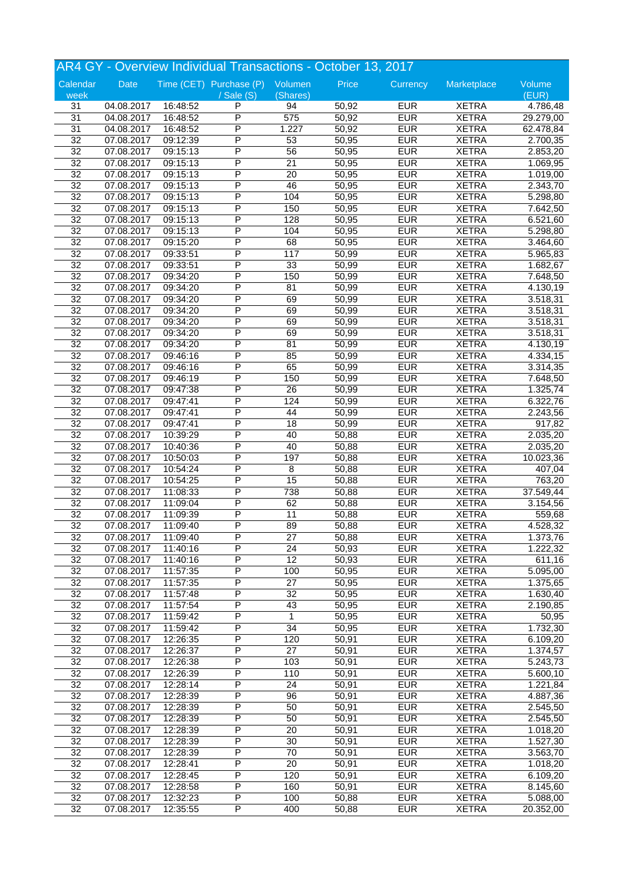## AR4 GY - Overview Individual Transactions - October 13, 2017

| Calendar week | Date | Time (CET) | Purchase (P) / Sale (S) | Volumen (Shares) | Price | Currency | Marketplace | Volume (EUR) |
|---|---|---|---|---|---|---|---|---|
| 31 | 04.08.2017 | 16:48:52 | P | 94 | 50,92 | EUR | XETRA | 4.786,48 |
| 31 | 04.08.2017 | 16:48:52 | P | 575 | 50,92 | EUR | XETRA | 29.279,00 |
| 31 | 04.08.2017 | 16:48:52 | P | 1.227 | 50,92 | EUR | XETRA | 62.478,84 |
| 32 | 07.08.2017 | 09:12:39 | P | 53 | 50,95 | EUR | XETRA | 2.700,35 |
| 32 | 07.08.2017 | 09:15:13 | P | 56 | 50,95 | EUR | XETRA | 2.853,20 |
| 32 | 07.08.2017 | 09:15:13 | P | 21 | 50,95 | EUR | XETRA | 1.069,95 |
| 32 | 07.08.2017 | 09:15:13 | P | 20 | 50,95 | EUR | XETRA | 1.019,00 |
| 32 | 07.08.2017 | 09:15:13 | P | 46 | 50,95 | EUR | XETRA | 2.343,70 |
| 32 | 07.08.2017 | 09:15:13 | P | 104 | 50,95 | EUR | XETRA | 5.298,80 |
| 32 | 07.08.2017 | 09:15:13 | P | 150 | 50,95 | EUR | XETRA | 7.642,50 |
| 32 | 07.08.2017 | 09:15:13 | P | 128 | 50,95 | EUR | XETRA | 6.521,60 |
| 32 | 07.08.2017 | 09:15:13 | P | 104 | 50,95 | EUR | XETRA | 5.298,80 |
| 32 | 07.08.2017 | 09:15:20 | P | 68 | 50,95 | EUR | XETRA | 3.464,60 |
| 32 | 07.08.2017 | 09:33:51 | P | 117 | 50,99 | EUR | XETRA | 5.965,83 |
| 32 | 07.08.2017 | 09:33:51 | P | 33 | 50,99 | EUR | XETRA | 1.682,67 |
| 32 | 07.08.2017 | 09:34:20 | P | 150 | 50,99 | EUR | XETRA | 7.648,50 |
| 32 | 07.08.2017 | 09:34:20 | P | 81 | 50,99 | EUR | XETRA | 4.130,19 |
| 32 | 07.08.2017 | 09:34:20 | P | 69 | 50,99 | EUR | XETRA | 3.518,31 |
| 32 | 07.08.2017 | 09:34:20 | P | 69 | 50,99 | EUR | XETRA | 3.518,31 |
| 32 | 07.08.2017 | 09:34:20 | P | 69 | 50,99 | EUR | XETRA | 3.518,31 |
| 32 | 07.08.2017 | 09:34:20 | P | 69 | 50,99 | EUR | XETRA | 3.518,31 |
| 32 | 07.08.2017 | 09:34:20 | P | 81 | 50,99 | EUR | XETRA | 4.130,19 |
| 32 | 07.08.2017 | 09:46:16 | P | 85 | 50,99 | EUR | XETRA | 4.334,15 |
| 32 | 07.08.2017 | 09:46:16 | P | 65 | 50,99 | EUR | XETRA | 3.314,35 |
| 32 | 07.08.2017 | 09:46:19 | P | 150 | 50,99 | EUR | XETRA | 7.648,50 |
| 32 | 07.08.2017 | 09:47:38 | P | 26 | 50,99 | EUR | XETRA | 1.325,74 |
| 32 | 07.08.2017 | 09:47:41 | P | 124 | 50,99 | EUR | XETRA | 6.322,76 |
| 32 | 07.08.2017 | 09:47:41 | P | 44 | 50,99 | EUR | XETRA | 2.243,56 |
| 32 | 07.08.2017 | 09:47:41 | P | 18 | 50,99 | EUR | XETRA | 917,82 |
| 32 | 07.08.2017 | 10:39:29 | P | 40 | 50,88 | EUR | XETRA | 2.035,20 |
| 32 | 07.08.2017 | 10:40:36 | P | 40 | 50,88 | EUR | XETRA | 2.035,20 |
| 32 | 07.08.2017 | 10:50:03 | P | 197 | 50,88 | EUR | XETRA | 10.023,36 |
| 32 | 07.08.2017 | 10:54:24 | P | 8 | 50,88 | EUR | XETRA | 407,04 |
| 32 | 07.08.2017 | 10:54:25 | P | 15 | 50,88 | EUR | XETRA | 763,20 |
| 32 | 07.08.2017 | 11:08:33 | P | 738 | 50,88 | EUR | XETRA | 37.549,44 |
| 32 | 07.08.2017 | 11:09:04 | P | 62 | 50,88 | EUR | XETRA | 3.154,56 |
| 32 | 07.08.2017 | 11:09:39 | P | 11 | 50,88 | EUR | XETRA | 559,68 |
| 32 | 07.08.2017 | 11:09:40 | P | 89 | 50,88 | EUR | XETRA | 4.528,32 |
| 32 | 07.08.2017 | 11:09:40 | P | 27 | 50,88 | EUR | XETRA | 1.373,76 |
| 32 | 07.08.2017 | 11:40:16 | P | 24 | 50,93 | EUR | XETRA | 1.222,32 |
| 32 | 07.08.2017 | 11:40:16 | P | 12 | 50,93 | EUR | XETRA | 611,16 |
| 32 | 07.08.2017 | 11:57:35 | P | 100 | 50,95 | EUR | XETRA | 5.095,00 |
| 32 | 07.08.2017 | 11:57:35 | P | 27 | 50,95 | EUR | XETRA | 1.375,65 |
| 32 | 07.08.2017 | 11:57:48 | P | 32 | 50,95 | EUR | XETRA | 1.630,40 |
| 32 | 07.08.2017 | 11:57:54 | P | 43 | 50,95 | EUR | XETRA | 2.190,85 |
| 32 | 07.08.2017 | 11:59:42 | P | 1 | 50,95 | EUR | XETRA | 50,95 |
| 32 | 07.08.2017 | 11:59:42 | P | 34 | 50,95 | EUR | XETRA | 1.732,30 |
| 32 | 07.08.2017 | 12:26:35 | P | 120 | 50,91 | EUR | XETRA | 6.109,20 |
| 32 | 07.08.2017 | 12:26:37 | P | 27 | 50,91 | EUR | XETRA | 1.374,57 |
| 32 | 07.08.2017 | 12:26:38 | P | 103 | 50,91 | EUR | XETRA | 5.243,73 |
| 32 | 07.08.2017 | 12:26:39 | P | 110 | 50,91 | EUR | XETRA | 5.600,10 |
| 32 | 07.08.2017 | 12:28:14 | P | 24 | 50,91 | EUR | XETRA | 1.221,84 |
| 32 | 07.08.2017 | 12:28:39 | P | 96 | 50,91 | EUR | XETRA | 4.887,36 |
| 32 | 07.08.2017 | 12:28:39 | P | 50 | 50,91 | EUR | XETRA | 2.545,50 |
| 32 | 07.08.2017 | 12:28:39 | P | 50 | 50,91 | EUR | XETRA | 2.545,50 |
| 32 | 07.08.2017 | 12:28:39 | P | 20 | 50,91 | EUR | XETRA | 1.018,20 |
| 32 | 07.08.2017 | 12:28:39 | P | 30 | 50,91 | EUR | XETRA | 1.527,30 |
| 32 | 07.08.2017 | 12:28:39 | P | 70 | 50,91 | EUR | XETRA | 3.563,70 |
| 32 | 07.08.2017 | 12:28:41 | P | 20 | 50,91 | EUR | XETRA | 1.018,20 |
| 32 | 07.08.2017 | 12:28:45 | P | 120 | 50,91 | EUR | XETRA | 6.109,20 |
| 32 | 07.08.2017 | 12:28:58 | P | 160 | 50,91 | EUR | XETRA | 8.145,60 |
| 32 | 07.08.2017 | 12:32:23 | P | 100 | 50,88 | EUR | XETRA | 5.088,00 |
| 32 | 07.08.2017 | 12:35:55 | P | 400 | 50,88 | EUR | XETRA | 20.352,00 |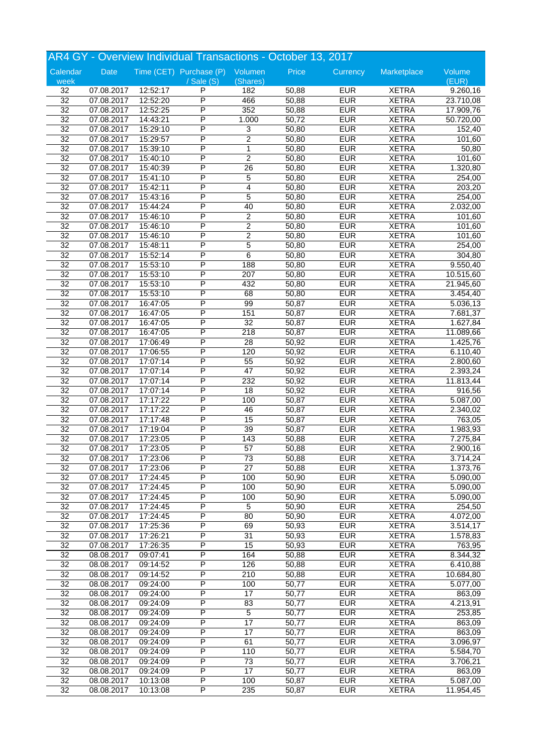## AR4 GY - Overview Individual Transactions - October 13, 2017

| Calendar week | Date | Time (CET) | Purchase (P) / Sale (S) | Volumen (Shares) | Price | Currency | Marketplace | Volume (EUR) |
|---|---|---|---|---|---|---|---|---|
| 32 | 07.08.2017 | 12:52:17 | P | 182 | 50,88 | EUR | XETRA | 9.260,16 |
| 32 | 07.08.2017 | 12:52:20 | P | 466 | 50,88 | EUR | XETRA | 23.710,08 |
| 32 | 07.08.2017 | 12:52:25 | P | 352 | 50,88 | EUR | XETRA | 17.909,76 |
| 32 | 07.08.2017 | 14:43:21 | P | 1.000 | 50,72 | EUR | XETRA | 50.720,00 |
| 32 | 07.08.2017 | 15:29:10 | P | 3 | 50,80 | EUR | XETRA | 152,40 |
| 32 | 07.08.2017 | 15:29:57 | P | 2 | 50,80 | EUR | XETRA | 101,60 |
| 32 | 07.08.2017 | 15:39:10 | P | 1 | 50,80 | EUR | XETRA | 50,80 |
| 32 | 07.08.2017 | 15:40:10 | P | 2 | 50,80 | EUR | XETRA | 101,60 |
| 32 | 07.08.2017 | 15:40:39 | P | 26 | 50,80 | EUR | XETRA | 1.320,80 |
| 32 | 07.08.2017 | 15:41:10 | P | 5 | 50,80 | EUR | XETRA | 254,00 |
| 32 | 07.08.2017 | 15:42:11 | P | 4 | 50,80 | EUR | XETRA | 203,20 |
| 32 | 07.08.2017 | 15:43:16 | P | 5 | 50,80 | EUR | XETRA | 254,00 |
| 32 | 07.08.2017 | 15:44:24 | P | 40 | 50,80 | EUR | XETRA | 2.032,00 |
| 32 | 07.08.2017 | 15:46:10 | P | 2 | 50,80 | EUR | XETRA | 101,60 |
| 32 | 07.08.2017 | 15:46:10 | P | 2 | 50,80 | EUR | XETRA | 101,60 |
| 32 | 07.08.2017 | 15:46:10 | P | 2 | 50,80 | EUR | XETRA | 101,60 |
| 32 | 07.08.2017 | 15:48:11 | P | 5 | 50,80 | EUR | XETRA | 254,00 |
| 32 | 07.08.2017 | 15:52:14 | P | 6 | 50,80 | EUR | XETRA | 304,80 |
| 32 | 07.08.2017 | 15:53:10 | P | 188 | 50,80 | EUR | XETRA | 9.550,40 |
| 32 | 07.08.2017 | 15:53:10 | P | 207 | 50,80 | EUR | XETRA | 10.515,60 |
| 32 | 07.08.2017 | 15:53:10 | P | 432 | 50,80 | EUR | XETRA | 21.945,60 |
| 32 | 07.08.2017 | 15:53:10 | P | 68 | 50,80 | EUR | XETRA | 3.454,40 |
| 32 | 07.08.2017 | 16:47:05 | P | 99 | 50,87 | EUR | XETRA | 5.036,13 |
| 32 | 07.08.2017 | 16:47:05 | P | 151 | 50,87 | EUR | XETRA | 7.681,37 |
| 32 | 07.08.2017 | 16:47:05 | P | 32 | 50,87 | EUR | XETRA | 1.627,84 |
| 32 | 07.08.2017 | 16:47:05 | P | 218 | 50,87 | EUR | XETRA | 11.089,66 |
| 32 | 07.08.2017 | 17:06:49 | P | 28 | 50,92 | EUR | XETRA | 1.425,76 |
| 32 | 07.08.2017 | 17:06:55 | P | 120 | 50,92 | EUR | XETRA | 6.110,40 |
| 32 | 07.08.2017 | 17:07:14 | P | 55 | 50,92 | EUR | XETRA | 2.800,60 |
| 32 | 07.08.2017 | 17:07:14 | P | 47 | 50,92 | EUR | XETRA | 2.393,24 |
| 32 | 07.08.2017 | 17:07:14 | P | 232 | 50,92 | EUR | XETRA | 11.813,44 |
| 32 | 07.08.2017 | 17:07:14 | P | 18 | 50,92 | EUR | XETRA | 916,56 |
| 32 | 07.08.2017 | 17:17:22 | P | 100 | 50,87 | EUR | XETRA | 5.087,00 |
| 32 | 07.08.2017 | 17:17:22 | P | 46 | 50,87 | EUR | XETRA | 2.340,02 |
| 32 | 07.08.2017 | 17:17:48 | P | 15 | 50,87 | EUR | XETRA | 763,05 |
| 32 | 07.08.2017 | 17:19:04 | P | 39 | 50,87 | EUR | XETRA | 1.983,93 |
| 32 | 07.08.2017 | 17:23:05 | P | 143 | 50,88 | EUR | XETRA | 7.275,84 |
| 32 | 07.08.2017 | 17:23:05 | P | 57 | 50,88 | EUR | XETRA | 2.900,16 |
| 32 | 07.08.2017 | 17:23:06 | P | 73 | 50,88 | EUR | XETRA | 3.714,24 |
| 32 | 07.08.2017 | 17:23:06 | P | 27 | 50,88 | EUR | XETRA | 1.373,76 |
| 32 | 07.08.2017 | 17:24:45 | P | 100 | 50,90 | EUR | XETRA | 5.090,00 |
| 32 | 07.08.2017 | 17:24:45 | P | 100 | 50,90 | EUR | XETRA | 5.090,00 |
| 32 | 07.08.2017 | 17:24:45 | P | 100 | 50,90 | EUR | XETRA | 5.090,00 |
| 32 | 07.08.2017 | 17:24:45 | P | 5 | 50,90 | EUR | XETRA | 254,50 |
| 32 | 07.08.2017 | 17:24:45 | P | 80 | 50,90 | EUR | XETRA | 4.072,00 |
| 32 | 07.08.2017 | 17:25:36 | P | 69 | 50,93 | EUR | XETRA | 3.514,17 |
| 32 | 07.08.2017 | 17:26:21 | P | 31 | 50,93 | EUR | XETRA | 1.578,83 |
| 32 | 07.08.2017 | 17:26:35 | P | 15 | 50,93 | EUR | XETRA | 763,95 |
| 32 | 08.08.2017 | 09:07:41 | P | 164 | 50,88 | EUR | XETRA | 8.344,32 |
| 32 | 08.08.2017 | 09:14:52 | P | 126 | 50,88 | EUR | XETRA | 6.410,88 |
| 32 | 08.08.2017 | 09:14:52 | P | 210 | 50,88 | EUR | XETRA | 10.684,80 |
| 32 | 08.08.2017 | 09:24:00 | P | 100 | 50,77 | EUR | XETRA | 5.077,00 |
| 32 | 08.08.2017 | 09:24:00 | P | 17 | 50,77 | EUR | XETRA | 863,09 |
| 32 | 08.08.2017 | 09:24:09 | P | 83 | 50,77 | EUR | XETRA | 4.213,91 |
| 32 | 08.08.2017 | 09:24:09 | P | 5 | 50,77 | EUR | XETRA | 253,85 |
| 32 | 08.08.2017 | 09:24:09 | P | 17 | 50,77 | EUR | XETRA | 863,09 |
| 32 | 08.08.2017 | 09:24:09 | P | 17 | 50,77 | EUR | XETRA | 863,09 |
| 32 | 08.08.2017 | 09:24:09 | P | 61 | 50,77 | EUR | XETRA | 3.096,97 |
| 32 | 08.08.2017 | 09:24:09 | P | 110 | 50,77 | EUR | XETRA | 5.584,70 |
| 32 | 08.08.2017 | 09:24:09 | P | 73 | 50,77 | EUR | XETRA | 3.706,21 |
| 32 | 08.08.2017 | 09:24:09 | P | 17 | 50,77 | EUR | XETRA | 863,09 |
| 32 | 08.08.2017 | 10:13:08 | P | 100 | 50,87 | EUR | XETRA | 5.087,00 |
| 32 | 08.08.2017 | 10:13:08 | P | 235 | 50,87 | EUR | XETRA | 11.954,45 |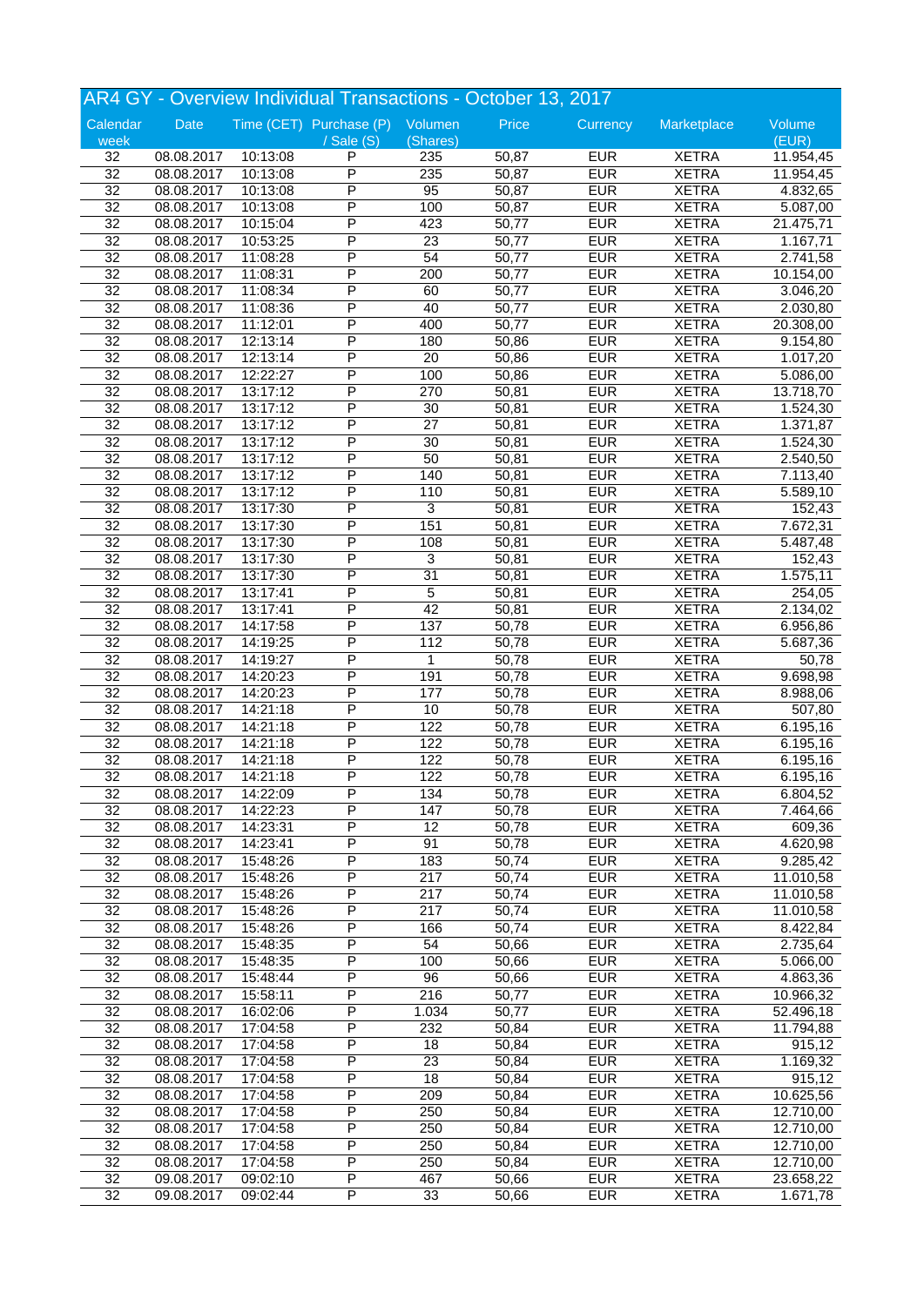## AR4 GY - Overview Individual Transactions - October 13, 2017

| Calendar week | Date | Time (CET) | Purchase (P) / Sale (S) | Volumen (Shares) | Price | Currency | Marketplace | Volume (EUR) |
|---|---|---|---|---|---|---|---|---|
| 32 | 08.08.2017 | 10:13:08 | P | 235 | 50,87 | EUR | XETRA | 11.954,45 |
| 32 | 08.08.2017 | 10:13:08 | P | 235 | 50,87 | EUR | XETRA | 11.954,45 |
| 32 | 08.08.2017 | 10:13:08 | P | 95 | 50,87 | EUR | XETRA | 4.832,65 |
| 32 | 08.08.2017 | 10:13:08 | P | 100 | 50,87 | EUR | XETRA | 5.087,00 |
| 32 | 08.08.2017 | 10:15:04 | P | 423 | 50,77 | EUR | XETRA | 21.475,71 |
| 32 | 08.08.2017 | 10:53:25 | P | 23 | 50,77 | EUR | XETRA | 1.167,71 |
| 32 | 08.08.2017 | 11:08:28 | P | 54 | 50,77 | EUR | XETRA | 2.741,58 |
| 32 | 08.08.2017 | 11:08:31 | P | 200 | 50,77 | EUR | XETRA | 10.154,00 |
| 32 | 08.08.2017 | 11:08:34 | P | 60 | 50,77 | EUR | XETRA | 3.046,20 |
| 32 | 08.08.2017 | 11:08:36 | P | 40 | 50,77 | EUR | XETRA | 2.030,80 |
| 32 | 08.08.2017 | 11:12:01 | P | 400 | 50,77 | EUR | XETRA | 20.308,00 |
| 32 | 08.08.2017 | 12:13:14 | P | 180 | 50,86 | EUR | XETRA | 9.154,80 |
| 32 | 08.08.2017 | 12:13:14 | P | 20 | 50,86 | EUR | XETRA | 1.017,20 |
| 32 | 08.08.2017 | 12:22:27 | P | 100 | 50,86 | EUR | XETRA | 5.086,00 |
| 32 | 08.08.2017 | 13:17:12 | P | 270 | 50,81 | EUR | XETRA | 13.718,70 |
| 32 | 08.08.2017 | 13:17:12 | P | 30 | 50,81 | EUR | XETRA | 1.524,30 |
| 32 | 08.08.2017 | 13:17:12 | P | 27 | 50,81 | EUR | XETRA | 1.371,87 |
| 32 | 08.08.2017 | 13:17:12 | P | 30 | 50,81 | EUR | XETRA | 1.524,30 |
| 32 | 08.08.2017 | 13:17:12 | P | 50 | 50,81 | EUR | XETRA | 2.540,50 |
| 32 | 08.08.2017 | 13:17:12 | P | 140 | 50,81 | EUR | XETRA | 7.113,40 |
| 32 | 08.08.2017 | 13:17:12 | P | 110 | 50,81 | EUR | XETRA | 5.589,10 |
| 32 | 08.08.2017 | 13:17:30 | P | 3 | 50,81 | EUR | XETRA | 152,43 |
| 32 | 08.08.2017 | 13:17:30 | P | 151 | 50,81 | EUR | XETRA | 7.672,31 |
| 32 | 08.08.2017 | 13:17:30 | P | 108 | 50,81 | EUR | XETRA | 5.487,48 |
| 32 | 08.08.2017 | 13:17:30 | P | 3 | 50,81 | EUR | XETRA | 152,43 |
| 32 | 08.08.2017 | 13:17:30 | P | 31 | 50,81 | EUR | XETRA | 1.575,11 |
| 32 | 08.08.2017 | 13:17:41 | P | 5 | 50,81 | EUR | XETRA | 254,05 |
| 32 | 08.08.2017 | 13:17:41 | P | 42 | 50,81 | EUR | XETRA | 2.134,02 |
| 32 | 08.08.2017 | 14:17:58 | P | 137 | 50,78 | EUR | XETRA | 6.956,86 |
| 32 | 08.08.2017 | 14:19:25 | P | 112 | 50,78 | EUR | XETRA | 5.687,36 |
| 32 | 08.08.2017 | 14:19:27 | P | 1 | 50,78 | EUR | XETRA | 50,78 |
| 32 | 08.08.2017 | 14:20:23 | P | 191 | 50,78 | EUR | XETRA | 9.698,98 |
| 32 | 08.08.2017 | 14:20:23 | P | 177 | 50,78 | EUR | XETRA | 8.988,06 |
| 32 | 08.08.2017 | 14:21:18 | P | 10 | 50,78 | EUR | XETRA | 507,80 |
| 32 | 08.08.2017 | 14:21:18 | P | 122 | 50,78 | EUR | XETRA | 6.195,16 |
| 32 | 08.08.2017 | 14:21:18 | P | 122 | 50,78 | EUR | XETRA | 6.195,16 |
| 32 | 08.08.2017 | 14:21:18 | P | 122 | 50,78 | EUR | XETRA | 6.195,16 |
| 32 | 08.08.2017 | 14:21:18 | P | 122 | 50,78 | EUR | XETRA | 6.195,16 |
| 32 | 08.08.2017 | 14:22:09 | P | 134 | 50,78 | EUR | XETRA | 6.804,52 |
| 32 | 08.08.2017 | 14:22:23 | P | 147 | 50,78 | EUR | XETRA | 7.464,66 |
| 32 | 08.08.2017 | 14:23:31 | P | 12 | 50,78 | EUR | XETRA | 609,36 |
| 32 | 08.08.2017 | 14:23:41 | P | 91 | 50,78 | EUR | XETRA | 4.620,98 |
| 32 | 08.08.2017 | 15:48:26 | P | 183 | 50,74 | EUR | XETRA | 9.285,42 |
| 32 | 08.08.2017 | 15:48:26 | P | 217 | 50,74 | EUR | XETRA | 11.010,58 |
| 32 | 08.08.2017 | 15:48:26 | P | 217 | 50,74 | EUR | XETRA | 11.010,58 |
| 32 | 08.08.2017 | 15:48:26 | P | 217 | 50,74 | EUR | XETRA | 11.010,58 |
| 32 | 08.08.2017 | 15:48:26 | P | 166 | 50,74 | EUR | XETRA | 8.422,84 |
| 32 | 08.08.2017 | 15:48:35 | P | 54 | 50,66 | EUR | XETRA | 2.735,64 |
| 32 | 08.08.2017 | 15:48:35 | P | 100 | 50,66 | EUR | XETRA | 5.066,00 |
| 32 | 08.08.2017 | 15:48:44 | P | 96 | 50,66 | EUR | XETRA | 4.863,36 |
| 32 | 08.08.2017 | 15:58:11 | P | 216 | 50,77 | EUR | XETRA | 10.966,32 |
| 32 | 08.08.2017 | 16:02:06 | P | 1.034 | 50,77 | EUR | XETRA | 52.496,18 |
| 32 | 08.08.2017 | 17:04:58 | P | 232 | 50,84 | EUR | XETRA | 11.794,88 |
| 32 | 08.08.2017 | 17:04:58 | P | 18 | 50,84 | EUR | XETRA | 915,12 |
| 32 | 08.08.2017 | 17:04:58 | P | 23 | 50,84 | EUR | XETRA | 1.169,32 |
| 32 | 08.08.2017 | 17:04:58 | P | 18 | 50,84 | EUR | XETRA | 915,12 |
| 32 | 08.08.2017 | 17:04:58 | P | 209 | 50,84 | EUR | XETRA | 10.625,56 |
| 32 | 08.08.2017 | 17:04:58 | P | 250 | 50,84 | EUR | XETRA | 12.710,00 |
| 32 | 08.08.2017 | 17:04:58 | P | 250 | 50,84 | EUR | XETRA | 12.710,00 |
| 32 | 08.08.2017 | 17:04:58 | P | 250 | 50,84 | EUR | XETRA | 12.710,00 |
| 32 | 08.08.2017 | 17:04:58 | P | 250 | 50,84 | EUR | XETRA | 12.710,00 |
| 32 | 09.08.2017 | 09:02:10 | P | 467 | 50,66 | EUR | XETRA | 23.658,22 |
| 32 | 09.08.2017 | 09:02:44 | P | 33 | 50,66 | EUR | XETRA | 1.671,78 |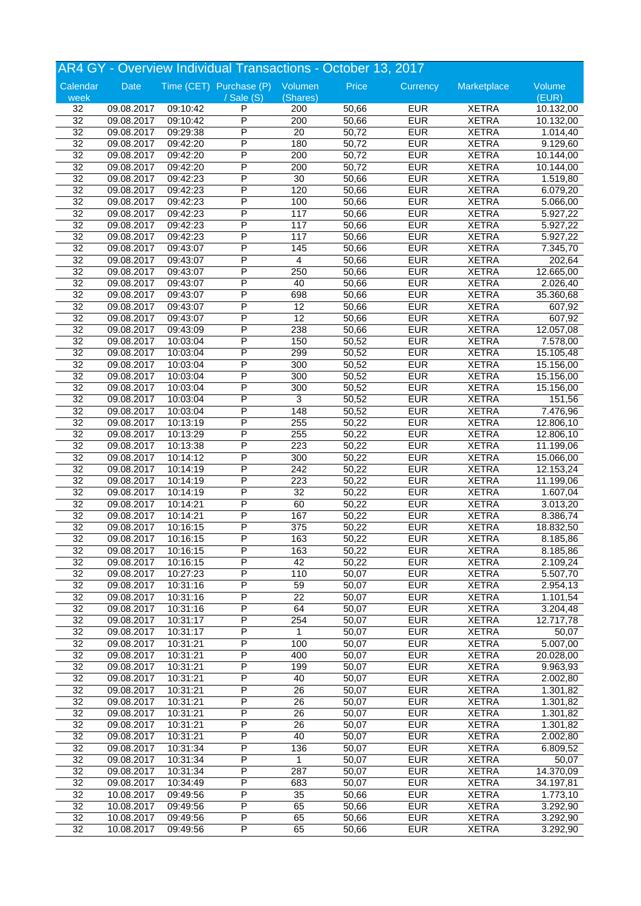## AR4 GY - Overview Individual Transactions - October 13, 2017

| Calendar week | Date | Time (CET) | Purchase (P) / Sale (S) | Volumen (Shares) | Price | Currency | Marketplace | Volume (EUR) |
|---|---|---|---|---|---|---|---|---|
| 32 | 09.08.2017 | 09:10:42 | P | 200 | 50,66 | EUR | XETRA | 10.132,00 |
| 32 | 09.08.2017 | 09:10:42 | P | 200 | 50,66 | EUR | XETRA | 10.132,00 |
| 32 | 09.08.2017 | 09:29:38 | P | 20 | 50,72 | EUR | XETRA | 1.014,40 |
| 32 | 09.08.2017 | 09:42:20 | P | 180 | 50,72 | EUR | XETRA | 9.129,60 |
| 32 | 09.08.2017 | 09:42:20 | P | 200 | 50,72 | EUR | XETRA | 10.144,00 |
| 32 | 09.08.2017 | 09:42:20 | P | 200 | 50,72 | EUR | XETRA | 10.144,00 |
| 32 | 09.08.2017 | 09:42:23 | P | 30 | 50,66 | EUR | XETRA | 1.519,80 |
| 32 | 09.08.2017 | 09:42:23 | P | 120 | 50,66 | EUR | XETRA | 6.079,20 |
| 32 | 09.08.2017 | 09:42:23 | P | 100 | 50,66 | EUR | XETRA | 5.066,00 |
| 32 | 09.08.2017 | 09:42:23 | P | 117 | 50,66 | EUR | XETRA | 5.927,22 |
| 32 | 09.08.2017 | 09:42:23 | P | 117 | 50,66 | EUR | XETRA | 5.927,22 |
| 32 | 09.08.2017 | 09:42:23 | P | 117 | 50,66 | EUR | XETRA | 5.927,22 |
| 32 | 09.08.2017 | 09:43:07 | P | 145 | 50,66 | EUR | XETRA | 7.345,70 |
| 32 | 09.08.2017 | 09:43:07 | P | 4 | 50,66 | EUR | XETRA | 202,64 |
| 32 | 09.08.2017 | 09:43:07 | P | 250 | 50,66 | EUR | XETRA | 12.665,00 |
| 32 | 09.08.2017 | 09:43:07 | P | 40 | 50,66 | EUR | XETRA | 2.026,40 |
| 32 | 09.08.2017 | 09:43:07 | P | 698 | 50,66 | EUR | XETRA | 35.360,68 |
| 32 | 09.08.2017 | 09:43:07 | P | 12 | 50,66 | EUR | XETRA | 607,92 |
| 32 | 09.08.2017 | 09:43:07 | P | 12 | 50,66 | EUR | XETRA | 607,92 |
| 32 | 09.08.2017 | 09:43:09 | P | 238 | 50,66 | EUR | XETRA | 12.057,08 |
| 32 | 09.08.2017 | 10:03:04 | P | 150 | 50,52 | EUR | XETRA | 7.578,00 |
| 32 | 09.08.2017 | 10:03:04 | P | 299 | 50,52 | EUR | XETRA | 15.105,48 |
| 32 | 09.08.2017 | 10:03:04 | P | 300 | 50,52 | EUR | XETRA | 15.156,00 |
| 32 | 09.08.2017 | 10:03:04 | P | 300 | 50,52 | EUR | XETRA | 15.156,00 |
| 32 | 09.08.2017 | 10:03:04 | P | 300 | 50,52 | EUR | XETRA | 15.156,00 |
| 32 | 09.08.2017 | 10:03:04 | P | 3 | 50,52 | EUR | XETRA | 151,56 |
| 32 | 09.08.2017 | 10:03:04 | P | 148 | 50,52 | EUR | XETRA | 7.476,96 |
| 32 | 09.08.2017 | 10:13:19 | P | 255 | 50,22 | EUR | XETRA | 12.806,10 |
| 32 | 09.08.2017 | 10:13:29 | P | 255 | 50,22 | EUR | XETRA | 12.806,10 |
| 32 | 09.08.2017 | 10:13:38 | P | 223 | 50,22 | EUR | XETRA | 11.199,06 |
| 32 | 09.08.2017 | 10:14:12 | P | 300 | 50,22 | EUR | XETRA | 15.066,00 |
| 32 | 09.08.2017 | 10:14:19 | P | 242 | 50,22 | EUR | XETRA | 12.153,24 |
| 32 | 09.08.2017 | 10:14:19 | P | 223 | 50,22 | EUR | XETRA | 11.199,06 |
| 32 | 09.08.2017 | 10:14:19 | P | 32 | 50,22 | EUR | XETRA | 1.607,04 |
| 32 | 09.08.2017 | 10:14:21 | P | 60 | 50,22 | EUR | XETRA | 3.013,20 |
| 32 | 09.08.2017 | 10:14:21 | P | 167 | 50,22 | EUR | XETRA | 8.386,74 |
| 32 | 09.08.2017 | 10:16:15 | P | 375 | 50,22 | EUR | XETRA | 18.832,50 |
| 32 | 09.08.2017 | 10:16:15 | P | 163 | 50,22 | EUR | XETRA | 8.185,86 |
| 32 | 09.08.2017 | 10:16:15 | P | 163 | 50,22 | EUR | XETRA | 8.185,86 |
| 32 | 09.08.2017 | 10:16:15 | P | 42 | 50,22 | EUR | XETRA | 2.109,24 |
| 32 | 09.08.2017 | 10:27:23 | P | 110 | 50,07 | EUR | XETRA | 5.507,70 |
| 32 | 09.08.2017 | 10:31:16 | P | 59 | 50,07 | EUR | XETRA | 2.954,13 |
| 32 | 09.08.2017 | 10:31:16 | P | 22 | 50,07 | EUR | XETRA | 1.101,54 |
| 32 | 09.08.2017 | 10:31:16 | P | 64 | 50,07 | EUR | XETRA | 3.204,48 |
| 32 | 09.08.2017 | 10:31:17 | P | 254 | 50,07 | EUR | XETRA | 12.717,78 |
| 32 | 09.08.2017 | 10:31:17 | P | 1 | 50,07 | EUR | XETRA | 50,07 |
| 32 | 09.08.2017 | 10:31:21 | P | 100 | 50,07 | EUR | XETRA | 5.007,00 |
| 32 | 09.08.2017 | 10:31:21 | P | 400 | 50,07 | EUR | XETRA | 20.028,00 |
| 32 | 09.08.2017 | 10:31:21 | P | 199 | 50,07 | EUR | XETRA | 9.963,93 |
| 32 | 09.08.2017 | 10:31:21 | P | 40 | 50,07 | EUR | XETRA | 2.002,80 |
| 32 | 09.08.2017 | 10:31:21 | P | 26 | 50,07 | EUR | XETRA | 1.301,82 |
| 32 | 09.08.2017 | 10:31:21 | P | 26 | 50,07 | EUR | XETRA | 1.301,82 |
| 32 | 09.08.2017 | 10:31:21 | P | 26 | 50,07 | EUR | XETRA | 1.301,82 |
| 32 | 09.08.2017 | 10:31:21 | P | 26 | 50,07 | EUR | XETRA | 1.301,82 |
| 32 | 09.08.2017 | 10:31:21 | P | 40 | 50,07 | EUR | XETRA | 2.002,80 |
| 32 | 09.08.2017 | 10:31:34 | P | 136 | 50,07 | EUR | XETRA | 6.809,52 |
| 32 | 09.08.2017 | 10:31:34 | P | 1 | 50,07 | EUR | XETRA | 50,07 |
| 32 | 09.08.2017 | 10:31:34 | P | 287 | 50,07 | EUR | XETRA | 14.370,09 |
| 32 | 09.08.2017 | 10:34:49 | P | 683 | 50,07 | EUR | XETRA | 34.197,81 |
| 32 | 10.08.2017 | 09:49:56 | P | 35 | 50,66 | EUR | XETRA | 1.773,10 |
| 32 | 10.08.2017 | 09:49:56 | P | 65 | 50,66 | EUR | XETRA | 3.292,90 |
| 32 | 10.08.2017 | 09:49:56 | P | 65 | 50,66 | EUR | XETRA | 3.292,90 |
| 32 | 10.08.2017 | 09:49:56 | P | 65 | 50,66 | EUR | XETRA | 3.292,90 |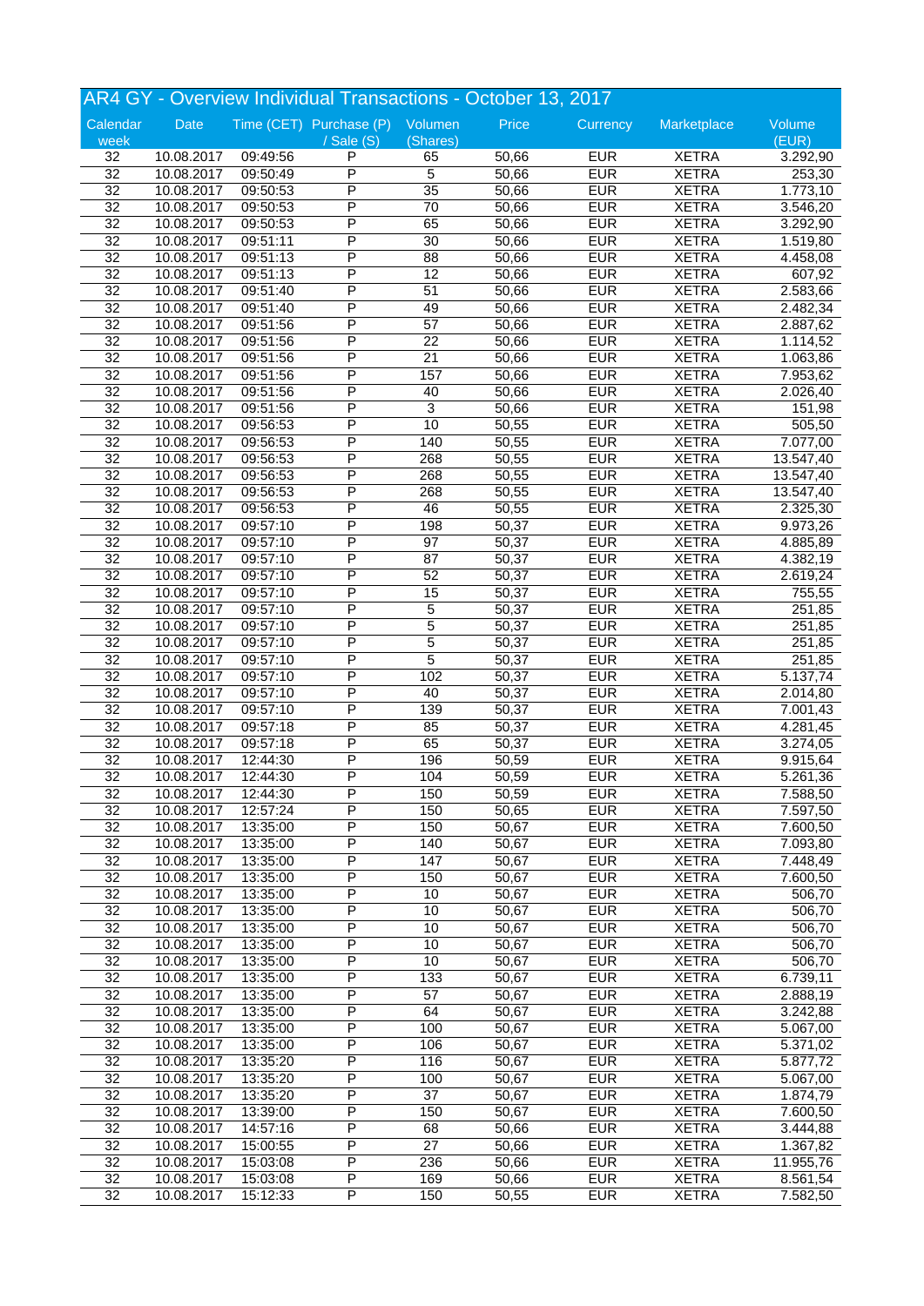## AR4 GY - Overview Individual Transactions - October 13, 2017

| Calendar week | Date | Time (CET) | Purchase (P) / Sale (S) | Volumen (Shares) | Price | Currency | Marketplace | Volume (EUR) |
|---|---|---|---|---|---|---|---|---|
| 32 | 10.08.2017 | 09:49:56 | P | 65 | 50,66 | EUR | XETRA | 3.292,90 |
| 32 | 10.08.2017 | 09:50:49 | P | 5 | 50,66 | EUR | XETRA | 253,30 |
| 32 | 10.08.2017 | 09:50:53 | P | 35 | 50,66 | EUR | XETRA | 1.773,10 |
| 32 | 10.08.2017 | 09:50:53 | P | 70 | 50,66 | EUR | XETRA | 3.546,20 |
| 32 | 10.08.2017 | 09:50:53 | P | 65 | 50,66 | EUR | XETRA | 3.292,90 |
| 32 | 10.08.2017 | 09:51:11 | P | 30 | 50,66 | EUR | XETRA | 1.519,80 |
| 32 | 10.08.2017 | 09:51:13 | P | 88 | 50,66 | EUR | XETRA | 4.458,08 |
| 32 | 10.08.2017 | 09:51:13 | P | 12 | 50,66 | EUR | XETRA | 607,92 |
| 32 | 10.08.2017 | 09:51:40 | P | 51 | 50,66 | EUR | XETRA | 2.583,66 |
| 32 | 10.08.2017 | 09:51:40 | P | 49 | 50,66 | EUR | XETRA | 2.482,34 |
| 32 | 10.08.2017 | 09:51:56 | P | 57 | 50,66 | EUR | XETRA | 2.887,62 |
| 32 | 10.08.2017 | 09:51:56 | P | 22 | 50,66 | EUR | XETRA | 1.114,52 |
| 32 | 10.08.2017 | 09:51:56 | P | 21 | 50,66 | EUR | XETRA | 1.063,86 |
| 32 | 10.08.2017 | 09:51:56 | P | 157 | 50,66 | EUR | XETRA | 7.953,62 |
| 32 | 10.08.2017 | 09:51:56 | P | 40 | 50,66 | EUR | XETRA | 2.026,40 |
| 32 | 10.08.2017 | 09:51:56 | P | 3 | 50,66 | EUR | XETRA | 151,98 |
| 32 | 10.08.2017 | 09:56:53 | P | 10 | 50,55 | EUR | XETRA | 505,50 |
| 32 | 10.08.2017 | 09:56:53 | P | 140 | 50,55 | EUR | XETRA | 7.077,00 |
| 32 | 10.08.2017 | 09:56:53 | P | 268 | 50,55 | EUR | XETRA | 13.547,40 |
| 32 | 10.08.2017 | 09:56:53 | P | 268 | 50,55 | EUR | XETRA | 13.547,40 |
| 32 | 10.08.2017 | 09:56:53 | P | 268 | 50,55 | EUR | XETRA | 13.547,40 |
| 32 | 10.08.2017 | 09:56:53 | P | 46 | 50,55 | EUR | XETRA | 2.325,30 |
| 32 | 10.08.2017 | 09:57:10 | P | 198 | 50,37 | EUR | XETRA | 9.973,26 |
| 32 | 10.08.2017 | 09:57:10 | P | 97 | 50,37 | EUR | XETRA | 4.885,89 |
| 32 | 10.08.2017 | 09:57:10 | P | 87 | 50,37 | EUR | XETRA | 4.382,19 |
| 32 | 10.08.2017 | 09:57:10 | P | 52 | 50,37 | EUR | XETRA | 2.619,24 |
| 32 | 10.08.2017 | 09:57:10 | P | 15 | 50,37 | EUR | XETRA | 755,55 |
| 32 | 10.08.2017 | 09:57:10 | P | 5 | 50,37 | EUR | XETRA | 251,85 |
| 32 | 10.08.2017 | 09:57:10 | P | 5 | 50,37 | EUR | XETRA | 251,85 |
| 32 | 10.08.2017 | 09:57:10 | P | 5 | 50,37 | EUR | XETRA | 251,85 |
| 32 | 10.08.2017 | 09:57:10 | P | 5 | 50,37 | EUR | XETRA | 251,85 |
| 32 | 10.08.2017 | 09:57:10 | P | 102 | 50,37 | EUR | XETRA | 5.137,74 |
| 32 | 10.08.2017 | 09:57:10 | P | 40 | 50,37 | EUR | XETRA | 2.014,80 |
| 32 | 10.08.2017 | 09:57:10 | P | 139 | 50,37 | EUR | XETRA | 7.001,43 |
| 32 | 10.08.2017 | 09:57:18 | P | 85 | 50,37 | EUR | XETRA | 4.281,45 |
| 32 | 10.08.2017 | 09:57:18 | P | 65 | 50,37 | EUR | XETRA | 3.274,05 |
| 32 | 10.08.2017 | 12:44:30 | P | 196 | 50,59 | EUR | XETRA | 9.915,64 |
| 32 | 10.08.2017 | 12:44:30 | P | 104 | 50,59 | EUR | XETRA | 5.261,36 |
| 32 | 10.08.2017 | 12:44:30 | P | 150 | 50,59 | EUR | XETRA | 7.588,50 |
| 32 | 10.08.2017 | 12:57:24 | P | 150 | 50,65 | EUR | XETRA | 7.597,50 |
| 32 | 10.08.2017 | 13:35:00 | P | 150 | 50,67 | EUR | XETRA | 7.600,50 |
| 32 | 10.08.2017 | 13:35:00 | P | 140 | 50,67 | EUR | XETRA | 7.093,80 |
| 32 | 10.08.2017 | 13:35:00 | P | 147 | 50,67 | EUR | XETRA | 7.448,49 |
| 32 | 10.08.2017 | 13:35:00 | P | 150 | 50,67 | EUR | XETRA | 7.600,50 |
| 32 | 10.08.2017 | 13:35:00 | P | 10 | 50,67 | EUR | XETRA | 506,70 |
| 32 | 10.08.2017 | 13:35:00 | P | 10 | 50,67 | EUR | XETRA | 506,70 |
| 32 | 10.08.2017 | 13:35:00 | P | 10 | 50,67 | EUR | XETRA | 506,70 |
| 32 | 10.08.2017 | 13:35:00 | P | 10 | 50,67 | EUR | XETRA | 506,70 |
| 32 | 10.08.2017 | 13:35:00 | P | 10 | 50,67 | EUR | XETRA | 506,70 |
| 32 | 10.08.2017 | 13:35:00 | P | 133 | 50,67 | EUR | XETRA | 6.739,11 |
| 32 | 10.08.2017 | 13:35:00 | P | 57 | 50,67 | EUR | XETRA | 2.888,19 |
| 32 | 10.08.2017 | 13:35:00 | P | 64 | 50,67 | EUR | XETRA | 3.242,88 |
| 32 | 10.08.2017 | 13:35:00 | P | 100 | 50,67 | EUR | XETRA | 5.067,00 |
| 32 | 10.08.2017 | 13:35:00 | P | 106 | 50,67 | EUR | XETRA | 5.371,02 |
| 32 | 10.08.2017 | 13:35:20 | P | 116 | 50,67 | EUR | XETRA | 5.877,72 |
| 32 | 10.08.2017 | 13:35:20 | P | 100 | 50,67 | EUR | XETRA | 5.067,00 |
| 32 | 10.08.2017 | 13:35:20 | P | 37 | 50,67 | EUR | XETRA | 1.874,79 |
| 32 | 10.08.2017 | 13:39:00 | P | 150 | 50,67 | EUR | XETRA | 7.600,50 |
| 32 | 10.08.2017 | 14:57:16 | P | 68 | 50,66 | EUR | XETRA | 3.444,88 |
| 32 | 10.08.2017 | 15:00:55 | P | 27 | 50,66 | EUR | XETRA | 1.367,82 |
| 32 | 10.08.2017 | 15:03:08 | P | 236 | 50,66 | EUR | XETRA | 11.955,76 |
| 32 | 10.08.2017 | 15:03:08 | P | 169 | 50,66 | EUR | XETRA | 8.561,54 |
| 32 | 10.08.2017 | 15:12:33 | P | 150 | 50,55 | EUR | XETRA | 7.582,50 |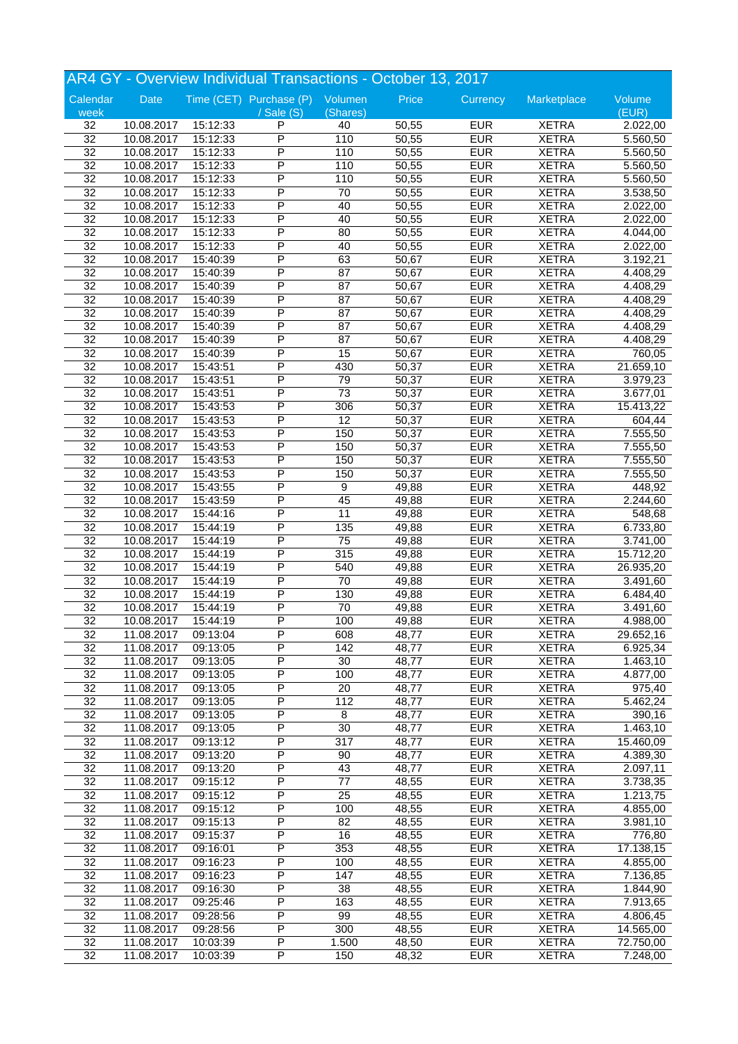## AR4 GY - Overview Individual Transactions - October 13, 2017

| Calendar week | Date | Time (CET) | Purchase (P) / Sale (S) | Volumen (Shares) | Price | Currency | Marketplace | Volume (EUR) |
|---|---|---|---|---|---|---|---|---|
| 32 | 10.08.2017 | 15:12:33 | P | 40 | 50,55 | EUR | XETRA | 2.022,00 |
| 32 | 10.08.2017 | 15:12:33 | P | 110 | 50,55 | EUR | XETRA | 5.560,50 |
| 32 | 10.08.2017 | 15:12:33 | P | 110 | 50,55 | EUR | XETRA | 5.560,50 |
| 32 | 10.08.2017 | 15:12:33 | P | 110 | 50,55 | EUR | XETRA | 5.560,50 |
| 32 | 10.08.2017 | 15:12:33 | P | 110 | 50,55 | EUR | XETRA | 5.560,50 |
| 32 | 10.08.2017 | 15:12:33 | P | 70 | 50,55 | EUR | XETRA | 3.538,50 |
| 32 | 10.08.2017 | 15:12:33 | P | 40 | 50,55 | EUR | XETRA | 2.022,00 |
| 32 | 10.08.2017 | 15:12:33 | P | 40 | 50,55 | EUR | XETRA | 2.022,00 |
| 32 | 10.08.2017 | 15:12:33 | P | 80 | 50,55 | EUR | XETRA | 4.044,00 |
| 32 | 10.08.2017 | 15:12:33 | P | 40 | 50,55 | EUR | XETRA | 2.022,00 |
| 32 | 10.08.2017 | 15:40:39 | P | 63 | 50,67 | EUR | XETRA | 3.192,21 |
| 32 | 10.08.2017 | 15:40:39 | P | 87 | 50,67 | EUR | XETRA | 4.408,29 |
| 32 | 10.08.2017 | 15:40:39 | P | 87 | 50,67 | EUR | XETRA | 4.408,29 |
| 32 | 10.08.2017 | 15:40:39 | P | 87 | 50,67 | EUR | XETRA | 4.408,29 |
| 32 | 10.08.2017 | 15:40:39 | P | 87 | 50,67 | EUR | XETRA | 4.408,29 |
| 32 | 10.08.2017 | 15:40:39 | P | 87 | 50,67 | EUR | XETRA | 4.408,29 |
| 32 | 10.08.2017 | 15:40:39 | P | 87 | 50,67 | EUR | XETRA | 4.408,29 |
| 32 | 10.08.2017 | 15:40:39 | P | 15 | 50,67 | EUR | XETRA | 760,05 |
| 32 | 10.08.2017 | 15:43:51 | P | 430 | 50,37 | EUR | XETRA | 21.659,10 |
| 32 | 10.08.2017 | 15:43:51 | P | 79 | 50,37 | EUR | XETRA | 3.979,23 |
| 32 | 10.08.2017 | 15:43:51 | P | 73 | 50,37 | EUR | XETRA | 3.677,01 |
| 32 | 10.08.2017 | 15:43:53 | P | 306 | 50,37 | EUR | XETRA | 15.413,22 |
| 32 | 10.08.2017 | 15:43:53 | P | 12 | 50,37 | EUR | XETRA | 604,44 |
| 32 | 10.08.2017 | 15:43:53 | P | 150 | 50,37 | EUR | XETRA | 7.555,50 |
| 32 | 10.08.2017 | 15:43:53 | P | 150 | 50,37 | EUR | XETRA | 7.555,50 |
| 32 | 10.08.2017 | 15:43:53 | P | 150 | 50,37 | EUR | XETRA | 7.555,50 |
| 32 | 10.08.2017 | 15:43:53 | P | 150 | 50,37 | EUR | XETRA | 7.555,50 |
| 32 | 10.08.2017 | 15:43:55 | P | 9 | 49,88 | EUR | XETRA | 448,92 |
| 32 | 10.08.2017 | 15:43:59 | P | 45 | 49,88 | EUR | XETRA | 2.244,60 |
| 32 | 10.08.2017 | 15:44:16 | P | 11 | 49,88 | EUR | XETRA | 548,68 |
| 32 | 10.08.2017 | 15:44:19 | P | 135 | 49,88 | EUR | XETRA | 6.733,80 |
| 32 | 10.08.2017 | 15:44:19 | P | 75 | 49,88 | EUR | XETRA | 3.741,00 |
| 32 | 10.08.2017 | 15:44:19 | P | 315 | 49,88 | EUR | XETRA | 15.712,20 |
| 32 | 10.08.2017 | 15:44:19 | P | 540 | 49,88 | EUR | XETRA | 26.935,20 |
| 32 | 10.08.2017 | 15:44:19 | P | 70 | 49,88 | EUR | XETRA | 3.491,60 |
| 32 | 10.08.2017 | 15:44:19 | P | 130 | 49,88 | EUR | XETRA | 6.484,40 |
| 32 | 10.08.2017 | 15:44:19 | P | 70 | 49,88 | EUR | XETRA | 3.491,60 |
| 32 | 10.08.2017 | 15:44:19 | P | 100 | 49,88 | EUR | XETRA | 4.988,00 |
| 32 | 11.08.2017 | 09:13:04 | P | 608 | 48,77 | EUR | XETRA | 29.652,16 |
| 32 | 11.08.2017 | 09:13:05 | P | 142 | 48,77 | EUR | XETRA | 6.925,34 |
| 32 | 11.08.2017 | 09:13:05 | P | 30 | 48,77 | EUR | XETRA | 1.463,10 |
| 32 | 11.08.2017 | 09:13:05 | P | 100 | 48,77 | EUR | XETRA | 4.877,00 |
| 32 | 11.08.2017 | 09:13:05 | P | 20 | 48,77 | EUR | XETRA | 975,40 |
| 32 | 11.08.2017 | 09:13:05 | P | 112 | 48,77 | EUR | XETRA | 5.462,24 |
| 32 | 11.08.2017 | 09:13:05 | P | 8 | 48,77 | EUR | XETRA | 390,16 |
| 32 | 11.08.2017 | 09:13:05 | P | 30 | 48,77 | EUR | XETRA | 1.463,10 |
| 32 | 11.08.2017 | 09:13:12 | P | 317 | 48,77 | EUR | XETRA | 15.460,09 |
| 32 | 11.08.2017 | 09:13:20 | P | 90 | 48,77 | EUR | XETRA | 4.389,30 |
| 32 | 11.08.2017 | 09:13:20 | P | 43 | 48,77 | EUR | XETRA | 2.097,11 |
| 32 | 11.08.2017 | 09:15:12 | P | 77 | 48,55 | EUR | XETRA | 3.738,35 |
| 32 | 11.08.2017 | 09:15:12 | P | 25 | 48,55 | EUR | XETRA | 1.213,75 |
| 32 | 11.08.2017 | 09:15:12 | P | 100 | 48,55 | EUR | XETRA | 4.855,00 |
| 32 | 11.08.2017 | 09:15:13 | P | 82 | 48,55 | EUR | XETRA | 3.981,10 |
| 32 | 11.08.2017 | 09:15:37 | P | 16 | 48,55 | EUR | XETRA | 776,80 |
| 32 | 11.08.2017 | 09:16:01 | P | 353 | 48,55 | EUR | XETRA | 17.138,15 |
| 32 | 11.08.2017 | 09:16:23 | P | 100 | 48,55 | EUR | XETRA | 4.855,00 |
| 32 | 11.08.2017 | 09:16:23 | P | 147 | 48,55 | EUR | XETRA | 7.136,85 |
| 32 | 11.08.2017 | 09:16:30 | P | 38 | 48,55 | EUR | XETRA | 1.844,90 |
| 32 | 11.08.2017 | 09:25:46 | P | 163 | 48,55 | EUR | XETRA | 7.913,65 |
| 32 | 11.08.2017 | 09:28:56 | P | 99 | 48,55 | EUR | XETRA | 4.806,45 |
| 32 | 11.08.2017 | 09:28:56 | P | 300 | 48,55 | EUR | XETRA | 14.565,00 |
| 32 | 11.08.2017 | 10:03:39 | P | 1.500 | 48,50 | EUR | XETRA | 72.750,00 |
| 32 | 11.08.2017 | 10:03:39 | P | 150 | 48,32 | EUR | XETRA | 7.248,00 |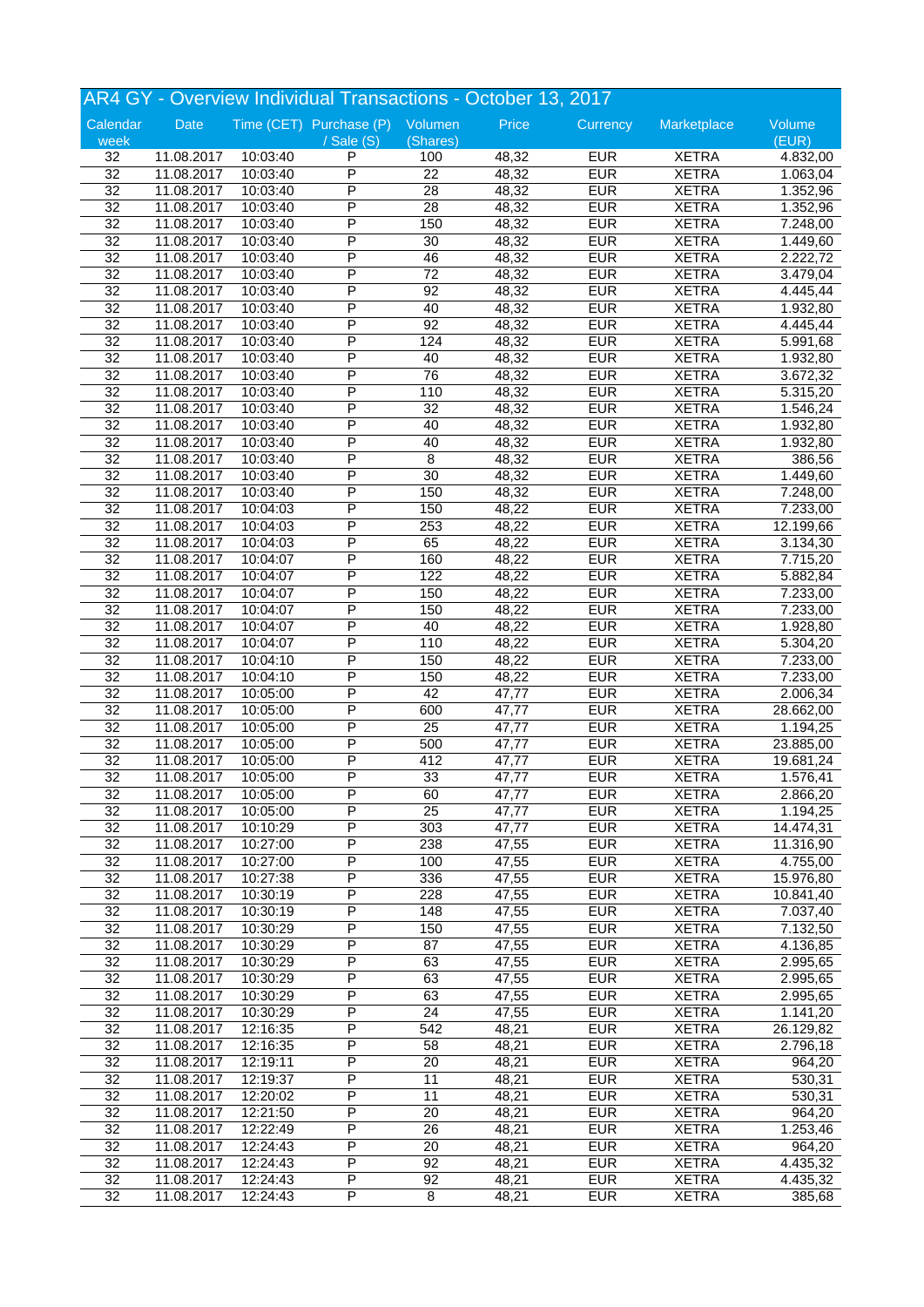## AR4 GY - Overview Individual Transactions - October 13, 2017

| Calendar week | Date | Time (CET) | Purchase (P) / Sale (S) | Volumen (Shares) | Price | Currency | Marketplace | Volume (EUR) |
|---|---|---|---|---|---|---|---|---|
| 32 | 11.08.2017 | 10:03:40 | P | 100 | 48,32 | EUR | XETRA | 4.832,00 |
| 32 | 11.08.2017 | 10:03:40 | P | 22 | 48,32 | EUR | XETRA | 1.063,04 |
| 32 | 11.08.2017 | 10:03:40 | P | 28 | 48,32 | EUR | XETRA | 1.352,96 |
| 32 | 11.08.2017 | 10:03:40 | P | 28 | 48,32 | EUR | XETRA | 1.352,96 |
| 32 | 11.08.2017 | 10:03:40 | P | 150 | 48,32 | EUR | XETRA | 7.248,00 |
| 32 | 11.08.2017 | 10:03:40 | P | 30 | 48,32 | EUR | XETRA | 1.449,60 |
| 32 | 11.08.2017 | 10:03:40 | P | 46 | 48,32 | EUR | XETRA | 2.222,72 |
| 32 | 11.08.2017 | 10:03:40 | P | 72 | 48,32 | EUR | XETRA | 3.479,04 |
| 32 | 11.08.2017 | 10:03:40 | P | 92 | 48,32 | EUR | XETRA | 4.445,44 |
| 32 | 11.08.2017 | 10:03:40 | P | 40 | 48,32 | EUR | XETRA | 1.932,80 |
| 32 | 11.08.2017 | 10:03:40 | P | 92 | 48,32 | EUR | XETRA | 4.445,44 |
| 32 | 11.08.2017 | 10:03:40 | P | 124 | 48,32 | EUR | XETRA | 5.991,68 |
| 32 | 11.08.2017 | 10:03:40 | P | 40 | 48,32 | EUR | XETRA | 1.932,80 |
| 32 | 11.08.2017 | 10:03:40 | P | 76 | 48,32 | EUR | XETRA | 3.672,32 |
| 32 | 11.08.2017 | 10:03:40 | P | 110 | 48,32 | EUR | XETRA | 5.315,20 |
| 32 | 11.08.2017 | 10:03:40 | P | 32 | 48,32 | EUR | XETRA | 1.546,24 |
| 32 | 11.08.2017 | 10:03:40 | P | 40 | 48,32 | EUR | XETRA | 1.932,80 |
| 32 | 11.08.2017 | 10:03:40 | P | 40 | 48,32 | EUR | XETRA | 1.932,80 |
| 32 | 11.08.2017 | 10:03:40 | P | 8 | 48,32 | EUR | XETRA | 386,56 |
| 32 | 11.08.2017 | 10:03:40 | P | 30 | 48,32 | EUR | XETRA | 1.449,60 |
| 32 | 11.08.2017 | 10:03:40 | P | 150 | 48,32 | EUR | XETRA | 7.248,00 |
| 32 | 11.08.2017 | 10:04:03 | P | 150 | 48,22 | EUR | XETRA | 7.233,00 |
| 32 | 11.08.2017 | 10:04:03 | P | 253 | 48,22 | EUR | XETRA | 12.199,66 |
| 32 | 11.08.2017 | 10:04:03 | P | 65 | 48,22 | EUR | XETRA | 3.134,30 |
| 32 | 11.08.2017 | 10:04:07 | P | 160 | 48,22 | EUR | XETRA | 7.715,20 |
| 32 | 11.08.2017 | 10:04:07 | P | 122 | 48,22 | EUR | XETRA | 5.882,84 |
| 32 | 11.08.2017 | 10:04:07 | P | 150 | 48,22 | EUR | XETRA | 7.233,00 |
| 32 | 11.08.2017 | 10:04:07 | P | 150 | 48,22 | EUR | XETRA | 7.233,00 |
| 32 | 11.08.2017 | 10:04:07 | P | 40 | 48,22 | EUR | XETRA | 1.928,80 |
| 32 | 11.08.2017 | 10:04:07 | P | 110 | 48,22 | EUR | XETRA | 5.304,20 |
| 32 | 11.08.2017 | 10:04:10 | P | 150 | 48,22 | EUR | XETRA | 7.233,00 |
| 32 | 11.08.2017 | 10:04:10 | P | 150 | 48,22 | EUR | XETRA | 7.233,00 |
| 32 | 11.08.2017 | 10:05:00 | P | 42 | 47,77 | EUR | XETRA | 2.006,34 |
| 32 | 11.08.2017 | 10:05:00 | P | 600 | 47,77 | EUR | XETRA | 28.662,00 |
| 32 | 11.08.2017 | 10:05:00 | P | 25 | 47,77 | EUR | XETRA | 1.194,25 |
| 32 | 11.08.2017 | 10:05:00 | P | 500 | 47,77 | EUR | XETRA | 23.885,00 |
| 32 | 11.08.2017 | 10:05:00 | P | 412 | 47,77 | EUR | XETRA | 19.681,24 |
| 32 | 11.08.2017 | 10:05:00 | P | 33 | 47,77 | EUR | XETRA | 1.576,41 |
| 32 | 11.08.2017 | 10:05:00 | P | 60 | 47,77 | EUR | XETRA | 2.866,20 |
| 32 | 11.08.2017 | 10:05:00 | P | 25 | 47,77 | EUR | XETRA | 1.194,25 |
| 32 | 11.08.2017 | 10:10:29 | P | 303 | 47,77 | EUR | XETRA | 14.474,31 |
| 32 | 11.08.2017 | 10:27:00 | P | 238 | 47,55 | EUR | XETRA | 11.316,90 |
| 32 | 11.08.2017 | 10:27:00 | P | 100 | 47,55 | EUR | XETRA | 4.755,00 |
| 32 | 11.08.2017 | 10:27:38 | P | 336 | 47,55 | EUR | XETRA | 15.976,80 |
| 32 | 11.08.2017 | 10:30:19 | P | 228 | 47,55 | EUR | XETRA | 10.841,40 |
| 32 | 11.08.2017 | 10:30:19 | P | 148 | 47,55 | EUR | XETRA | 7.037,40 |
| 32 | 11.08.2017 | 10:30:29 | P | 150 | 47,55 | EUR | XETRA | 7.132,50 |
| 32 | 11.08.2017 | 10:30:29 | P | 87 | 47,55 | EUR | XETRA | 4.136,85 |
| 32 | 11.08.2017 | 10:30:29 | P | 63 | 47,55 | EUR | XETRA | 2.995,65 |
| 32 | 11.08.2017 | 10:30:29 | P | 63 | 47,55 | EUR | XETRA | 2.995,65 |
| 32 | 11.08.2017 | 10:30:29 | P | 63 | 47,55 | EUR | XETRA | 2.995,65 |
| 32 | 11.08.2017 | 10:30:29 | P | 24 | 47,55 | EUR | XETRA | 1.141,20 |
| 32 | 11.08.2017 | 12:16:35 | P | 542 | 48,21 | EUR | XETRA | 26.129,82 |
| 32 | 11.08.2017 | 12:16:35 | P | 58 | 48,21 | EUR | XETRA | 2.796,18 |
| 32 | 11.08.2017 | 12:19:11 | P | 20 | 48,21 | EUR | XETRA | 964,20 |
| 32 | 11.08.2017 | 12:19:37 | P | 11 | 48,21 | EUR | XETRA | 530,31 |
| 32 | 11.08.2017 | 12:20:02 | P | 11 | 48,21 | EUR | XETRA | 530,31 |
| 32 | 11.08.2017 | 12:21:50 | P | 20 | 48,21 | EUR | XETRA | 964,20 |
| 32 | 11.08.2017 | 12:22:49 | P | 26 | 48,21 | EUR | XETRA | 1.253,46 |
| 32 | 11.08.2017 | 12:24:43 | P | 20 | 48,21 | EUR | XETRA | 964,20 |
| 32 | 11.08.2017 | 12:24:43 | P | 92 | 48,21 | EUR | XETRA | 4.435,32 |
| 32 | 11.08.2017 | 12:24:43 | P | 92 | 48,21 | EUR | XETRA | 4.435,32 |
| 32 | 11.08.2017 | 12:24:43 | P | 8 | 48,21 | EUR | XETRA | 385,68 |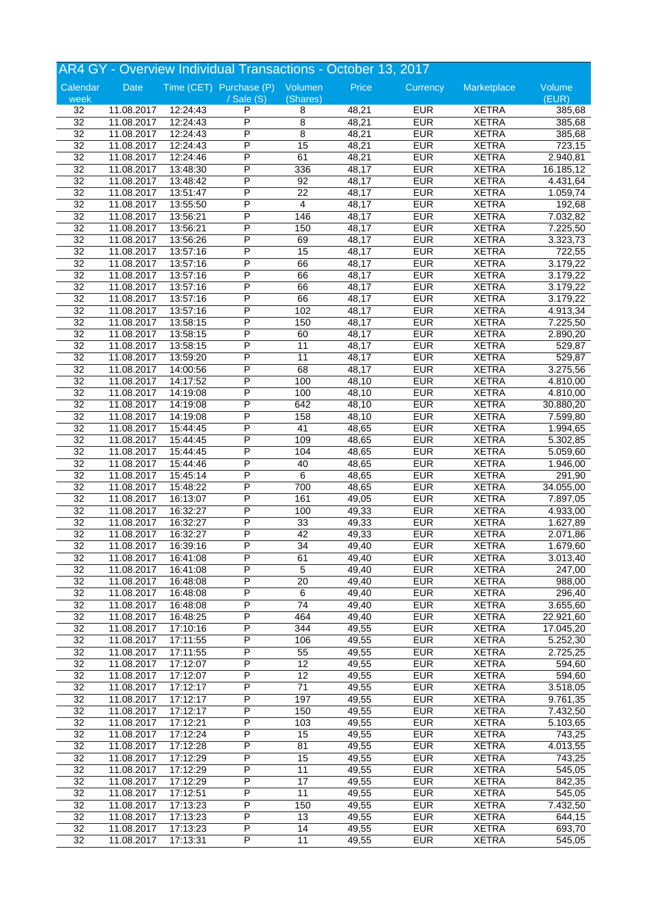# AR4 GY - Overview Individual Transactions - October 13, 2017

| Calendar week | Date | Time (CET) | Purchase (P) / Sale (S) | Volumen (Shares) | Price | Currency | Marketplace | Volume (EUR) |
|---|---|---|---|---|---|---|---|---|
| 32 | 11.08.2017 | 12:24:43 | P | 8 | 48,21 | EUR | XETRA | 385,68 |
| 32 | 11.08.2017 | 12:24:43 | P | 8 | 48,21 | EUR | XETRA | 385,68 |
| 32 | 11.08.2017 | 12:24:43 | P | 8 | 48,21 | EUR | XETRA | 385,68 |
| 32 | 11.08.2017 | 12:24:43 | P | 15 | 48,21 | EUR | XETRA | 723,15 |
| 32 | 11.08.2017 | 12:24:46 | P | 61 | 48,21 | EUR | XETRA | 2.940,81 |
| 32 | 11.08.2017 | 13:48:30 | P | 336 | 48,17 | EUR | XETRA | 16.185,12 |
| 32 | 11.08.2017 | 13:48:42 | P | 92 | 48,17 | EUR | XETRA | 4.431,64 |
| 32 | 11.08.2017 | 13:51:47 | P | 22 | 48,17 | EUR | XETRA | 1.059,74 |
| 32 | 11.08.2017 | 13:55:50 | P | 4 | 48,17 | EUR | XETRA | 192,68 |
| 32 | 11.08.2017 | 13:56:21 | P | 146 | 48,17 | EUR | XETRA | 7.032,82 |
| 32 | 11.08.2017 | 13:56:21 | P | 150 | 48,17 | EUR | XETRA | 7.225,50 |
| 32 | 11.08.2017 | 13:56:26 | P | 69 | 48,17 | EUR | XETRA | 3.323,73 |
| 32 | 11.08.2017 | 13:57:16 | P | 15 | 48,17 | EUR | XETRA | 722,55 |
| 32 | 11.08.2017 | 13:57:16 | P | 66 | 48,17 | EUR | XETRA | 3.179,22 |
| 32 | 11.08.2017 | 13:57:16 | P | 66 | 48,17 | EUR | XETRA | 3.179,22 |
| 32 | 11.08.2017 | 13:57:16 | P | 66 | 48,17 | EUR | XETRA | 3.179,22 |
| 32 | 11.08.2017 | 13:57:16 | P | 66 | 48,17 | EUR | XETRA | 3.179,22 |
| 32 | 11.08.2017 | 13:57:16 | P | 102 | 48,17 | EUR | XETRA | 4.913,34 |
| 32 | 11.08.2017 | 13:58:15 | P | 150 | 48,17 | EUR | XETRA | 7.225,50 |
| 32 | 11.08.2017 | 13:58:15 | P | 60 | 48,17 | EUR | XETRA | 2.890,20 |
| 32 | 11.08.2017 | 13:58:15 | P | 11 | 48,17 | EUR | XETRA | 529,87 |
| 32 | 11.08.2017 | 13:59:20 | P | 11 | 48,17 | EUR | XETRA | 529,87 |
| 32 | 11.08.2017 | 14:00:56 | P | 68 | 48,17 | EUR | XETRA | 3.275,56 |
| 32 | 11.08.2017 | 14:17:52 | P | 100 | 48,10 | EUR | XETRA | 4.810,00 |
| 32 | 11.08.2017 | 14:19:08 | P | 100 | 48,10 | EUR | XETRA | 4.810,00 |
| 32 | 11.08.2017 | 14:19:08 | P | 642 | 48,10 | EUR | XETRA | 30.880,20 |
| 32 | 11.08.2017 | 14:19:08 | P | 158 | 48,10 | EUR | XETRA | 7.599,80 |
| 32 | 11.08.2017 | 15:44:45 | P | 41 | 48,65 | EUR | XETRA | 1.994,65 |
| 32 | 11.08.2017 | 15:44:45 | P | 109 | 48,65 | EUR | XETRA | 5.302,85 |
| 32 | 11.08.2017 | 15:44:45 | P | 104 | 48,65 | EUR | XETRA | 5.059,60 |
| 32 | 11.08.2017 | 15:44:46 | P | 40 | 48,65 | EUR | XETRA | 1.946,00 |
| 32 | 11.08.2017 | 15:45:14 | P | 6 | 48,65 | EUR | XETRA | 291,90 |
| 32 | 11.08.2017 | 15:48:22 | P | 700 | 48,65 | EUR | XETRA | 34.055,00 |
| 32 | 11.08.2017 | 16:13:07 | P | 161 | 49,05 | EUR | XETRA | 7.897,05 |
| 32 | 11.08.2017 | 16:32:27 | P | 100 | 49,33 | EUR | XETRA | 4.933,00 |
| 32 | 11.08.2017 | 16:32:27 | P | 33 | 49,33 | EUR | XETRA | 1.627,89 |
| 32 | 11.08.2017 | 16:32:27 | P | 42 | 49,33 | EUR | XETRA | 2.071,86 |
| 32 | 11.08.2017 | 16:39:16 | P | 34 | 49,40 | EUR | XETRA | 1.679,60 |
| 32 | 11.08.2017 | 16:41:08 | P | 61 | 49,40 | EUR | XETRA | 3.013,40 |
| 32 | 11.08.2017 | 16:41:08 | P | 5 | 49,40 | EUR | XETRA | 247,00 |
| 32 | 11.08.2017 | 16:48:08 | P | 20 | 49,40 | EUR | XETRA | 988,00 |
| 32 | 11.08.2017 | 16:48:08 | P | 6 | 49,40 | EUR | XETRA | 296,40 |
| 32 | 11.08.2017 | 16:48:08 | P | 74 | 49,40 | EUR | XETRA | 3.655,60 |
| 32 | 11.08.2017 | 16:48:25 | P | 464 | 49,40 | EUR | XETRA | 22.921,60 |
| 32 | 11.08.2017 | 17:10:16 | P | 344 | 49,55 | EUR | XETRA | 17.045,20 |
| 32 | 11.08.2017 | 17:11:55 | P | 106 | 49,55 | EUR | XETRA | 5.252,30 |
| 32 | 11.08.2017 | 17:11:55 | P | 55 | 49,55 | EUR | XETRA | 2.725,25 |
| 32 | 11.08.2017 | 17:12:07 | P | 12 | 49,55 | EUR | XETRA | 594,60 |
| 32 | 11.08.2017 | 17:12:07 | P | 12 | 49,55 | EUR | XETRA | 594,60 |
| 32 | 11.08.2017 | 17:12:17 | P | 71 | 49,55 | EUR | XETRA | 3.518,05 |
| 32 | 11.08.2017 | 17:12:17 | P | 197 | 49,55 | EUR | XETRA | 9.761,35 |
| 32 | 11.08.2017 | 17:12:17 | P | 150 | 49,55 | EUR | XETRA | 7.432,50 |
| 32 | 11.08.2017 | 17:12:21 | P | 103 | 49,55 | EUR | XETRA | 5.103,65 |
| 32 | 11.08.2017 | 17:12:24 | P | 15 | 49,55 | EUR | XETRA | 743,25 |
| 32 | 11.08.2017 | 17:12:28 | P | 81 | 49,55 | EUR | XETRA | 4.013,55 |
| 32 | 11.08.2017 | 17:12:29 | P | 15 | 49,55 | EUR | XETRA | 743,25 |
| 32 | 11.08.2017 | 17:12:29 | P | 11 | 49,55 | EUR | XETRA | 545,05 |
| 32 | 11.08.2017 | 17:12:29 | P | 17 | 49,55 | EUR | XETRA | 842,35 |
| 32 | 11.08.2017 | 17:12:51 | P | 11 | 49,55 | EUR | XETRA | 545,05 |
| 32 | 11.08.2017 | 17:13:23 | P | 150 | 49,55 | EUR | XETRA | 7.432,50 |
| 32 | 11.08.2017 | 17:13:23 | P | 13 | 49,55 | EUR | XETRA | 644,15 |
| 32 | 11.08.2017 | 17:13:23 | P | 14 | 49,55 | EUR | XETRA | 693,70 |
| 32 | 11.08.2017 | 17:13:31 | P | 11 | 49,55 | EUR | XETRA | 545,05 |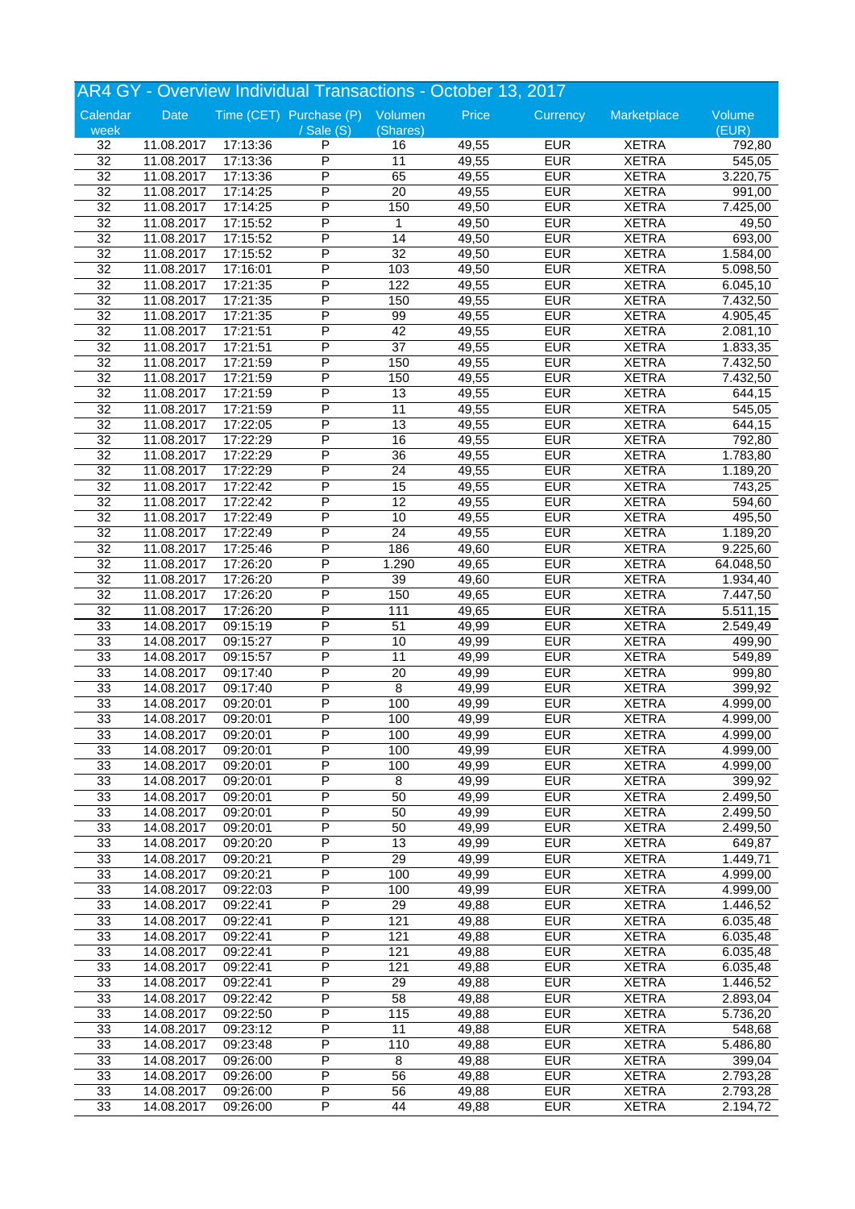## AR4 GY - Overview Individual Transactions - October 13, 2017

| Calendar week | Date | Time (CET) | Purchase (P) / Sale (S) | Volumen (Shares) | Price | Currency | Marketplace | Volume (EUR) |
|---|---|---|---|---|---|---|---|---|
| 32 | 11.08.2017 | 17:13:36 | P | 16 | 49,55 | EUR | XETRA | 792,80 |
| 32 | 11.08.2017 | 17:13:36 | P | 11 | 49,55 | EUR | XETRA | 545,05 |
| 32 | 11.08.2017 | 17:13:36 | P | 65 | 49,55 | EUR | XETRA | 3.220,75 |
| 32 | 11.08.2017 | 17:14:25 | P | 20 | 49,55 | EUR | XETRA | 991,00 |
| 32 | 11.08.2017 | 17:14:25 | P | 150 | 49,50 | EUR | XETRA | 7.425,00 |
| 32 | 11.08.2017 | 17:15:52 | P | 1 | 49,50 | EUR | XETRA | 49,50 |
| 32 | 11.08.2017 | 17:15:52 | P | 14 | 49,50 | EUR | XETRA | 693,00 |
| 32 | 11.08.2017 | 17:15:52 | P | 32 | 49,50 | EUR | XETRA | 1.584,00 |
| 32 | 11.08.2017 | 17:16:01 | P | 103 | 49,50 | EUR | XETRA | 5.098,50 |
| 32 | 11.08.2017 | 17:21:35 | P | 122 | 49,55 | EUR | XETRA | 6.045,10 |
| 32 | 11.08.2017 | 17:21:35 | P | 150 | 49,55 | EUR | XETRA | 7.432,50 |
| 32 | 11.08.2017 | 17:21:35 | P | 99 | 49,55 | EUR | XETRA | 4.905,45 |
| 32 | 11.08.2017 | 17:21:51 | P | 42 | 49,55 | EUR | XETRA | 2.081,10 |
| 32 | 11.08.2017 | 17:21:51 | P | 37 | 49,55 | EUR | XETRA | 1.833,35 |
| 32 | 11.08.2017 | 17:21:59 | P | 150 | 49,55 | EUR | XETRA | 7.432,50 |
| 32 | 11.08.2017 | 17:21:59 | P | 150 | 49,55 | EUR | XETRA | 7.432,50 |
| 32 | 11.08.2017 | 17:21:59 | P | 13 | 49,55 | EUR | XETRA | 644,15 |
| 32 | 11.08.2017 | 17:21:59 | P | 11 | 49,55 | EUR | XETRA | 545,05 |
| 32 | 11.08.2017 | 17:22:05 | P | 13 | 49,55 | EUR | XETRA | 644,15 |
| 32 | 11.08.2017 | 17:22:29 | P | 16 | 49,55 | EUR | XETRA | 792,80 |
| 32 | 11.08.2017 | 17:22:29 | P | 36 | 49,55 | EUR | XETRA | 1.783,80 |
| 32 | 11.08.2017 | 17:22:29 | P | 24 | 49,55 | EUR | XETRA | 1.189,20 |
| 32 | 11.08.2017 | 17:22:42 | P | 15 | 49,55 | EUR | XETRA | 743,25 |
| 32 | 11.08.2017 | 17:22:42 | P | 12 | 49,55 | EUR | XETRA | 594,60 |
| 32 | 11.08.2017 | 17:22:49 | P | 10 | 49,55 | EUR | XETRA | 495,50 |
| 32 | 11.08.2017 | 17:22:49 | P | 24 | 49,55 | EUR | XETRA | 1.189,20 |
| 32 | 11.08.2017 | 17:25:46 | P | 186 | 49,60 | EUR | XETRA | 9.225,60 |
| 32 | 11.08.2017 | 17:26:20 | P | 1.290 | 49,65 | EUR | XETRA | 64.048,50 |
| 32 | 11.08.2017 | 17:26:20 | P | 39 | 49,60 | EUR | XETRA | 1.934,40 |
| 32 | 11.08.2017 | 17:26:20 | P | 150 | 49,65 | EUR | XETRA | 7.447,50 |
| 32 | 11.08.2017 | 17:26:20 | P | 111 | 49,65 | EUR | XETRA | 5.511,15 |
| 33 | 14.08.2017 | 09:15:19 | P | 51 | 49,99 | EUR | XETRA | 2.549,49 |
| 33 | 14.08.2017 | 09:15:27 | P | 10 | 49,99 | EUR | XETRA | 499,90 |
| 33 | 14.08.2017 | 09:15:57 | P | 11 | 49,99 | EUR | XETRA | 549,89 |
| 33 | 14.08.2017 | 09:17:40 | P | 20 | 49,99 | EUR | XETRA | 999,80 |
| 33 | 14.08.2017 | 09:17:40 | P | 8 | 49,99 | EUR | XETRA | 399,92 |
| 33 | 14.08.2017 | 09:20:01 | P | 100 | 49,99 | EUR | XETRA | 4.999,00 |
| 33 | 14.08.2017 | 09:20:01 | P | 100 | 49,99 | EUR | XETRA | 4.999,00 |
| 33 | 14.08.2017 | 09:20:01 | P | 100 | 49,99 | EUR | XETRA | 4.999,00 |
| 33 | 14.08.2017 | 09:20:01 | P | 100 | 49,99 | EUR | XETRA | 4.999,00 |
| 33 | 14.08.2017 | 09:20:01 | P | 100 | 49,99 | EUR | XETRA | 4.999,00 |
| 33 | 14.08.2017 | 09:20:01 | P | 8 | 49,99 | EUR | XETRA | 399,92 |
| 33 | 14.08.2017 | 09:20:01 | P | 50 | 49,99 | EUR | XETRA | 2.499,50 |
| 33 | 14.08.2017 | 09:20:01 | P | 50 | 49,99 | EUR | XETRA | 2.499,50 |
| 33 | 14.08.2017 | 09:20:01 | P | 50 | 49,99 | EUR | XETRA | 2.499,50 |
| 33 | 14.08.2017 | 09:20:20 | P | 13 | 49,99 | EUR | XETRA | 649,87 |
| 33 | 14.08.2017 | 09:20:21 | P | 29 | 49,99 | EUR | XETRA | 1.449,71 |
| 33 | 14.08.2017 | 09:20:21 | P | 100 | 49,99 | EUR | XETRA | 4.999,00 |
| 33 | 14.08.2017 | 09:22:03 | P | 100 | 49,99 | EUR | XETRA | 4.999,00 |
| 33 | 14.08.2017 | 09:22:41 | P | 29 | 49,88 | EUR | XETRA | 1.446,52 |
| 33 | 14.08.2017 | 09:22:41 | P | 121 | 49,88 | EUR | XETRA | 6.035,48 |
| 33 | 14.08.2017 | 09:22:41 | P | 121 | 49,88 | EUR | XETRA | 6.035,48 |
| 33 | 14.08.2017 | 09:22:41 | P | 121 | 49,88 | EUR | XETRA | 6.035,48 |
| 33 | 14.08.2017 | 09:22:41 | P | 121 | 49,88 | EUR | XETRA | 6.035,48 |
| 33 | 14.08.2017 | 09:22:41 | P | 29 | 49,88 | EUR | XETRA | 1.446,52 |
| 33 | 14.08.2017 | 09:22:42 | P | 58 | 49,88 | EUR | XETRA | 2.893,04 |
| 33 | 14.08.2017 | 09:22:50 | P | 115 | 49,88 | EUR | XETRA | 5.736,20 |
| 33 | 14.08.2017 | 09:23:12 | P | 11 | 49,88 | EUR | XETRA | 548,68 |
| 33 | 14.08.2017 | 09:23:48 | P | 110 | 49,88 | EUR | XETRA | 5.486,80 |
| 33 | 14.08.2017 | 09:26:00 | P | 8 | 49,88 | EUR | XETRA | 399,04 |
| 33 | 14.08.2017 | 09:26:00 | P | 56 | 49,88 | EUR | XETRA | 2.793,28 |
| 33 | 14.08.2017 | 09:26:00 | P | 56 | 49,88 | EUR | XETRA | 2.793,28 |
| 33 | 14.08.2017 | 09:26:00 | P | 44 | 49,88 | EUR | XETRA | 2.194,72 |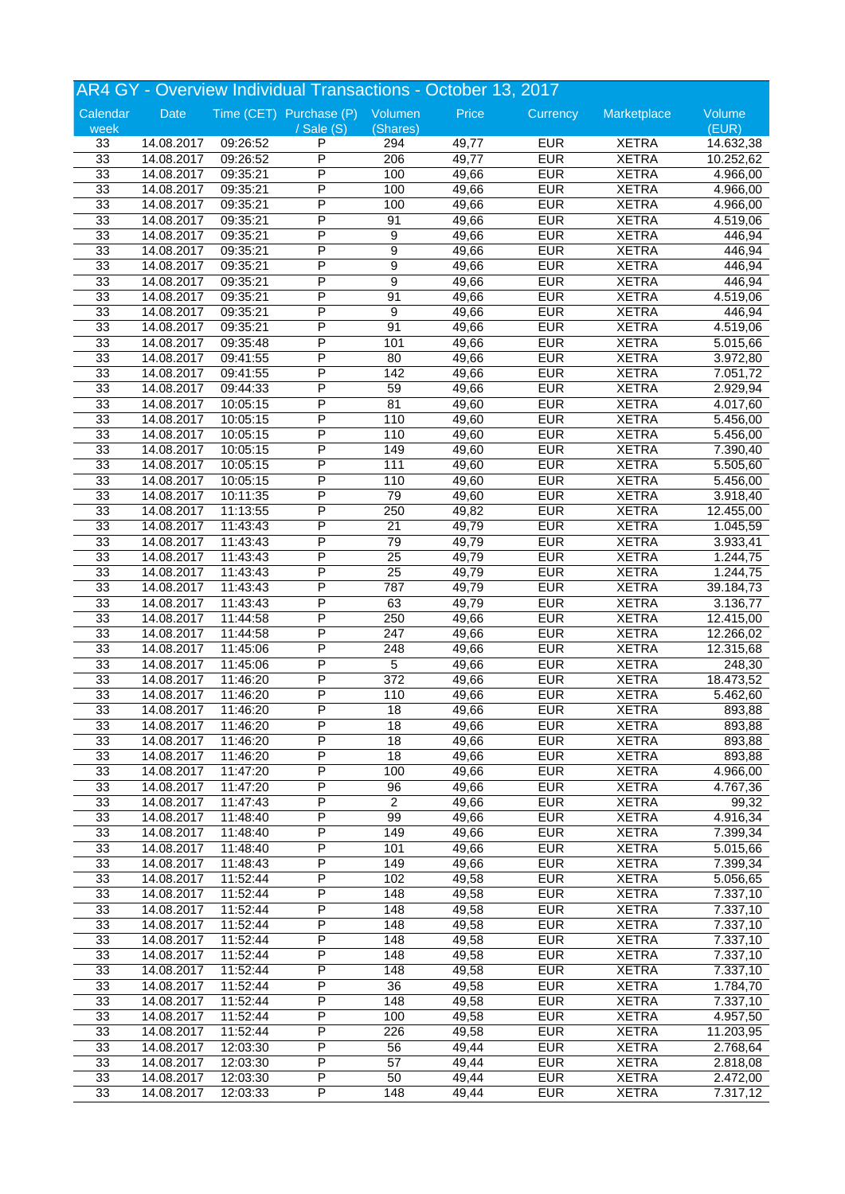# AR4 GY - Overview Individual Transactions - October 13, 2017

| Calendar week | Date | Time (CET) | Purchase (P) / Sale (S) | Volumen (Shares) | Price | Currency | Marketplace | Volume (EUR) |
|---|---|---|---|---|---|---|---|---|
| 33 | 14.08.2017 | 09:26:52 | P | 294 | 49,77 | EUR | XETRA | 14.632,38 |
| 33 | 14.08.2017 | 09:26:52 | P | 206 | 49,77 | EUR | XETRA | 10.252,62 |
| 33 | 14.08.2017 | 09:35:21 | P | 100 | 49,66 | EUR | XETRA | 4.966,00 |
| 33 | 14.08.2017 | 09:35:21 | P | 100 | 49,66 | EUR | XETRA | 4.966,00 |
| 33 | 14.08.2017 | 09:35:21 | P | 100 | 49,66 | EUR | XETRA | 4.966,00 |
| 33 | 14.08.2017 | 09:35:21 | P | 91 | 49,66 | EUR | XETRA | 4.519,06 |
| 33 | 14.08.2017 | 09:35:21 | P | 9 | 49,66 | EUR | XETRA | 446,94 |
| 33 | 14.08.2017 | 09:35:21 | P | 9 | 49,66 | EUR | XETRA | 446,94 |
| 33 | 14.08.2017 | 09:35:21 | P | 9 | 49,66 | EUR | XETRA | 446,94 |
| 33 | 14.08.2017 | 09:35:21 | P | 9 | 49,66 | EUR | XETRA | 446,94 |
| 33 | 14.08.2017 | 09:35:21 | P | 91 | 49,66 | EUR | XETRA | 4.519,06 |
| 33 | 14.08.2017 | 09:35:21 | P | 9 | 49,66 | EUR | XETRA | 446,94 |
| 33 | 14.08.2017 | 09:35:21 | P | 91 | 49,66 | EUR | XETRA | 4.519,06 |
| 33 | 14.08.2017 | 09:35:48 | P | 101 | 49,66 | EUR | XETRA | 5.015,66 |
| 33 | 14.08.2017 | 09:41:55 | P | 80 | 49,66 | EUR | XETRA | 3.972,80 |
| 33 | 14.08.2017 | 09:41:55 | P | 142 | 49,66 | EUR | XETRA | 7.051,72 |
| 33 | 14.08.2017 | 09:44:33 | P | 59 | 49,66 | EUR | XETRA | 2.929,94 |
| 33 | 14.08.2017 | 10:05:15 | P | 81 | 49,60 | EUR | XETRA | 4.017,60 |
| 33 | 14.08.2017 | 10:05:15 | P | 110 | 49,60 | EUR | XETRA | 5.456,00 |
| 33 | 14.08.2017 | 10:05:15 | P | 110 | 49,60 | EUR | XETRA | 5.456,00 |
| 33 | 14.08.2017 | 10:05:15 | P | 149 | 49,60 | EUR | XETRA | 7.390,40 |
| 33 | 14.08.2017 | 10:05:15 | P | 111 | 49,60 | EUR | XETRA | 5.505,60 |
| 33 | 14.08.2017 | 10:05:15 | P | 110 | 49,60 | EUR | XETRA | 5.456,00 |
| 33 | 14.08.2017 | 10:11:35 | P | 79 | 49,60 | EUR | XETRA | 3.918,40 |
| 33 | 14.08.2017 | 11:13:55 | P | 250 | 49,82 | EUR | XETRA | 12.455,00 |
| 33 | 14.08.2017 | 11:43:43 | P | 21 | 49,79 | EUR | XETRA | 1.045,59 |
| 33 | 14.08.2017 | 11:43:43 | P | 79 | 49,79 | EUR | XETRA | 3.933,41 |
| 33 | 14.08.2017 | 11:43:43 | P | 25 | 49,79 | EUR | XETRA | 1.244,75 |
| 33 | 14.08.2017 | 11:43:43 | P | 25 | 49,79 | EUR | XETRA | 1.244,75 |
| 33 | 14.08.2017 | 11:43:43 | P | 787 | 49,79 | EUR | XETRA | 39.184,73 |
| 33 | 14.08.2017 | 11:43:43 | P | 63 | 49,79 | EUR | XETRA | 3.136,77 |
| 33 | 14.08.2017 | 11:44:58 | P | 250 | 49,66 | EUR | XETRA | 12.415,00 |
| 33 | 14.08.2017 | 11:44:58 | P | 247 | 49,66 | EUR | XETRA | 12.266,02 |
| 33 | 14.08.2017 | 11:45:06 | P | 248 | 49,66 | EUR | XETRA | 12.315,68 |
| 33 | 14.08.2017 | 11:45:06 | P | 5 | 49,66 | EUR | XETRA | 248,30 |
| 33 | 14.08.2017 | 11:46:20 | P | 372 | 49,66 | EUR | XETRA | 18.473,52 |
| 33 | 14.08.2017 | 11:46:20 | P | 110 | 49,66 | EUR | XETRA | 5.462,60 |
| 33 | 14.08.2017 | 11:46:20 | P | 18 | 49,66 | EUR | XETRA | 893,88 |
| 33 | 14.08.2017 | 11:46:20 | P | 18 | 49,66 | EUR | XETRA | 893,88 |
| 33 | 14.08.2017 | 11:46:20 | P | 18 | 49,66 | EUR | XETRA | 893,88 |
| 33 | 14.08.2017 | 11:46:20 | P | 18 | 49,66 | EUR | XETRA | 893,88 |
| 33 | 14.08.2017 | 11:47:20 | P | 100 | 49,66 | EUR | XETRA | 4.966,00 |
| 33 | 14.08.2017 | 11:47:20 | P | 96 | 49,66 | EUR | XETRA | 4.767,36 |
| 33 | 14.08.2017 | 11:47:43 | P | 2 | 49,66 | EUR | XETRA | 99,32 |
| 33 | 14.08.2017 | 11:48:40 | P | 99 | 49,66 | EUR | XETRA | 4.916,34 |
| 33 | 14.08.2017 | 11:48:40 | P | 149 | 49,66 | EUR | XETRA | 7.399,34 |
| 33 | 14.08.2017 | 11:48:40 | P | 101 | 49,66 | EUR | XETRA | 5.015,66 |
| 33 | 14.08.2017 | 11:48:43 | P | 149 | 49,66 | EUR | XETRA | 7.399,34 |
| 33 | 14.08.2017 | 11:52:44 | P | 102 | 49,58 | EUR | XETRA | 5.056,65 |
| 33 | 14.08.2017 | 11:52:44 | P | 148 | 49,58 | EUR | XETRA | 7.337,10 |
| 33 | 14.08.2017 | 11:52:44 | P | 148 | 49,58 | EUR | XETRA | 7.337,10 |
| 33 | 14.08.2017 | 11:52:44 | P | 148 | 49,58 | EUR | XETRA | 7.337,10 |
| 33 | 14.08.2017 | 11:52:44 | P | 148 | 49,58 | EUR | XETRA | 7.337,10 |
| 33 | 14.08.2017 | 11:52:44 | P | 148 | 49,58 | EUR | XETRA | 7.337,10 |
| 33 | 14.08.2017 | 11:52:44 | P | 148 | 49,58 | EUR | XETRA | 7.337,10 |
| 33 | 14.08.2017 | 11:52:44 | P | 36 | 49,58 | EUR | XETRA | 1.784,70 |
| 33 | 14.08.2017 | 11:52:44 | P | 148 | 49,58 | EUR | XETRA | 7.337,10 |
| 33 | 14.08.2017 | 11:52:44 | P | 100 | 49,58 | EUR | XETRA | 4.957,50 |
| 33 | 14.08.2017 | 11:52:44 | P | 226 | 49,58 | EUR | XETRA | 11.203,95 |
| 33 | 14.08.2017 | 12:03:30 | P | 56 | 49,44 | EUR | XETRA | 2.768,64 |
| 33 | 14.08.2017 | 12:03:30 | P | 57 | 49,44 | EUR | XETRA | 2.818,08 |
| 33 | 14.08.2017 | 12:03:30 | P | 50 | 49,44 | EUR | XETRA | 2.472,00 |
| 33 | 14.08.2017 | 12:03:33 | P | 148 | 49,44 | EUR | XETRA | 7.317,12 |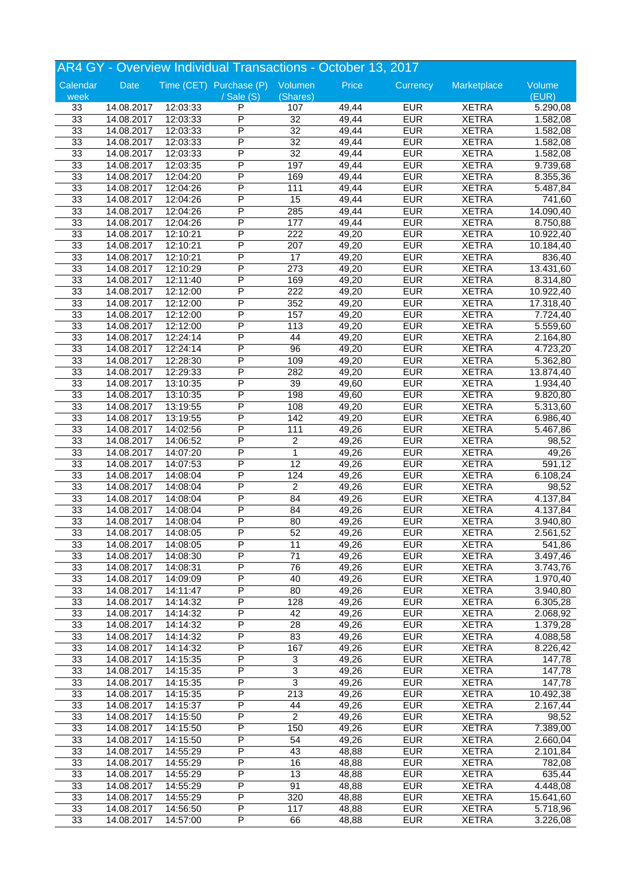# AR4 GY - Overview Individual Transactions - October 13, 2017

| Calendar week | Date | Time (CET) | Purchase (P) / Sale (S) | Volumen (Shares) | Price | Currency | Marketplace | Volume (EUR) |
|---|---|---|---|---|---|---|---|---|
| 33 | 14.08.2017 | 12:03:33 | P | 107 | 49,44 | EUR | XETRA | 5.290,08 |
| 33 | 14.08.2017 | 12:03:33 | P | 32 | 49,44 | EUR | XETRA | 1.582,08 |
| 33 | 14.08.2017 | 12:03:33 | P | 32 | 49,44 | EUR | XETRA | 1.582,08 |
| 33 | 14.08.2017 | 12:03:33 | P | 32 | 49,44 | EUR | XETRA | 1.582,08 |
| 33 | 14.08.2017 | 12:03:33 | P | 32 | 49,44 | EUR | XETRA | 1.582,08 |
| 33 | 14.08.2017 | 12:03:35 | P | 197 | 49,44 | EUR | XETRA | 9.739,68 |
| 33 | 14.08.2017 | 12:04:20 | P | 169 | 49,44 | EUR | XETRA | 8.355,36 |
| 33 | 14.08.2017 | 12:04:26 | P | 111 | 49,44 | EUR | XETRA | 5.487,84 |
| 33 | 14.08.2017 | 12:04:26 | P | 15 | 49,44 | EUR | XETRA | 741,60 |
| 33 | 14.08.2017 | 12:04:26 | P | 285 | 49,44 | EUR | XETRA | 14.090,40 |
| 33 | 14.08.2017 | 12:04:26 | P | 177 | 49,44 | EUR | XETRA | 8.750,88 |
| 33 | 14.08.2017 | 12:10:21 | P | 222 | 49,20 | EUR | XETRA | 10.922,40 |
| 33 | 14.08.2017 | 12:10:21 | P | 207 | 49,20 | EUR | XETRA | 10.184,40 |
| 33 | 14.08.2017 | 12:10:21 | P | 17 | 49,20 | EUR | XETRA | 836,40 |
| 33 | 14.08.2017 | 12:10:29 | P | 273 | 49,20 | EUR | XETRA | 13.431,60 |
| 33 | 14.08.2017 | 12:11:40 | P | 169 | 49,20 | EUR | XETRA | 8.314,80 |
| 33 | 14.08.2017 | 12:12:00 | P | 222 | 49,20 | EUR | XETRA | 10.922,40 |
| 33 | 14.08.2017 | 12:12:00 | P | 352 | 49,20 | EUR | XETRA | 17.318,40 |
| 33 | 14.08.2017 | 12:12:00 | P | 157 | 49,20 | EUR | XETRA | 7.724,40 |
| 33 | 14.08.2017 | 12:12:00 | P | 113 | 49,20 | EUR | XETRA | 5.559,60 |
| 33 | 14.08.2017 | 12:24:14 | P | 44 | 49,20 | EUR | XETRA | 2.164,80 |
| 33 | 14.08.2017 | 12:24:14 | P | 96 | 49,20 | EUR | XETRA | 4.723,20 |
| 33 | 14.08.2017 | 12:28:30 | P | 109 | 49,20 | EUR | XETRA | 5.362,80 |
| 33 | 14.08.2017 | 12:29:33 | P | 282 | 49,20 | EUR | XETRA | 13.874,40 |
| 33 | 14.08.2017 | 13:10:35 | P | 39 | 49,60 | EUR | XETRA | 1.934,40 |
| 33 | 14.08.2017 | 13:10:35 | P | 198 | 49,60 | EUR | XETRA | 9.820,80 |
| 33 | 14.08.2017 | 13:19:55 | P | 108 | 49,20 | EUR | XETRA | 5.313,60 |
| 33 | 14.08.2017 | 13:19:55 | P | 142 | 49,20 | EUR | XETRA | 6.986,40 |
| 33 | 14.08.2017 | 14:02:56 | P | 111 | 49,26 | EUR | XETRA | 5.467,86 |
| 33 | 14.08.2017 | 14:06:52 | P | 2 | 49,26 | EUR | XETRA | 98,52 |
| 33 | 14.08.2017 | 14:07:20 | P | 1 | 49,26 | EUR | XETRA | 49,26 |
| 33 | 14.08.2017 | 14:07:53 | P | 12 | 49,26 | EUR | XETRA | 591,12 |
| 33 | 14.08.2017 | 14:08:04 | P | 124 | 49,26 | EUR | XETRA | 6.108,24 |
| 33 | 14.08.2017 | 14:08:04 | P | 2 | 49,26 | EUR | XETRA | 98,52 |
| 33 | 14.08.2017 | 14:08:04 | P | 84 | 49,26 | EUR | XETRA | 4.137,84 |
| 33 | 14.08.2017 | 14:08:04 | P | 84 | 49,26 | EUR | XETRA | 4.137,84 |
| 33 | 14.08.2017 | 14:08:04 | P | 80 | 49,26 | EUR | XETRA | 3.940,80 |
| 33 | 14.08.2017 | 14:08:05 | P | 52 | 49,26 | EUR | XETRA | 2.561,52 |
| 33 | 14.08.2017 | 14:08:05 | P | 11 | 49,26 | EUR | XETRA | 541,86 |
| 33 | 14.08.2017 | 14:08:30 | P | 71 | 49,26 | EUR | XETRA | 3.497,46 |
| 33 | 14.08.2017 | 14:08:31 | P | 76 | 49,26 | EUR | XETRA | 3.743,76 |
| 33 | 14.08.2017 | 14:09:09 | P | 40 | 49,26 | EUR | XETRA | 1.970,40 |
| 33 | 14.08.2017 | 14:11:47 | P | 80 | 49,26 | EUR | XETRA | 3.940,80 |
| 33 | 14.08.2017 | 14:14:32 | P | 128 | 49,26 | EUR | XETRA | 6.305,28 |
| 33 | 14.08.2017 | 14:14:32 | P | 42 | 49,26 | EUR | XETRA | 2.068,92 |
| 33 | 14.08.2017 | 14:14:32 | P | 28 | 49,26 | EUR | XETRA | 1.379,28 |
| 33 | 14.08.2017 | 14:14:32 | P | 83 | 49,26 | EUR | XETRA | 4.088,58 |
| 33 | 14.08.2017 | 14:14:32 | P | 167 | 49,26 | EUR | XETRA | 8.226,42 |
| 33 | 14.08.2017 | 14:15:35 | P | 3 | 49,26 | EUR | XETRA | 147,78 |
| 33 | 14.08.2017 | 14:15:35 | P | 3 | 49,26 | EUR | XETRA | 147,78 |
| 33 | 14.08.2017 | 14:15:35 | P | 3 | 49,26 | EUR | XETRA | 147,78 |
| 33 | 14.08.2017 | 14:15:35 | P | 213 | 49,26 | EUR | XETRA | 10.492,38 |
| 33 | 14.08.2017 | 14:15:37 | P | 44 | 49,26 | EUR | XETRA | 2.167,44 |
| 33 | 14.08.2017 | 14:15:50 | P | 2 | 49,26 | EUR | XETRA | 98,52 |
| 33 | 14.08.2017 | 14:15:50 | P | 150 | 49,26 | EUR | XETRA | 7.389,00 |
| 33 | 14.08.2017 | 14:15:50 | P | 54 | 49,26 | EUR | XETRA | 2.660,04 |
| 33 | 14.08.2017 | 14:55:29 | P | 43 | 48,88 | EUR | XETRA | 2.101,84 |
| 33 | 14.08.2017 | 14:55:29 | P | 16 | 48,88 | EUR | XETRA | 782,08 |
| 33 | 14.08.2017 | 14:55:29 | P | 13 | 48,88 | EUR | XETRA | 635,44 |
| 33 | 14.08.2017 | 14:55:29 | P | 91 | 48,88 | EUR | XETRA | 4.448,08 |
| 33 | 14.08.2017 | 14:55:29 | P | 320 | 48,88 | EUR | XETRA | 15.641,60 |
| 33 | 14.08.2017 | 14:56:50 | P | 117 | 48,88 | EUR | XETRA | 5.718,96 |
| 33 | 14.08.2017 | 14:57:00 | P | 66 | 48,88 | EUR | XETRA | 3.226,08 |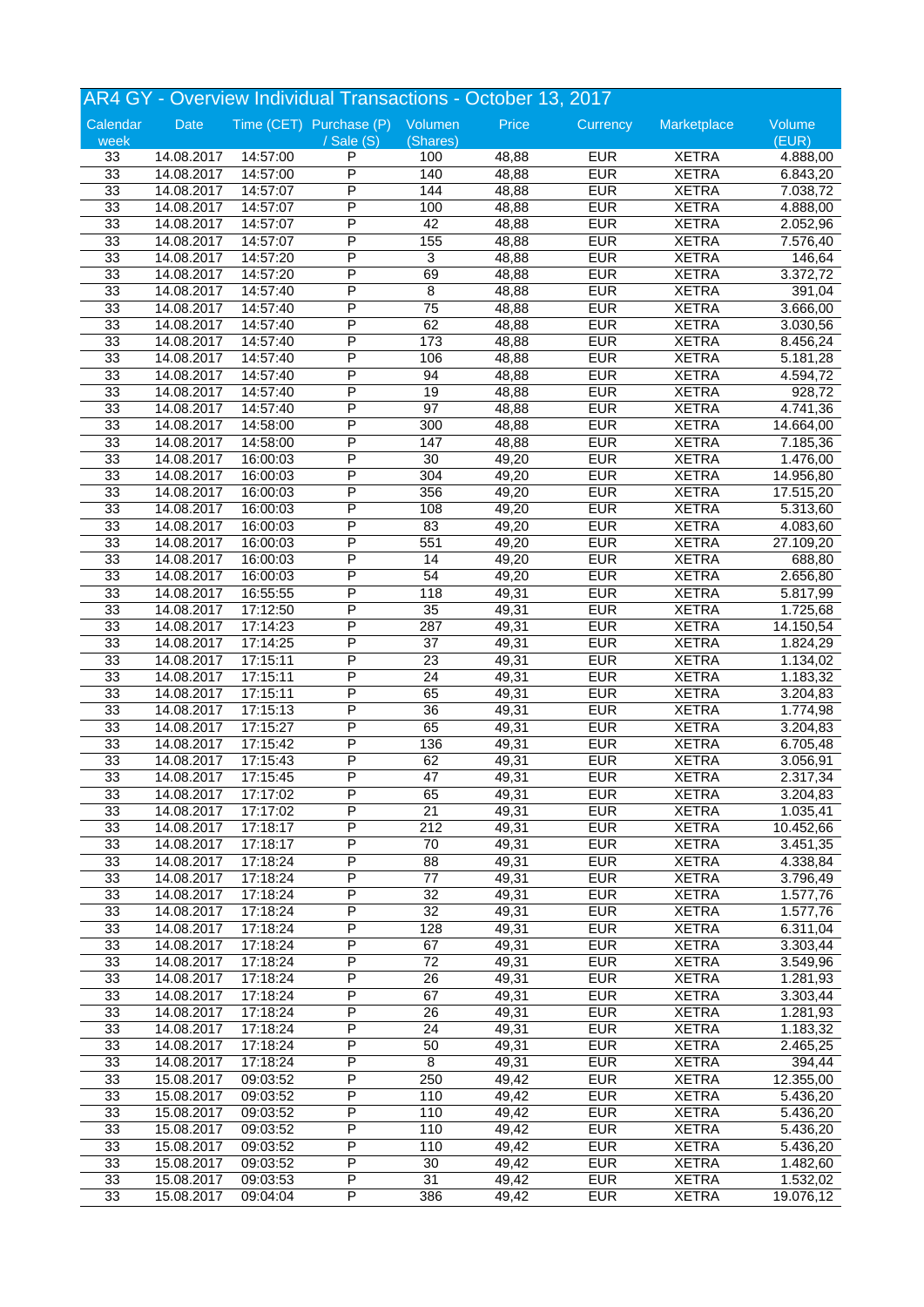# AR4 GY - Overview Individual Transactions - October 13, 2017

| Calendar week | Date | Time (CET) | Purchase (P) / Sale (S) | Volumen (Shares) | Price | Currency | Marketplace | Volume (EUR) |
|---|---|---|---|---|---|---|---|---|
| 33 | 14.08.2017 | 14:57:00 | P | 100 | 48,88 | EUR | XETRA | 4.888,00 |
| 33 | 14.08.2017 | 14:57:00 | P | 140 | 48,88 | EUR | XETRA | 6.843,20 |
| 33 | 14.08.2017 | 14:57:07 | P | 144 | 48,88 | EUR | XETRA | 7.038,72 |
| 33 | 14.08.2017 | 14:57:07 | P | 100 | 48,88 | EUR | XETRA | 4.888,00 |
| 33 | 14.08.2017 | 14:57:07 | P | 42 | 48,88 | EUR | XETRA | 2.052,96 |
| 33 | 14.08.2017 | 14:57:07 | P | 155 | 48,88 | EUR | XETRA | 7.576,40 |
| 33 | 14.08.2017 | 14:57:20 | P | 3 | 48,88 | EUR | XETRA | 146,64 |
| 33 | 14.08.2017 | 14:57:20 | P | 69 | 48,88 | EUR | XETRA | 3.372,72 |
| 33 | 14.08.2017 | 14:57:40 | P | 8 | 48,88 | EUR | XETRA | 391,04 |
| 33 | 14.08.2017 | 14:57:40 | P | 75 | 48,88 | EUR | XETRA | 3.666,00 |
| 33 | 14.08.2017 | 14:57:40 | P | 62 | 48,88 | EUR | XETRA | 3.030,56 |
| 33 | 14.08.2017 | 14:57:40 | P | 173 | 48,88 | EUR | XETRA | 8.456,24 |
| 33 | 14.08.2017 | 14:57:40 | P | 106 | 48,88 | EUR | XETRA | 5.181,28 |
| 33 | 14.08.2017 | 14:57:40 | P | 94 | 48,88 | EUR | XETRA | 4.594,72 |
| 33 | 14.08.2017 | 14:57:40 | P | 19 | 48,88 | EUR | XETRA | 928,72 |
| 33 | 14.08.2017 | 14:57:40 | P | 97 | 48,88 | EUR | XETRA | 4.741,36 |
| 33 | 14.08.2017 | 14:58:00 | P | 300 | 48,88 | EUR | XETRA | 14.664,00 |
| 33 | 14.08.2017 | 14:58:00 | P | 147 | 48,88 | EUR | XETRA | 7.185,36 |
| 33 | 14.08.2017 | 16:00:03 | P | 30 | 49,20 | EUR | XETRA | 1.476,00 |
| 33 | 14.08.2017 | 16:00:03 | P | 304 | 49,20 | EUR | XETRA | 14.956,80 |
| 33 | 14.08.2017 | 16:00:03 | P | 356 | 49,20 | EUR | XETRA | 17.515,20 |
| 33 | 14.08.2017 | 16:00:03 | P | 108 | 49,20 | EUR | XETRA | 5.313,60 |
| 33 | 14.08.2017 | 16:00:03 | P | 83 | 49,20 | EUR | XETRA | 4.083,60 |
| 33 | 14.08.2017 | 16:00:03 | P | 551 | 49,20 | EUR | XETRA | 27.109,20 |
| 33 | 14.08.2017 | 16:00:03 | P | 14 | 49,20 | EUR | XETRA | 688,80 |
| 33 | 14.08.2017 | 16:00:03 | P | 54 | 49,20 | EUR | XETRA | 2.656,80 |
| 33 | 14.08.2017 | 16:55:55 | P | 118 | 49,31 | EUR | XETRA | 5.817,99 |
| 33 | 14.08.2017 | 17:12:50 | P | 35 | 49,31 | EUR | XETRA | 1.725,68 |
| 33 | 14.08.2017 | 17:14:23 | P | 287 | 49,31 | EUR | XETRA | 14.150,54 |
| 33 | 14.08.2017 | 17:14:25 | P | 37 | 49,31 | EUR | XETRA | 1.824,29 |
| 33 | 14.08.2017 | 17:15:11 | P | 23 | 49,31 | EUR | XETRA | 1.134,02 |
| 33 | 14.08.2017 | 17:15:11 | P | 24 | 49,31 | EUR | XETRA | 1.183,32 |
| 33 | 14.08.2017 | 17:15:11 | P | 65 | 49,31 | EUR | XETRA | 3.204,83 |
| 33 | 14.08.2017 | 17:15:13 | P | 36 | 49,31 | EUR | XETRA | 1.774,98 |
| 33 | 14.08.2017 | 17:15:27 | P | 65 | 49,31 | EUR | XETRA | 3.204,83 |
| 33 | 14.08.2017 | 17:15:42 | P | 136 | 49,31 | EUR | XETRA | 6.705,48 |
| 33 | 14.08.2017 | 17:15:43 | P | 62 | 49,31 | EUR | XETRA | 3.056,91 |
| 33 | 14.08.2017 | 17:15:45 | P | 47 | 49,31 | EUR | XETRA | 2.317,34 |
| 33 | 14.08.2017 | 17:17:02 | P | 65 | 49,31 | EUR | XETRA | 3.204,83 |
| 33 | 14.08.2017 | 17:17:02 | P | 21 | 49,31 | EUR | XETRA | 1.035,41 |
| 33 | 14.08.2017 | 17:18:17 | P | 212 | 49,31 | EUR | XETRA | 10.452,66 |
| 33 | 14.08.2017 | 17:18:17 | P | 70 | 49,31 | EUR | XETRA | 3.451,35 |
| 33 | 14.08.2017 | 17:18:24 | P | 88 | 49,31 | EUR | XETRA | 4.338,84 |
| 33 | 14.08.2017 | 17:18:24 | P | 77 | 49,31 | EUR | XETRA | 3.796,49 |
| 33 | 14.08.2017 | 17:18:24 | P | 32 | 49,31 | EUR | XETRA | 1.577,76 |
| 33 | 14.08.2017 | 17:18:24 | P | 32 | 49,31 | EUR | XETRA | 1.577,76 |
| 33 | 14.08.2017 | 17:18:24 | P | 128 | 49,31 | EUR | XETRA | 6.311,04 |
| 33 | 14.08.2017 | 17:18:24 | P | 67 | 49,31 | EUR | XETRA | 3.303,44 |
| 33 | 14.08.2017 | 17:18:24 | P | 72 | 49,31 | EUR | XETRA | 3.549,96 |
| 33 | 14.08.2017 | 17:18:24 | P | 26 | 49,31 | EUR | XETRA | 1.281,93 |
| 33 | 14.08.2017 | 17:18:24 | P | 67 | 49,31 | EUR | XETRA | 3.303,44 |
| 33 | 14.08.2017 | 17:18:24 | P | 26 | 49,31 | EUR | XETRA | 1.281,93 |
| 33 | 14.08.2017 | 17:18:24 | P | 24 | 49,31 | EUR | XETRA | 1.183,32 |
| 33 | 14.08.2017 | 17:18:24 | P | 50 | 49,31 | EUR | XETRA | 2.465,25 |
| 33 | 14.08.2017 | 17:18:24 | P | 8 | 49,31 | EUR | XETRA | 394,44 |
| 33 | 15.08.2017 | 09:03:52 | P | 250 | 49,42 | EUR | XETRA | 12.355,00 |
| 33 | 15.08.2017 | 09:03:52 | P | 110 | 49,42 | EUR | XETRA | 5.436,20 |
| 33 | 15.08.2017 | 09:03:52 | P | 110 | 49,42 | EUR | XETRA | 5.436,20 |
| 33 | 15.08.2017 | 09:03:52 | P | 110 | 49,42 | EUR | XETRA | 5.436,20 |
| 33 | 15.08.2017 | 09:03:52 | P | 110 | 49,42 | EUR | XETRA | 5.436,20 |
| 33 | 15.08.2017 | 09:03:52 | P | 30 | 49,42 | EUR | XETRA | 1.482,60 |
| 33 | 15.08.2017 | 09:03:53 | P | 31 | 49,42 | EUR | XETRA | 1.532,02 |
| 33 | 15.08.2017 | 09:04:04 | P | 386 | 49,42 | EUR | XETRA | 19.076,12 |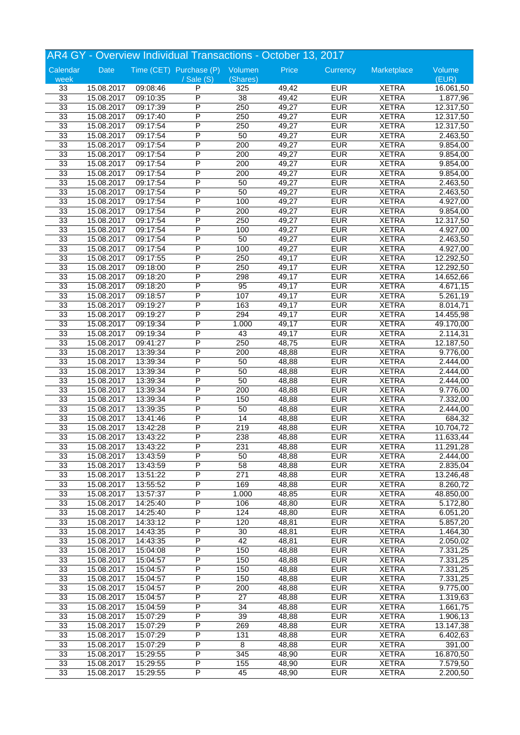# AR4 GY - Overview Individual Transactions - October 13, 2017

| Calendar week | Date | Time (CET) | Purchase (P) / Sale (S) | Volumen (Shares) | Price | Currency | Marketplace | Volume (EUR) |
|---|---|---|---|---|---|---|---|---|
| 33 | 15.08.2017 | 09:08:46 | P | 325 | 49,42 | EUR | XETRA | 16.061,50 |
| 33 | 15.08.2017 | 09:10:35 | P | 38 | 49,42 | EUR | XETRA | 1.877,96 |
| 33 | 15.08.2017 | 09:17:39 | P | 250 | 49,27 | EUR | XETRA | 12.317,50 |
| 33 | 15.08.2017 | 09:17:40 | P | 250 | 49,27 | EUR | XETRA | 12.317,50 |
| 33 | 15.08.2017 | 09:17:54 | P | 250 | 49,27 | EUR | XETRA | 12.317,50 |
| 33 | 15.08.2017 | 09:17:54 | P | 50 | 49,27 | EUR | XETRA | 2.463,50 |
| 33 | 15.08.2017 | 09:17:54 | P | 200 | 49,27 | EUR | XETRA | 9.854,00 |
| 33 | 15.08.2017 | 09:17:54 | P | 200 | 49,27 | EUR | XETRA | 9.854,00 |
| 33 | 15.08.2017 | 09:17:54 | P | 200 | 49,27 | EUR | XETRA | 9.854,00 |
| 33 | 15.08.2017 | 09:17:54 | P | 200 | 49,27 | EUR | XETRA | 9.854,00 |
| 33 | 15.08.2017 | 09:17:54 | P | 50 | 49,27 | EUR | XETRA | 2.463,50 |
| 33 | 15.08.2017 | 09:17:54 | P | 50 | 49,27 | EUR | XETRA | 2.463,50 |
| 33 | 15.08.2017 | 09:17:54 | P | 100 | 49,27 | EUR | XETRA | 4.927,00 |
| 33 | 15.08.2017 | 09:17:54 | P | 200 | 49,27 | EUR | XETRA | 9.854,00 |
| 33 | 15.08.2017 | 09:17:54 | P | 250 | 49,27 | EUR | XETRA | 12.317,50 |
| 33 | 15.08.2017 | 09:17:54 | P | 100 | 49,27 | EUR | XETRA | 4.927,00 |
| 33 | 15.08.2017 | 09:17:54 | P | 50 | 49,27 | EUR | XETRA | 2.463,50 |
| 33 | 15.08.2017 | 09:17:54 | P | 100 | 49,27 | EUR | XETRA | 4.927,00 |
| 33 | 15.08.2017 | 09:17:55 | P | 250 | 49,17 | EUR | XETRA | 12.292,50 |
| 33 | 15.08.2017 | 09:18:00 | P | 250 | 49,17 | EUR | XETRA | 12.292,50 |
| 33 | 15.08.2017 | 09:18:20 | P | 298 | 49,17 | EUR | XETRA | 14.652,66 |
| 33 | 15.08.2017 | 09:18:20 | P | 95 | 49,17 | EUR | XETRA | 4.671,15 |
| 33 | 15.08.2017 | 09:18:57 | P | 107 | 49,17 | EUR | XETRA | 5.261,19 |
| 33 | 15.08.2017 | 09:19:27 | P | 163 | 49,17 | EUR | XETRA | 8.014,71 |
| 33 | 15.08.2017 | 09:19:27 | P | 294 | 49,17 | EUR | XETRA | 14.455,98 |
| 33 | 15.08.2017 | 09:19:34 | P | 1.000 | 49,17 | EUR | XETRA | 49.170,00 |
| 33 | 15.08.2017 | 09:19:34 | P | 43 | 49,17 | EUR | XETRA | 2.114,31 |
| 33 | 15.08.2017 | 09:41:27 | P | 250 | 48,75 | EUR | XETRA | 12.187,50 |
| 33 | 15.08.2017 | 13:39:34 | P | 200 | 48,88 | EUR | XETRA | 9.776,00 |
| 33 | 15.08.2017 | 13:39:34 | P | 50 | 48,88 | EUR | XETRA | 2.444,00 |
| 33 | 15.08.2017 | 13:39:34 | P | 50 | 48,88 | EUR | XETRA | 2.444,00 |
| 33 | 15.08.2017 | 13:39:34 | P | 50 | 48,88 | EUR | XETRA | 2.444,00 |
| 33 | 15.08.2017 | 13:39:34 | P | 200 | 48,88 | EUR | XETRA | 9.776,00 |
| 33 | 15.08.2017 | 13:39:34 | P | 150 | 48,88 | EUR | XETRA | 7.332,00 |
| 33 | 15.08.2017 | 13:39:35 | P | 50 | 48,88 | EUR | XETRA | 2.444,00 |
| 33 | 15.08.2017 | 13:41:46 | P | 14 | 48,88 | EUR | XETRA | 684,32 |
| 33 | 15.08.2017 | 13:42:28 | P | 219 | 48,88 | EUR | XETRA | 10.704,72 |
| 33 | 15.08.2017 | 13:43:22 | P | 238 | 48,88 | EUR | XETRA | 11.633,44 |
| 33 | 15.08.2017 | 13:43:22 | P | 231 | 48,88 | EUR | XETRA | 11.291,28 |
| 33 | 15.08.2017 | 13:43:59 | P | 50 | 48,88 | EUR | XETRA | 2.444,00 |
| 33 | 15.08.2017 | 13:43:59 | P | 58 | 48,88 | EUR | XETRA | 2.835,04 |
| 33 | 15.08.2017 | 13:51:22 | P | 271 | 48,88 | EUR | XETRA | 13.246,48 |
| 33 | 15.08.2017 | 13:55:52 | P | 169 | 48,88 | EUR | XETRA | 8.260,72 |
| 33 | 15.08.2017 | 13:57:37 | P | 1.000 | 48,85 | EUR | XETRA | 48.850,00 |
| 33 | 15.08.2017 | 14:25:40 | P | 106 | 48,80 | EUR | XETRA | 5.172,80 |
| 33 | 15.08.2017 | 14:25:40 | P | 124 | 48,80 | EUR | XETRA | 6.051,20 |
| 33 | 15.08.2017 | 14:33:12 | P | 120 | 48,81 | EUR | XETRA | 5.857,20 |
| 33 | 15.08.2017 | 14:43:35 | P | 30 | 48,81 | EUR | XETRA | 1.464,30 |
| 33 | 15.08.2017 | 14:43:35 | P | 42 | 48,81 | EUR | XETRA | 2.050,02 |
| 33 | 15.08.2017 | 15:04:08 | P | 150 | 48,88 | EUR | XETRA | 7.331,25 |
| 33 | 15.08.2017 | 15:04:57 | P | 150 | 48,88 | EUR | XETRA | 7.331,25 |
| 33 | 15.08.2017 | 15:04:57 | P | 150 | 48,88 | EUR | XETRA | 7.331,25 |
| 33 | 15.08.2017 | 15:04:57 | P | 150 | 48,88 | EUR | XETRA | 7.331,25 |
| 33 | 15.08.2017 | 15:04:57 | P | 200 | 48,88 | EUR | XETRA | 9.775,00 |
| 33 | 15.08.2017 | 15:04:57 | P | 27 | 48,88 | EUR | XETRA | 1.319,63 |
| 33 | 15.08.2017 | 15:04:59 | P | 34 | 48,88 | EUR | XETRA | 1.661,75 |
| 33 | 15.08.2017 | 15:07:29 | P | 39 | 48,88 | EUR | XETRA | 1.906,13 |
| 33 | 15.08.2017 | 15:07:29 | P | 269 | 48,88 | EUR | XETRA | 13.147,38 |
| 33 | 15.08.2017 | 15:07:29 | P | 131 | 48,88 | EUR | XETRA | 6.402,63 |
| 33 | 15.08.2017 | 15:07:29 | P | 8 | 48,88 | EUR | XETRA | 391,00 |
| 33 | 15.08.2017 | 15:29:55 | P | 345 | 48,90 | EUR | XETRA | 16.870,50 |
| 33 | 15.08.2017 | 15:29:55 | P | 155 | 48,90 | EUR | XETRA | 7.579,50 |
| 33 | 15.08.2017 | 15:29:55 | P | 45 | 48,90 | EUR | XETRA | 2.200,50 |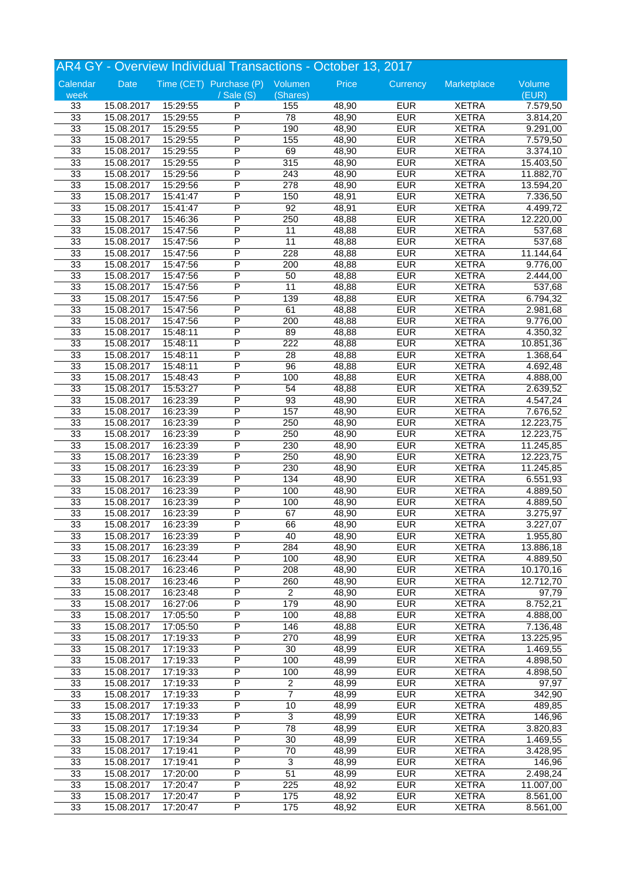## AR4 GY - Overview Individual Transactions - October 13, 2017

| Calendar week | Date | Time (CET) | Purchase (P) / Sale (S) | Volumen (Shares) | Price | Currency | Marketplace | Volume (EUR) |
|---|---|---|---|---|---|---|---|---|
| 33 | 15.08.2017 | 15:29:55 | P | 155 | 48,90 | EUR | XETRA | 7.579,50 |
| 33 | 15.08.2017 | 15:29:55 | P | 78 | 48,90 | EUR | XETRA | 3.814,20 |
| 33 | 15.08.2017 | 15:29:55 | P | 190 | 48,90 | EUR | XETRA | 9.291,00 |
| 33 | 15.08.2017 | 15:29:55 | P | 155 | 48,90 | EUR | XETRA | 7.579,50 |
| 33 | 15.08.2017 | 15:29:55 | P | 69 | 48,90 | EUR | XETRA | 3.374,10 |
| 33 | 15.08.2017 | 15:29:55 | P | 315 | 48,90 | EUR | XETRA | 15.403,50 |
| 33 | 15.08.2017 | 15:29:56 | P | 243 | 48,90 | EUR | XETRA | 11.882,70 |
| 33 | 15.08.2017 | 15:29:56 | P | 278 | 48,90 | EUR | XETRA | 13.594,20 |
| 33 | 15.08.2017 | 15:41:47 | P | 150 | 48,91 | EUR | XETRA | 7.336,50 |
| 33 | 15.08.2017 | 15:41:47 | P | 92 | 48,91 | EUR | XETRA | 4.499,72 |
| 33 | 15.08.2017 | 15:46:36 | P | 250 | 48,88 | EUR | XETRA | 12.220,00 |
| 33 | 15.08.2017 | 15:47:56 | P | 11 | 48,88 | EUR | XETRA | 537,68 |
| 33 | 15.08.2017 | 15:47:56 | P | 11 | 48,88 | EUR | XETRA | 537,68 |
| 33 | 15.08.2017 | 15:47:56 | P | 228 | 48,88 | EUR | XETRA | 11.144,64 |
| 33 | 15.08.2017 | 15:47:56 | P | 200 | 48,88 | EUR | XETRA | 9.776,00 |
| 33 | 15.08.2017 | 15:47:56 | P | 50 | 48,88 | EUR | XETRA | 2.444,00 |
| 33 | 15.08.2017 | 15:47:56 | P | 11 | 48,88 | EUR | XETRA | 537,68 |
| 33 | 15.08.2017 | 15:47:56 | P | 139 | 48,88 | EUR | XETRA | 6.794,32 |
| 33 | 15.08.2017 | 15:47:56 | P | 61 | 48,88 | EUR | XETRA | 2.981,68 |
| 33 | 15.08.2017 | 15:47:56 | P | 200 | 48,88 | EUR | XETRA | 9.776,00 |
| 33 | 15.08.2017 | 15:48:11 | P | 89 | 48,88 | EUR | XETRA | 4.350,32 |
| 33 | 15.08.2017 | 15:48:11 | P | 222 | 48,88 | EUR | XETRA | 10.851,36 |
| 33 | 15.08.2017 | 15:48:11 | P | 28 | 48,88 | EUR | XETRA | 1.368,64 |
| 33 | 15.08.2017 | 15:48:11 | P | 96 | 48,88 | EUR | XETRA | 4.692,48 |
| 33 | 15.08.2017 | 15:48:43 | P | 100 | 48,88 | EUR | XETRA | 4.888,00 |
| 33 | 15.08.2017 | 15:53:27 | P | 54 | 48,88 | EUR | XETRA | 2.639,52 |
| 33 | 15.08.2017 | 16:23:39 | P | 93 | 48,90 | EUR | XETRA | 4.547,24 |
| 33 | 15.08.2017 | 16:23:39 | P | 157 | 48,90 | EUR | XETRA | 7.676,52 |
| 33 | 15.08.2017 | 16:23:39 | P | 250 | 48,90 | EUR | XETRA | 12.223,75 |
| 33 | 15.08.2017 | 16:23:39 | P | 250 | 48,90 | EUR | XETRA | 12.223,75 |
| 33 | 15.08.2017 | 16:23:39 | P | 230 | 48,90 | EUR | XETRA | 11.245,85 |
| 33 | 15.08.2017 | 16:23:39 | P | 250 | 48,90 | EUR | XETRA | 12.223,75 |
| 33 | 15.08.2017 | 16:23:39 | P | 230 | 48,90 | EUR | XETRA | 11.245,85 |
| 33 | 15.08.2017 | 16:23:39 | P | 134 | 48,90 | EUR | XETRA | 6.551,93 |
| 33 | 15.08.2017 | 16:23:39 | P | 100 | 48,90 | EUR | XETRA | 4.889,50 |
| 33 | 15.08.2017 | 16:23:39 | P | 100 | 48,90 | EUR | XETRA | 4.889,50 |
| 33 | 15.08.2017 | 16:23:39 | P | 67 | 48,90 | EUR | XETRA | 3.275,97 |
| 33 | 15.08.2017 | 16:23:39 | P | 66 | 48,90 | EUR | XETRA | 3.227,07 |
| 33 | 15.08.2017 | 16:23:39 | P | 40 | 48,90 | EUR | XETRA | 1.955,80 |
| 33 | 15.08.2017 | 16:23:39 | P | 284 | 48,90 | EUR | XETRA | 13.886,18 |
| 33 | 15.08.2017 | 16:23:44 | P | 100 | 48,90 | EUR | XETRA | 4.889,50 |
| 33 | 15.08.2017 | 16:23:46 | P | 208 | 48,90 | EUR | XETRA | 10.170,16 |
| 33 | 15.08.2017 | 16:23:46 | P | 260 | 48,90 | EUR | XETRA | 12.712,70 |
| 33 | 15.08.2017 | 16:23:48 | P | 2 | 48,90 | EUR | XETRA | 97,79 |
| 33 | 15.08.2017 | 16:27:06 | P | 179 | 48,90 | EUR | XETRA | 8.752,21 |
| 33 | 15.08.2017 | 17:05:50 | P | 100 | 48,88 | EUR | XETRA | 4.888,00 |
| 33 | 15.08.2017 | 17:05:50 | P | 146 | 48,88 | EUR | XETRA | 7.136,48 |
| 33 | 15.08.2017 | 17:19:33 | P | 270 | 48,99 | EUR | XETRA | 13.225,95 |
| 33 | 15.08.2017 | 17:19:33 | P | 30 | 48,99 | EUR | XETRA | 1.469,55 |
| 33 | 15.08.2017 | 17:19:33 | P | 100 | 48,99 | EUR | XETRA | 4.898,50 |
| 33 | 15.08.2017 | 17:19:33 | P | 100 | 48,99 | EUR | XETRA | 4.898,50 |
| 33 | 15.08.2017 | 17:19:33 | P | 2 | 48,99 | EUR | XETRA | 97,97 |
| 33 | 15.08.2017 | 17:19:33 | P | 7 | 48,99 | EUR | XETRA | 342,90 |
| 33 | 15.08.2017 | 17:19:33 | P | 10 | 48,99 | EUR | XETRA | 489,85 |
| 33 | 15.08.2017 | 17:19:33 | P | 3 | 48,99 | EUR | XETRA | 146,96 |
| 33 | 15.08.2017 | 17:19:34 | P | 78 | 48,99 | EUR | XETRA | 3.820,83 |
| 33 | 15.08.2017 | 17:19:34 | P | 30 | 48,99 | EUR | XETRA | 1.469,55 |
| 33 | 15.08.2017 | 17:19:41 | P | 70 | 48,99 | EUR | XETRA | 3.428,95 |
| 33 | 15.08.2017 | 17:19:41 | P | 3 | 48,99 | EUR | XETRA | 146,96 |
| 33 | 15.08.2017 | 17:20:00 | P | 51 | 48,99 | EUR | XETRA | 2.498,24 |
| 33 | 15.08.2017 | 17:20:47 | P | 225 | 48,92 | EUR | XETRA | 11.007,00 |
| 33 | 15.08.2017 | 17:20:47 | P | 175 | 48,92 | EUR | XETRA | 8.561,00 |
| 33 | 15.08.2017 | 17:20:47 | P | 175 | 48,92 | EUR | XETRA | 8.561,00 |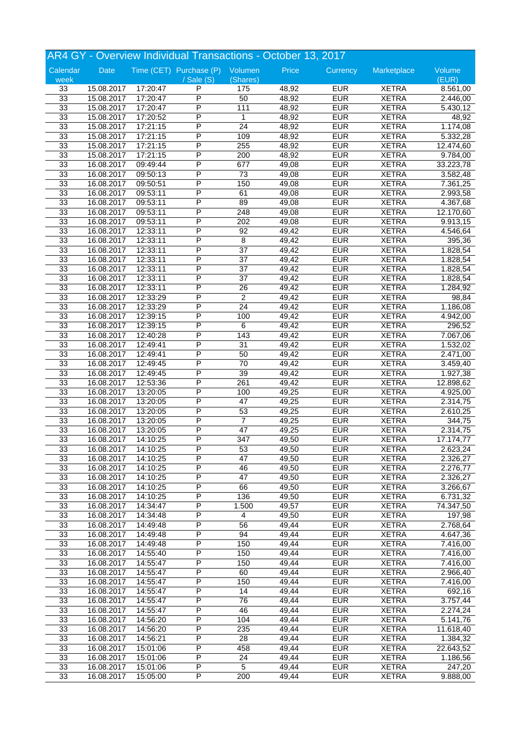## AR4 GY - Overview Individual Transactions - October 13, 2017

| Calendar week | Date | Time (CET) | Purchase (P) / Sale (S) | Volumen (Shares) | Price | Currency | Marketplace | Volume (EUR) |
|---|---|---|---|---|---|---|---|---|
| 33 | 15.08.2017 | 17:20:47 | P | 175 | 48,92 | EUR | XETRA | 8.561,00 |
| 33 | 15.08.2017 | 17:20:47 | P | 50 | 48,92 | EUR | XETRA | 2.446,00 |
| 33 | 15.08.2017 | 17:20:47 | P | 111 | 48,92 | EUR | XETRA | 5.430,12 |
| 33 | 15.08.2017 | 17:20:52 | P | 1 | 48,92 | EUR | XETRA | 48,92 |
| 33 | 15.08.2017 | 17:21:15 | P | 24 | 48,92 | EUR | XETRA | 1.174,08 |
| 33 | 15.08.2017 | 17:21:15 | P | 109 | 48,92 | EUR | XETRA | 5.332,28 |
| 33 | 15.08.2017 | 17:21:15 | P | 255 | 48,92 | EUR | XETRA | 12.474,60 |
| 33 | 15.08.2017 | 17:21:15 | P | 200 | 48,92 | EUR | XETRA | 9.784,00 |
| 33 | 16.08.2017 | 09:49:44 | P | 677 | 49,08 | EUR | XETRA | 33.223,78 |
| 33 | 16.08.2017 | 09:50:13 | P | 73 | 49,08 | EUR | XETRA | 3.582,48 |
| 33 | 16.08.2017 | 09:50:51 | P | 150 | 49,08 | EUR | XETRA | 7.361,25 |
| 33 | 16.08.2017 | 09:53:11 | P | 61 | 49,08 | EUR | XETRA | 2.993,58 |
| 33 | 16.08.2017 | 09:53:11 | P | 89 | 49,08 | EUR | XETRA | 4.367,68 |
| 33 | 16.08.2017 | 09:53:11 | P | 248 | 49,08 | EUR | XETRA | 12.170,60 |
| 33 | 16.08.2017 | 09:53:11 | P | 202 | 49,08 | EUR | XETRA | 9.913,15 |
| 33 | 16.08.2017 | 12:33:11 | P | 92 | 49,42 | EUR | XETRA | 4.546,64 |
| 33 | 16.08.2017 | 12:33:11 | P | 8 | 49,42 | EUR | XETRA | 395,36 |
| 33 | 16.08.2017 | 12:33:11 | P | 37 | 49,42 | EUR | XETRA | 1.828,54 |
| 33 | 16.08.2017 | 12:33:11 | P | 37 | 49,42 | EUR | XETRA | 1.828,54 |
| 33 | 16.08.2017 | 12:33:11 | P | 37 | 49,42 | EUR | XETRA | 1.828,54 |
| 33 | 16.08.2017 | 12:33:11 | P | 37 | 49,42 | EUR | XETRA | 1.828,54 |
| 33 | 16.08.2017 | 12:33:11 | P | 26 | 49,42 | EUR | XETRA | 1.284,92 |
| 33 | 16.08.2017 | 12:33:29 | P | 2 | 49,42 | EUR | XETRA | 98,84 |
| 33 | 16.08.2017 | 12:33:29 | P | 24 | 49,42 | EUR | XETRA | 1.186,08 |
| 33 | 16.08.2017 | 12:39:15 | P | 100 | 49,42 | EUR | XETRA | 4.942,00 |
| 33 | 16.08.2017 | 12:39:15 | P | 6 | 49,42 | EUR | XETRA | 296,52 |
| 33 | 16.08.2017 | 12:40:28 | P | 143 | 49,42 | EUR | XETRA | 7.067,06 |
| 33 | 16.08.2017 | 12:49:41 | P | 31 | 49,42 | EUR | XETRA | 1.532,02 |
| 33 | 16.08.2017 | 12:49:41 | P | 50 | 49,42 | EUR | XETRA | 2.471,00 |
| 33 | 16.08.2017 | 12:49:45 | P | 70 | 49,42 | EUR | XETRA | 3.459,40 |
| 33 | 16.08.2017 | 12:49:45 | P | 39 | 49,42 | EUR | XETRA | 1.927,38 |
| 33 | 16.08.2017 | 12:53:36 | P | 261 | 49,42 | EUR | XETRA | 12.898,62 |
| 33 | 16.08.2017 | 13:20:05 | P | 100 | 49,25 | EUR | XETRA | 4.925,00 |
| 33 | 16.08.2017 | 13:20:05 | P | 47 | 49,25 | EUR | XETRA | 2.314,75 |
| 33 | 16.08.2017 | 13:20:05 | P | 53 | 49,25 | EUR | XETRA | 2.610,25 |
| 33 | 16.08.2017 | 13:20:05 | P | 7 | 49,25 | EUR | XETRA | 344,75 |
| 33 | 16.08.2017 | 13:20:05 | P | 47 | 49,25 | EUR | XETRA | 2.314,75 |
| 33 | 16.08.2017 | 14:10:25 | P | 347 | 49,50 | EUR | XETRA | 17.174,77 |
| 33 | 16.08.2017 | 14:10:25 | P | 53 | 49,50 | EUR | XETRA | 2.623,24 |
| 33 | 16.08.2017 | 14:10:25 | P | 47 | 49,50 | EUR | XETRA | 2.326,27 |
| 33 | 16.08.2017 | 14:10:25 | P | 46 | 49,50 | EUR | XETRA | 2.276,77 |
| 33 | 16.08.2017 | 14:10:25 | P | 47 | 49,50 | EUR | XETRA | 2.326,27 |
| 33 | 16.08.2017 | 14:10:25 | P | 66 | 49,50 | EUR | XETRA | 3.266,67 |
| 33 | 16.08.2017 | 14:10:25 | P | 136 | 49,50 | EUR | XETRA | 6.731,32 |
| 33 | 16.08.2017 | 14:34:47 | P | 1.500 | 49,57 | EUR | XETRA | 74.347,50 |
| 33 | 16.08.2017 | 14:34:48 | P | 4 | 49,50 | EUR | XETRA | 197,98 |
| 33 | 16.08.2017 | 14:49:48 | P | 56 | 49,44 | EUR | XETRA | 2.768,64 |
| 33 | 16.08.2017 | 14:49:48 | P | 94 | 49,44 | EUR | XETRA | 4.647,36 |
| 33 | 16.08.2017 | 14:49:48 | P | 150 | 49,44 | EUR | XETRA | 7.416,00 |
| 33 | 16.08.2017 | 14:55:40 | P | 150 | 49,44 | EUR | XETRA | 7.416,00 |
| 33 | 16.08.2017 | 14:55:47 | P | 150 | 49,44 | EUR | XETRA | 7.416,00 |
| 33 | 16.08.2017 | 14:55:47 | P | 60 | 49,44 | EUR | XETRA | 2.966,40 |
| 33 | 16.08.2017 | 14:55:47 | P | 150 | 49,44 | EUR | XETRA | 7.416,00 |
| 33 | 16.08.2017 | 14:55:47 | P | 14 | 49,44 | EUR | XETRA | 692,16 |
| 33 | 16.08.2017 | 14:55:47 | P | 76 | 49,44 | EUR | XETRA | 3.757,44 |
| 33 | 16.08.2017 | 14:55:47 | P | 46 | 49,44 | EUR | XETRA | 2.274,24 |
| 33 | 16.08.2017 | 14:56:20 | P | 104 | 49,44 | EUR | XETRA | 5.141,76 |
| 33 | 16.08.2017 | 14:56:20 | P | 235 | 49,44 | EUR | XETRA | 11.618,40 |
| 33 | 16.08.2017 | 14:56:21 | P | 28 | 49,44 | EUR | XETRA | 1.384,32 |
| 33 | 16.08.2017 | 15:01:06 | P | 458 | 49,44 | EUR | XETRA | 22.643,52 |
| 33 | 16.08.2017 | 15:01:06 | P | 24 | 49,44 | EUR | XETRA | 1.186,56 |
| 33 | 16.08.2017 | 15:01:06 | P | 5 | 49,44 | EUR | XETRA | 247,20 |
| 33 | 16.08.2017 | 15:05:00 | P | 200 | 49,44 | EUR | XETRA | 9.888,00 |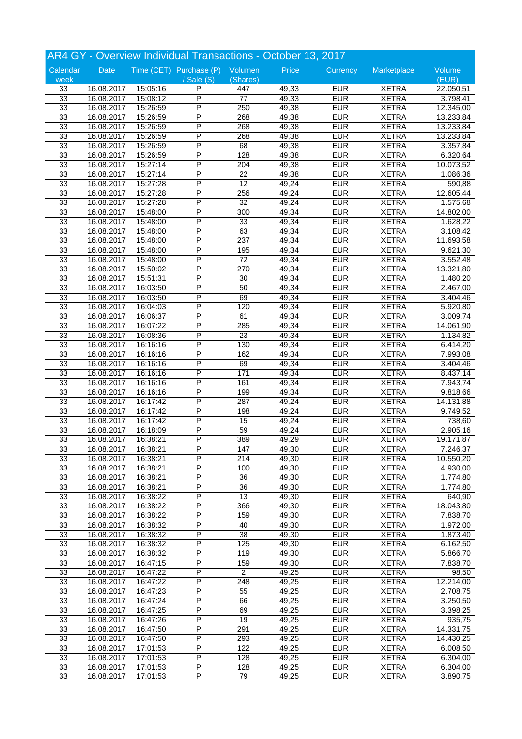# AR4 GY - Overview Individual Transactions - October 13, 2017

| Calendar week | Date | Time (CET) | Purchase (P) / Sale (S) | Volumen (Shares) | Price | Currency | Marketplace | Volume (EUR) |
|---|---|---|---|---|---|---|---|---|
| 33 | 16.08.2017 | 15:05:16 | P | 447 | 49,33 | EUR | XETRA | 22.050,51 |
| 33 | 16.08.2017 | 15:08:12 | P | 77 | 49,33 | EUR | XETRA | 3.798,41 |
| 33 | 16.08.2017 | 15:26:59 | P | 250 | 49,38 | EUR | XETRA | 12.345,00 |
| 33 | 16.08.2017 | 15:26:59 | P | 268 | 49,38 | EUR | XETRA | 13.233,84 |
| 33 | 16.08.2017 | 15:26:59 | P | 268 | 49,38 | EUR | XETRA | 13.233,84 |
| 33 | 16.08.2017 | 15:26:59 | P | 268 | 49,38 | EUR | XETRA | 13.233,84 |
| 33 | 16.08.2017 | 15:26:59 | P | 68 | 49,38 | EUR | XETRA | 3.357,84 |
| 33 | 16.08.2017 | 15:26:59 | P | 128 | 49,38 | EUR | XETRA | 6.320,64 |
| 33 | 16.08.2017 | 15:27:14 | P | 204 | 49,38 | EUR | XETRA | 10.073,52 |
| 33 | 16.08.2017 | 15:27:14 | P | 22 | 49,38 | EUR | XETRA | 1.086,36 |
| 33 | 16.08.2017 | 15:27:28 | P | 12 | 49,24 | EUR | XETRA | 590,88 |
| 33 | 16.08.2017 | 15:27:28 | P | 256 | 49,24 | EUR | XETRA | 12.605,44 |
| 33 | 16.08.2017 | 15:27:28 | P | 32 | 49,24 | EUR | XETRA | 1.575,68 |
| 33 | 16.08.2017 | 15:48:00 | P | 300 | 49,34 | EUR | XETRA | 14.802,00 |
| 33 | 16.08.2017 | 15:48:00 | P | 33 | 49,34 | EUR | XETRA | 1.628,22 |
| 33 | 16.08.2017 | 15:48:00 | P | 63 | 49,34 | EUR | XETRA | 3.108,42 |
| 33 | 16.08.2017 | 15:48:00 | P | 237 | 49,34 | EUR | XETRA | 11.693,58 |
| 33 | 16.08.2017 | 15:48:00 | P | 195 | 49,34 | EUR | XETRA | 9.621,30 |
| 33 | 16.08.2017 | 15:48:00 | P | 72 | 49,34 | EUR | XETRA | 3.552,48 |
| 33 | 16.08.2017 | 15:50:02 | P | 270 | 49,34 | EUR | XETRA | 13.321,80 |
| 33 | 16.08.2017 | 15:51:31 | P | 30 | 49,34 | EUR | XETRA | 1.480,20 |
| 33 | 16.08.2017 | 16:03:50 | P | 50 | 49,34 | EUR | XETRA | 2.467,00 |
| 33 | 16.08.2017 | 16:03:50 | P | 69 | 49,34 | EUR | XETRA | 3.404,46 |
| 33 | 16.08.2017 | 16:04:03 | P | 120 | 49,34 | EUR | XETRA | 5.920,80 |
| 33 | 16.08.2017 | 16:06:37 | P | 61 | 49,34 | EUR | XETRA | 3.009,74 |
| 33 | 16.08.2017 | 16:07:22 | P | 285 | 49,34 | EUR | XETRA | 14.061,90 |
| 33 | 16.08.2017 | 16:08:36 | P | 23 | 49,34 | EUR | XETRA | 1.134,82 |
| 33 | 16.08.2017 | 16:16:16 | P | 130 | 49,34 | EUR | XETRA | 6.414,20 |
| 33 | 16.08.2017 | 16:16:16 | P | 162 | 49,34 | EUR | XETRA | 7.993,08 |
| 33 | 16.08.2017 | 16:16:16 | P | 69 | 49,34 | EUR | XETRA | 3.404,46 |
| 33 | 16.08.2017 | 16:16:16 | P | 171 | 49,34 | EUR | XETRA | 8.437,14 |
| 33 | 16.08.2017 | 16:16:16 | P | 161 | 49,34 | EUR | XETRA | 7.943,74 |
| 33 | 16.08.2017 | 16:16:16 | P | 199 | 49,34 | EUR | XETRA | 9.818,66 |
| 33 | 16.08.2017 | 16:17:42 | P | 287 | 49,24 | EUR | XETRA | 14.131,88 |
| 33 | 16.08.2017 | 16:17:42 | P | 198 | 49,24 | EUR | XETRA | 9.749,52 |
| 33 | 16.08.2017 | 16:17:42 | P | 15 | 49,24 | EUR | XETRA | 738,60 |
| 33 | 16.08.2017 | 16:18:09 | P | 59 | 49,24 | EUR | XETRA | 2.905,16 |
| 33 | 16.08.2017 | 16:38:21 | P | 389 | 49,29 | EUR | XETRA | 19.171,87 |
| 33 | 16.08.2017 | 16:38:21 | P | 147 | 49,30 | EUR | XETRA | 7.246,37 |
| 33 | 16.08.2017 | 16:38:21 | P | 214 | 49,30 | EUR | XETRA | 10.550,20 |
| 33 | 16.08.2017 | 16:38:21 | P | 100 | 49,30 | EUR | XETRA | 4.930,00 |
| 33 | 16.08.2017 | 16:38:21 | P | 36 | 49,30 | EUR | XETRA | 1.774,80 |
| 33 | 16.08.2017 | 16:38:21 | P | 36 | 49,30 | EUR | XETRA | 1.774,80 |
| 33 | 16.08.2017 | 16:38:22 | P | 13 | 49,30 | EUR | XETRA | 640,90 |
| 33 | 16.08.2017 | 16:38:22 | P | 366 | 49,30 | EUR | XETRA | 18.043,80 |
| 33 | 16.08.2017 | 16:38:22 | P | 159 | 49,30 | EUR | XETRA | 7.838,70 |
| 33 | 16.08.2017 | 16:38:32 | P | 40 | 49,30 | EUR | XETRA | 1.972,00 |
| 33 | 16.08.2017 | 16:38:32 | P | 38 | 49,30 | EUR | XETRA | 1.873,40 |
| 33 | 16.08.2017 | 16:38:32 | P | 125 | 49,30 | EUR | XETRA | 6.162,50 |
| 33 | 16.08.2017 | 16:38:32 | P | 119 | 49,30 | EUR | XETRA | 5.866,70 |
| 33 | 16.08.2017 | 16:47:15 | P | 159 | 49,30 | EUR | XETRA | 7.838,70 |
| 33 | 16.08.2017 | 16:47:22 | P | 2 | 49,25 | EUR | XETRA | 98,50 |
| 33 | 16.08.2017 | 16:47:22 | P | 248 | 49,25 | EUR | XETRA | 12.214,00 |
| 33 | 16.08.2017 | 16:47:23 | P | 55 | 49,25 | EUR | XETRA | 2.708,75 |
| 33 | 16.08.2017 | 16:47:24 | P | 66 | 49,25 | EUR | XETRA | 3.250,50 |
| 33 | 16.08.2017 | 16:47:25 | P | 69 | 49,25 | EUR | XETRA | 3.398,25 |
| 33 | 16.08.2017 | 16:47:26 | P | 19 | 49,25 | EUR | XETRA | 935,75 |
| 33 | 16.08.2017 | 16:47:50 | P | 291 | 49,25 | EUR | XETRA | 14.331,75 |
| 33 | 16.08.2017 | 16:47:50 | P | 293 | 49,25 | EUR | XETRA | 14.430,25 |
| 33 | 16.08.2017 | 17:01:53 | P | 122 | 49,25 | EUR | XETRA | 6.008,50 |
| 33 | 16.08.2017 | 17:01:53 | P | 128 | 49,25 | EUR | XETRA | 6.304,00 |
| 33 | 16.08.2017 | 17:01:53 | P | 128 | 49,25 | EUR | XETRA | 6.304,00 |
| 33 | 16.08.2017 | 17:01:53 | P | 79 | 49,25 | EUR | XETRA | 3.890,75 |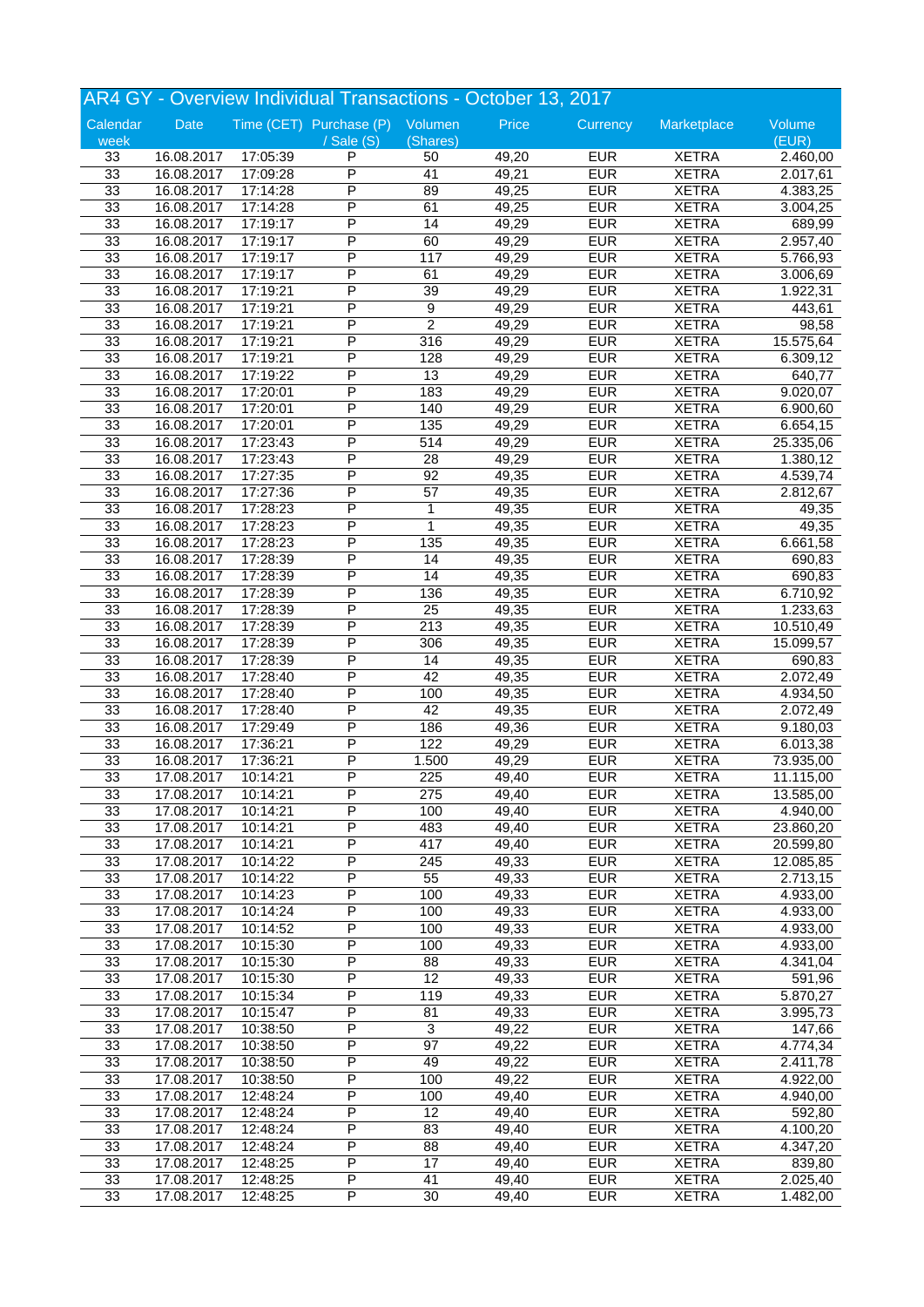## AR4 GY - Overview Individual Transactions - October 13, 2017

| Calendar week | Date | Time (CET) | Purchase (P) / Sale (S) | Volumen (Shares) | Price | Currency | Marketplace | Volume (EUR) |
|---|---|---|---|---|---|---|---|---|
| 33 | 16.08.2017 | 17:05:39 | P | 50 | 49,20 | EUR | XETRA | 2.460,00 |
| 33 | 16.08.2017 | 17:09:28 | P | 41 | 49,21 | EUR | XETRA | 2.017,61 |
| 33 | 16.08.2017 | 17:14:28 | P | 89 | 49,25 | EUR | XETRA | 4.383,25 |
| 33 | 16.08.2017 | 17:14:28 | P | 61 | 49,25 | EUR | XETRA | 3.004,25 |
| 33 | 16.08.2017 | 17:19:17 | P | 14 | 49,29 | EUR | XETRA | 689,99 |
| 33 | 16.08.2017 | 17:19:17 | P | 60 | 49,29 | EUR | XETRA | 2.957,40 |
| 33 | 16.08.2017 | 17:19:17 | P | 117 | 49,29 | EUR | XETRA | 5.766,93 |
| 33 | 16.08.2017 | 17:19:17 | P | 61 | 49,29 | EUR | XETRA | 3.006,69 |
| 33 | 16.08.2017 | 17:19:21 | P | 39 | 49,29 | EUR | XETRA | 1.922,31 |
| 33 | 16.08.2017 | 17:19:21 | P | 9 | 49,29 | EUR | XETRA | 443,61 |
| 33 | 16.08.2017 | 17:19:21 | P | 2 | 49,29 | EUR | XETRA | 98,58 |
| 33 | 16.08.2017 | 17:19:21 | P | 316 | 49,29 | EUR | XETRA | 15.575,64 |
| 33 | 16.08.2017 | 17:19:21 | P | 128 | 49,29 | EUR | XETRA | 6.309,12 |
| 33 | 16.08.2017 | 17:19:22 | P | 13 | 49,29 | EUR | XETRA | 640,77 |
| 33 | 16.08.2017 | 17:20:01 | P | 183 | 49,29 | EUR | XETRA | 9.020,07 |
| 33 | 16.08.2017 | 17:20:01 | P | 140 | 49,29 | EUR | XETRA | 6.900,60 |
| 33 | 16.08.2017 | 17:20:01 | P | 135 | 49,29 | EUR | XETRA | 6.654,15 |
| 33 | 16.08.2017 | 17:23:43 | P | 514 | 49,29 | EUR | XETRA | 25.335,06 |
| 33 | 16.08.2017 | 17:23:43 | P | 28 | 49,29 | EUR | XETRA | 1.380,12 |
| 33 | 16.08.2017 | 17:27:35 | P | 92 | 49,35 | EUR | XETRA | 4.539,74 |
| 33 | 16.08.2017 | 17:27:36 | P | 57 | 49,35 | EUR | XETRA | 2.812,67 |
| 33 | 16.08.2017 | 17:28:23 | P | 1 | 49,35 | EUR | XETRA | 49,35 |
| 33 | 16.08.2017 | 17:28:23 | P | 1 | 49,35 | EUR | XETRA | 49,35 |
| 33 | 16.08.2017 | 17:28:23 | P | 135 | 49,35 | EUR | XETRA | 6.661,58 |
| 33 | 16.08.2017 | 17:28:39 | P | 14 | 49,35 | EUR | XETRA | 690,83 |
| 33 | 16.08.2017 | 17:28:39 | P | 14 | 49,35 | EUR | XETRA | 690,83 |
| 33 | 16.08.2017 | 17:28:39 | P | 136 | 49,35 | EUR | XETRA | 6.710,92 |
| 33 | 16.08.2017 | 17:28:39 | P | 25 | 49,35 | EUR | XETRA | 1.233,63 |
| 33 | 16.08.2017 | 17:28:39 | P | 213 | 49,35 | EUR | XETRA | 10.510,49 |
| 33 | 16.08.2017 | 17:28:39 | P | 306 | 49,35 | EUR | XETRA | 15.099,57 |
| 33 | 16.08.2017 | 17:28:39 | P | 14 | 49,35 | EUR | XETRA | 690,83 |
| 33 | 16.08.2017 | 17:28:40 | P | 42 | 49,35 | EUR | XETRA | 2.072,49 |
| 33 | 16.08.2017 | 17:28:40 | P | 100 | 49,35 | EUR | XETRA | 4.934,50 |
| 33 | 16.08.2017 | 17:28:40 | P | 42 | 49,35 | EUR | XETRA | 2.072,49 |
| 33 | 16.08.2017 | 17:29:49 | P | 186 | 49,36 | EUR | XETRA | 9.180,03 |
| 33 | 16.08.2017 | 17:36:21 | P | 122 | 49,29 | EUR | XETRA | 6.013,38 |
| 33 | 16.08.2017 | 17:36:21 | P | 1.500 | 49,29 | EUR | XETRA | 73.935,00 |
| 33 | 17.08.2017 | 10:14:21 | P | 225 | 49,40 | EUR | XETRA | 11.115,00 |
| 33 | 17.08.2017 | 10:14:21 | P | 275 | 49,40 | EUR | XETRA | 13.585,00 |
| 33 | 17.08.2017 | 10:14:21 | P | 100 | 49,40 | EUR | XETRA | 4.940,00 |
| 33 | 17.08.2017 | 10:14:21 | P | 483 | 49,40 | EUR | XETRA | 23.860,20 |
| 33 | 17.08.2017 | 10:14:21 | P | 417 | 49,40 | EUR | XETRA | 20.599,80 |
| 33 | 17.08.2017 | 10:14:22 | P | 245 | 49,33 | EUR | XETRA | 12.085,85 |
| 33 | 17.08.2017 | 10:14:22 | P | 55 | 49,33 | EUR | XETRA | 2.713,15 |
| 33 | 17.08.2017 | 10:14:23 | P | 100 | 49,33 | EUR | XETRA | 4.933,00 |
| 33 | 17.08.2017 | 10:14:24 | P | 100 | 49,33 | EUR | XETRA | 4.933,00 |
| 33 | 17.08.2017 | 10:14:52 | P | 100 | 49,33 | EUR | XETRA | 4.933,00 |
| 33 | 17.08.2017 | 10:15:30 | P | 100 | 49,33 | EUR | XETRA | 4.933,00 |
| 33 | 17.08.2017 | 10:15:30 | P | 88 | 49,33 | EUR | XETRA | 4.341,04 |
| 33 | 17.08.2017 | 10:15:30 | P | 12 | 49,33 | EUR | XETRA | 591,96 |
| 33 | 17.08.2017 | 10:15:34 | P | 119 | 49,33 | EUR | XETRA | 5.870,27 |
| 33 | 17.08.2017 | 10:15:47 | P | 81 | 49,33 | EUR | XETRA | 3.995,73 |
| 33 | 17.08.2017 | 10:38:50 | P | 3 | 49,22 | EUR | XETRA | 147,66 |
| 33 | 17.08.2017 | 10:38:50 | P | 97 | 49,22 | EUR | XETRA | 4.774,34 |
| 33 | 17.08.2017 | 10:38:50 | P | 49 | 49,22 | EUR | XETRA | 2.411,78 |
| 33 | 17.08.2017 | 10:38:50 | P | 100 | 49,22 | EUR | XETRA | 4.922,00 |
| 33 | 17.08.2017 | 12:48:24 | P | 100 | 49,40 | EUR | XETRA | 4.940,00 |
| 33 | 17.08.2017 | 12:48:24 | P | 12 | 49,40 | EUR | XETRA | 592,80 |
| 33 | 17.08.2017 | 12:48:24 | P | 83 | 49,40 | EUR | XETRA | 4.100,20 |
| 33 | 17.08.2017 | 12:48:24 | P | 88 | 49,40 | EUR | XETRA | 4.347,20 |
| 33 | 17.08.2017 | 12:48:25 | P | 17 | 49,40 | EUR | XETRA | 839,80 |
| 33 | 17.08.2017 | 12:48:25 | P | 41 | 49,40 | EUR | XETRA | 2.025,40 |
| 33 | 17.08.2017 | 12:48:25 | P | 30 | 49,40 | EUR | XETRA | 1.482,00 |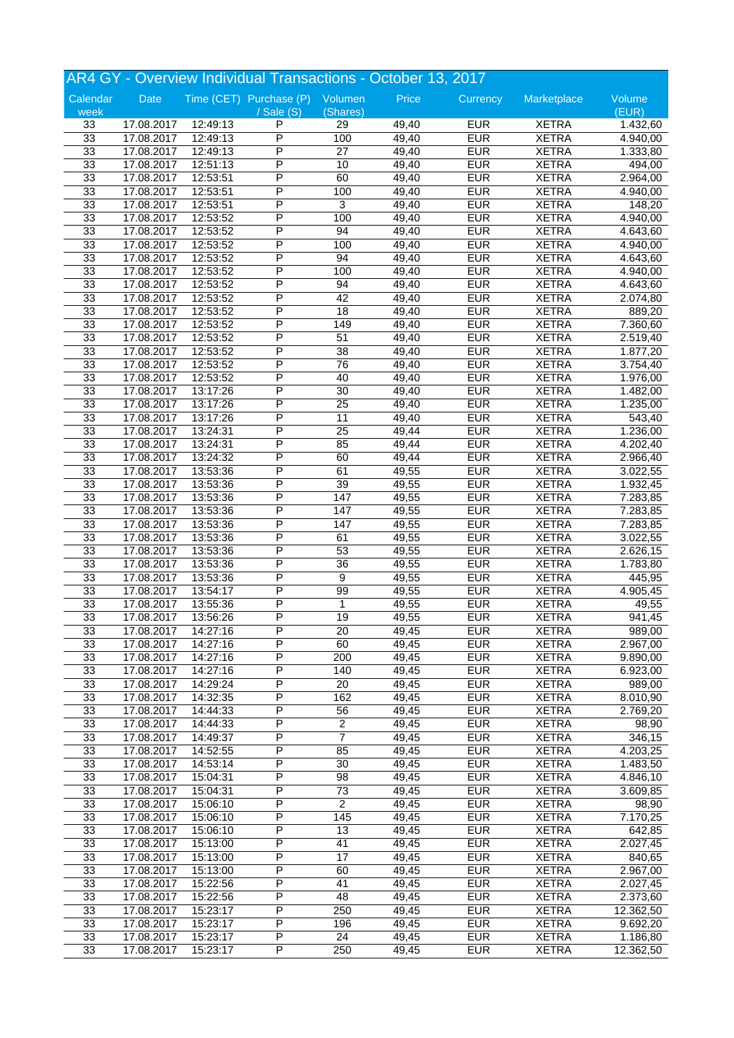## AR4 GY - Overview Individual Transactions - October 13, 2017

| Calendar week | Date | Time (CET) | Purchase (P) / Sale (S) | Volumen (Shares) | Price | Currency | Marketplace | Volume (EUR) |
|---|---|---|---|---|---|---|---|---|
| 33 | 17.08.2017 | 12:49:13 | P | 29 | 49,40 | EUR | XETRA | 1.432,60 |
| 33 | 17.08.2017 | 12:49:13 | P | 100 | 49,40 | EUR | XETRA | 4.940,00 |
| 33 | 17.08.2017 | 12:49:13 | P | 27 | 49,40 | EUR | XETRA | 1.333,80 |
| 33 | 17.08.2017 | 12:51:13 | P | 10 | 49,40 | EUR | XETRA | 494,00 |
| 33 | 17.08.2017 | 12:53:51 | P | 60 | 49,40 | EUR | XETRA | 2.964,00 |
| 33 | 17.08.2017 | 12:53:51 | P | 100 | 49,40 | EUR | XETRA | 4.940,00 |
| 33 | 17.08.2017 | 12:53:51 | P | 3 | 49,40 | EUR | XETRA | 148,20 |
| 33 | 17.08.2017 | 12:53:52 | P | 100 | 49,40 | EUR | XETRA | 4.940,00 |
| 33 | 17.08.2017 | 12:53:52 | P | 94 | 49,40 | EUR | XETRA | 4.643,60 |
| 33 | 17.08.2017 | 12:53:52 | P | 100 | 49,40 | EUR | XETRA | 4.940,00 |
| 33 | 17.08.2017 | 12:53:52 | P | 94 | 49,40 | EUR | XETRA | 4.643,60 |
| 33 | 17.08.2017 | 12:53:52 | P | 100 | 49,40 | EUR | XETRA | 4.940,00 |
| 33 | 17.08.2017 | 12:53:52 | P | 94 | 49,40 | EUR | XETRA | 4.643,60 |
| 33 | 17.08.2017 | 12:53:52 | P | 42 | 49,40 | EUR | XETRA | 2.074,80 |
| 33 | 17.08.2017 | 12:53:52 | P | 18 | 49,40 | EUR | XETRA | 889,20 |
| 33 | 17.08.2017 | 12:53:52 | P | 149 | 49,40 | EUR | XETRA | 7.360,60 |
| 33 | 17.08.2017 | 12:53:52 | P | 51 | 49,40 | EUR | XETRA | 2.519,40 |
| 33 | 17.08.2017 | 12:53:52 | P | 38 | 49,40 | EUR | XETRA | 1.877,20 |
| 33 | 17.08.2017 | 12:53:52 | P | 76 | 49,40 | EUR | XETRA | 3.754,40 |
| 33 | 17.08.2017 | 12:53:52 | P | 40 | 49,40 | EUR | XETRA | 1.976,00 |
| 33 | 17.08.2017 | 13:17:26 | P | 30 | 49,40 | EUR | XETRA | 1.482,00 |
| 33 | 17.08.2017 | 13:17:26 | P | 25 | 49,40 | EUR | XETRA | 1.235,00 |
| 33 | 17.08.2017 | 13:17:26 | P | 11 | 49,40 | EUR | XETRA | 543,40 |
| 33 | 17.08.2017 | 13:24:31 | P | 25 | 49,44 | EUR | XETRA | 1.236,00 |
| 33 | 17.08.2017 | 13:24:31 | P | 85 | 49,44 | EUR | XETRA | 4.202,40 |
| 33 | 17.08.2017 | 13:24:32 | P | 60 | 49,44 | EUR | XETRA | 2.966,40 |
| 33 | 17.08.2017 | 13:53:36 | P | 61 | 49,55 | EUR | XETRA | 3.022,55 |
| 33 | 17.08.2017 | 13:53:36 | P | 39 | 49,55 | EUR | XETRA | 1.932,45 |
| 33 | 17.08.2017 | 13:53:36 | P | 147 | 49,55 | EUR | XETRA | 7.283,85 |
| 33 | 17.08.2017 | 13:53:36 | P | 147 | 49,55 | EUR | XETRA | 7.283,85 |
| 33 | 17.08.2017 | 13:53:36 | P | 147 | 49,55 | EUR | XETRA | 7.283,85 |
| 33 | 17.08.2017 | 13:53:36 | P | 61 | 49,55 | EUR | XETRA | 3.022,55 |
| 33 | 17.08.2017 | 13:53:36 | P | 53 | 49,55 | EUR | XETRA | 2.626,15 |
| 33 | 17.08.2017 | 13:53:36 | P | 36 | 49,55 | EUR | XETRA | 1.783,80 |
| 33 | 17.08.2017 | 13:53:36 | P | 9 | 49,55 | EUR | XETRA | 445,95 |
| 33 | 17.08.2017 | 13:54:17 | P | 99 | 49,55 | EUR | XETRA | 4.905,45 |
| 33 | 17.08.2017 | 13:55:36 | P | 1 | 49,55 | EUR | XETRA | 49,55 |
| 33 | 17.08.2017 | 13:56:26 | P | 19 | 49,55 | EUR | XETRA | 941,45 |
| 33 | 17.08.2017 | 14:27:16 | P | 20 | 49,45 | EUR | XETRA | 989,00 |
| 33 | 17.08.2017 | 14:27:16 | P | 60 | 49,45 | EUR | XETRA | 2.967,00 |
| 33 | 17.08.2017 | 14:27:16 | P | 200 | 49,45 | EUR | XETRA | 9.890,00 |
| 33 | 17.08.2017 | 14:27:16 | P | 140 | 49,45 | EUR | XETRA | 6.923,00 |
| 33 | 17.08.2017 | 14:29:24 | P | 20 | 49,45 | EUR | XETRA | 989,00 |
| 33 | 17.08.2017 | 14:32:35 | P | 162 | 49,45 | EUR | XETRA | 8.010,90 |
| 33 | 17.08.2017 | 14:44:33 | P | 56 | 49,45 | EUR | XETRA | 2.769,20 |
| 33 | 17.08.2017 | 14:44:33 | P | 2 | 49,45 | EUR | XETRA | 98,90 |
| 33 | 17.08.2017 | 14:49:37 | P | 7 | 49,45 | EUR | XETRA | 346,15 |
| 33 | 17.08.2017 | 14:52:55 | P | 85 | 49,45 | EUR | XETRA | 4.203,25 |
| 33 | 17.08.2017 | 14:53:14 | P | 30 | 49,45 | EUR | XETRA | 1.483,50 |
| 33 | 17.08.2017 | 15:04:31 | P | 98 | 49,45 | EUR | XETRA | 4.846,10 |
| 33 | 17.08.2017 | 15:04:31 | P | 73 | 49,45 | EUR | XETRA | 3.609,85 |
| 33 | 17.08.2017 | 15:06:10 | P | 2 | 49,45 | EUR | XETRA | 98,90 |
| 33 | 17.08.2017 | 15:06:10 | P | 145 | 49,45 | EUR | XETRA | 7.170,25 |
| 33 | 17.08.2017 | 15:06:10 | P | 13 | 49,45 | EUR | XETRA | 642,85 |
| 33 | 17.08.2017 | 15:13:00 | P | 41 | 49,45 | EUR | XETRA | 2.027,45 |
| 33 | 17.08.2017 | 15:13:00 | P | 17 | 49,45 | EUR | XETRA | 840,65 |
| 33 | 17.08.2017 | 15:13:00 | P | 60 | 49,45 | EUR | XETRA | 2.967,00 |
| 33 | 17.08.2017 | 15:22:56 | P | 41 | 49,45 | EUR | XETRA | 2.027,45 |
| 33 | 17.08.2017 | 15:22:56 | P | 48 | 49,45 | EUR | XETRA | 2.373,60 |
| 33 | 17.08.2017 | 15:23:17 | P | 250 | 49,45 | EUR | XETRA | 12.362,50 |
| 33 | 17.08.2017 | 15:23:17 | P | 196 | 49,45 | EUR | XETRA | 9.692,20 |
| 33 | 17.08.2017 | 15:23:17 | P | 24 | 49,45 | EUR | XETRA | 1.186,80 |
| 33 | 17.08.2017 | 15:23:17 | P | 250 | 49,45 | EUR | XETRA | 12.362,50 |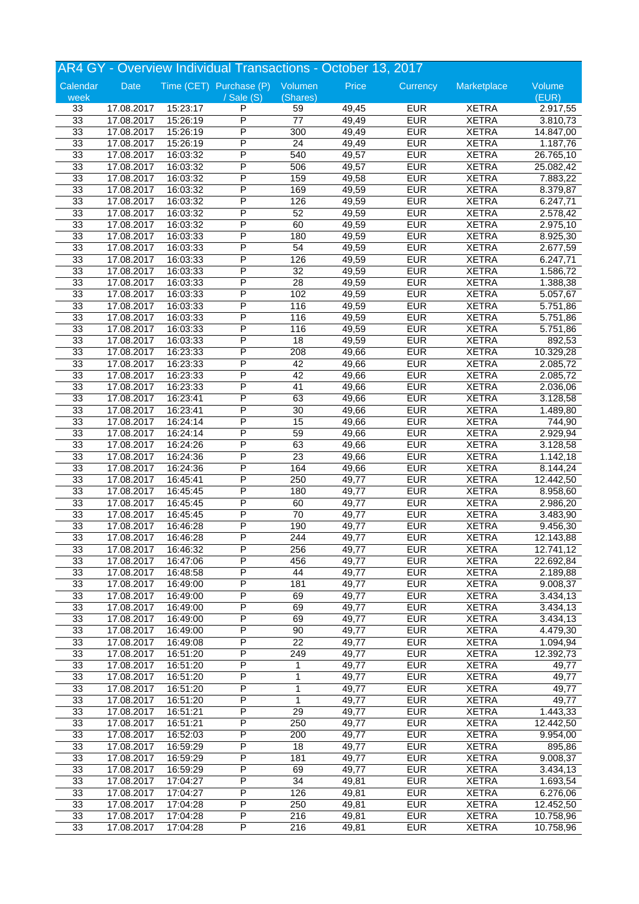# AR4 GY - Overview Individual Transactions - October 13, 2017

| Calendar week | Date | Time (CET) | Purchase (P) / Sale (S) | Volumen (Shares) | Price | Currency | Marketplace | Volume (EUR) |
|---|---|---|---|---|---|---|---|---|
| 33 | 17.08.2017 | 15:23:17 | P | 59 | 49,45 | EUR | XETRA | 2.917,55 |
| 33 | 17.08.2017 | 15:26:19 | P | 77 | 49,49 | EUR | XETRA | 3.810,73 |
| 33 | 17.08.2017 | 15:26:19 | P | 300 | 49,49 | EUR | XETRA | 14.847,00 |
| 33 | 17.08.2017 | 15:26:19 | P | 24 | 49,49 | EUR | XETRA | 1.187,76 |
| 33 | 17.08.2017 | 16:03:32 | P | 540 | 49,57 | EUR | XETRA | 26.765,10 |
| 33 | 17.08.2017 | 16:03:32 | P | 506 | 49,57 | EUR | XETRA | 25.082,42 |
| 33 | 17.08.2017 | 16:03:32 | P | 159 | 49,58 | EUR | XETRA | 7.883,22 |
| 33 | 17.08.2017 | 16:03:32 | P | 169 | 49,59 | EUR | XETRA | 8.379,87 |
| 33 | 17.08.2017 | 16:03:32 | P | 126 | 49,59 | EUR | XETRA | 6.247,71 |
| 33 | 17.08.2017 | 16:03:32 | P | 52 | 49,59 | EUR | XETRA | 2.578,42 |
| 33 | 17.08.2017 | 16:03:32 | P | 60 | 49,59 | EUR | XETRA | 2.975,10 |
| 33 | 17.08.2017 | 16:03:33 | P | 180 | 49,59 | EUR | XETRA | 8.925,30 |
| 33 | 17.08.2017 | 16:03:33 | P | 54 | 49,59 | EUR | XETRA | 2.677,59 |
| 33 | 17.08.2017 | 16:03:33 | P | 126 | 49,59 | EUR | XETRA | 6.247,71 |
| 33 | 17.08.2017 | 16:03:33 | P | 32 | 49,59 | EUR | XETRA | 1.586,72 |
| 33 | 17.08.2017 | 16:03:33 | P | 28 | 49,59 | EUR | XETRA | 1.388,38 |
| 33 | 17.08.2017 | 16:03:33 | P | 102 | 49,59 | EUR | XETRA | 5.057,67 |
| 33 | 17.08.2017 | 16:03:33 | P | 116 | 49,59 | EUR | XETRA | 5.751,86 |
| 33 | 17.08.2017 | 16:03:33 | P | 116 | 49,59 | EUR | XETRA | 5.751,86 |
| 33 | 17.08.2017 | 16:03:33 | P | 116 | 49,59 | EUR | XETRA | 5.751,86 |
| 33 | 17.08.2017 | 16:03:33 | P | 18 | 49,59 | EUR | XETRA | 892,53 |
| 33 | 17.08.2017 | 16:23:33 | P | 208 | 49,66 | EUR | XETRA | 10.329,28 |
| 33 | 17.08.2017 | 16:23:33 | P | 42 | 49,66 | EUR | XETRA | 2.085,72 |
| 33 | 17.08.2017 | 16:23:33 | P | 42 | 49,66 | EUR | XETRA | 2.085,72 |
| 33 | 17.08.2017 | 16:23:33 | P | 41 | 49,66 | EUR | XETRA | 2.036,06 |
| 33 | 17.08.2017 | 16:23:41 | P | 63 | 49,66 | EUR | XETRA | 3.128,58 |
| 33 | 17.08.2017 | 16:23:41 | P | 30 | 49,66 | EUR | XETRA | 1.489,80 |
| 33 | 17.08.2017 | 16:24:14 | P | 15 | 49,66 | EUR | XETRA | 744,90 |
| 33 | 17.08.2017 | 16:24:14 | P | 59 | 49,66 | EUR | XETRA | 2.929,94 |
| 33 | 17.08.2017 | 16:24:26 | P | 63 | 49,66 | EUR | XETRA | 3.128,58 |
| 33 | 17.08.2017 | 16:24:36 | P | 23 | 49,66 | EUR | XETRA | 1.142,18 |
| 33 | 17.08.2017 | 16:24:36 | P | 164 | 49,66 | EUR | XETRA | 8.144,24 |
| 33 | 17.08.2017 | 16:45:41 | P | 250 | 49,77 | EUR | XETRA | 12.442,50 |
| 33 | 17.08.2017 | 16:45:45 | P | 180 | 49,77 | EUR | XETRA | 8.958,60 |
| 33 | 17.08.2017 | 16:45:45 | P | 60 | 49,77 | EUR | XETRA | 2.986,20 |
| 33 | 17.08.2017 | 16:45:45 | P | 70 | 49,77 | EUR | XETRA | 3.483,90 |
| 33 | 17.08.2017 | 16:46:28 | P | 190 | 49,77 | EUR | XETRA | 9.456,30 |
| 33 | 17.08.2017 | 16:46:28 | P | 244 | 49,77 | EUR | XETRA | 12.143,88 |
| 33 | 17.08.2017 | 16:46:32 | P | 256 | 49,77 | EUR | XETRA | 12.741,12 |
| 33 | 17.08.2017 | 16:47:06 | P | 456 | 49,77 | EUR | XETRA | 22.692,84 |
| 33 | 17.08.2017 | 16:48:58 | P | 44 | 49,77 | EUR | XETRA | 2.189,88 |
| 33 | 17.08.2017 | 16:49:00 | P | 181 | 49,77 | EUR | XETRA | 9.008,37 |
| 33 | 17.08.2017 | 16:49:00 | P | 69 | 49,77 | EUR | XETRA | 3.434,13 |
| 33 | 17.08.2017 | 16:49:00 | P | 69 | 49,77 | EUR | XETRA | 3.434,13 |
| 33 | 17.08.2017 | 16:49:00 | P | 69 | 49,77 | EUR | XETRA | 3.434,13 |
| 33 | 17.08.2017 | 16:49:00 | P | 90 | 49,77 | EUR | XETRA | 4.479,30 |
| 33 | 17.08.2017 | 16:49:08 | P | 22 | 49,77 | EUR | XETRA | 1.094,94 |
| 33 | 17.08.2017 | 16:51:20 | P | 249 | 49,77 | EUR | XETRA | 12.392,73 |
| 33 | 17.08.2017 | 16:51:20 | P | 1 | 49,77 | EUR | XETRA | 49,77 |
| 33 | 17.08.2017 | 16:51:20 | P | 1 | 49,77 | EUR | XETRA | 49,77 |
| 33 | 17.08.2017 | 16:51:20 | P | 1 | 49,77 | EUR | XETRA | 49,77 |
| 33 | 17.08.2017 | 16:51:20 | P | 1 | 49,77 | EUR | XETRA | 49,77 |
| 33 | 17.08.2017 | 16:51:21 | P | 29 | 49,77 | EUR | XETRA | 1.443,33 |
| 33 | 17.08.2017 | 16:51:21 | P | 250 | 49,77 | EUR | XETRA | 12.442,50 |
| 33 | 17.08.2017 | 16:52:03 | P | 200 | 49,77 | EUR | XETRA | 9.954,00 |
| 33 | 17.08.2017 | 16:59:29 | P | 18 | 49,77 | EUR | XETRA | 895,86 |
| 33 | 17.08.2017 | 16:59:29 | P | 181 | 49,77 | EUR | XETRA | 9.008,37 |
| 33 | 17.08.2017 | 16:59:29 | P | 69 | 49,77 | EUR | XETRA | 3.434,13 |
| 33 | 17.08.2017 | 17:04:27 | P | 34 | 49,81 | EUR | XETRA | 1.693,54 |
| 33 | 17.08.2017 | 17:04:27 | P | 126 | 49,81 | EUR | XETRA | 6.276,06 |
| 33 | 17.08.2017 | 17:04:28 | P | 250 | 49,81 | EUR | XETRA | 12.452,50 |
| 33 | 17.08.2017 | 17:04:28 | P | 216 | 49,81 | EUR | XETRA | 10.758,96 |
| 33 | 17.08.2017 | 17:04:28 | P | 216 | 49,81 | EUR | XETRA | 10.758,96 |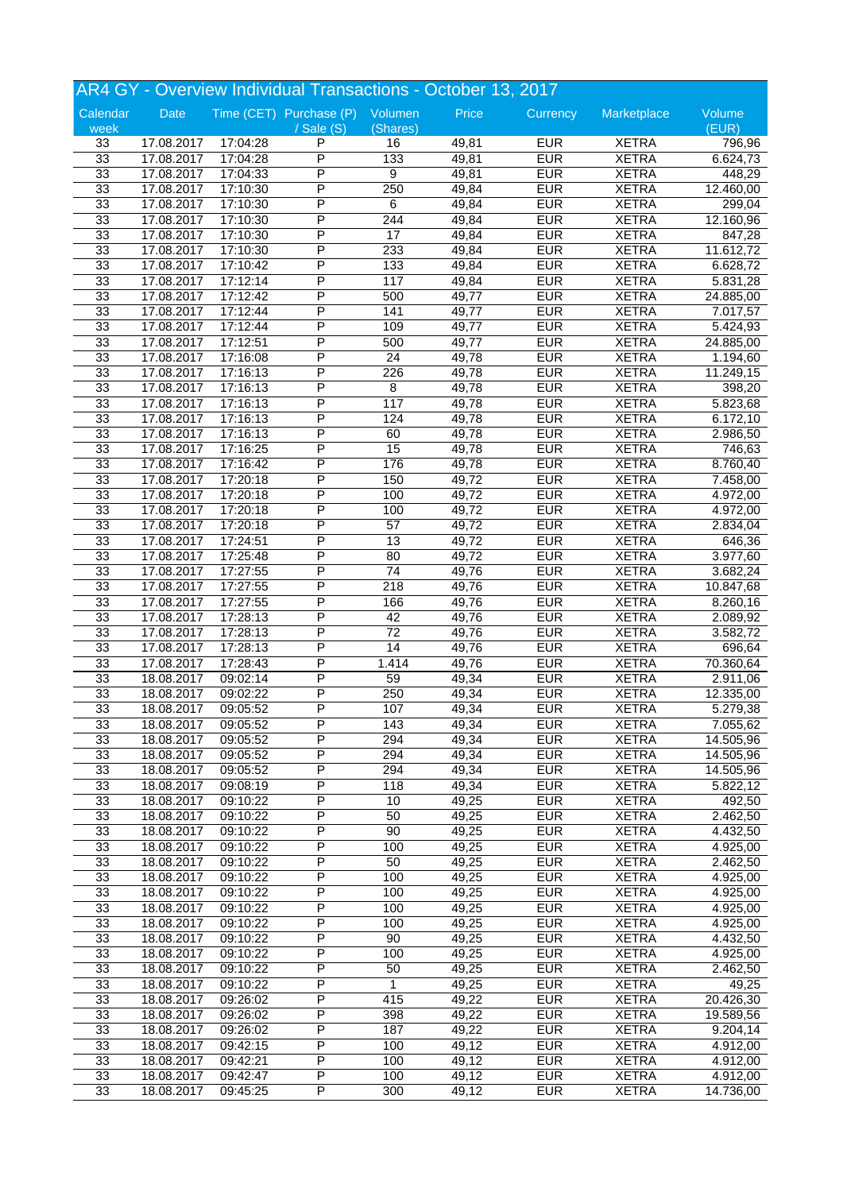# AR4 GY - Overview Individual Transactions - October 13, 2017

| Calendar week | Date | Time (CET) | Purchase (P) / Sale (S) | Volumen (Shares) | Price | Currency | Marketplace | Volume (EUR) |
|---|---|---|---|---|---|---|---|---|
| 33 | 17.08.2017 | 17:04:28 | P | 16 | 49,81 | EUR | XETRA | 796,96 |
| 33 | 17.08.2017 | 17:04:28 | P | 133 | 49,81 | EUR | XETRA | 6.624,73 |
| 33 | 17.08.2017 | 17:04:33 | P | 9 | 49,81 | EUR | XETRA | 448,29 |
| 33 | 17.08.2017 | 17:10:30 | P | 250 | 49,84 | EUR | XETRA | 12.460,00 |
| 33 | 17.08.2017 | 17:10:30 | P | 6 | 49,84 | EUR | XETRA | 299,04 |
| 33 | 17.08.2017 | 17:10:30 | P | 244 | 49,84 | EUR | XETRA | 12.160,96 |
| 33 | 17.08.2017 | 17:10:30 | P | 17 | 49,84 | EUR | XETRA | 847,28 |
| 33 | 17.08.2017 | 17:10:30 | P | 233 | 49,84 | EUR | XETRA | 11.612,72 |
| 33 | 17.08.2017 | 17:10:42 | P | 133 | 49,84 | EUR | XETRA | 6.628,72 |
| 33 | 17.08.2017 | 17:12:14 | P | 117 | 49,84 | EUR | XETRA | 5.831,28 |
| 33 | 17.08.2017 | 17:12:42 | P | 500 | 49,77 | EUR | XETRA | 24.885,00 |
| 33 | 17.08.2017 | 17:12:44 | P | 141 | 49,77 | EUR | XETRA | 7.017,57 |
| 33 | 17.08.2017 | 17:12:44 | P | 109 | 49,77 | EUR | XETRA | 5.424,93 |
| 33 | 17.08.2017 | 17:12:51 | P | 500 | 49,77 | EUR | XETRA | 24.885,00 |
| 33 | 17.08.2017 | 17:16:08 | P | 24 | 49,78 | EUR | XETRA | 1.194,60 |
| 33 | 17.08.2017 | 17:16:13 | P | 226 | 49,78 | EUR | XETRA | 11.249,15 |
| 33 | 17.08.2017 | 17:16:13 | P | 8 | 49,78 | EUR | XETRA | 398,20 |
| 33 | 17.08.2017 | 17:16:13 | P | 117 | 49,78 | EUR | XETRA | 5.823,68 |
| 33 | 17.08.2017 | 17:16:13 | P | 124 | 49,78 | EUR | XETRA | 6.172,10 |
| 33 | 17.08.2017 | 17:16:13 | P | 60 | 49,78 | EUR | XETRA | 2.986,50 |
| 33 | 17.08.2017 | 17:16:25 | P | 15 | 49,78 | EUR | XETRA | 746,63 |
| 33 | 17.08.2017 | 17:16:42 | P | 176 | 49,78 | EUR | XETRA | 8.760,40 |
| 33 | 17.08.2017 | 17:20:18 | P | 150 | 49,72 | EUR | XETRA | 7.458,00 |
| 33 | 17.08.2017 | 17:20:18 | P | 100 | 49,72 | EUR | XETRA | 4.972,00 |
| 33 | 17.08.2017 | 17:20:18 | P | 100 | 49,72 | EUR | XETRA | 4.972,00 |
| 33 | 17.08.2017 | 17:20:18 | P | 57 | 49,72 | EUR | XETRA | 2.834,04 |
| 33 | 17.08.2017 | 17:24:51 | P | 13 | 49,72 | EUR | XETRA | 646,36 |
| 33 | 17.08.2017 | 17:25:48 | P | 80 | 49,72 | EUR | XETRA | 3.977,60 |
| 33 | 17.08.2017 | 17:27:55 | P | 74 | 49,76 | EUR | XETRA | 3.682,24 |
| 33 | 17.08.2017 | 17:27:55 | P | 218 | 49,76 | EUR | XETRA | 10.847,68 |
| 33 | 17.08.2017 | 17:27:55 | P | 166 | 49,76 | EUR | XETRA | 8.260,16 |
| 33 | 17.08.2017 | 17:28:13 | P | 42 | 49,76 | EUR | XETRA | 2.089,92 |
| 33 | 17.08.2017 | 17:28:13 | P | 72 | 49,76 | EUR | XETRA | 3.582,72 |
| 33 | 17.08.2017 | 17:28:13 | P | 14 | 49,76 | EUR | XETRA | 696,64 |
| 33 | 17.08.2017 | 17:28:43 | P | 1.414 | 49,76 | EUR | XETRA | 70.360,64 |
| 33 | 18.08.2017 | 09:02:14 | P | 59 | 49,34 | EUR | XETRA | 2.911,06 |
| 33 | 18.08.2017 | 09:02:22 | P | 250 | 49,34 | EUR | XETRA | 12.335,00 |
| 33 | 18.08.2017 | 09:05:52 | P | 107 | 49,34 | EUR | XETRA | 5.279,38 |
| 33 | 18.08.2017 | 09:05:52 | P | 143 | 49,34 | EUR | XETRA | 7.055,62 |
| 33 | 18.08.2017 | 09:05:52 | P | 294 | 49,34 | EUR | XETRA | 14.505,96 |
| 33 | 18.08.2017 | 09:05:52 | P | 294 | 49,34 | EUR | XETRA | 14.505,96 |
| 33 | 18.08.2017 | 09:05:52 | P | 294 | 49,34 | EUR | XETRA | 14.505,96 |
| 33 | 18.08.2017 | 09:08:19 | P | 118 | 49,34 | EUR | XETRA | 5.822,12 |
| 33 | 18.08.2017 | 09:10:22 | P | 10 | 49,25 | EUR | XETRA | 492,50 |
| 33 | 18.08.2017 | 09:10:22 | P | 50 | 49,25 | EUR | XETRA | 2.462,50 |
| 33 | 18.08.2017 | 09:10:22 | P | 90 | 49,25 | EUR | XETRA | 4.432,50 |
| 33 | 18.08.2017 | 09:10:22 | P | 100 | 49,25 | EUR | XETRA | 4.925,00 |
| 33 | 18.08.2017 | 09:10:22 | P | 50 | 49,25 | EUR | XETRA | 2.462,50 |
| 33 | 18.08.2017 | 09:10:22 | P | 100 | 49,25 | EUR | XETRA | 4.925,00 |
| 33 | 18.08.2017 | 09:10:22 | P | 100 | 49,25 | EUR | XETRA | 4.925,00 |
| 33 | 18.08.2017 | 09:10:22 | P | 100 | 49,25 | EUR | XETRA | 4.925,00 |
| 33 | 18.08.2017 | 09:10:22 | P | 100 | 49,25 | EUR | XETRA | 4.925,00 |
| 33 | 18.08.2017 | 09:10:22 | P | 90 | 49,25 | EUR | XETRA | 4.432,50 |
| 33 | 18.08.2017 | 09:10:22 | P | 100 | 49,25 | EUR | XETRA | 4.925,00 |
| 33 | 18.08.2017 | 09:10:22 | P | 50 | 49,25 | EUR | XETRA | 2.462,50 |
| 33 | 18.08.2017 | 09:10:22 | P | 1 | 49,25 | EUR | XETRA | 49,25 |
| 33 | 18.08.2017 | 09:26:02 | P | 415 | 49,22 | EUR | XETRA | 20.426,30 |
| 33 | 18.08.2017 | 09:26:02 | P | 398 | 49,22 | EUR | XETRA | 19.589,56 |
| 33 | 18.08.2017 | 09:26:02 | P | 187 | 49,22 | EUR | XETRA | 9.204,14 |
| 33 | 18.08.2017 | 09:42:15 | P | 100 | 49,12 | EUR | XETRA | 4.912,00 |
| 33 | 18.08.2017 | 09:42:21 | P | 100 | 49,12 | EUR | XETRA | 4.912,00 |
| 33 | 18.08.2017 | 09:42:47 | P | 100 | 49,12 | EUR | XETRA | 4.912,00 |
| 33 | 18.08.2017 | 09:45:25 | P | 300 | 49,12 | EUR | XETRA | 14.736,00 |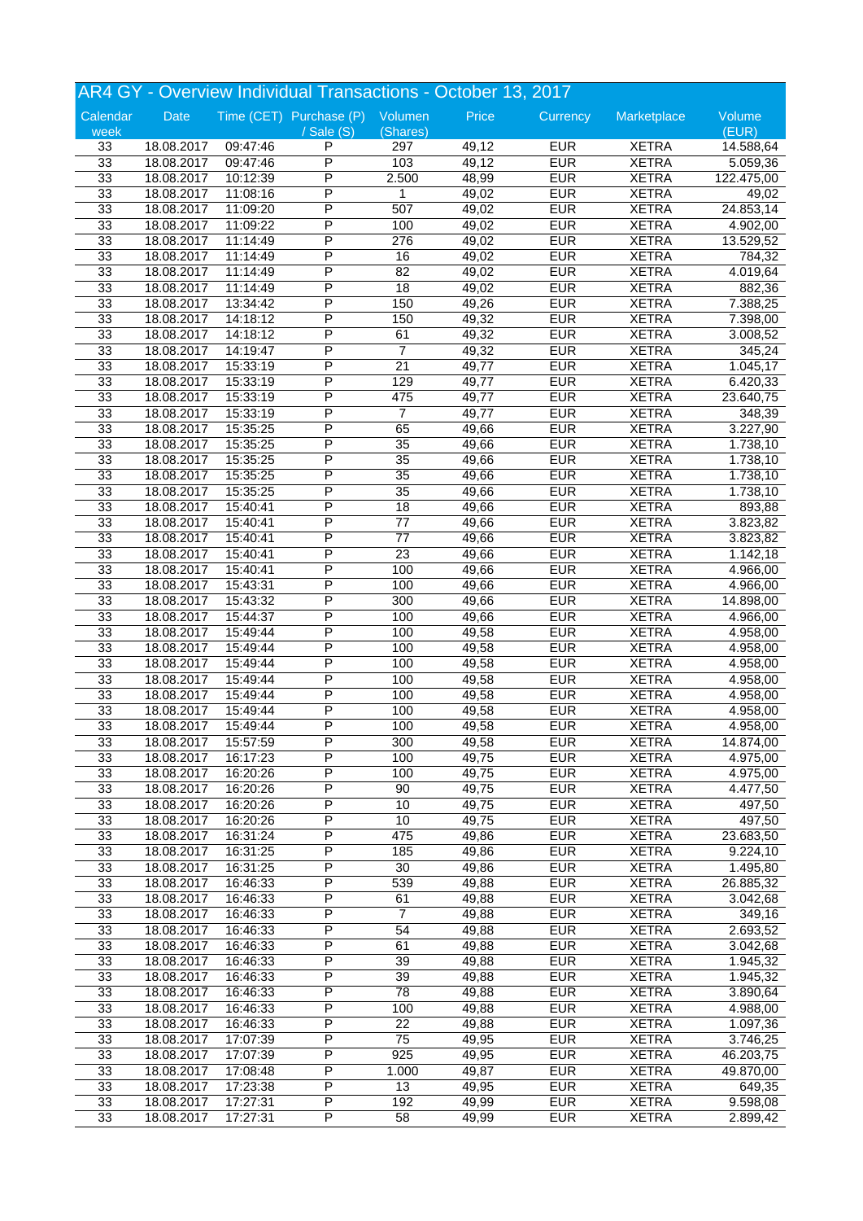## AR4 GY - Overview Individual Transactions - October 13, 2017

| Calendar week | Date | Time (CET) | Purchase (P) / Sale (S) | Volumen (Shares) | Price | Currency | Marketplace | Volume (EUR) |
|---|---|---|---|---|---|---|---|---|
| 33 | 18.08.2017 | 09:47:46 | P | 297 | 49,12 | EUR | XETRA | 14.588,64 |
| 33 | 18.08.2017 | 09:47:46 | P | 103 | 49,12 | EUR | XETRA | 5.059,36 |
| 33 | 18.08.2017 | 10:12:39 | P | 2.500 | 48,99 | EUR | XETRA | 122.475,00 |
| 33 | 18.08.2017 | 11:08:16 | P | 1 | 49,02 | EUR | XETRA | 49,02 |
| 33 | 18.08.2017 | 11:09:20 | P | 507 | 49,02 | EUR | XETRA | 24.853,14 |
| 33 | 18.08.2017 | 11:09:22 | P | 100 | 49,02 | EUR | XETRA | 4.902,00 |
| 33 | 18.08.2017 | 11:14:49 | P | 276 | 49,02 | EUR | XETRA | 13.529,52 |
| 33 | 18.08.2017 | 11:14:49 | P | 16 | 49,02 | EUR | XETRA | 784,32 |
| 33 | 18.08.2017 | 11:14:49 | P | 82 | 49,02 | EUR | XETRA | 4.019,64 |
| 33 | 18.08.2017 | 11:14:49 | P | 18 | 49,02 | EUR | XETRA | 882,36 |
| 33 | 18.08.2017 | 13:34:42 | P | 150 | 49,26 | EUR | XETRA | 7.388,25 |
| 33 | 18.08.2017 | 14:18:12 | P | 150 | 49,32 | EUR | XETRA | 7.398,00 |
| 33 | 18.08.2017 | 14:18:12 | P | 61 | 49,32 | EUR | XETRA | 3.008,52 |
| 33 | 18.08.2017 | 14:19:47 | P | 7 | 49,32 | EUR | XETRA | 345,24 |
| 33 | 18.08.2017 | 15:33:19 | P | 21 | 49,77 | EUR | XETRA | 1.045,17 |
| 33 | 18.08.2017 | 15:33:19 | P | 129 | 49,77 | EUR | XETRA | 6.420,33 |
| 33 | 18.08.2017 | 15:33:19 | P | 475 | 49,77 | EUR | XETRA | 23.640,75 |
| 33 | 18.08.2017 | 15:33:19 | P | 7 | 49,77 | EUR | XETRA | 348,39 |
| 33 | 18.08.2017 | 15:35:25 | P | 65 | 49,66 | EUR | XETRA | 3.227,90 |
| 33 | 18.08.2017 | 15:35:25 | P | 35 | 49,66 | EUR | XETRA | 1.738,10 |
| 33 | 18.08.2017 | 15:35:25 | P | 35 | 49,66 | EUR | XETRA | 1.738,10 |
| 33 | 18.08.2017 | 15:35:25 | P | 35 | 49,66 | EUR | XETRA | 1.738,10 |
| 33 | 18.08.2017 | 15:35:25 | P | 35 | 49,66 | EUR | XETRA | 1.738,10 |
| 33 | 18.08.2017 | 15:40:41 | P | 18 | 49,66 | EUR | XETRA | 893,88 |
| 33 | 18.08.2017 | 15:40:41 | P | 77 | 49,66 | EUR | XETRA | 3.823,82 |
| 33 | 18.08.2017 | 15:40:41 | P | 77 | 49,66 | EUR | XETRA | 3.823,82 |
| 33 | 18.08.2017 | 15:40:41 | P | 23 | 49,66 | EUR | XETRA | 1.142,18 |
| 33 | 18.08.2017 | 15:40:41 | P | 100 | 49,66 | EUR | XETRA | 4.966,00 |
| 33 | 18.08.2017 | 15:43:31 | P | 100 | 49,66 | EUR | XETRA | 4.966,00 |
| 33 | 18.08.2017 | 15:43:32 | P | 300 | 49,66 | EUR | XETRA | 14.898,00 |
| 33 | 18.08.2017 | 15:44:37 | P | 100 | 49,66 | EUR | XETRA | 4.966,00 |
| 33 | 18.08.2017 | 15:49:44 | P | 100 | 49,58 | EUR | XETRA | 4.958,00 |
| 33 | 18.08.2017 | 15:49:44 | P | 100 | 49,58 | EUR | XETRA | 4.958,00 |
| 33 | 18.08.2017 | 15:49:44 | P | 100 | 49,58 | EUR | XETRA | 4.958,00 |
| 33 | 18.08.2017 | 15:49:44 | P | 100 | 49,58 | EUR | XETRA | 4.958,00 |
| 33 | 18.08.2017 | 15:49:44 | P | 100 | 49,58 | EUR | XETRA | 4.958,00 |
| 33 | 18.08.2017 | 15:49:44 | P | 100 | 49,58 | EUR | XETRA | 4.958,00 |
| 33 | 18.08.2017 | 15:49:44 | P | 100 | 49,58 | EUR | XETRA | 4.958,00 |
| 33 | 18.08.2017 | 15:57:59 | P | 300 | 49,58 | EUR | XETRA | 14.874,00 |
| 33 | 18.08.2017 | 16:17:23 | P | 100 | 49,75 | EUR | XETRA | 4.975,00 |
| 33 | 18.08.2017 | 16:20:26 | P | 100 | 49,75 | EUR | XETRA | 4.975,00 |
| 33 | 18.08.2017 | 16:20:26 | P | 90 | 49,75 | EUR | XETRA | 4.477,50 |
| 33 | 18.08.2017 | 16:20:26 | P | 10 | 49,75 | EUR | XETRA | 497,50 |
| 33 | 18.08.2017 | 16:20:26 | P | 10 | 49,75 | EUR | XETRA | 497,50 |
| 33 | 18.08.2017 | 16:31:24 | P | 475 | 49,86 | EUR | XETRA | 23.683,50 |
| 33 | 18.08.2017 | 16:31:25 | P | 185 | 49,86 | EUR | XETRA | 9.224,10 |
| 33 | 18.08.2017 | 16:31:25 | P | 30 | 49,86 | EUR | XETRA | 1.495,80 |
| 33 | 18.08.2017 | 16:46:33 | P | 539 | 49,88 | EUR | XETRA | 26.885,32 |
| 33 | 18.08.2017 | 16:46:33 | P | 61 | 49,88 | EUR | XETRA | 3.042,68 |
| 33 | 18.08.2017 | 16:46:33 | P | 7 | 49,88 | EUR | XETRA | 349,16 |
| 33 | 18.08.2017 | 16:46:33 | P | 54 | 49,88 | EUR | XETRA | 2.693,52 |
| 33 | 18.08.2017 | 16:46:33 | P | 61 | 49,88 | EUR | XETRA | 3.042,68 |
| 33 | 18.08.2017 | 16:46:33 | P | 39 | 49,88 | EUR | XETRA | 1.945,32 |
| 33 | 18.08.2017 | 16:46:33 | P | 39 | 49,88 | EUR | XETRA | 1.945,32 |
| 33 | 18.08.2017 | 16:46:33 | P | 78 | 49,88 | EUR | XETRA | 3.890,64 |
| 33 | 18.08.2017 | 16:46:33 | P | 100 | 49,88 | EUR | XETRA | 4.988,00 |
| 33 | 18.08.2017 | 16:46:33 | P | 22 | 49,88 | EUR | XETRA | 1.097,36 |
| 33 | 18.08.2017 | 17:07:39 | P | 75 | 49,95 | EUR | XETRA | 3.746,25 |
| 33 | 18.08.2017 | 17:07:39 | P | 925 | 49,95 | EUR | XETRA | 46.203,75 |
| 33 | 18.08.2017 | 17:08:48 | P | 1.000 | 49,87 | EUR | XETRA | 49.870,00 |
| 33 | 18.08.2017 | 17:23:38 | P | 13 | 49,95 | EUR | XETRA | 649,35 |
| 33 | 18.08.2017 | 17:27:31 | P | 192 | 49,99 | EUR | XETRA | 9.598,08 |
| 33 | 18.08.2017 | 17:27:31 | P | 58 | 49,99 | EUR | XETRA | 2.899,42 |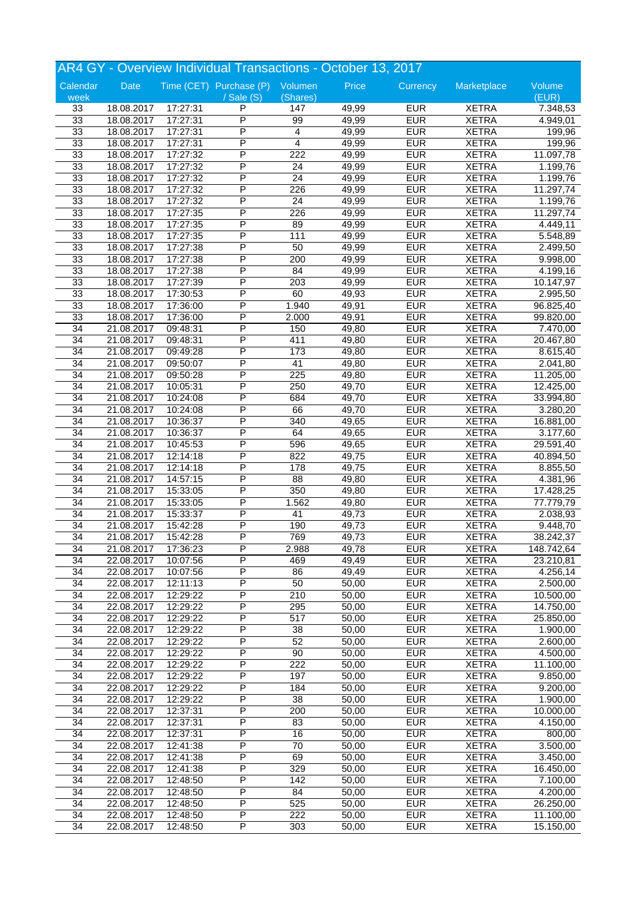## AR4 GY - Overview Individual Transactions - October 13, 2017

| Calendar week | Date | Time (CET) | Purchase (P) / Sale (S) | Volumen (Shares) | Price | Currency | Marketplace | Volume (EUR) |
|---|---|---|---|---|---|---|---|---|
| 33 | 18.08.2017 | 17:27:31 | P | 147 | 49,99 | EUR | XETRA | 7.348,53 |
| 33 | 18.08.2017 | 17:27:31 | P | 99 | 49,99 | EUR | XETRA | 4.949,01 |
| 33 | 18.08.2017 | 17:27:31 | P | 4 | 49,99 | EUR | XETRA | 199,96 |
| 33 | 18.08.2017 | 17:27:31 | P | 4 | 49,99 | EUR | XETRA | 199,96 |
| 33 | 18.08.2017 | 17:27:32 | P | 222 | 49,99 | EUR | XETRA | 11.097,78 |
| 33 | 18.08.2017 | 17:27:32 | P | 24 | 49,99 | EUR | XETRA | 1.199,76 |
| 33 | 18.08.2017 | 17:27:32 | P | 24 | 49,99 | EUR | XETRA | 1.199,76 |
| 33 | 18.08.2017 | 17:27:32 | P | 226 | 49,99 | EUR | XETRA | 11.297,74 |
| 33 | 18.08.2017 | 17:27:32 | P | 24 | 49,99 | EUR | XETRA | 1.199,76 |
| 33 | 18.08.2017 | 17:27:35 | P | 226 | 49,99 | EUR | XETRA | 11.297,74 |
| 33 | 18.08.2017 | 17:27:35 | P | 89 | 49,99 | EUR | XETRA | 4.449,11 |
| 33 | 18.08.2017 | 17:27:35 | P | 111 | 49,99 | EUR | XETRA | 5.548,89 |
| 33 | 18.08.2017 | 17:27:38 | P | 50 | 49,99 | EUR | XETRA | 2.499,50 |
| 33 | 18.08.2017 | 17:27:38 | P | 200 | 49,99 | EUR | XETRA | 9.998,00 |
| 33 | 18.08.2017 | 17:27:38 | P | 84 | 49,99 | EUR | XETRA | 4.199,16 |
| 33 | 18.08.2017 | 17:27:39 | P | 203 | 49,99 | EUR | XETRA | 10.147,97 |
| 33 | 18.08.2017 | 17:30:53 | P | 60 | 49,93 | EUR | XETRA | 2.995,50 |
| 33 | 18.08.2017 | 17:36:00 | P | 1.940 | 49,91 | EUR | XETRA | 96.825,40 |
| 33 | 18.08.2017 | 17:36:00 | P | 2.000 | 49,91 | EUR | XETRA | 99.820,00 |
| 34 | 21.08.2017 | 09:48:31 | P | 150 | 49,80 | EUR | XETRA | 7.470,00 |
| 34 | 21.08.2017 | 09:48:31 | P | 411 | 49,80 | EUR | XETRA | 20.467,80 |
| 34 | 21.08.2017 | 09:49:28 | P | 173 | 49,80 | EUR | XETRA | 8.615,40 |
| 34 | 21.08.2017 | 09:50:07 | P | 41 | 49,80 | EUR | XETRA | 2.041,80 |
| 34 | 21.08.2017 | 09:50:28 | P | 225 | 49,80 | EUR | XETRA | 11.205,00 |
| 34 | 21.08.2017 | 10:05:31 | P | 250 | 49,70 | EUR | XETRA | 12.425,00 |
| 34 | 21.08.2017 | 10:24:08 | P | 684 | 49,70 | EUR | XETRA | 33.994,80 |
| 34 | 21.08.2017 | 10:24:08 | P | 66 | 49,70 | EUR | XETRA | 3.280,20 |
| 34 | 21.08.2017 | 10:36:37 | P | 340 | 49,65 | EUR | XETRA | 16.881,00 |
| 34 | 21.08.2017 | 10:36:37 | P | 64 | 49,65 | EUR | XETRA | 3.177,60 |
| 34 | 21.08.2017 | 10:45:53 | P | 596 | 49,65 | EUR | XETRA | 29.591,40 |
| 34 | 21.08.2017 | 12:14:18 | P | 822 | 49,75 | EUR | XETRA | 40.894,50 |
| 34 | 21.08.2017 | 12:14:18 | P | 178 | 49,75 | EUR | XETRA | 8.855,50 |
| 34 | 21.08.2017 | 14:57:15 | P | 88 | 49,80 | EUR | XETRA | 4.381,96 |
| 34 | 21.08.2017 | 15:33:05 | P | 350 | 49,80 | EUR | XETRA | 17.428,25 |
| 34 | 21.08.2017 | 15:33:05 | P | 1.562 | 49,80 | EUR | XETRA | 77.779,79 |
| 34 | 21.08.2017 | 15:33:37 | P | 41 | 49,73 | EUR | XETRA | 2.038,93 |
| 34 | 21.08.2017 | 15:42:28 | P | 190 | 49,73 | EUR | XETRA | 9.448,70 |
| 34 | 21.08.2017 | 15:42:28 | P | 769 | 49,73 | EUR | XETRA | 38.242,37 |
| 34 | 21.08.2017 | 17:36:23 | P | 2.988 | 49,78 | EUR | XETRA | 148.742,64 |
| 34 | 22.08.2017 | 10:07:56 | P | 469 | 49,49 | EUR | XETRA | 23.210,81 |
| 34 | 22.08.2017 | 10:07:56 | P | 86 | 49,49 | EUR | XETRA | 4.256,14 |
| 34 | 22.08.2017 | 12:11:13 | P | 50 | 50,00 | EUR | XETRA | 2.500,00 |
| 34 | 22.08.2017 | 12:29:22 | P | 210 | 50,00 | EUR | XETRA | 10.500,00 |
| 34 | 22.08.2017 | 12:29:22 | P | 295 | 50,00 | EUR | XETRA | 14.750,00 |
| 34 | 22.08.2017 | 12:29:22 | P | 517 | 50,00 | EUR | XETRA | 25.850,00 |
| 34 | 22.08.2017 | 12:29:22 | P | 38 | 50,00 | EUR | XETRA | 1.900,00 |
| 34 | 22.08.2017 | 12:29:22 | P | 52 | 50,00 | EUR | XETRA | 2.600,00 |
| 34 | 22.08.2017 | 12:29:22 | P | 90 | 50,00 | EUR | XETRA | 4.500,00 |
| 34 | 22.08.2017 | 12:29:22 | P | 222 | 50,00 | EUR | XETRA | 11.100,00 |
| 34 | 22.08.2017 | 12:29:22 | P | 197 | 50,00 | EUR | XETRA | 9.850,00 |
| 34 | 22.08.2017 | 12:29:22 | P | 184 | 50,00 | EUR | XETRA | 9.200,00 |
| 34 | 22.08.2017 | 12:29:22 | P | 38 | 50,00 | EUR | XETRA | 1.900,00 |
| 34 | 22.08.2017 | 12:37:31 | P | 200 | 50,00 | EUR | XETRA | 10.000,00 |
| 34 | 22.08.2017 | 12:37:31 | P | 83 | 50,00 | EUR | XETRA | 4.150,00 |
| 34 | 22.08.2017 | 12:37:31 | P | 16 | 50,00 | EUR | XETRA | 800,00 |
| 34 | 22.08.2017 | 12:41:38 | P | 70 | 50,00 | EUR | XETRA | 3.500,00 |
| 34 | 22.08.2017 | 12:41:38 | P | 69 | 50,00 | EUR | XETRA | 3.450,00 |
| 34 | 22.08.2017 | 12:41:38 | P | 329 | 50,00 | EUR | XETRA | 16.450,00 |
| 34 | 22.08.2017 | 12:48:50 | P | 142 | 50,00 | EUR | XETRA | 7.100,00 |
| 34 | 22.08.2017 | 12:48:50 | P | 84 | 50,00 | EUR | XETRA | 4.200,00 |
| 34 | 22.08.2017 | 12:48:50 | P | 525 | 50,00 | EUR | XETRA | 26.250,00 |
| 34 | 22.08.2017 | 12:48:50 | P | 222 | 50,00 | EUR | XETRA | 11.100,00 |
| 34 | 22.08.2017 | 12:48:50 | P | 303 | 50,00 | EUR | XETRA | 15.150,00 |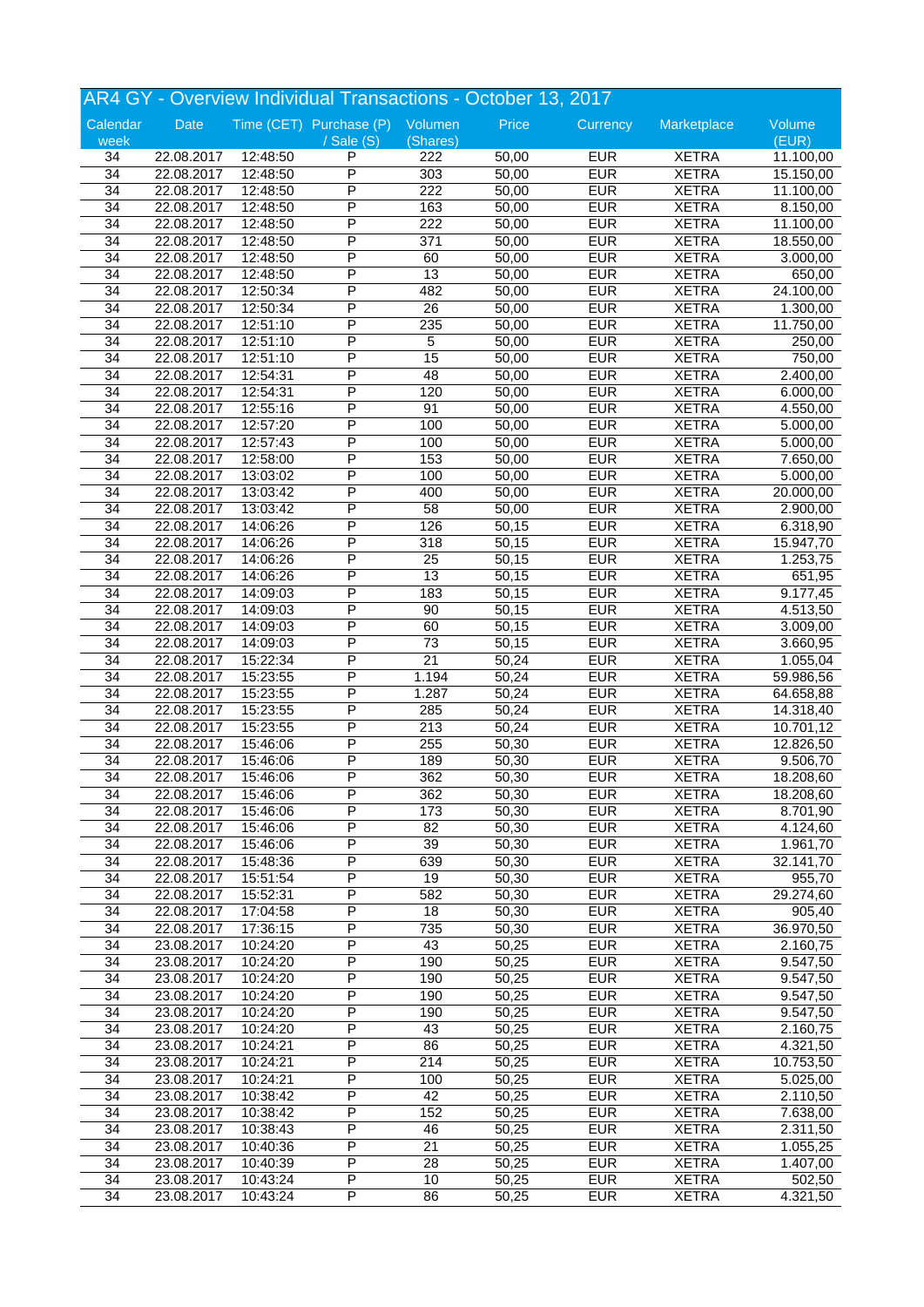## AR4 GY - Overview Individual Transactions - October 13, 2017

| Calendar week | Date | Time (CET) | Purchase (P) / Sale (S) | Volumen (Shares) | Price | Currency | Marketplace | Volume (EUR) |
|---|---|---|---|---|---|---|---|---|
| 34 | 22.08.2017 | 12:48:50 | P | 222 | 50,00 | EUR | XETRA | 11.100,00 |
| 34 | 22.08.2017 | 12:48:50 | P | 303 | 50,00 | EUR | XETRA | 15.150,00 |
| 34 | 22.08.2017 | 12:48:50 | P | 222 | 50,00 | EUR | XETRA | 11.100,00 |
| 34 | 22.08.2017 | 12:48:50 | P | 163 | 50,00 | EUR | XETRA | 8.150,00 |
| 34 | 22.08.2017 | 12:48:50 | P | 222 | 50,00 | EUR | XETRA | 11.100,00 |
| 34 | 22.08.2017 | 12:48:50 | P | 371 | 50,00 | EUR | XETRA | 18.550,00 |
| 34 | 22.08.2017 | 12:48:50 | P | 60 | 50,00 | EUR | XETRA | 3.000,00 |
| 34 | 22.08.2017 | 12:48:50 | P | 13 | 50,00 | EUR | XETRA | 650,00 |
| 34 | 22.08.2017 | 12:50:34 | P | 482 | 50,00 | EUR | XETRA | 24.100,00 |
| 34 | 22.08.2017 | 12:50:34 | P | 26 | 50,00 | EUR | XETRA | 1.300,00 |
| 34 | 22.08.2017 | 12:51:10 | P | 235 | 50,00 | EUR | XETRA | 11.750,00 |
| 34 | 22.08.2017 | 12:51:10 | P | 5 | 50,00 | EUR | XETRA | 250,00 |
| 34 | 22.08.2017 | 12:51:10 | P | 15 | 50,00 | EUR | XETRA | 750,00 |
| 34 | 22.08.2017 | 12:54:31 | P | 48 | 50,00 | EUR | XETRA | 2.400,00 |
| 34 | 22.08.2017 | 12:54:31 | P | 120 | 50,00 | EUR | XETRA | 6.000,00 |
| 34 | 22.08.2017 | 12:55:16 | P | 91 | 50,00 | EUR | XETRA | 4.550,00 |
| 34 | 22.08.2017 | 12:57:20 | P | 100 | 50,00 | EUR | XETRA | 5.000,00 |
| 34 | 22.08.2017 | 12:57:43 | P | 100 | 50,00 | EUR | XETRA | 5.000,00 |
| 34 | 22.08.2017 | 12:58:00 | P | 153 | 50,00 | EUR | XETRA | 7.650,00 |
| 34 | 22.08.2017 | 13:03:02 | P | 100 | 50,00 | EUR | XETRA | 5.000,00 |
| 34 | 22.08.2017 | 13:03:42 | P | 400 | 50,00 | EUR | XETRA | 20.000,00 |
| 34 | 22.08.2017 | 13:03:42 | P | 58 | 50,00 | EUR | XETRA | 2.900,00 |
| 34 | 22.08.2017 | 14:06:26 | P | 126 | 50,15 | EUR | XETRA | 6.318,90 |
| 34 | 22.08.2017 | 14:06:26 | P | 318 | 50,15 | EUR | XETRA | 15.947,70 |
| 34 | 22.08.2017 | 14:06:26 | P | 25 | 50,15 | EUR | XETRA | 1.253,75 |
| 34 | 22.08.2017 | 14:06:26 | P | 13 | 50,15 | EUR | XETRA | 651,95 |
| 34 | 22.08.2017 | 14:09:03 | P | 183 | 50,15 | EUR | XETRA | 9.177,45 |
| 34 | 22.08.2017 | 14:09:03 | P | 90 | 50,15 | EUR | XETRA | 4.513,50 |
| 34 | 22.08.2017 | 14:09:03 | P | 60 | 50,15 | EUR | XETRA | 3.009,00 |
| 34 | 22.08.2017 | 14:09:03 | P | 73 | 50,15 | EUR | XETRA | 3.660,95 |
| 34 | 22.08.2017 | 15:22:34 | P | 21 | 50,24 | EUR | XETRA | 1.055,04 |
| 34 | 22.08.2017 | 15:23:55 | P | 1.194 | 50,24 | EUR | XETRA | 59.986,56 |
| 34 | 22.08.2017 | 15:23:55 | P | 1.287 | 50,24 | EUR | XETRA | 64.658,88 |
| 34 | 22.08.2017 | 15:23:55 | P | 285 | 50,24 | EUR | XETRA | 14.318,40 |
| 34 | 22.08.2017 | 15:23:55 | P | 213 | 50,24 | EUR | XETRA | 10.701,12 |
| 34 | 22.08.2017 | 15:46:06 | P | 255 | 50,30 | EUR | XETRA | 12.826,50 |
| 34 | 22.08.2017 | 15:46:06 | P | 189 | 50,30 | EUR | XETRA | 9.506,70 |
| 34 | 22.08.2017 | 15:46:06 | P | 362 | 50,30 | EUR | XETRA | 18.208,60 |
| 34 | 22.08.2017 | 15:46:06 | P | 362 | 50,30 | EUR | XETRA | 18.208,60 |
| 34 | 22.08.2017 | 15:46:06 | P | 173 | 50,30 | EUR | XETRA | 8.701,90 |
| 34 | 22.08.2017 | 15:46:06 | P | 82 | 50,30 | EUR | XETRA | 4.124,60 |
| 34 | 22.08.2017 | 15:46:06 | P | 39 | 50,30 | EUR | XETRA | 1.961,70 |
| 34 | 22.08.2017 | 15:48:36 | P | 639 | 50,30 | EUR | XETRA | 32.141,70 |
| 34 | 22.08.2017 | 15:51:54 | P | 19 | 50,30 | EUR | XETRA | 955,70 |
| 34 | 22.08.2017 | 15:52:31 | P | 582 | 50,30 | EUR | XETRA | 29.274,60 |
| 34 | 22.08.2017 | 17:04:58 | P | 18 | 50,30 | EUR | XETRA | 905,40 |
| 34 | 22.08.2017 | 17:36:15 | P | 735 | 50,30 | EUR | XETRA | 36.970,50 |
| 34 | 23.08.2017 | 10:24:20 | P | 43 | 50,25 | EUR | XETRA | 2.160,75 |
| 34 | 23.08.2017 | 10:24:20 | P | 190 | 50,25 | EUR | XETRA | 9.547,50 |
| 34 | 23.08.2017 | 10:24:20 | P | 190 | 50,25 | EUR | XETRA | 9.547,50 |
| 34 | 23.08.2017 | 10:24:20 | P | 190 | 50,25 | EUR | XETRA | 9.547,50 |
| 34 | 23.08.2017 | 10:24:20 | P | 190 | 50,25 | EUR | XETRA | 9.547,50 |
| 34 | 23.08.2017 | 10:24:20 | P | 43 | 50,25 | EUR | XETRA | 2.160,75 |
| 34 | 23.08.2017 | 10:24:21 | P | 86 | 50,25 | EUR | XETRA | 4.321,50 |
| 34 | 23.08.2017 | 10:24:21 | P | 214 | 50,25 | EUR | XETRA | 10.753,50 |
| 34 | 23.08.2017 | 10:24:21 | P | 100 | 50,25 | EUR | XETRA | 5.025,00 |
| 34 | 23.08.2017 | 10:38:42 | P | 42 | 50,25 | EUR | XETRA | 2.110,50 |
| 34 | 23.08.2017 | 10:38:42 | P | 152 | 50,25 | EUR | XETRA | 7.638,00 |
| 34 | 23.08.2017 | 10:38:43 | P | 46 | 50,25 | EUR | XETRA | 2.311,50 |
| 34 | 23.08.2017 | 10:40:36 | P | 21 | 50,25 | EUR | XETRA | 1.055,25 |
| 34 | 23.08.2017 | 10:40:39 | P | 28 | 50,25 | EUR | XETRA | 1.407,00 |
| 34 | 23.08.2017 | 10:43:24 | P | 10 | 50,25 | EUR | XETRA | 502,50 |
| 34 | 23.08.2017 | 10:43:24 | P | 86 | 50,25 | EUR | XETRA | 4.321,50 |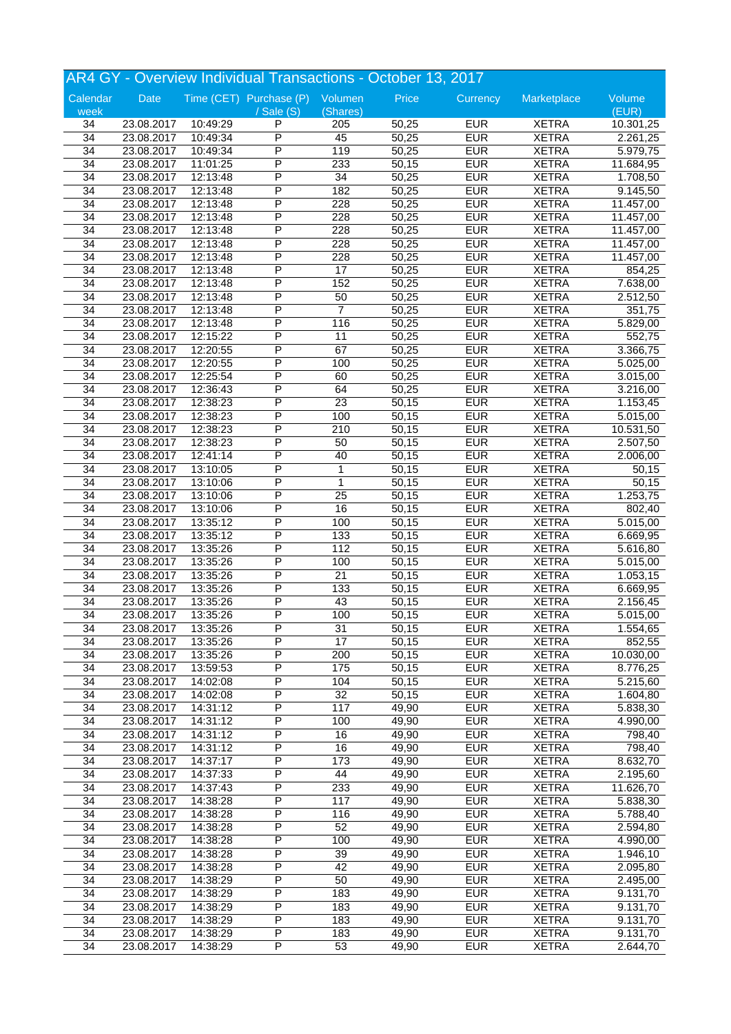## AR4 GY - Overview Individual Transactions - October 13, 2017

| Calendar week | Date | Time (CET) | Purchase (P) / Sale (S) | Volumen (Shares) | Price | Currency | Marketplace | Volume (EUR) |
|---|---|---|---|---|---|---|---|---|
| 34 | 23.08.2017 | 10:49:29 | P | 205 | 50,25 | EUR | XETRA | 10.301,25 |
| 34 | 23.08.2017 | 10:49:34 | P | 45 | 50,25 | EUR | XETRA | 2.261,25 |
| 34 | 23.08.2017 | 10:49:34 | P | 119 | 50,25 | EUR | XETRA | 5.979,75 |
| 34 | 23.08.2017 | 11:01:25 | P | 233 | 50,15 | EUR | XETRA | 11.684,95 |
| 34 | 23.08.2017 | 12:13:48 | P | 34 | 50,25 | EUR | XETRA | 1.708,50 |
| 34 | 23.08.2017 | 12:13:48 | P | 182 | 50,25 | EUR | XETRA | 9.145,50 |
| 34 | 23.08.2017 | 12:13:48 | P | 228 | 50,25 | EUR | XETRA | 11.457,00 |
| 34 | 23.08.2017 | 12:13:48 | P | 228 | 50,25 | EUR | XETRA | 11.457,00 |
| 34 | 23.08.2017 | 12:13:48 | P | 228 | 50,25 | EUR | XETRA | 11.457,00 |
| 34 | 23.08.2017 | 12:13:48 | P | 228 | 50,25 | EUR | XETRA | 11.457,00 |
| 34 | 23.08.2017 | 12:13:48 | P | 228 | 50,25 | EUR | XETRA | 11.457,00 |
| 34 | 23.08.2017 | 12:13:48 | P | 17 | 50,25 | EUR | XETRA | 854,25 |
| 34 | 23.08.2017 | 12:13:48 | P | 152 | 50,25 | EUR | XETRA | 7.638,00 |
| 34 | 23.08.2017 | 12:13:48 | P | 50 | 50,25 | EUR | XETRA | 2.512,50 |
| 34 | 23.08.2017 | 12:13:48 | P | 7 | 50,25 | EUR | XETRA | 351,75 |
| 34 | 23.08.2017 | 12:13:48 | P | 116 | 50,25 | EUR | XETRA | 5.829,00 |
| 34 | 23.08.2017 | 12:15:22 | P | 11 | 50,25 | EUR | XETRA | 552,75 |
| 34 | 23.08.2017 | 12:20:55 | P | 67 | 50,25 | EUR | XETRA | 3.366,75 |
| 34 | 23.08.2017 | 12:20:55 | P | 100 | 50,25 | EUR | XETRA | 5.025,00 |
| 34 | 23.08.2017 | 12:25:54 | P | 60 | 50,25 | EUR | XETRA | 3.015,00 |
| 34 | 23.08.2017 | 12:36:43 | P | 64 | 50,25 | EUR | XETRA | 3.216,00 |
| 34 | 23.08.2017 | 12:38:23 | P | 23 | 50,15 | EUR | XETRA | 1.153,45 |
| 34 | 23.08.2017 | 12:38:23 | P | 100 | 50,15 | EUR | XETRA | 5.015,00 |
| 34 | 23.08.2017 | 12:38:23 | P | 210 | 50,15 | EUR | XETRA | 10.531,50 |
| 34 | 23.08.2017 | 12:38:23 | P | 50 | 50,15 | EUR | XETRA | 2.507,50 |
| 34 | 23.08.2017 | 12:41:14 | P | 40 | 50,15 | EUR | XETRA | 2.006,00 |
| 34 | 23.08.2017 | 13:10:05 | P | 1 | 50,15 | EUR | XETRA | 50,15 |
| 34 | 23.08.2017 | 13:10:06 | P | 1 | 50,15 | EUR | XETRA | 50,15 |
| 34 | 23.08.2017 | 13:10:06 | P | 25 | 50,15 | EUR | XETRA | 1.253,75 |
| 34 | 23.08.2017 | 13:10:06 | P | 16 | 50,15 | EUR | XETRA | 802,40 |
| 34 | 23.08.2017 | 13:35:12 | P | 100 | 50,15 | EUR | XETRA | 5.015,00 |
| 34 | 23.08.2017 | 13:35:12 | P | 133 | 50,15 | EUR | XETRA | 6.669,95 |
| 34 | 23.08.2017 | 13:35:26 | P | 112 | 50,15 | EUR | XETRA | 5.616,80 |
| 34 | 23.08.2017 | 13:35:26 | P | 100 | 50,15 | EUR | XETRA | 5.015,00 |
| 34 | 23.08.2017 | 13:35:26 | P | 21 | 50,15 | EUR | XETRA | 1.053,15 |
| 34 | 23.08.2017 | 13:35:26 | P | 133 | 50,15 | EUR | XETRA | 6.669,95 |
| 34 | 23.08.2017 | 13:35:26 | P | 43 | 50,15 | EUR | XETRA | 2.156,45 |
| 34 | 23.08.2017 | 13:35:26 | P | 100 | 50,15 | EUR | XETRA | 5.015,00 |
| 34 | 23.08.2017 | 13:35:26 | P | 31 | 50,15 | EUR | XETRA | 1.554,65 |
| 34 | 23.08.2017 | 13:35:26 | P | 17 | 50,15 | EUR | XETRA | 852,55 |
| 34 | 23.08.2017 | 13:35:26 | P | 200 | 50,15 | EUR | XETRA | 10.030,00 |
| 34 | 23.08.2017 | 13:59:53 | P | 175 | 50,15 | EUR | XETRA | 8.776,25 |
| 34 | 23.08.2017 | 14:02:08 | P | 104 | 50,15 | EUR | XETRA | 5.215,60 |
| 34 | 23.08.2017 | 14:02:08 | P | 32 | 50,15 | EUR | XETRA | 1.604,80 |
| 34 | 23.08.2017 | 14:31:12 | P | 117 | 49,90 | EUR | XETRA | 5.838,30 |
| 34 | 23.08.2017 | 14:31:12 | P | 100 | 49,90 | EUR | XETRA | 4.990,00 |
| 34 | 23.08.2017 | 14:31:12 | P | 16 | 49,90 | EUR | XETRA | 798,40 |
| 34 | 23.08.2017 | 14:31:12 | P | 16 | 49,90 | EUR | XETRA | 798,40 |
| 34 | 23.08.2017 | 14:37:17 | P | 173 | 49,90 | EUR | XETRA | 8.632,70 |
| 34 | 23.08.2017 | 14:37:33 | P | 44 | 49,90 | EUR | XETRA | 2.195,60 |
| 34 | 23.08.2017 | 14:37:43 | P | 233 | 49,90 | EUR | XETRA | 11.626,70 |
| 34 | 23.08.2017 | 14:38:28 | P | 117 | 49,90 | EUR | XETRA | 5.838,30 |
| 34 | 23.08.2017 | 14:38:28 | P | 116 | 49,90 | EUR | XETRA | 5.788,40 |
| 34 | 23.08.2017 | 14:38:28 | P | 52 | 49,90 | EUR | XETRA | 2.594,80 |
| 34 | 23.08.2017 | 14:38:28 | P | 100 | 49,90 | EUR | XETRA | 4.990,00 |
| 34 | 23.08.2017 | 14:38:28 | P | 39 | 49,90 | EUR | XETRA | 1.946,10 |
| 34 | 23.08.2017 | 14:38:28 | P | 42 | 49,90 | EUR | XETRA | 2.095,80 |
| 34 | 23.08.2017 | 14:38:29 | P | 50 | 49,90 | EUR | XETRA | 2.495,00 |
| 34 | 23.08.2017 | 14:38:29 | P | 183 | 49,90 | EUR | XETRA | 9.131,70 |
| 34 | 23.08.2017 | 14:38:29 | P | 183 | 49,90 | EUR | XETRA | 9.131,70 |
| 34 | 23.08.2017 | 14:38:29 | P | 183 | 49,90 | EUR | XETRA | 9.131,70 |
| 34 | 23.08.2017 | 14:38:29 | P | 183 | 49,90 | EUR | XETRA | 9.131,70 |
| 34 | 23.08.2017 | 14:38:29 | P | 53 | 49,90 | EUR | XETRA | 2.644,70 |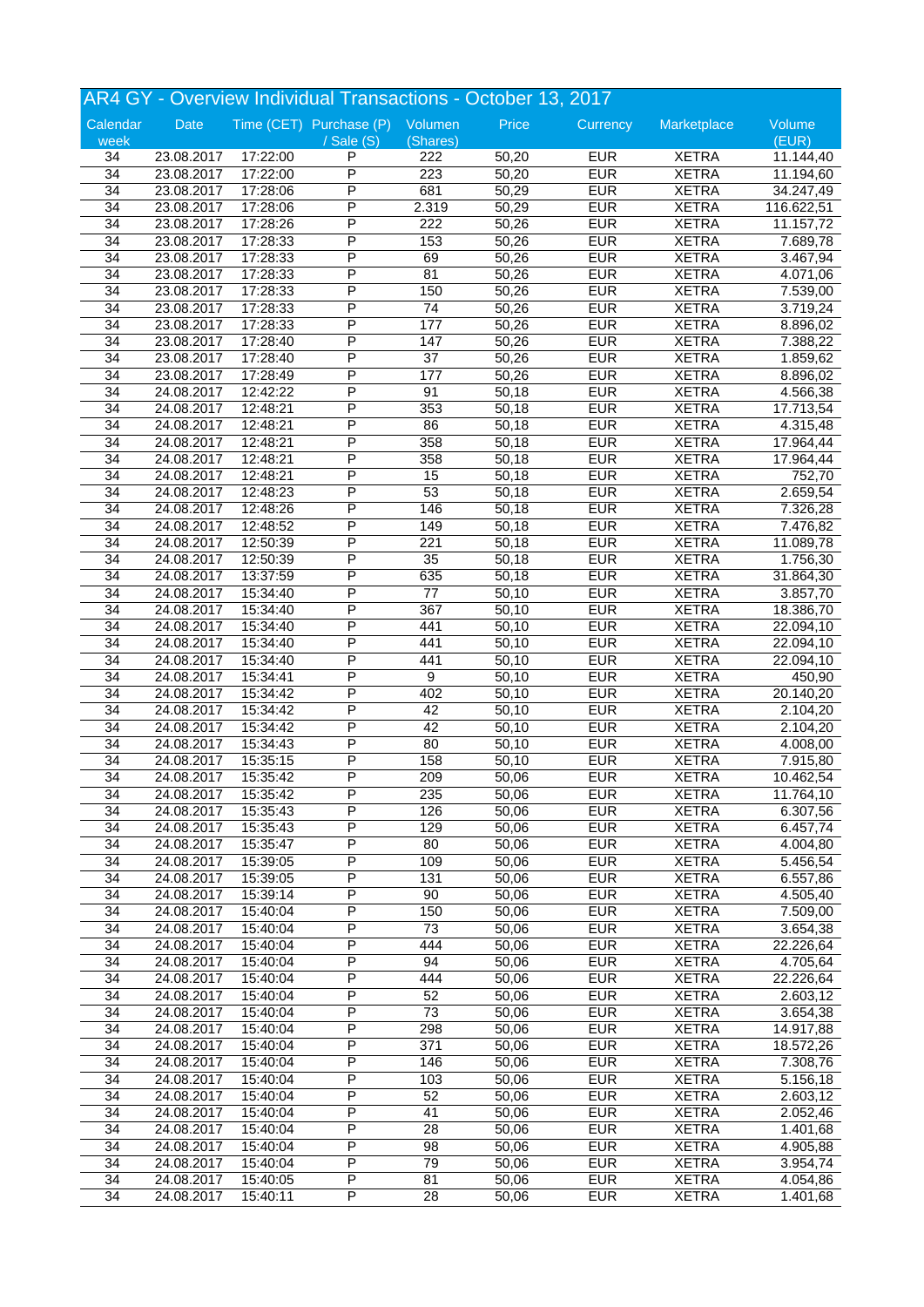## AR4 GY - Overview Individual Transactions - October 13, 2017

| Calendar week | Date | Time (CET) | Purchase (P) / Sale (S) | Volumen (Shares) | Price | Currency | Marketplace | Volume (EUR) |
|---|---|---|---|---|---|---|---|---|
| 34 | 23.08.2017 | 17:22:00 | P | 222 | 50,20 | EUR | XETRA | 11.144,40 |
| 34 | 23.08.2017 | 17:22:00 | P | 223 | 50,20 | EUR | XETRA | 11.194,60 |
| 34 | 23.08.2017 | 17:28:06 | P | 681 | 50,29 | EUR | XETRA | 34.247,49 |
| 34 | 23.08.2017 | 17:28:06 | P | 2.319 | 50,29 | EUR | XETRA | 116.622,51 |
| 34 | 23.08.2017 | 17:28:26 | P | 222 | 50,26 | EUR | XETRA | 11.157,72 |
| 34 | 23.08.2017 | 17:28:33 | P | 153 | 50,26 | EUR | XETRA | 7.689,78 |
| 34 | 23.08.2017 | 17:28:33 | P | 69 | 50,26 | EUR | XETRA | 3.467,94 |
| 34 | 23.08.2017 | 17:28:33 | P | 81 | 50,26 | EUR | XETRA | 4.071,06 |
| 34 | 23.08.2017 | 17:28:33 | P | 150 | 50,26 | EUR | XETRA | 7.539,00 |
| 34 | 23.08.2017 | 17:28:33 | P | 74 | 50,26 | EUR | XETRA | 3.719,24 |
| 34 | 23.08.2017 | 17:28:33 | P | 177 | 50,26 | EUR | XETRA | 8.896,02 |
| 34 | 23.08.2017 | 17:28:40 | P | 147 | 50,26 | EUR | XETRA | 7.388,22 |
| 34 | 23.08.2017 | 17:28:40 | P | 37 | 50,26 | EUR | XETRA | 1.859,62 |
| 34 | 23.08.2017 | 17:28:49 | P | 177 | 50,26 | EUR | XETRA | 8.896,02 |
| 34 | 24.08.2017 | 12:42:22 | P | 91 | 50,18 | EUR | XETRA | 4.566,38 |
| 34 | 24.08.2017 | 12:48:21 | P | 353 | 50,18 | EUR | XETRA | 17.713,54 |
| 34 | 24.08.2017 | 12:48:21 | P | 86 | 50,18 | EUR | XETRA | 4.315,48 |
| 34 | 24.08.2017 | 12:48:21 | P | 358 | 50,18 | EUR | XETRA | 17.964,44 |
| 34 | 24.08.2017 | 12:48:21 | P | 358 | 50,18 | EUR | XETRA | 17.964,44 |
| 34 | 24.08.2017 | 12:48:21 | P | 15 | 50,18 | EUR | XETRA | 752,70 |
| 34 | 24.08.2017 | 12:48:23 | P | 53 | 50,18 | EUR | XETRA | 2.659,54 |
| 34 | 24.08.2017 | 12:48:26 | P | 146 | 50,18 | EUR | XETRA | 7.326,28 |
| 34 | 24.08.2017 | 12:48:52 | P | 149 | 50,18 | EUR | XETRA | 7.476,82 |
| 34 | 24.08.2017 | 12:50:39 | P | 221 | 50,18 | EUR | XETRA | 11.089,78 |
| 34 | 24.08.2017 | 12:50:39 | P | 35 | 50,18 | EUR | XETRA | 1.756,30 |
| 34 | 24.08.2017 | 13:37:59 | P | 635 | 50,18 | EUR | XETRA | 31.864,30 |
| 34 | 24.08.2017 | 15:34:40 | P | 77 | 50,10 | EUR | XETRA | 3.857,70 |
| 34 | 24.08.2017 | 15:34:40 | P | 367 | 50,10 | EUR | XETRA | 18.386,70 |
| 34 | 24.08.2017 | 15:34:40 | P | 441 | 50,10 | EUR | XETRA | 22.094,10 |
| 34 | 24.08.2017 | 15:34:40 | P | 441 | 50,10 | EUR | XETRA | 22.094,10 |
| 34 | 24.08.2017 | 15:34:40 | P | 441 | 50,10 | EUR | XETRA | 22.094,10 |
| 34 | 24.08.2017 | 15:34:41 | P | 9 | 50,10 | EUR | XETRA | 450,90 |
| 34 | 24.08.2017 | 15:34:42 | P | 402 | 50,10 | EUR | XETRA | 20.140,20 |
| 34 | 24.08.2017 | 15:34:42 | P | 42 | 50,10 | EUR | XETRA | 2.104,20 |
| 34 | 24.08.2017 | 15:34:42 | P | 42 | 50,10 | EUR | XETRA | 2.104,20 |
| 34 | 24.08.2017 | 15:34:43 | P | 80 | 50,10 | EUR | XETRA | 4.008,00 |
| 34 | 24.08.2017 | 15:35:15 | P | 158 | 50,10 | EUR | XETRA | 7.915,80 |
| 34 | 24.08.2017 | 15:35:42 | P | 209 | 50,06 | EUR | XETRA | 10.462,54 |
| 34 | 24.08.2017 | 15:35:42 | P | 235 | 50,06 | EUR | XETRA | 11.764,10 |
| 34 | 24.08.2017 | 15:35:43 | P | 126 | 50,06 | EUR | XETRA | 6.307,56 |
| 34 | 24.08.2017 | 15:35:43 | P | 129 | 50,06 | EUR | XETRA | 6.457,74 |
| 34 | 24.08.2017 | 15:35:47 | P | 80 | 50,06 | EUR | XETRA | 4.004,80 |
| 34 | 24.08.2017 | 15:39:05 | P | 109 | 50,06 | EUR | XETRA | 5.456,54 |
| 34 | 24.08.2017 | 15:39:05 | P | 131 | 50,06 | EUR | XETRA | 6.557,86 |
| 34 | 24.08.2017 | 15:39:14 | P | 90 | 50,06 | EUR | XETRA | 4.505,40 |
| 34 | 24.08.2017 | 15:40:04 | P | 150 | 50,06 | EUR | XETRA | 7.509,00 |
| 34 | 24.08.2017 | 15:40:04 | P | 73 | 50,06 | EUR | XETRA | 3.654,38 |
| 34 | 24.08.2017 | 15:40:04 | P | 444 | 50,06 | EUR | XETRA | 22.226,64 |
| 34 | 24.08.2017 | 15:40:04 | P | 94 | 50,06 | EUR | XETRA | 4.705,64 |
| 34 | 24.08.2017 | 15:40:04 | P | 444 | 50,06 | EUR | XETRA | 22.226,64 |
| 34 | 24.08.2017 | 15:40:04 | P | 52 | 50,06 | EUR | XETRA | 2.603,12 |
| 34 | 24.08.2017 | 15:40:04 | P | 73 | 50,06 | EUR | XETRA | 3.654,38 |
| 34 | 24.08.2017 | 15:40:04 | P | 298 | 50,06 | EUR | XETRA | 14.917,88 |
| 34 | 24.08.2017 | 15:40:04 | P | 371 | 50,06 | EUR | XETRA | 18.572,26 |
| 34 | 24.08.2017 | 15:40:04 | P | 146 | 50,06 | EUR | XETRA | 7.308,76 |
| 34 | 24.08.2017 | 15:40:04 | P | 103 | 50,06 | EUR | XETRA | 5.156,18 |
| 34 | 24.08.2017 | 15:40:04 | P | 52 | 50,06 | EUR | XETRA | 2.603,12 |
| 34 | 24.08.2017 | 15:40:04 | P | 41 | 50,06 | EUR | XETRA | 2.052,46 |
| 34 | 24.08.2017 | 15:40:04 | P | 28 | 50,06 | EUR | XETRA | 1.401,68 |
| 34 | 24.08.2017 | 15:40:04 | P | 98 | 50,06 | EUR | XETRA | 4.905,88 |
| 34 | 24.08.2017 | 15:40:04 | P | 79 | 50,06 | EUR | XETRA | 3.954,74 |
| 34 | 24.08.2017 | 15:40:05 | P | 81 | 50,06 | EUR | XETRA | 4.054,86 |
| 34 | 24.08.2017 | 15:40:11 | P | 28 | 50,06 | EUR | XETRA | 1.401,68 |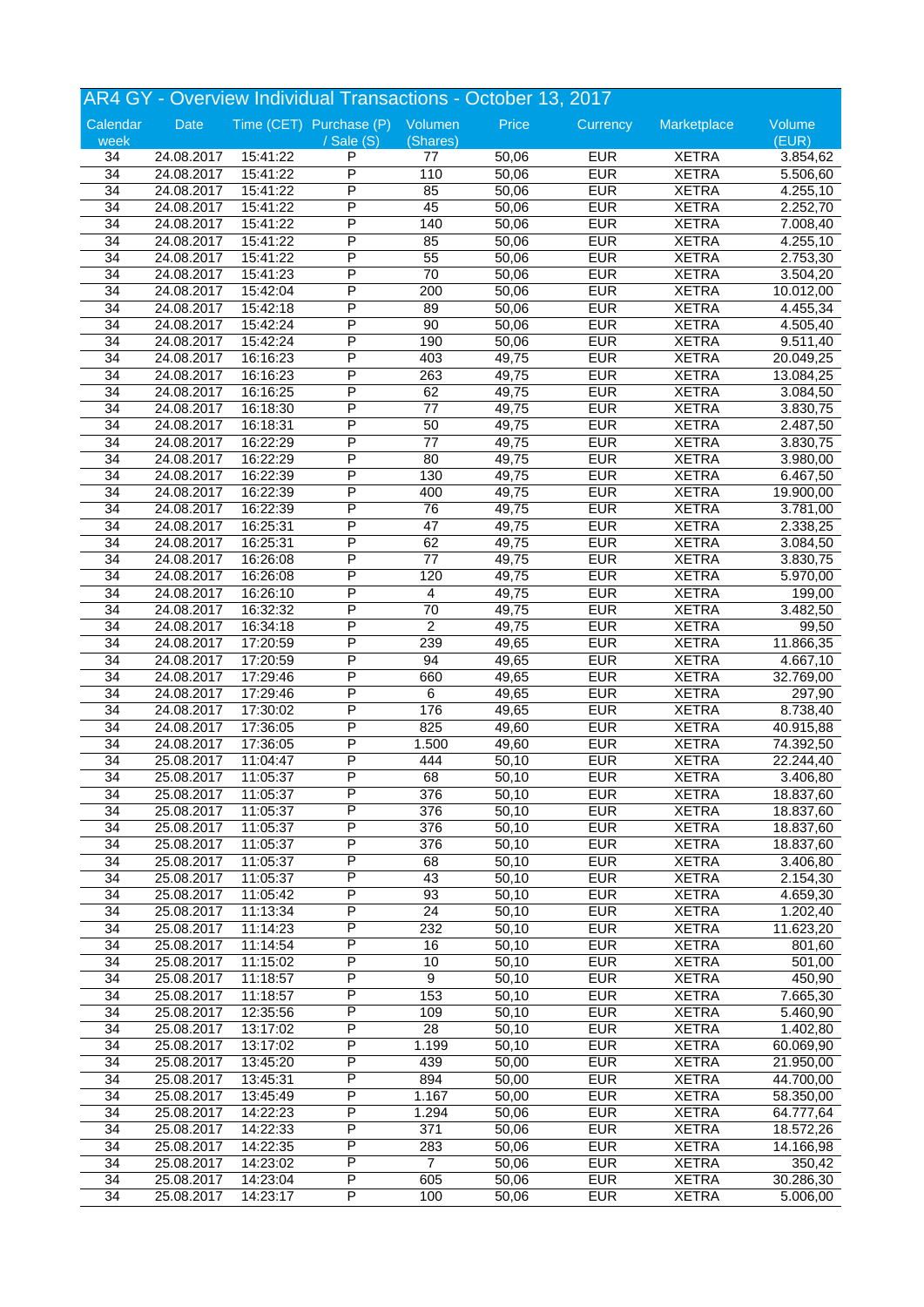## AR4 GY - Overview Individual Transactions - October 13, 2017

| Calendar week | Date | Time (CET) | Purchase (P) / Sale (S) | Volumen (Shares) | Price | Currency | Marketplace | Volume (EUR) |
|---|---|---|---|---|---|---|---|---|
| 34 | 24.08.2017 | 15:41:22 | P | 77 | 50,06 | EUR | XETRA | 3.854,62 |
| 34 | 24.08.2017 | 15:41:22 | P | 110 | 50,06 | EUR | XETRA | 5.506,60 |
| 34 | 24.08.2017 | 15:41:22 | P | 85 | 50,06 | EUR | XETRA | 4.255,10 |
| 34 | 24.08.2017 | 15:41:22 | P | 45 | 50,06 | EUR | XETRA | 2.252,70 |
| 34 | 24.08.2017 | 15:41:22 | P | 140 | 50,06 | EUR | XETRA | 7.008,40 |
| 34 | 24.08.2017 | 15:41:22 | P | 85 | 50,06 | EUR | XETRA | 4.255,10 |
| 34 | 24.08.2017 | 15:41:22 | P | 55 | 50,06 | EUR | XETRA | 2.753,30 |
| 34 | 24.08.2017 | 15:41:23 | P | 70 | 50,06 | EUR | XETRA | 3.504,20 |
| 34 | 24.08.2017 | 15:42:04 | P | 200 | 50,06 | EUR | XETRA | 10.012,00 |
| 34 | 24.08.2017 | 15:42:18 | P | 89 | 50,06 | EUR | XETRA | 4.455,34 |
| 34 | 24.08.2017 | 15:42:24 | P | 90 | 50,06 | EUR | XETRA | 4.505,40 |
| 34 | 24.08.2017 | 15:42:24 | P | 190 | 50,06 | EUR | XETRA | 9.511,40 |
| 34 | 24.08.2017 | 16:16:23 | P | 403 | 49,75 | EUR | XETRA | 20.049,25 |
| 34 | 24.08.2017 | 16:16:23 | P | 263 | 49,75 | EUR | XETRA | 13.084,25 |
| 34 | 24.08.2017 | 16:16:25 | P | 62 | 49,75 | EUR | XETRA | 3.084,50 |
| 34 | 24.08.2017 | 16:18:30 | P | 77 | 49,75 | EUR | XETRA | 3.830,75 |
| 34 | 24.08.2017 | 16:18:31 | P | 50 | 49,75 | EUR | XETRA | 2.487,50 |
| 34 | 24.08.2017 | 16:22:29 | P | 77 | 49,75 | EUR | XETRA | 3.830,75 |
| 34 | 24.08.2017 | 16:22:29 | P | 80 | 49,75 | EUR | XETRA | 3.980,00 |
| 34 | 24.08.2017 | 16:22:39 | P | 130 | 49,75 | EUR | XETRA | 6.467,50 |
| 34 | 24.08.2017 | 16:22:39 | P | 400 | 49,75 | EUR | XETRA | 19.900,00 |
| 34 | 24.08.2017 | 16:22:39 | P | 76 | 49,75 | EUR | XETRA | 3.781,00 |
| 34 | 24.08.2017 | 16:25:31 | P | 47 | 49,75 | EUR | XETRA | 2.338,25 |
| 34 | 24.08.2017 | 16:25:31 | P | 62 | 49,75 | EUR | XETRA | 3.084,50 |
| 34 | 24.08.2017 | 16:26:08 | P | 77 | 49,75 | EUR | XETRA | 3.830,75 |
| 34 | 24.08.2017 | 16:26:08 | P | 120 | 49,75 | EUR | XETRA | 5.970,00 |
| 34 | 24.08.2017 | 16:26:10 | P | 4 | 49,75 | EUR | XETRA | 199,00 |
| 34 | 24.08.2017 | 16:32:32 | P | 70 | 49,75 | EUR | XETRA | 3.482,50 |
| 34 | 24.08.2017 | 16:34:18 | P | 2 | 49,75 | EUR | XETRA | 99,50 |
| 34 | 24.08.2017 | 17:20:59 | P | 239 | 49,65 | EUR | XETRA | 11.866,35 |
| 34 | 24.08.2017 | 17:20:59 | P | 94 | 49,65 | EUR | XETRA | 4.667,10 |
| 34 | 24.08.2017 | 17:29:46 | P | 660 | 49,65 | EUR | XETRA | 32.769,00 |
| 34 | 24.08.2017 | 17:29:46 | P | 6 | 49,65 | EUR | XETRA | 297,90 |
| 34 | 24.08.2017 | 17:30:02 | P | 176 | 49,65 | EUR | XETRA | 8.738,40 |
| 34 | 24.08.2017 | 17:36:05 | P | 825 | 49,60 | EUR | XETRA | 40.915,88 |
| 34 | 24.08.2017 | 17:36:05 | P | 1.500 | 49,60 | EUR | XETRA | 74.392,50 |
| 34 | 25.08.2017 | 11:04:47 | P | 444 | 50,10 | EUR | XETRA | 22.244,40 |
| 34 | 25.08.2017 | 11:05:37 | P | 68 | 50,10 | EUR | XETRA | 3.406,80 |
| 34 | 25.08.2017 | 11:05:37 | P | 376 | 50,10 | EUR | XETRA | 18.837,60 |
| 34 | 25.08.2017 | 11:05:37 | P | 376 | 50,10 | EUR | XETRA | 18.837,60 |
| 34 | 25.08.2017 | 11:05:37 | P | 376 | 50,10 | EUR | XETRA | 18.837,60 |
| 34 | 25.08.2017 | 11:05:37 | P | 376 | 50,10 | EUR | XETRA | 18.837,60 |
| 34 | 25.08.2017 | 11:05:37 | P | 68 | 50,10 | EUR | XETRA | 3.406,80 |
| 34 | 25.08.2017 | 11:05:37 | P | 43 | 50,10 | EUR | XETRA | 2.154,30 |
| 34 | 25.08.2017 | 11:05:42 | P | 93 | 50,10 | EUR | XETRA | 4.659,30 |
| 34 | 25.08.2017 | 11:13:34 | P | 24 | 50,10 | EUR | XETRA | 1.202,40 |
| 34 | 25.08.2017 | 11:14:23 | P | 232 | 50,10 | EUR | XETRA | 11.623,20 |
| 34 | 25.08.2017 | 11:14:54 | P | 16 | 50,10 | EUR | XETRA | 801,60 |
| 34 | 25.08.2017 | 11:15:02 | P | 10 | 50,10 | EUR | XETRA | 501,00 |
| 34 | 25.08.2017 | 11:18:57 | P | 9 | 50,10 | EUR | XETRA | 450,90 |
| 34 | 25.08.2017 | 11:18:57 | P | 153 | 50,10 | EUR | XETRA | 7.665,30 |
| 34 | 25.08.2017 | 12:35:56 | P | 109 | 50,10 | EUR | XETRA | 5.460,90 |
| 34 | 25.08.2017 | 13:17:02 | P | 28 | 50,10 | EUR | XETRA | 1.402,80 |
| 34 | 25.08.2017 | 13:17:02 | P | 1.199 | 50,10 | EUR | XETRA | 60.069,90 |
| 34 | 25.08.2017 | 13:45:20 | P | 439 | 50,00 | EUR | XETRA | 21.950,00 |
| 34 | 25.08.2017 | 13:45:31 | P | 894 | 50,00 | EUR | XETRA | 44.700,00 |
| 34 | 25.08.2017 | 13:45:49 | P | 1.167 | 50,00 | EUR | XETRA | 58.350,00 |
| 34 | 25.08.2017 | 14:22:23 | P | 1.294 | 50,06 | EUR | XETRA | 64.777,64 |
| 34 | 25.08.2017 | 14:22:33 | P | 371 | 50,06 | EUR | XETRA | 18.572,26 |
| 34 | 25.08.2017 | 14:22:35 | P | 283 | 50,06 | EUR | XETRA | 14.166,98 |
| 34 | 25.08.2017 | 14:23:02 | P | 7 | 50,06 | EUR | XETRA | 350,42 |
| 34 | 25.08.2017 | 14:23:04 | P | 605 | 50,06 | EUR | XETRA | 30.286,30 |
| 34 | 25.08.2017 | 14:23:17 | P | 100 | 50,06 | EUR | XETRA | 5.006,00 |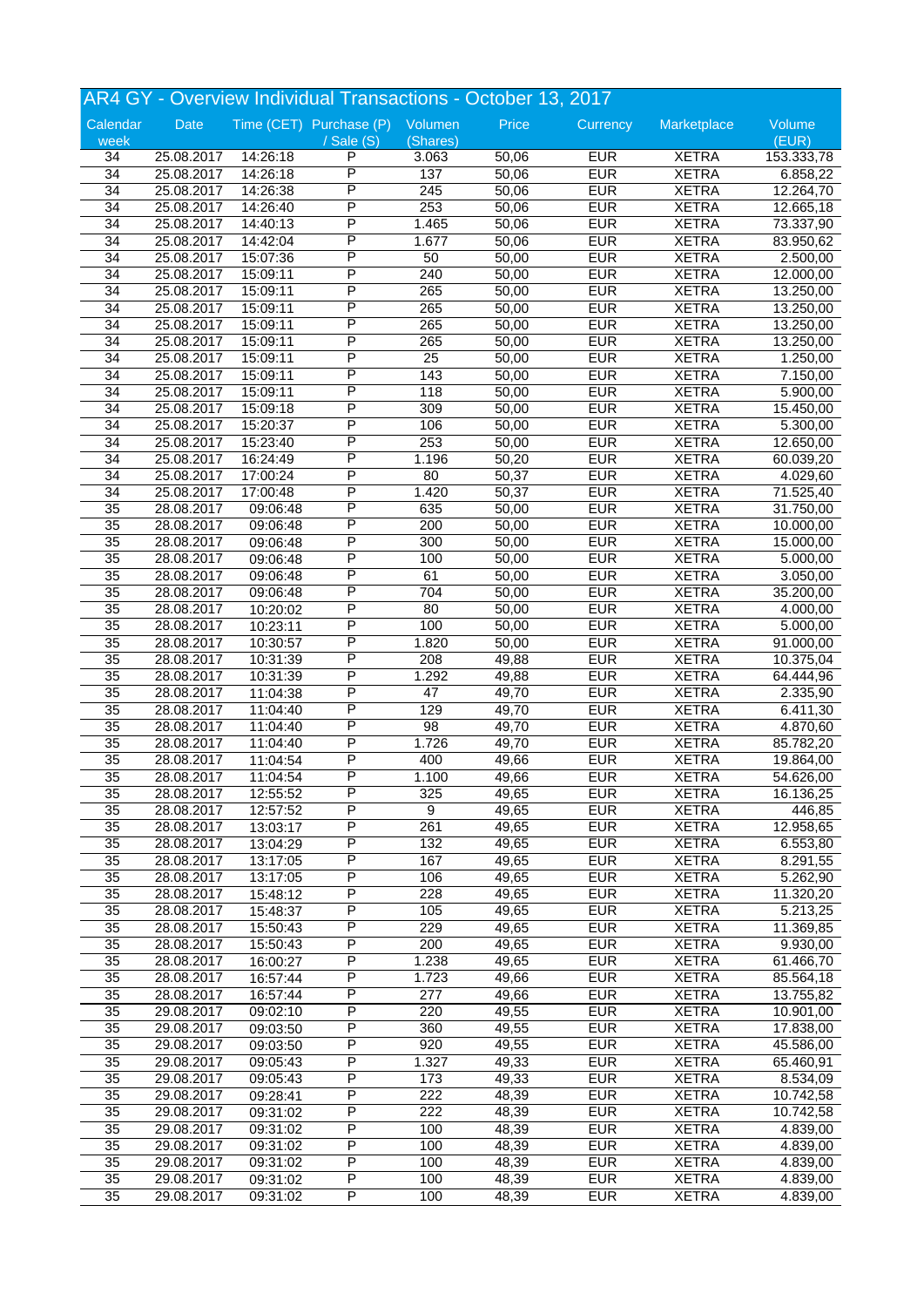## AR4 GY - Overview Individual Transactions - October 13, 2017

| Calendar week | Date | Time (CET) | Purchase (P) / Sale (S) | Volumen (Shares) | Price | Currency | Marketplace | Volume (EUR) |
|---|---|---|---|---|---|---|---|---|
| 34 | 25.08.2017 | 14:26:18 | P | 3.063 | 50,06 | EUR | XETRA | 153.333,78 |
| 34 | 25.08.2017 | 14:26:18 | P | 137 | 50,06 | EUR | XETRA | 6.858,22 |
| 34 | 25.08.2017 | 14:26:38 | P | 245 | 50,06 | EUR | XETRA | 12.264,70 |
| 34 | 25.08.2017 | 14:26:40 | P | 253 | 50,06 | EUR | XETRA | 12.665,18 |
| 34 | 25.08.2017 | 14:40:13 | P | 1.465 | 50,06 | EUR | XETRA | 73.337,90 |
| 34 | 25.08.2017 | 14:42:04 | P | 1.677 | 50,06 | EUR | XETRA | 83.950,62 |
| 34 | 25.08.2017 | 15:07:36 | P | 50 | 50,00 | EUR | XETRA | 2.500,00 |
| 34 | 25.08.2017 | 15:09:11 | P | 240 | 50,00 | EUR | XETRA | 12.000,00 |
| 34 | 25.08.2017 | 15:09:11 | P | 265 | 50,00 | EUR | XETRA | 13.250,00 |
| 34 | 25.08.2017 | 15:09:11 | P | 265 | 50,00 | EUR | XETRA | 13.250,00 |
| 34 | 25.08.2017 | 15:09:11 | P | 265 | 50,00 | EUR | XETRA | 13.250,00 |
| 34 | 25.08.2017 | 15:09:11 | P | 265 | 50,00 | EUR | XETRA | 13.250,00 |
| 34 | 25.08.2017 | 15:09:11 | P | 25 | 50,00 | EUR | XETRA | 1.250,00 |
| 34 | 25.08.2017 | 15:09:11 | P | 143 | 50,00 | EUR | XETRA | 7.150,00 |
| 34 | 25.08.2017 | 15:09:11 | P | 118 | 50,00 | EUR | XETRA | 5.900,00 |
| 34 | 25.08.2017 | 15:09:18 | P | 309 | 50,00 | EUR | XETRA | 15.450,00 |
| 34 | 25.08.2017 | 15:20:37 | P | 106 | 50,00 | EUR | XETRA | 5.300,00 |
| 34 | 25.08.2017 | 15:23:40 | P | 253 | 50,00 | EUR | XETRA | 12.650,00 |
| 34 | 25.08.2017 | 16:24:49 | P | 1.196 | 50,20 | EUR | XETRA | 60.039,20 |
| 34 | 25.08.2017 | 17:00:24 | P | 80 | 50,37 | EUR | XETRA | 4.029,60 |
| 34 | 25.08.2017 | 17:00:48 | P | 1.420 | 50,37 | EUR | XETRA | 71.525,40 |
| 35 | 28.08.2017 | 09:06:48 | P | 635 | 50,00 | EUR | XETRA | 31.750,00 |
| 35 | 28.08.2017 | 09:06:48 | P | 200 | 50,00 | EUR | XETRA | 10.000,00 |
| 35 | 28.08.2017 | 09:06:48 | P | 300 | 50,00 | EUR | XETRA | 15.000,00 |
| 35 | 28.08.2017 | 09:06:48 | P | 100 | 50,00 | EUR | XETRA | 5.000,00 |
| 35 | 28.08.2017 | 09:06:48 | P | 61 | 50,00 | EUR | XETRA | 3.050,00 |
| 35 | 28.08.2017 | 09:06:48 | P | 704 | 50,00 | EUR | XETRA | 35.200,00 |
| 35 | 28.08.2017 | 10:20:02 | P | 80 | 50,00 | EUR | XETRA | 4.000,00 |
| 35 | 28.08.2017 | 10:23:11 | P | 100 | 50,00 | EUR | XETRA | 5.000,00 |
| 35 | 28.08.2017 | 10:30:57 | P | 1.820 | 50,00 | EUR | XETRA | 91.000,00 |
| 35 | 28.08.2017 | 10:31:39 | P | 208 | 49,88 | EUR | XETRA | 10.375,04 |
| 35 | 28.08.2017 | 10:31:39 | P | 1.292 | 49,88 | EUR | XETRA | 64.444,96 |
| 35 | 28.08.2017 | 11:04:38 | P | 47 | 49,70 | EUR | XETRA | 2.335,90 |
| 35 | 28.08.2017 | 11:04:40 | P | 129 | 49,70 | EUR | XETRA | 6.411,30 |
| 35 | 28.08.2017 | 11:04:40 | P | 98 | 49,70 | EUR | XETRA | 4.870,60 |
| 35 | 28.08.2017 | 11:04:40 | P | 1.726 | 49,70 | EUR | XETRA | 85.782,20 |
| 35 | 28.08.2017 | 11:04:54 | P | 400 | 49,66 | EUR | XETRA | 19.864,00 |
| 35 | 28.08.2017 | 11:04:54 | P | 1.100 | 49,66 | EUR | XETRA | 54.626,00 |
| 35 | 28.08.2017 | 12:55:52 | P | 325 | 49,65 | EUR | XETRA | 16.136,25 |
| 35 | 28.08.2017 | 12:57:52 | P | 9 | 49,65 | EUR | XETRA | 446,85 |
| 35 | 28.08.2017 | 13:03:17 | P | 261 | 49,65 | EUR | XETRA | 12.958,65 |
| 35 | 28.08.2017 | 13:04:29 | P | 132 | 49,65 | EUR | XETRA | 6.553,80 |
| 35 | 28.08.2017 | 13:17:05 | P | 167 | 49,65 | EUR | XETRA | 8.291,55 |
| 35 | 28.08.2017 | 13:17:05 | P | 106 | 49,65 | EUR | XETRA | 5.262,90 |
| 35 | 28.08.2017 | 15:48:12 | P | 228 | 49,65 | EUR | XETRA | 11.320,20 |
| 35 | 28.08.2017 | 15:48:37 | P | 105 | 49,65 | EUR | XETRA | 5.213,25 |
| 35 | 28.08.2017 | 15:50:43 | P | 229 | 49,65 | EUR | XETRA | 11.369,85 |
| 35 | 28.08.2017 | 15:50:43 | P | 200 | 49,65 | EUR | XETRA | 9.930,00 |
| 35 | 28.08.2017 | 16:00:27 | P | 1.238 | 49,65 | EUR | XETRA | 61.466,70 |
| 35 | 28.08.2017 | 16:57:44 | P | 1.723 | 49,66 | EUR | XETRA | 85.564,18 |
| 35 | 28.08.2017 | 16:57:44 | P | 277 | 49,66 | EUR | XETRA | 13.755,82 |
| 35 | 29.08.2017 | 09:02:10 | P | 220 | 49,55 | EUR | XETRA | 10.901,00 |
| 35 | 29.08.2017 | 09:03:50 | P | 360 | 49,55 | EUR | XETRA | 17.838,00 |
| 35 | 29.08.2017 | 09:03:50 | P | 920 | 49,55 | EUR | XETRA | 45.586,00 |
| 35 | 29.08.2017 | 09:05:43 | P | 1.327 | 49,33 | EUR | XETRA | 65.460,91 |
| 35 | 29.08.2017 | 09:05:43 | P | 173 | 49,33 | EUR | XETRA | 8.534,09 |
| 35 | 29.08.2017 | 09:28:41 | P | 222 | 48,39 | EUR | XETRA | 10.742,58 |
| 35 | 29.08.2017 | 09:31:02 | P | 222 | 48,39 | EUR | XETRA | 10.742,58 |
| 35 | 29.08.2017 | 09:31:02 | P | 100 | 48,39 | EUR | XETRA | 4.839,00 |
| 35 | 29.08.2017 | 09:31:02 | P | 100 | 48,39 | EUR | XETRA | 4.839,00 |
| 35 | 29.08.2017 | 09:31:02 | P | 100 | 48,39 | EUR | XETRA | 4.839,00 |
| 35 | 29.08.2017 | 09:31:02 | P | 100 | 48,39 | EUR | XETRA | 4.839,00 |
| 35 | 29.08.2017 | 09:31:02 | P | 100 | 48,39 | EUR | XETRA | 4.839,00 |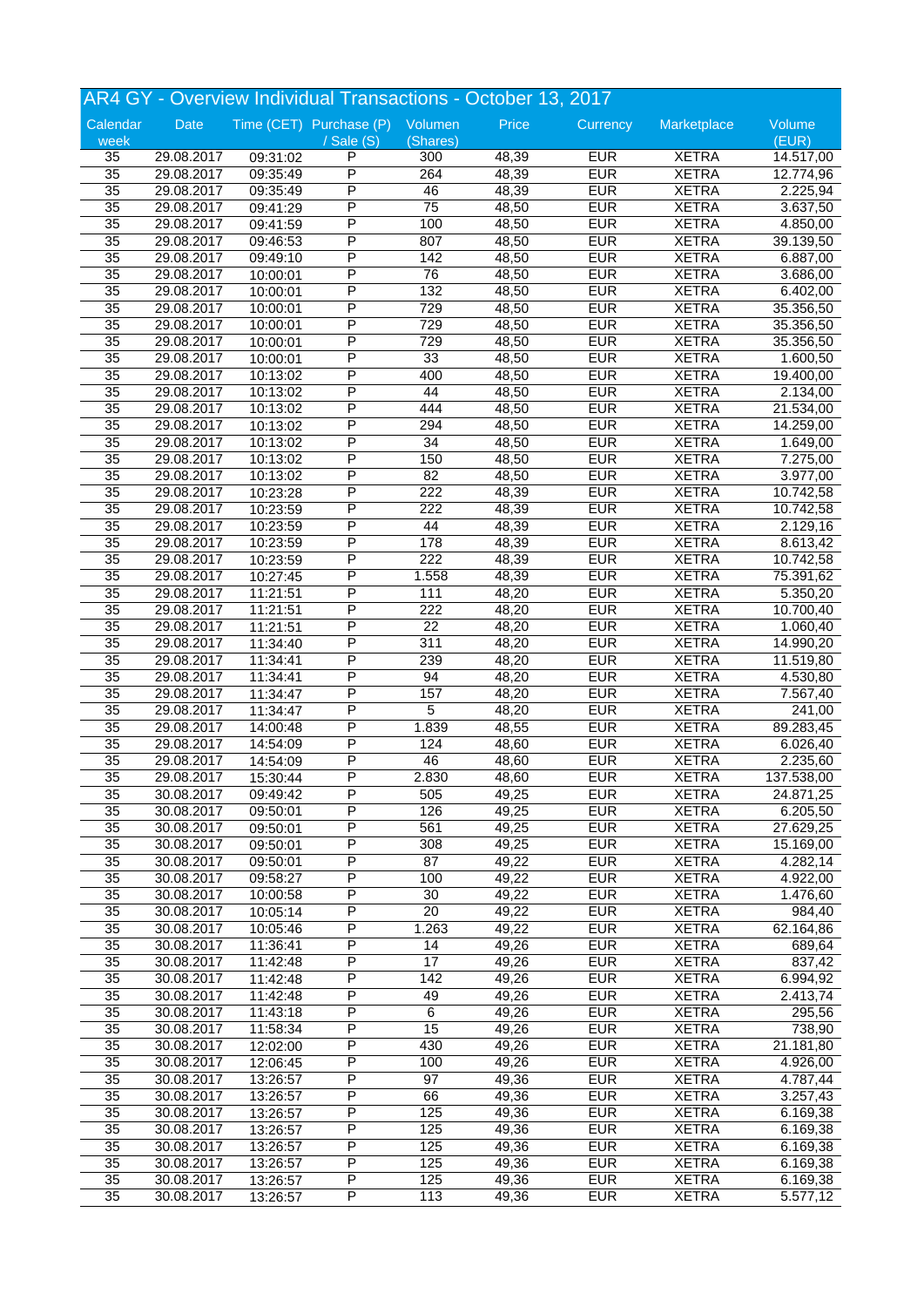# AR4 GY - Overview Individual Transactions - October 13, 2017

| Calendar week | Date | Time (CET) | Purchase (P) / Sale (S) | Volumen (Shares) | Price | Currency | Marketplace | Volume (EUR) |
|---|---|---|---|---|---|---|---|---|
| 35 | 29.08.2017 | 09:31:02 | P | 300 | 48,39 | EUR | XETRA | 14.517,00 |
| 35 | 29.08.2017 | 09:35:49 | P | 264 | 48,39 | EUR | XETRA | 12.774,96 |
| 35 | 29.08.2017 | 09:35:49 | P | 46 | 48,39 | EUR | XETRA | 2.225,94 |
| 35 | 29.08.2017 | 09:41:29 | P | 75 | 48,50 | EUR | XETRA | 3.637,50 |
| 35 | 29.08.2017 | 09:41:59 | P | 100 | 48,50 | EUR | XETRA | 4.850,00 |
| 35 | 29.08.2017 | 09:46:53 | P | 807 | 48,50 | EUR | XETRA | 39.139,50 |
| 35 | 29.08.2017 | 09:49:10 | P | 142 | 48,50 | EUR | XETRA | 6.887,00 |
| 35 | 29.08.2017 | 10:00:01 | P | 76 | 48,50 | EUR | XETRA | 3.686,00 |
| 35 | 29.08.2017 | 10:00:01 | P | 132 | 48,50 | EUR | XETRA | 6.402,00 |
| 35 | 29.08.2017 | 10:00:01 | P | 729 | 48,50 | EUR | XETRA | 35.356,50 |
| 35 | 29.08.2017 | 10:00:01 | P | 729 | 48,50 | EUR | XETRA | 35.356,50 |
| 35 | 29.08.2017 | 10:00:01 | P | 729 | 48,50 | EUR | XETRA | 35.356,50 |
| 35 | 29.08.2017 | 10:00:01 | P | 33 | 48,50 | EUR | XETRA | 1.600,50 |
| 35 | 29.08.2017 | 10:13:02 | P | 400 | 48,50 | EUR | XETRA | 19.400,00 |
| 35 | 29.08.2017 | 10:13:02 | P | 44 | 48,50 | EUR | XETRA | 2.134,00 |
| 35 | 29.08.2017 | 10:13:02 | P | 444 | 48,50 | EUR | XETRA | 21.534,00 |
| 35 | 29.08.2017 | 10:13:02 | P | 294 | 48,50 | EUR | XETRA | 14.259,00 |
| 35 | 29.08.2017 | 10:13:02 | P | 34 | 48,50 | EUR | XETRA | 1.649,00 |
| 35 | 29.08.2017 | 10:13:02 | P | 150 | 48,50 | EUR | XETRA | 7.275,00 |
| 35 | 29.08.2017 | 10:13:02 | P | 82 | 48,50 | EUR | XETRA | 3.977,00 |
| 35 | 29.08.2017 | 10:23:28 | P | 222 | 48,39 | EUR | XETRA | 10.742,58 |
| 35 | 29.08.2017 | 10:23:59 | P | 222 | 48,39 | EUR | XETRA | 10.742,58 |
| 35 | 29.08.2017 | 10:23:59 | P | 44 | 48,39 | EUR | XETRA | 2.129,16 |
| 35 | 29.08.2017 | 10:23:59 | P | 178 | 48,39 | EUR | XETRA | 8.613,42 |
| 35 | 29.08.2017 | 10:23:59 | P | 222 | 48,39 | EUR | XETRA | 10.742,58 |
| 35 | 29.08.2017 | 10:27:45 | P | 1.558 | 48,39 | EUR | XETRA | 75.391,62 |
| 35 | 29.08.2017 | 11:21:51 | P | 111 | 48,20 | EUR | XETRA | 5.350,20 |
| 35 | 29.08.2017 | 11:21:51 | P | 222 | 48,20 | EUR | XETRA | 10.700,40 |
| 35 | 29.08.2017 | 11:21:51 | P | 22 | 48,20 | EUR | XETRA | 1.060,40 |
| 35 | 29.08.2017 | 11:34:40 | P | 311 | 48,20 | EUR | XETRA | 14.990,20 |
| 35 | 29.08.2017 | 11:34:41 | P | 239 | 48,20 | EUR | XETRA | 11.519,80 |
| 35 | 29.08.2017 | 11:34:41 | P | 94 | 48,20 | EUR | XETRA | 4.530,80 |
| 35 | 29.08.2017 | 11:34:47 | P | 157 | 48,20 | EUR | XETRA | 7.567,40 |
| 35 | 29.08.2017 | 11:34:47 | P | 5 | 48,20 | EUR | XETRA | 241,00 |
| 35 | 29.08.2017 | 14:00:48 | P | 1.839 | 48,55 | EUR | XETRA | 89.283,45 |
| 35 | 29.08.2017 | 14:54:09 | P | 124 | 48,60 | EUR | XETRA | 6.026,40 |
| 35 | 29.08.2017 | 14:54:09 | P | 46 | 48,60 | EUR | XETRA | 2.235,60 |
| 35 | 29.08.2017 | 15:30:44 | P | 2.830 | 48,60 | EUR | XETRA | 137.538,00 |
| 35 | 30.08.2017 | 09:49:42 | P | 505 | 49,25 | EUR | XETRA | 24.871,25 |
| 35 | 30.08.2017 | 09:50:01 | P | 126 | 49,25 | EUR | XETRA | 6.205,50 |
| 35 | 30.08.2017 | 09:50:01 | P | 561 | 49,25 | EUR | XETRA | 27.629,25 |
| 35 | 30.08.2017 | 09:50:01 | P | 308 | 49,25 | EUR | XETRA | 15.169,00 |
| 35 | 30.08.2017 | 09:50:01 | P | 87 | 49,22 | EUR | XETRA | 4.282,14 |
| 35 | 30.08.2017 | 09:58:27 | P | 100 | 49,22 | EUR | XETRA | 4.922,00 |
| 35 | 30.08.2017 | 10:00:58 | P | 30 | 49,22 | EUR | XETRA | 1.476,60 |
| 35 | 30.08.2017 | 10:05:14 | P | 20 | 49,22 | EUR | XETRA | 984,40 |
| 35 | 30.08.2017 | 10:05:46 | P | 1.263 | 49,22 | EUR | XETRA | 62.164,86 |
| 35 | 30.08.2017 | 11:36:41 | P | 14 | 49,26 | EUR | XETRA | 689,64 |
| 35 | 30.08.2017 | 11:42:48 | P | 17 | 49,26 | EUR | XETRA | 837,42 |
| 35 | 30.08.2017 | 11:42:48 | P | 142 | 49,26 | EUR | XETRA | 6.994,92 |
| 35 | 30.08.2017 | 11:42:48 | P | 49 | 49,26 | EUR | XETRA | 2.413,74 |
| 35 | 30.08.2017 | 11:43:18 | P | 6 | 49,26 | EUR | XETRA | 295,56 |
| 35 | 30.08.2017 | 11:58:34 | P | 15 | 49,26 | EUR | XETRA | 738,90 |
| 35 | 30.08.2017 | 12:02:00 | P | 430 | 49,26 | EUR | XETRA | 21.181,80 |
| 35 | 30.08.2017 | 12:06:45 | P | 100 | 49,26 | EUR | XETRA | 4.926,00 |
| 35 | 30.08.2017 | 13:26:57 | P | 97 | 49,36 | EUR | XETRA | 4.787,44 |
| 35 | 30.08.2017 | 13:26:57 | P | 66 | 49,36 | EUR | XETRA | 3.257,43 |
| 35 | 30.08.2017 | 13:26:57 | P | 125 | 49,36 | EUR | XETRA | 6.169,38 |
| 35 | 30.08.2017 | 13:26:57 | P | 125 | 49,36 | EUR | XETRA | 6.169,38 |
| 35 | 30.08.2017 | 13:26:57 | P | 125 | 49,36 | EUR | XETRA | 6.169,38 |
| 35 | 30.08.2017 | 13:26:57 | P | 125 | 49,36 | EUR | XETRA | 6.169,38 |
| 35 | 30.08.2017 | 13:26:57 | P | 125 | 49,36 | EUR | XETRA | 6.169,38 |
| 35 | 30.08.2017 | 13:26:57 | P | 113 | 49,36 | EUR | XETRA | 5.577,12 |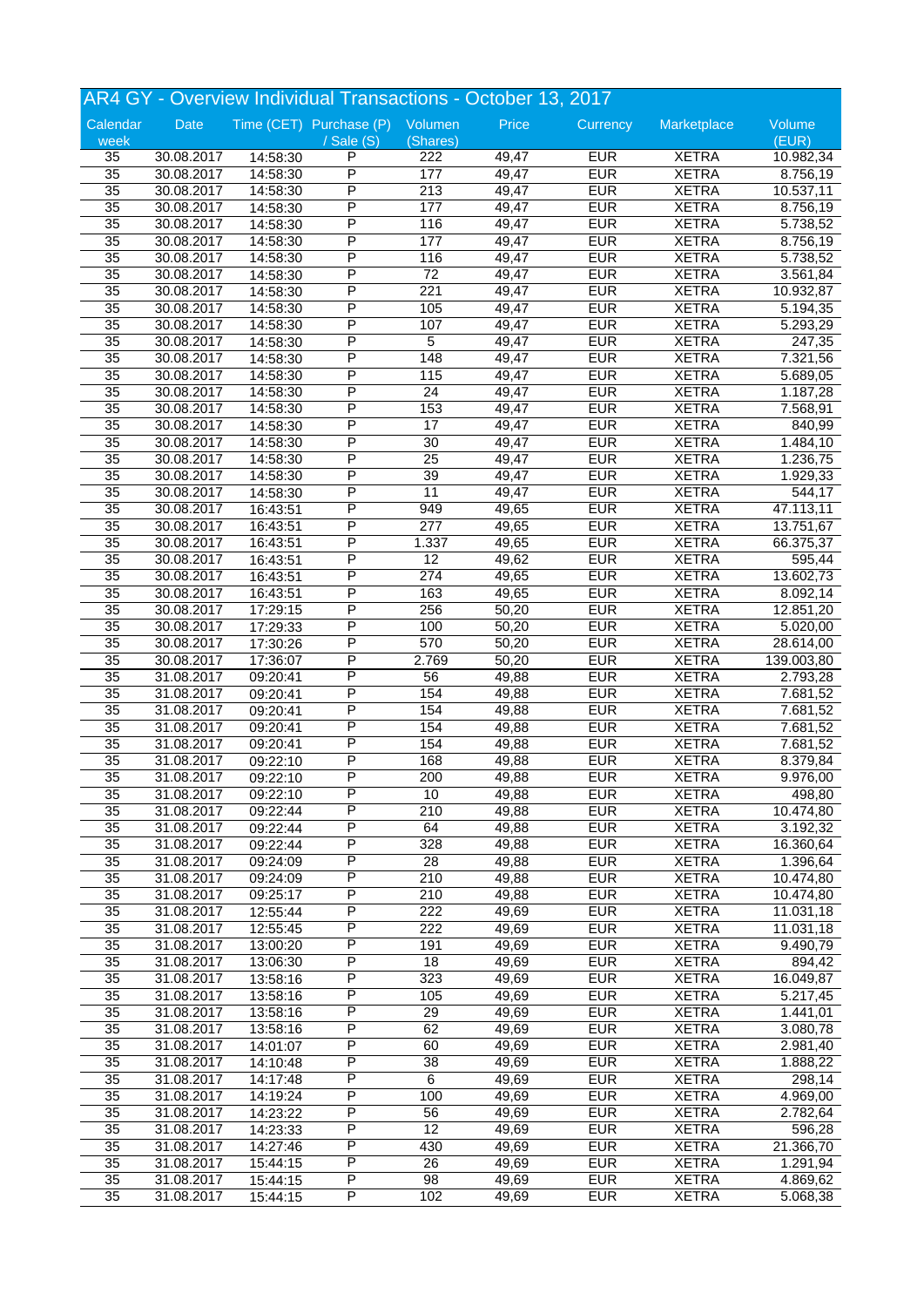# AR4 GY - Overview Individual Transactions - October 13, 2017

| Calendar week | Date | Time (CET) | Purchase (P) / Sale (S) | Volumen (Shares) | Price | Currency | Marketplace | Volume (EUR) |
|---|---|---|---|---|---|---|---|---|
| 35 | 30.08.2017 | 14:58:30 | P | 222 | 49,47 | EUR | XETRA | 10.982,34 |
| 35 | 30.08.2017 | 14:58:30 | P | 177 | 49,47 | EUR | XETRA | 8.756,19 |
| 35 | 30.08.2017 | 14:58:30 | P | 213 | 49,47 | EUR | XETRA | 10.537,11 |
| 35 | 30.08.2017 | 14:58:30 | P | 177 | 49,47 | EUR | XETRA | 8.756,19 |
| 35 | 30.08.2017 | 14:58:30 | P | 116 | 49,47 | EUR | XETRA | 5.738,52 |
| 35 | 30.08.2017 | 14:58:30 | P | 177 | 49,47 | EUR | XETRA | 8.756,19 |
| 35 | 30.08.2017 | 14:58:30 | P | 116 | 49,47 | EUR | XETRA | 5.738,52 |
| 35 | 30.08.2017 | 14:58:30 | P | 72 | 49,47 | EUR | XETRA | 3.561,84 |
| 35 | 30.08.2017 | 14:58:30 | P | 221 | 49,47 | EUR | XETRA | 10.932,87 |
| 35 | 30.08.2017 | 14:58:30 | P | 105 | 49,47 | EUR | XETRA | 5.194,35 |
| 35 | 30.08.2017 | 14:58:30 | P | 107 | 49,47 | EUR | XETRA | 5.293,29 |
| 35 | 30.08.2017 | 14:58:30 | P | 5 | 49,47 | EUR | XETRA | 247,35 |
| 35 | 30.08.2017 | 14:58:30 | P | 148 | 49,47 | EUR | XETRA | 7.321,56 |
| 35 | 30.08.2017 | 14:58:30 | P | 115 | 49,47 | EUR | XETRA | 5.689,05 |
| 35 | 30.08.2017 | 14:58:30 | P | 24 | 49,47 | EUR | XETRA | 1.187,28 |
| 35 | 30.08.2017 | 14:58:30 | P | 153 | 49,47 | EUR | XETRA | 7.568,91 |
| 35 | 30.08.2017 | 14:58:30 | P | 17 | 49,47 | EUR | XETRA | 840,99 |
| 35 | 30.08.2017 | 14:58:30 | P | 30 | 49,47 | EUR | XETRA | 1.484,10 |
| 35 | 30.08.2017 | 14:58:30 | P | 25 | 49,47 | EUR | XETRA | 1.236,75 |
| 35 | 30.08.2017 | 14:58:30 | P | 39 | 49,47 | EUR | XETRA | 1.929,33 |
| 35 | 30.08.2017 | 14:58:30 | P | 11 | 49,47 | EUR | XETRA | 544,17 |
| 35 | 30.08.2017 | 16:43:51 | P | 949 | 49,65 | EUR | XETRA | 47.113,11 |
| 35 | 30.08.2017 | 16:43:51 | P | 277 | 49,65 | EUR | XETRA | 13.751,67 |
| 35 | 30.08.2017 | 16:43:51 | P | 1.337 | 49,65 | EUR | XETRA | 66.375,37 |
| 35 | 30.08.2017 | 16:43:51 | P | 12 | 49,62 | EUR | XETRA | 595,44 |
| 35 | 30.08.2017 | 16:43:51 | P | 274 | 49,65 | EUR | XETRA | 13.602,73 |
| 35 | 30.08.2017 | 16:43:51 | P | 163 | 49,65 | EUR | XETRA | 8.092,14 |
| 35 | 30.08.2017 | 17:29:15 | P | 256 | 50,20 | EUR | XETRA | 12.851,20 |
| 35 | 30.08.2017 | 17:29:33 | P | 100 | 50,20 | EUR | XETRA | 5.020,00 |
| 35 | 30.08.2017 | 17:30:26 | P | 570 | 50,20 | EUR | XETRA | 28.614,00 |
| 35 | 30.08.2017 | 17:36:07 | P | 2.769 | 50,20 | EUR | XETRA | 139.003,80 |
| 35 | 31.08.2017 | 09:20:41 | P | 56 | 49,88 | EUR | XETRA | 2.793,28 |
| 35 | 31.08.2017 | 09:20:41 | P | 154 | 49,88 | EUR | XETRA | 7.681,52 |
| 35 | 31.08.2017 | 09:20:41 | P | 154 | 49,88 | EUR | XETRA | 7.681,52 |
| 35 | 31.08.2017 | 09:20:41 | P | 154 | 49,88 | EUR | XETRA | 7.681,52 |
| 35 | 31.08.2017 | 09:20:41 | P | 154 | 49,88 | EUR | XETRA | 7.681,52 |
| 35 | 31.08.2017 | 09:22:10 | P | 168 | 49,88 | EUR | XETRA | 8.379,84 |
| 35 | 31.08.2017 | 09:22:10 | P | 200 | 49,88 | EUR | XETRA | 9.976,00 |
| 35 | 31.08.2017 | 09:22:10 | P | 10 | 49,88 | EUR | XETRA | 498,80 |
| 35 | 31.08.2017 | 09:22:44 | P | 210 | 49,88 | EUR | XETRA | 10.474,80 |
| 35 | 31.08.2017 | 09:22:44 | P | 64 | 49,88 | EUR | XETRA | 3.192,32 |
| 35 | 31.08.2017 | 09:22:44 | P | 328 | 49,88 | EUR | XETRA | 16.360,64 |
| 35 | 31.08.2017 | 09:24:09 | P | 28 | 49,88 | EUR | XETRA | 1.396,64 |
| 35 | 31.08.2017 | 09:24:09 | P | 210 | 49,88 | EUR | XETRA | 10.474,80 |
| 35 | 31.08.2017 | 09:25:17 | P | 210 | 49,88 | EUR | XETRA | 10.474,80 |
| 35 | 31.08.2017 | 12:55:44 | P | 222 | 49,69 | EUR | XETRA | 11.031,18 |
| 35 | 31.08.2017 | 12:55:45 | P | 222 | 49,69 | EUR | XETRA | 11.031,18 |
| 35 | 31.08.2017 | 13:00:20 | P | 191 | 49,69 | EUR | XETRA | 9.490,79 |
| 35 | 31.08.2017 | 13:06:30 | P | 18 | 49,69 | EUR | XETRA | 894,42 |
| 35 | 31.08.2017 | 13:58:16 | P | 323 | 49,69 | EUR | XETRA | 16.049,87 |
| 35 | 31.08.2017 | 13:58:16 | P | 105 | 49,69 | EUR | XETRA | 5.217,45 |
| 35 | 31.08.2017 | 13:58:16 | P | 29 | 49,69 | EUR | XETRA | 1.441,01 |
| 35 | 31.08.2017 | 13:58:16 | P | 62 | 49,69 | EUR | XETRA | 3.080,78 |
| 35 | 31.08.2017 | 14:01:07 | P | 60 | 49,69 | EUR | XETRA | 2.981,40 |
| 35 | 31.08.2017 | 14:10:48 | P | 38 | 49,69 | EUR | XETRA | 1.888,22 |
| 35 | 31.08.2017 | 14:17:48 | P | 6 | 49,69 | EUR | XETRA | 298,14 |
| 35 | 31.08.2017 | 14:19:24 | P | 100 | 49,69 | EUR | XETRA | 4.969,00 |
| 35 | 31.08.2017 | 14:23:22 | P | 56 | 49,69 | EUR | XETRA | 2.782,64 |
| 35 | 31.08.2017 | 14:23:33 | P | 12 | 49,69 | EUR | XETRA | 596,28 |
| 35 | 31.08.2017 | 14:27:46 | P | 430 | 49,69 | EUR | XETRA | 21.366,70 |
| 35 | 31.08.2017 | 15:44:15 | P | 26 | 49,69 | EUR | XETRA | 1.291,94 |
| 35 | 31.08.2017 | 15:44:15 | P | 98 | 49,69 | EUR | XETRA | 4.869,62 |
| 35 | 31.08.2017 | 15:44:15 | P | 102 | 49,69 | EUR | XETRA | 5.068,38 |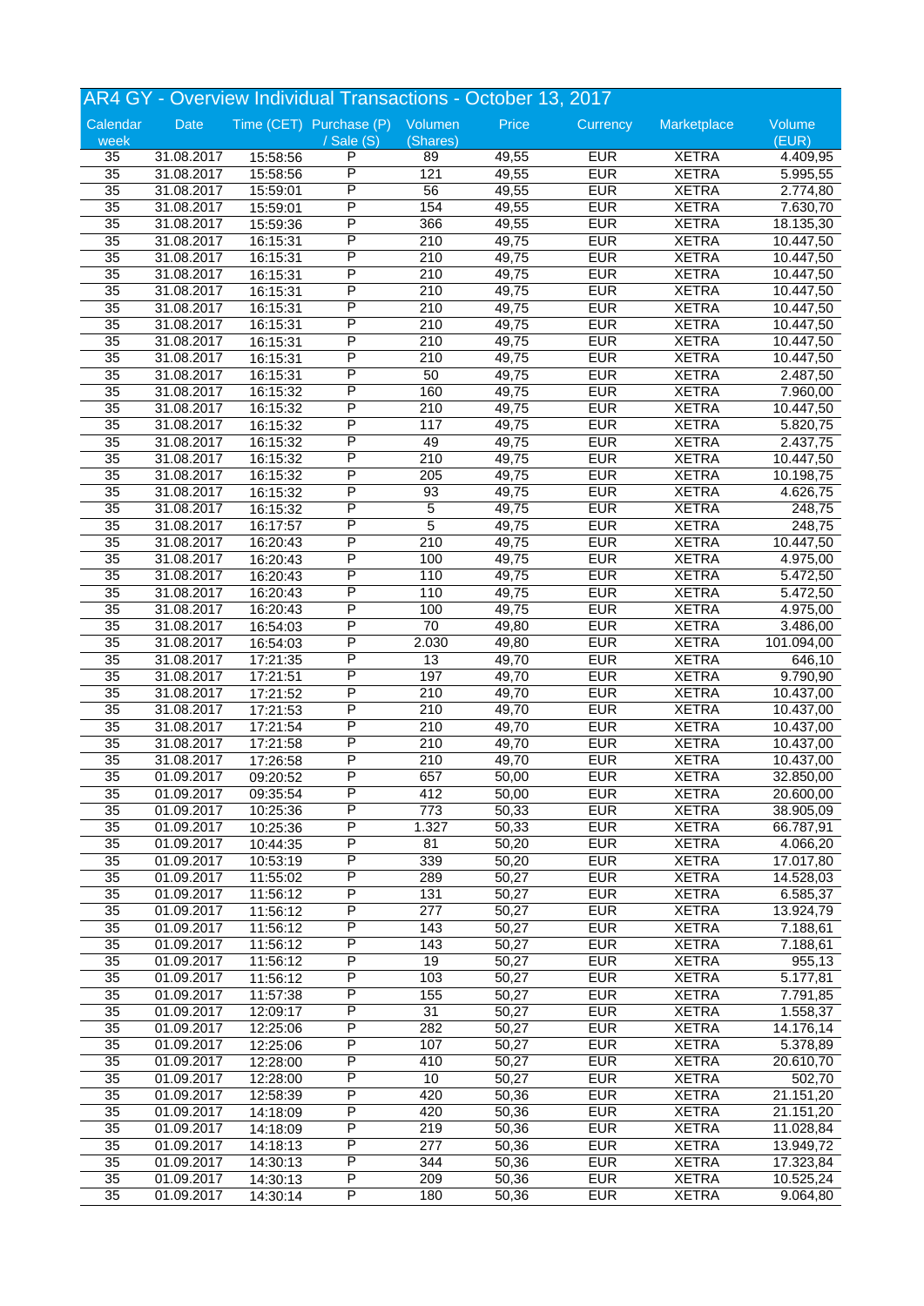## AR4 GY - Overview Individual Transactions - October 13, 2017

| Calendar week | Date | Time (CET) | Purchase (P) / Sale (S) | Volumen (Shares) | Price | Currency | Marketplace | Volume (EUR) |
|---|---|---|---|---|---|---|---|---|
| 35 | 31.08.2017 | 15:58:56 | P | 89 | 49,55 | EUR | XETRA | 4.409,95 |
| 35 | 31.08.2017 | 15:58:56 | P | 121 | 49,55 | EUR | XETRA | 5.995,55 |
| 35 | 31.08.2017 | 15:59:01 | P | 56 | 49,55 | EUR | XETRA | 2.774,80 |
| 35 | 31.08.2017 | 15:59:01 | P | 154 | 49,55 | EUR | XETRA | 7.630,70 |
| 35 | 31.08.2017 | 15:59:36 | P | 366 | 49,55 | EUR | XETRA | 18.135,30 |
| 35 | 31.08.2017 | 16:15:31 | P | 210 | 49,75 | EUR | XETRA | 10.447,50 |
| 35 | 31.08.2017 | 16:15:31 | P | 210 | 49,75 | EUR | XETRA | 10.447,50 |
| 35 | 31.08.2017 | 16:15:31 | P | 210 | 49,75 | EUR | XETRA | 10.447,50 |
| 35 | 31.08.2017 | 16:15:31 | P | 210 | 49,75 | EUR | XETRA | 10.447,50 |
| 35 | 31.08.2017 | 16:15:31 | P | 210 | 49,75 | EUR | XETRA | 10.447,50 |
| 35 | 31.08.2017 | 16:15:31 | P | 210 | 49,75 | EUR | XETRA | 10.447,50 |
| 35 | 31.08.2017 | 16:15:31 | P | 210 | 49,75 | EUR | XETRA | 10.447,50 |
| 35 | 31.08.2017 | 16:15:31 | P | 210 | 49,75 | EUR | XETRA | 10.447,50 |
| 35 | 31.08.2017 | 16:15:31 | P | 50 | 49,75 | EUR | XETRA | 2.487,50 |
| 35 | 31.08.2017 | 16:15:32 | P | 160 | 49,75 | EUR | XETRA | 7.960,00 |
| 35 | 31.08.2017 | 16:15:32 | P | 210 | 49,75 | EUR | XETRA | 10.447,50 |
| 35 | 31.08.2017 | 16:15:32 | P | 117 | 49,75 | EUR | XETRA | 5.820,75 |
| 35 | 31.08.2017 | 16:15:32 | P | 49 | 49,75 | EUR | XETRA | 2.437,75 |
| 35 | 31.08.2017 | 16:15:32 | P | 210 | 49,75 | EUR | XETRA | 10.447,50 |
| 35 | 31.08.2017 | 16:15:32 | P | 205 | 49,75 | EUR | XETRA | 10.198,75 |
| 35 | 31.08.2017 | 16:15:32 | P | 93 | 49,75 | EUR | XETRA | 4.626,75 |
| 35 | 31.08.2017 | 16:15:32 | P | 5 | 49,75 | EUR | XETRA | 248,75 |
| 35 | 31.08.2017 | 16:17:57 | P | 5 | 49,75 | EUR | XETRA | 248,75 |
| 35 | 31.08.2017 | 16:20:43 | P | 210 | 49,75 | EUR | XETRA | 10.447,50 |
| 35 | 31.08.2017 | 16:20:43 | P | 100 | 49,75 | EUR | XETRA | 4.975,00 |
| 35 | 31.08.2017 | 16:20:43 | P | 110 | 49,75 | EUR | XETRA | 5.472,50 |
| 35 | 31.08.2017 | 16:20:43 | P | 110 | 49,75 | EUR | XETRA | 5.472,50 |
| 35 | 31.08.2017 | 16:20:43 | P | 100 | 49,75 | EUR | XETRA | 4.975,00 |
| 35 | 31.08.2017 | 16:54:03 | P | 70 | 49,80 | EUR | XETRA | 3.486,00 |
| 35 | 31.08.2017 | 16:54:03 | P | 2.030 | 49,80 | EUR | XETRA | 101.094,00 |
| 35 | 31.08.2017 | 17:21:35 | P | 13 | 49,70 | EUR | XETRA | 646,10 |
| 35 | 31.08.2017 | 17:21:51 | P | 197 | 49,70 | EUR | XETRA | 9.790,90 |
| 35 | 31.08.2017 | 17:21:52 | P | 210 | 49,70 | EUR | XETRA | 10.437,00 |
| 35 | 31.08.2017 | 17:21:53 | P | 210 | 49,70 | EUR | XETRA | 10.437,00 |
| 35 | 31.08.2017 | 17:21:54 | P | 210 | 49,70 | EUR | XETRA | 10.437,00 |
| 35 | 31.08.2017 | 17:21:58 | P | 210 | 49,70 | EUR | XETRA | 10.437,00 |
| 35 | 31.08.2017 | 17:26:58 | P | 210 | 49,70 | EUR | XETRA | 10.437,00 |
| 35 | 01.09.2017 | 09:20:52 | P | 657 | 50,00 | EUR | XETRA | 32.850,00 |
| 35 | 01.09.2017 | 09:35:54 | P | 412 | 50,00 | EUR | XETRA | 20.600,00 |
| 35 | 01.09.2017 | 10:25:36 | P | 773 | 50,33 | EUR | XETRA | 38.905,09 |
| 35 | 01.09.2017 | 10:25:36 | P | 1.327 | 50,33 | EUR | XETRA | 66.787,91 |
| 35 | 01.09.2017 | 10:44:35 | P | 81 | 50,20 | EUR | XETRA | 4.066,20 |
| 35 | 01.09.2017 | 10:53:19 | P | 339 | 50,20 | EUR | XETRA | 17.017,80 |
| 35 | 01.09.2017 | 11:55:02 | P | 289 | 50,27 | EUR | XETRA | 14.528,03 |
| 35 | 01.09.2017 | 11:56:12 | P | 131 | 50,27 | EUR | XETRA | 6.585,37 |
| 35 | 01.09.2017 | 11:56:12 | P | 277 | 50,27 | EUR | XETRA | 13.924,79 |
| 35 | 01.09.2017 | 11:56:12 | P | 143 | 50,27 | EUR | XETRA | 7.188,61 |
| 35 | 01.09.2017 | 11:56:12 | P | 143 | 50,27 | EUR | XETRA | 7.188,61 |
| 35 | 01.09.2017 | 11:56:12 | P | 19 | 50,27 | EUR | XETRA | 955,13 |
| 35 | 01.09.2017 | 11:56:12 | P | 103 | 50,27 | EUR | XETRA | 5.177,81 |
| 35 | 01.09.2017 | 11:57:38 | P | 155 | 50,27 | EUR | XETRA | 7.791,85 |
| 35 | 01.09.2017 | 12:09:17 | P | 31 | 50,27 | EUR | XETRA | 1.558,37 |
| 35 | 01.09.2017 | 12:25:06 | P | 282 | 50,27 | EUR | XETRA | 14.176,14 |
| 35 | 01.09.2017 | 12:25:06 | P | 107 | 50,27 | EUR | XETRA | 5.378,89 |
| 35 | 01.09.2017 | 12:28:00 | P | 410 | 50,27 | EUR | XETRA | 20.610,70 |
| 35 | 01.09.2017 | 12:28:00 | P | 10 | 50,27 | EUR | XETRA | 502,70 |
| 35 | 01.09.2017 | 12:58:39 | P | 420 | 50,36 | EUR | XETRA | 21.151,20 |
| 35 | 01.09.2017 | 14:18:09 | P | 420 | 50,36 | EUR | XETRA | 21.151,20 |
| 35 | 01.09.2017 | 14:18:09 | P | 219 | 50,36 | EUR | XETRA | 11.028,84 |
| 35 | 01.09.2017 | 14:18:13 | P | 277 | 50,36 | EUR | XETRA | 13.949,72 |
| 35 | 01.09.2017 | 14:30:13 | P | 344 | 50,36 | EUR | XETRA | 17.323,84 |
| 35 | 01.09.2017 | 14:30:13 | P | 209 | 50,36 | EUR | XETRA | 10.525,24 |
| 35 | 01.09.2017 | 14:30:14 | P | 180 | 50,36 | EUR | XETRA | 9.064,80 |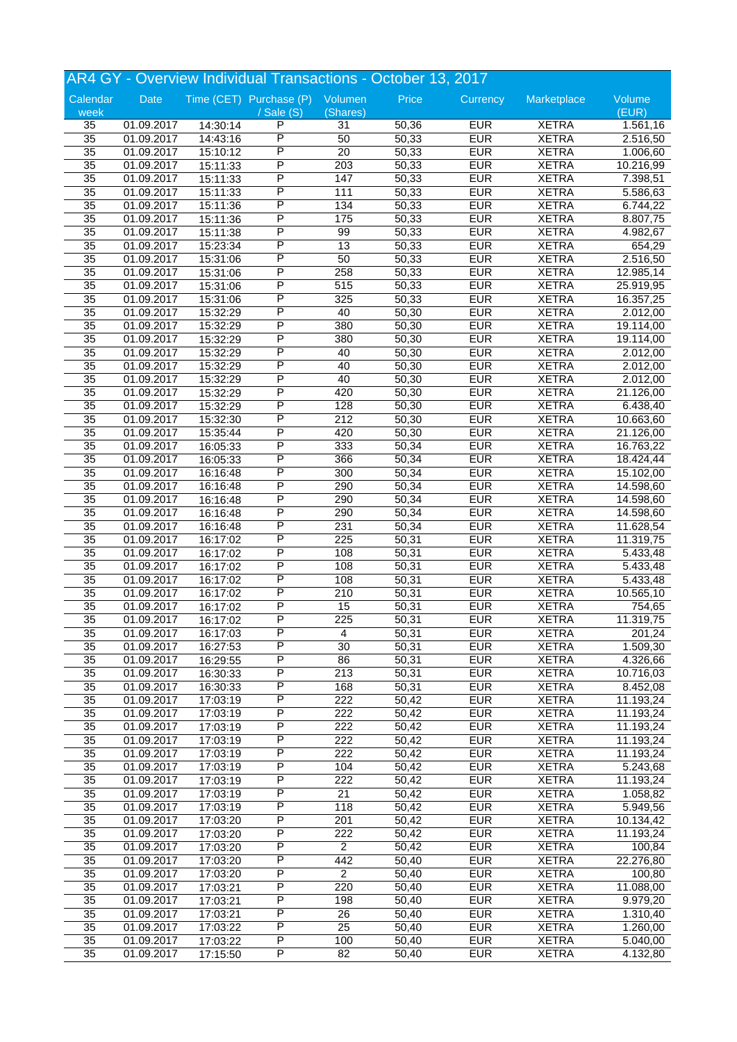## AR4 GY - Overview Individual Transactions - October 13, 2017

| Calendar week | Date | Time (CET) | Purchase (P) / Sale (S) | Volumen (Shares) | Price | Currency | Marketplace | Volume (EUR) |
|---|---|---|---|---|---|---|---|---|
| 35 | 01.09.2017 | 14:30:14 | P | 31 | 50,36 | EUR | XETRA | 1.561,16 |
| 35 | 01.09.2017 | 14:43:16 | P | 50 | 50,33 | EUR | XETRA | 2.516,50 |
| 35 | 01.09.2017 | 15:10:12 | P | 20 | 50,33 | EUR | XETRA | 1.006,60 |
| 35 | 01.09.2017 | 15:11:33 | P | 203 | 50,33 | EUR | XETRA | 10.216,99 |
| 35 | 01.09.2017 | 15:11:33 | P | 147 | 50,33 | EUR | XETRA | 7.398,51 |
| 35 | 01.09.2017 | 15:11:33 | P | 111 | 50,33 | EUR | XETRA | 5.586,63 |
| 35 | 01.09.2017 | 15:11:36 | P | 134 | 50,33 | EUR | XETRA | 6.744,22 |
| 35 | 01.09.2017 | 15:11:36 | P | 175 | 50,33 | EUR | XETRA | 8.807,75 |
| 35 | 01.09.2017 | 15:11:38 | P | 99 | 50,33 | EUR | XETRA | 4.982,67 |
| 35 | 01.09.2017 | 15:23:34 | P | 13 | 50,33 | EUR | XETRA | 654,29 |
| 35 | 01.09.2017 | 15:31:06 | P | 50 | 50,33 | EUR | XETRA | 2.516,50 |
| 35 | 01.09.2017 | 15:31:06 | P | 258 | 50,33 | EUR | XETRA | 12.985,14 |
| 35 | 01.09.2017 | 15:31:06 | P | 515 | 50,33 | EUR | XETRA | 25.919,95 |
| 35 | 01.09.2017 | 15:31:06 | P | 325 | 50,33 | EUR | XETRA | 16.357,25 |
| 35 | 01.09.2017 | 15:32:29 | P | 40 | 50,30 | EUR | XETRA | 2.012,00 |
| 35 | 01.09.2017 | 15:32:29 | P | 380 | 50,30 | EUR | XETRA | 19.114,00 |
| 35 | 01.09.2017 | 15:32:29 | P | 380 | 50,30 | EUR | XETRA | 19.114,00 |
| 35 | 01.09.2017 | 15:32:29 | P | 40 | 50,30 | EUR | XETRA | 2.012,00 |
| 35 | 01.09.2017 | 15:32:29 | P | 40 | 50,30 | EUR | XETRA | 2.012,00 |
| 35 | 01.09.2017 | 15:32:29 | P | 40 | 50,30 | EUR | XETRA | 2.012,00 |
| 35 | 01.09.2017 | 15:32:29 | P | 420 | 50,30 | EUR | XETRA | 21.126,00 |
| 35 | 01.09.2017 | 15:32:29 | P | 128 | 50,30 | EUR | XETRA | 6.438,40 |
| 35 | 01.09.2017 | 15:32:30 | P | 212 | 50,30 | EUR | XETRA | 10.663,60 |
| 35 | 01.09.2017 | 15:35:44 | P | 420 | 50,30 | EUR | XETRA | 21.126,00 |
| 35 | 01.09.2017 | 16:05:33 | P | 333 | 50,34 | EUR | XETRA | 16.763,22 |
| 35 | 01.09.2017 | 16:05:33 | P | 366 | 50,34 | EUR | XETRA | 18.424,44 |
| 35 | 01.09.2017 | 16:16:48 | P | 300 | 50,34 | EUR | XETRA | 15.102,00 |
| 35 | 01.09.2017 | 16:16:48 | P | 290 | 50,34 | EUR | XETRA | 14.598,60 |
| 35 | 01.09.2017 | 16:16:48 | P | 290 | 50,34 | EUR | XETRA | 14.598,60 |
| 35 | 01.09.2017 | 16:16:48 | P | 290 | 50,34 | EUR | XETRA | 14.598,60 |
| 35 | 01.09.2017 | 16:16:48 | P | 231 | 50,34 | EUR | XETRA | 11.628,54 |
| 35 | 01.09.2017 | 16:17:02 | P | 225 | 50,31 | EUR | XETRA | 11.319,75 |
| 35 | 01.09.2017 | 16:17:02 | P | 108 | 50,31 | EUR | XETRA | 5.433,48 |
| 35 | 01.09.2017 | 16:17:02 | P | 108 | 50,31 | EUR | XETRA | 5.433,48 |
| 35 | 01.09.2017 | 16:17:02 | P | 108 | 50,31 | EUR | XETRA | 5.433,48 |
| 35 | 01.09.2017 | 16:17:02 | P | 210 | 50,31 | EUR | XETRA | 10.565,10 |
| 35 | 01.09.2017 | 16:17:02 | P | 15 | 50,31 | EUR | XETRA | 754,65 |
| 35 | 01.09.2017 | 16:17:02 | P | 225 | 50,31 | EUR | XETRA | 11.319,75 |
| 35 | 01.09.2017 | 16:17:03 | P | 4 | 50,31 | EUR | XETRA | 201,24 |
| 35 | 01.09.2017 | 16:27:53 | P | 30 | 50,31 | EUR | XETRA | 1.509,30 |
| 35 | 01.09.2017 | 16:29:55 | P | 86 | 50,31 | EUR | XETRA | 4.326,66 |
| 35 | 01.09.2017 | 16:30:33 | P | 213 | 50,31 | EUR | XETRA | 10.716,03 |
| 35 | 01.09.2017 | 16:30:33 | P | 168 | 50,31 | EUR | XETRA | 8.452,08 |
| 35 | 01.09.2017 | 17:03:19 | P | 222 | 50,42 | EUR | XETRA | 11.193,24 |
| 35 | 01.09.2017 | 17:03:19 | P | 222 | 50,42 | EUR | XETRA | 11.193,24 |
| 35 | 01.09.2017 | 17:03:19 | P | 222 | 50,42 | EUR | XETRA | 11.193,24 |
| 35 | 01.09.2017 | 17:03:19 | P | 222 | 50,42 | EUR | XETRA | 11.193,24 |
| 35 | 01.09.2017 | 17:03:19 | P | 222 | 50,42 | EUR | XETRA | 11.193,24 |
| 35 | 01.09.2017 | 17:03:19 | P | 104 | 50,42 | EUR | XETRA | 5.243,68 |
| 35 | 01.09.2017 | 17:03:19 | P | 222 | 50,42 | EUR | XETRA | 11.193,24 |
| 35 | 01.09.2017 | 17:03:19 | P | 21 | 50,42 | EUR | XETRA | 1.058,82 |
| 35 | 01.09.2017 | 17:03:19 | P | 118 | 50,42 | EUR | XETRA | 5.949,56 |
| 35 | 01.09.2017 | 17:03:20 | P | 201 | 50,42 | EUR | XETRA | 10.134,42 |
| 35 | 01.09.2017 | 17:03:20 | P | 222 | 50,42 | EUR | XETRA | 11.193,24 |
| 35 | 01.09.2017 | 17:03:20 | P | 2 | 50,42 | EUR | XETRA | 100,84 |
| 35 | 01.09.2017 | 17:03:20 | P | 442 | 50,40 | EUR | XETRA | 22.276,80 |
| 35 | 01.09.2017 | 17:03:20 | P | 2 | 50,40 | EUR | XETRA | 100,80 |
| 35 | 01.09.2017 | 17:03:21 | P | 220 | 50,40 | EUR | XETRA | 11.088,00 |
| 35 | 01.09.2017 | 17:03:21 | P | 198 | 50,40 | EUR | XETRA | 9.979,20 |
| 35 | 01.09.2017 | 17:03:21 | P | 26 | 50,40 | EUR | XETRA | 1.310,40 |
| 35 | 01.09.2017 | 17:03:22 | P | 25 | 50,40 | EUR | XETRA | 1.260,00 |
| 35 | 01.09.2017 | 17:03:22 | P | 100 | 50,40 | EUR | XETRA | 5.040,00 |
| 35 | 01.09.2017 | 17:15:50 | P | 82 | 50,40 | EUR | XETRA | 4.132,80 |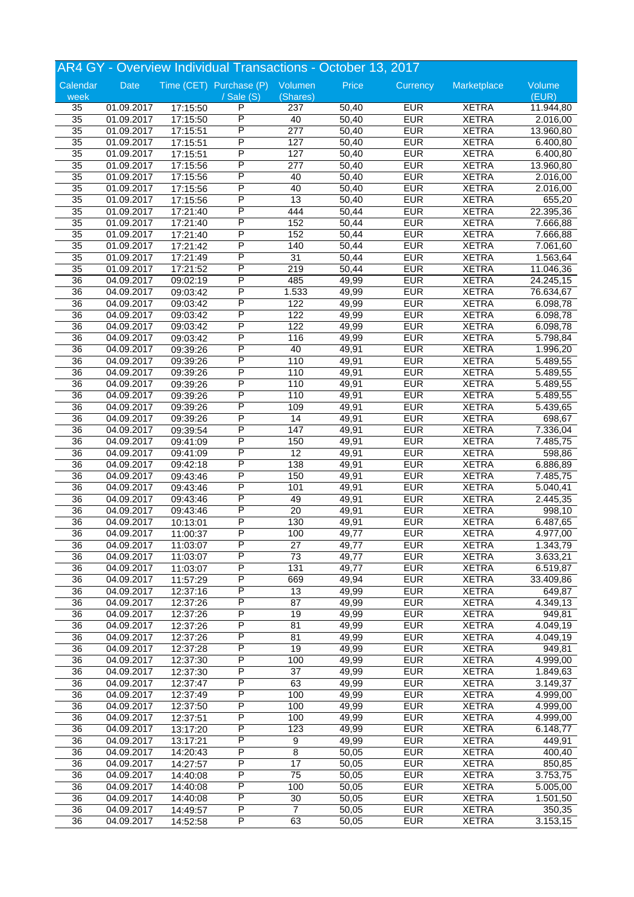# AR4 GY - Overview Individual Transactions - October 13, 2017

| Calendar week | Date | Time (CET) | Purchase (P) / Sale (S) | Volumen (Shares) | Price | Currency | Marketplace | Volume (EUR) |
|---|---|---|---|---|---|---|---|---|
| 35 | 01.09.2017 | 17:15:50 | P | 237 | 50,40 | EUR | XETRA | 11.944,80 |
| 35 | 01.09.2017 | 17:15:50 | P | 40 | 50,40 | EUR | XETRA | 2.016,00 |
| 35 | 01.09.2017 | 17:15:51 | P | 277 | 50,40 | EUR | XETRA | 13.960,80 |
| 35 | 01.09.2017 | 17:15:51 | P | 127 | 50,40 | EUR | XETRA | 6.400,80 |
| 35 | 01.09.2017 | 17:15:51 | P | 127 | 50,40 | EUR | XETRA | 6.400,80 |
| 35 | 01.09.2017 | 17:15:56 | P | 277 | 50,40 | EUR | XETRA | 13.960,80 |
| 35 | 01.09.2017 | 17:15:56 | P | 40 | 50,40 | EUR | XETRA | 2.016,00 |
| 35 | 01.09.2017 | 17:15:56 | P | 40 | 50,40 | EUR | XETRA | 2.016,00 |
| 35 | 01.09.2017 | 17:15:56 | P | 13 | 50,40 | EUR | XETRA | 655,20 |
| 35 | 01.09.2017 | 17:21:40 | P | 444 | 50,44 | EUR | XETRA | 22.395,36 |
| 35 | 01.09.2017 | 17:21:40 | P | 152 | 50,44 | EUR | XETRA | 7.666,88 |
| 35 | 01.09.2017 | 17:21:40 | P | 152 | 50,44 | EUR | XETRA | 7.666,88 |
| 35 | 01.09.2017 | 17:21:42 | P | 140 | 50,44 | EUR | XETRA | 7.061,60 |
| 35 | 01.09.2017 | 17:21:49 | P | 31 | 50,44 | EUR | XETRA | 1.563,64 |
| 35 | 01.09.2017 | 17:21:52 | P | 219 | 50,44 | EUR | XETRA | 11.046,36 |
| 36 | 04.09.2017 | 09:02:19 | P | 485 | 49,99 | EUR | XETRA | 24.245,15 |
| 36 | 04.09.2017 | 09:03:42 | P | 1.533 | 49,99 | EUR | XETRA | 76.634,67 |
| 36 | 04.09.2017 | 09:03:42 | P | 122 | 49,99 | EUR | XETRA | 6.098,78 |
| 36 | 04.09.2017 | 09:03:42 | P | 122 | 49,99 | EUR | XETRA | 6.098,78 |
| 36 | 04.09.2017 | 09:03:42 | P | 122 | 49,99 | EUR | XETRA | 6.098,78 |
| 36 | 04.09.2017 | 09:03:42 | P | 116 | 49,99 | EUR | XETRA | 5.798,84 |
| 36 | 04.09.2017 | 09:39:26 | P | 40 | 49,91 | EUR | XETRA | 1.996,20 |
| 36 | 04.09.2017 | 09:39:26 | P | 110 | 49,91 | EUR | XETRA | 5.489,55 |
| 36 | 04.09.2017 | 09:39:26 | P | 110 | 49,91 | EUR | XETRA | 5.489,55 |
| 36 | 04.09.2017 | 09:39:26 | P | 110 | 49,91 | EUR | XETRA | 5.489,55 |
| 36 | 04.09.2017 | 09:39:26 | P | 110 | 49,91 | EUR | XETRA | 5.489,55 |
| 36 | 04.09.2017 | 09:39:26 | P | 109 | 49,91 | EUR | XETRA | 5.439,65 |
| 36 | 04.09.2017 | 09:39:26 | P | 14 | 49,91 | EUR | XETRA | 698,67 |
| 36 | 04.09.2017 | 09:39:54 | P | 147 | 49,91 | EUR | XETRA | 7.336,04 |
| 36 | 04.09.2017 | 09:41:09 | P | 150 | 49,91 | EUR | XETRA | 7.485,75 |
| 36 | 04.09.2017 | 09:41:09 | P | 12 | 49,91 | EUR | XETRA | 598,86 |
| 36 | 04.09.2017 | 09:42:18 | P | 138 | 49,91 | EUR | XETRA | 6.886,89 |
| 36 | 04.09.2017 | 09:43:46 | P | 150 | 49,91 | EUR | XETRA | 7.485,75 |
| 36 | 04.09.2017 | 09:43:46 | P | 101 | 49,91 | EUR | XETRA | 5.040,41 |
| 36 | 04.09.2017 | 09:43:46 | P | 49 | 49,91 | EUR | XETRA | 2.445,35 |
| 36 | 04.09.2017 | 09:43:46 | P | 20 | 49,91 | EUR | XETRA | 998,10 |
| 36 | 04.09.2017 | 10:13:01 | P | 130 | 49,91 | EUR | XETRA | 6.487,65 |
| 36 | 04.09.2017 | 11:00:37 | P | 100 | 49,77 | EUR | XETRA | 4.977,00 |
| 36 | 04.09.2017 | 11:03:07 | P | 27 | 49,77 | EUR | XETRA | 1.343,79 |
| 36 | 04.09.2017 | 11:03:07 | P | 73 | 49,77 | EUR | XETRA | 3.633,21 |
| 36 | 04.09.2017 | 11:03:07 | P | 131 | 49,77 | EUR | XETRA | 6.519,87 |
| 36 | 04.09.2017 | 11:57:29 | P | 669 | 49,94 | EUR | XETRA | 33.409,86 |
| 36 | 04.09.2017 | 12:37:16 | P | 13 | 49,99 | EUR | XETRA | 649,87 |
| 36 | 04.09.2017 | 12:37:26 | P | 87 | 49,99 | EUR | XETRA | 4.349,13 |
| 36 | 04.09.2017 | 12:37:26 | P | 19 | 49,99 | EUR | XETRA | 949,81 |
| 36 | 04.09.2017 | 12:37:26 | P | 81 | 49,99 | EUR | XETRA | 4.049,19 |
| 36 | 04.09.2017 | 12:37:26 | P | 81 | 49,99 | EUR | XETRA | 4.049,19 |
| 36 | 04.09.2017 | 12:37:28 | P | 19 | 49,99 | EUR | XETRA | 949,81 |
| 36 | 04.09.2017 | 12:37:30 | P | 100 | 49,99 | EUR | XETRA | 4.999,00 |
| 36 | 04.09.2017 | 12:37:30 | P | 37 | 49,99 | EUR | XETRA | 1.849,63 |
| 36 | 04.09.2017 | 12:37:47 | P | 63 | 49,99 | EUR | XETRA | 3.149,37 |
| 36 | 04.09.2017 | 12:37:49 | P | 100 | 49,99 | EUR | XETRA | 4.999,00 |
| 36 | 04.09.2017 | 12:37:50 | P | 100 | 49,99 | EUR | XETRA | 4.999,00 |
| 36 | 04.09.2017 | 12:37:51 | P | 100 | 49,99 | EUR | XETRA | 4.999,00 |
| 36 | 04.09.2017 | 13:17:20 | P | 123 | 49,99 | EUR | XETRA | 6.148,77 |
| 36 | 04.09.2017 | 13:17:21 | P | 9 | 49,99 | EUR | XETRA | 449,91 |
| 36 | 04.09.2017 | 14:20:43 | P | 8 | 50,05 | EUR | XETRA | 400,40 |
| 36 | 04.09.2017 | 14:27:57 | P | 17 | 50,05 | EUR | XETRA | 850,85 |
| 36 | 04.09.2017 | 14:40:08 | P | 75 | 50,05 | EUR | XETRA | 3.753,75 |
| 36 | 04.09.2017 | 14:40:08 | P | 100 | 50,05 | EUR | XETRA | 5.005,00 |
| 36 | 04.09.2017 | 14:40:08 | P | 30 | 50,05 | EUR | XETRA | 1.501,50 |
| 36 | 04.09.2017 | 14:49:57 | P | 7 | 50,05 | EUR | XETRA | 350,35 |
| 36 | 04.09.2017 | 14:52:58 | P | 63 | 50,05 | EUR | XETRA | 3.153,15 |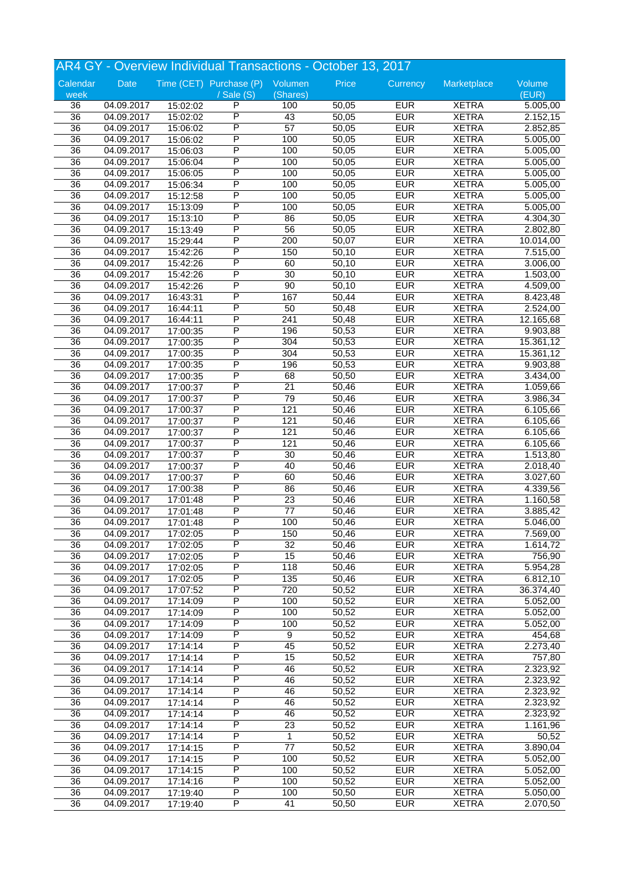## AR4 GY - Overview Individual Transactions - October 13, 2017

| Calendar week | Date | Time (CET) | Purchase (P) / Sale (S) | Volumen (Shares) | Price | Currency | Marketplace | Volume (EUR) |
|---|---|---|---|---|---|---|---|---|
| 36 | 04.09.2017 | 15:02:02 | P | 100 | 50,05 | EUR | XETRA | 5.005,00 |
| 36 | 04.09.2017 | 15:02:02 | P | 43 | 50,05 | EUR | XETRA | 2.152,15 |
| 36 | 04.09.2017 | 15:06:02 | P | 57 | 50,05 | EUR | XETRA | 2.852,85 |
| 36 | 04.09.2017 | 15:06:02 | P | 100 | 50,05 | EUR | XETRA | 5.005,00 |
| 36 | 04.09.2017 | 15:06:03 | P | 100 | 50,05 | EUR | XETRA | 5.005,00 |
| 36 | 04.09.2017 | 15:06:04 | P | 100 | 50,05 | EUR | XETRA | 5.005,00 |
| 36 | 04.09.2017 | 15:06:05 | P | 100 | 50,05 | EUR | XETRA | 5.005,00 |
| 36 | 04.09.2017 | 15:06:34 | P | 100 | 50,05 | EUR | XETRA | 5.005,00 |
| 36 | 04.09.2017 | 15:12:58 | P | 100 | 50,05 | EUR | XETRA | 5.005,00 |
| 36 | 04.09.2017 | 15:13:09 | P | 100 | 50,05 | EUR | XETRA | 5.005,00 |
| 36 | 04.09.2017 | 15:13:10 | P | 86 | 50,05 | EUR | XETRA | 4.304,30 |
| 36 | 04.09.2017 | 15:13:49 | P | 56 | 50,05 | EUR | XETRA | 2.802,80 |
| 36 | 04.09.2017 | 15:29:44 | P | 200 | 50,07 | EUR | XETRA | 10.014,00 |
| 36 | 04.09.2017 | 15:42:26 | P | 150 | 50,10 | EUR | XETRA | 7.515,00 |
| 36 | 04.09.2017 | 15:42:26 | P | 60 | 50,10 | EUR | XETRA | 3.006,00 |
| 36 | 04.09.2017 | 15:42:26 | P | 30 | 50,10 | EUR | XETRA | 1.503,00 |
| 36 | 04.09.2017 | 15:42:26 | P | 90 | 50,10 | EUR | XETRA | 4.509,00 |
| 36 | 04.09.2017 | 16:43:31 | P | 167 | 50,44 | EUR | XETRA | 8.423,48 |
| 36 | 04.09.2017 | 16:44:11 | P | 50 | 50,48 | EUR | XETRA | 2.524,00 |
| 36 | 04.09.2017 | 16:44:11 | P | 241 | 50,48 | EUR | XETRA | 12.165,68 |
| 36 | 04.09.2017 | 17:00:35 | P | 196 | 50,53 | EUR | XETRA | 9.903,88 |
| 36 | 04.09.2017 | 17:00:35 | P | 304 | 50,53 | EUR | XETRA | 15.361,12 |
| 36 | 04.09.2017 | 17:00:35 | P | 304 | 50,53 | EUR | XETRA | 15.361,12 |
| 36 | 04.09.2017 | 17:00:35 | P | 196 | 50,53 | EUR | XETRA | 9.903,88 |
| 36 | 04.09.2017 | 17:00:35 | P | 68 | 50,50 | EUR | XETRA | 3.434,00 |
| 36 | 04.09.2017 | 17:00:37 | P | 21 | 50,46 | EUR | XETRA | 1.059,66 |
| 36 | 04.09.2017 | 17:00:37 | P | 79 | 50,46 | EUR | XETRA | 3.986,34 |
| 36 | 04.09.2017 | 17:00:37 | P | 121 | 50,46 | EUR | XETRA | 6.105,66 |
| 36 | 04.09.2017 | 17:00:37 | P | 121 | 50,46 | EUR | XETRA | 6.105,66 |
| 36 | 04.09.2017 | 17:00:37 | P | 121 | 50,46 | EUR | XETRA | 6.105,66 |
| 36 | 04.09.2017 | 17:00:37 | P | 121 | 50,46 | EUR | XETRA | 6.105,66 |
| 36 | 04.09.2017 | 17:00:37 | P | 30 | 50,46 | EUR | XETRA | 1.513,80 |
| 36 | 04.09.2017 | 17:00:37 | P | 40 | 50,46 | EUR | XETRA | 2.018,40 |
| 36 | 04.09.2017 | 17:00:37 | P | 60 | 50,46 | EUR | XETRA | 3.027,60 |
| 36 | 04.09.2017 | 17:00:38 | P | 86 | 50,46 | EUR | XETRA | 4.339,56 |
| 36 | 04.09.2017 | 17:01:48 | P | 23 | 50,46 | EUR | XETRA | 1.160,58 |
| 36 | 04.09.2017 | 17:01:48 | P | 77 | 50,46 | EUR | XETRA | 3.885,42 |
| 36 | 04.09.2017 | 17:01:48 | P | 100 | 50,46 | EUR | XETRA | 5.046,00 |
| 36 | 04.09.2017 | 17:02:05 | P | 150 | 50,46 | EUR | XETRA | 7.569,00 |
| 36 | 04.09.2017 | 17:02:05 | P | 32 | 50,46 | EUR | XETRA | 1.614,72 |
| 36 | 04.09.2017 | 17:02:05 | P | 15 | 50,46 | EUR | XETRA | 756,90 |
| 36 | 04.09.2017 | 17:02:05 | P | 118 | 50,46 | EUR | XETRA | 5.954,28 |
| 36 | 04.09.2017 | 17:02:05 | P | 135 | 50,46 | EUR | XETRA | 6.812,10 |
| 36 | 04.09.2017 | 17:07:52 | P | 720 | 50,52 | EUR | XETRA | 36.374,40 |
| 36 | 04.09.2017 | 17:14:09 | P | 100 | 50,52 | EUR | XETRA | 5.052,00 |
| 36 | 04.09.2017 | 17:14:09 | P | 100 | 50,52 | EUR | XETRA | 5.052,00 |
| 36 | 04.09.2017 | 17:14:09 | P | 100 | 50,52 | EUR | XETRA | 5.052,00 |
| 36 | 04.09.2017 | 17:14:09 | P | 9 | 50,52 | EUR | XETRA | 454,68 |
| 36 | 04.09.2017 | 17:14:14 | P | 45 | 50,52 | EUR | XETRA | 2.273,40 |
| 36 | 04.09.2017 | 17:14:14 | P | 15 | 50,52 | EUR | XETRA | 757,80 |
| 36 | 04.09.2017 | 17:14:14 | P | 46 | 50,52 | EUR | XETRA | 2.323,92 |
| 36 | 04.09.2017 | 17:14:14 | P | 46 | 50,52 | EUR | XETRA | 2.323,92 |
| 36 | 04.09.2017 | 17:14:14 | P | 46 | 50,52 | EUR | XETRA | 2.323,92 |
| 36 | 04.09.2017 | 17:14:14 | P | 46 | 50,52 | EUR | XETRA | 2.323,92 |
| 36 | 04.09.2017 | 17:14:14 | P | 46 | 50,52 | EUR | XETRA | 2.323,92 |
| 36 | 04.09.2017 | 17:14:14 | P | 23 | 50,52 | EUR | XETRA | 1.161,96 |
| 36 | 04.09.2017 | 17:14:14 | P | 1 | 50,52 | EUR | XETRA | 50,52 |
| 36 | 04.09.2017 | 17:14:15 | P | 77 | 50,52 | EUR | XETRA | 3.890,04 |
| 36 | 04.09.2017 | 17:14:15 | P | 100 | 50,52 | EUR | XETRA | 5.052,00 |
| 36 | 04.09.2017 | 17:14:15 | P | 100 | 50,52 | EUR | XETRA | 5.052,00 |
| 36 | 04.09.2017 | 17:14:16 | P | 100 | 50,52 | EUR | XETRA | 5.052,00 |
| 36 | 04.09.2017 | 17:19:40 | P | 100 | 50,50 | EUR | XETRA | 5.050,00 |
| 36 | 04.09.2017 | 17:19:40 | P | 41 | 50,50 | EUR | XETRA | 2.070,50 |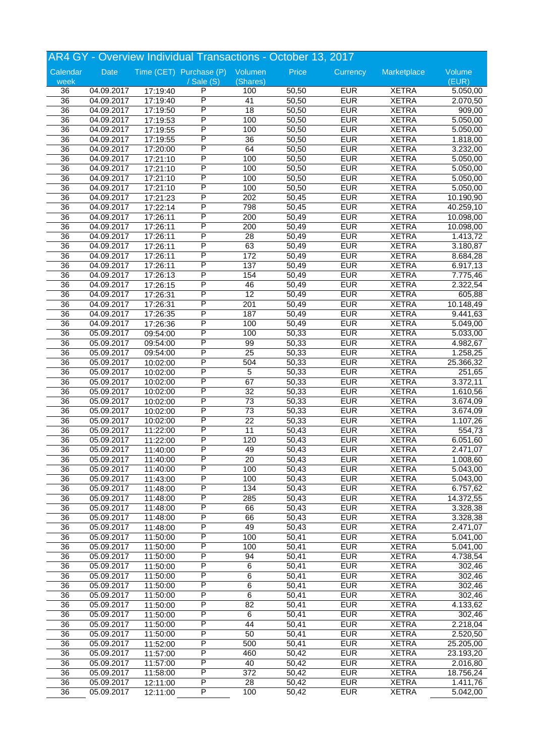## AR4 GY - Overview Individual Transactions - October 13, 2017

| Calendar week | Date | Time (CET) | Purchase (P) / Sale (S) | Volumen (Shares) | Price | Currency | Marketplace | Volume (EUR) |
|---|---|---|---|---|---|---|---|---|
| 36 | 04.09.2017 | 17:19:40 | P | 100 | 50,50 | EUR | XETRA | 5.050,00 |
| 36 | 04.09.2017 | 17:19:40 | P | 41 | 50,50 | EUR | XETRA | 2.070,50 |
| 36 | 04.09.2017 | 17:19:50 | P | 18 | 50,50 | EUR | XETRA | 909,00 |
| 36 | 04.09.2017 | 17:19:53 | P | 100 | 50,50 | EUR | XETRA | 5.050,00 |
| 36 | 04.09.2017 | 17:19:55 | P | 100 | 50,50 | EUR | XETRA | 5.050,00 |
| 36 | 04.09.2017 | 17:19:55 | P | 36 | 50,50 | EUR | XETRA | 1.818,00 |
| 36 | 04.09.2017 | 17:20:00 | P | 64 | 50,50 | EUR | XETRA | 3.232,00 |
| 36 | 04.09.2017 | 17:21:10 | P | 100 | 50,50 | EUR | XETRA | 5.050,00 |
| 36 | 04.09.2017 | 17:21:10 | P | 100 | 50,50 | EUR | XETRA | 5.050,00 |
| 36 | 04.09.2017 | 17:21:10 | P | 100 | 50,50 | EUR | XETRA | 5.050,00 |
| 36 | 04.09.2017 | 17:21:10 | P | 100 | 50,50 | EUR | XETRA | 5.050,00 |
| 36 | 04.09.2017 | 17:21:23 | P | 202 | 50,45 | EUR | XETRA | 10.190,90 |
| 36 | 04.09.2017 | 17:22:14 | P | 798 | 50,45 | EUR | XETRA | 40.259,10 |
| 36 | 04.09.2017 | 17:26:11 | P | 200 | 50,49 | EUR | XETRA | 10.098,00 |
| 36 | 04.09.2017 | 17:26:11 | P | 200 | 50,49 | EUR | XETRA | 10.098,00 |
| 36 | 04.09.2017 | 17:26:11 | P | 28 | 50,49 | EUR | XETRA | 1.413,72 |
| 36 | 04.09.2017 | 17:26:11 | P | 63 | 50,49 | EUR | XETRA | 3.180,87 |
| 36 | 04.09.2017 | 17:26:11 | P | 172 | 50,49 | EUR | XETRA | 8.684,28 |
| 36 | 04.09.2017 | 17:26:11 | P | 137 | 50,49 | EUR | XETRA | 6.917,13 |
| 36 | 04.09.2017 | 17:26:13 | P | 154 | 50,49 | EUR | XETRA | 7.775,46 |
| 36 | 04.09.2017 | 17:26:15 | P | 46 | 50,49 | EUR | XETRA | 2.322,54 |
| 36 | 04.09.2017 | 17:26:31 | P | 12 | 50,49 | EUR | XETRA | 605,88 |
| 36 | 04.09.2017 | 17:26:31 | P | 201 | 50,49 | EUR | XETRA | 10.148,49 |
| 36 | 04.09.2017 | 17:26:35 | P | 187 | 50,49 | EUR | XETRA | 9.441,63 |
| 36 | 04.09.2017 | 17:26:36 | P | 100 | 50,49 | EUR | XETRA | 5.049,00 |
| 36 | 05.09.2017 | 09:54:00 | P | 100 | 50,33 | EUR | XETRA | 5.033,00 |
| 36 | 05.09.2017 | 09:54:00 | P | 99 | 50,33 | EUR | XETRA | 4.982,67 |
| 36 | 05.09.2017 | 09:54:00 | P | 25 | 50,33 | EUR | XETRA | 1.258,25 |
| 36 | 05.09.2017 | 10:02:00 | P | 504 | 50,33 | EUR | XETRA | 25.366,32 |
| 36 | 05.09.2017 | 10:02:00 | P | 5 | 50,33 | EUR | XETRA | 251,65 |
| 36 | 05.09.2017 | 10:02:00 | P | 67 | 50,33 | EUR | XETRA | 3.372,11 |
| 36 | 05.09.2017 | 10:02:00 | P | 32 | 50,33 | EUR | XETRA | 1.610,56 |
| 36 | 05.09.2017 | 10:02:00 | P | 73 | 50,33 | EUR | XETRA | 3.674,09 |
| 36 | 05.09.2017 | 10:02:00 | P | 73 | 50,33 | EUR | XETRA | 3.674,09 |
| 36 | 05.09.2017 | 10:02:00 | P | 22 | 50,33 | EUR | XETRA | 1.107,26 |
| 36 | 05.09.2017 | 11:22:00 | P | 11 | 50,43 | EUR | XETRA | 554,73 |
| 36 | 05.09.2017 | 11:22:00 | P | 120 | 50,43 | EUR | XETRA | 6.051,60 |
| 36 | 05.09.2017 | 11:40:00 | P | 49 | 50,43 | EUR | XETRA | 2.471,07 |
| 36 | 05.09.2017 | 11:40:00 | P | 20 | 50,43 | EUR | XETRA | 1.008,60 |
| 36 | 05.09.2017 | 11:40:00 | P | 100 | 50,43 | EUR | XETRA | 5.043,00 |
| 36 | 05.09.2017 | 11:43:00 | P | 100 | 50,43 | EUR | XETRA | 5.043,00 |
| 36 | 05.09.2017 | 11:48:00 | P | 134 | 50,43 | EUR | XETRA | 6.757,62 |
| 36 | 05.09.2017 | 11:48:00 | P | 285 | 50,43 | EUR | XETRA | 14.372,55 |
| 36 | 05.09.2017 | 11:48:00 | P | 66 | 50,43 | EUR | XETRA | 3.328,38 |
| 36 | 05.09.2017 | 11:48:00 | P | 66 | 50,43 | EUR | XETRA | 3.328,38 |
| 36 | 05.09.2017 | 11:48:00 | P | 49 | 50,43 | EUR | XETRA | 2.471,07 |
| 36 | 05.09.2017 | 11:50:00 | P | 100 | 50,41 | EUR | XETRA | 5.041,00 |
| 36 | 05.09.2017 | 11:50:00 | P | 100 | 50,41 | EUR | XETRA | 5.041,00 |
| 36 | 05.09.2017 | 11:50:00 | P | 94 | 50,41 | EUR | XETRA | 4.738,54 |
| 36 | 05.09.2017 | 11:50:00 | P | 6 | 50,41 | EUR | XETRA | 302,46 |
| 36 | 05.09.2017 | 11:50:00 | P | 6 | 50,41 | EUR | XETRA | 302,46 |
| 36 | 05.09.2017 | 11:50:00 | P | 6 | 50,41 | EUR | XETRA | 302,46 |
| 36 | 05.09.2017 | 11:50:00 | P | 6 | 50,41 | EUR | XETRA | 302,46 |
| 36 | 05.09.2017 | 11:50:00 | P | 82 | 50,41 | EUR | XETRA | 4.133,62 |
| 36 | 05.09.2017 | 11:50:00 | P | 6 | 50,41 | EUR | XETRA | 302,46 |
| 36 | 05.09.2017 | 11:50:00 | P | 44 | 50,41 | EUR | XETRA | 2.218,04 |
| 36 | 05.09.2017 | 11:50:00 | P | 50 | 50,41 | EUR | XETRA | 2.520,50 |
| 36 | 05.09.2017 | 11:52:00 | P | 500 | 50,41 | EUR | XETRA | 25.205,00 |
| 36 | 05.09.2017 | 11:57:00 | P | 460 | 50,42 | EUR | XETRA | 23.193,20 |
| 36 | 05.09.2017 | 11:57:00 | P | 40 | 50,42 | EUR | XETRA | 2.016,80 |
| 36 | 05.09.2017 | 11:58:00 | P | 372 | 50,42 | EUR | XETRA | 18.756,24 |
| 36 | 05.09.2017 | 12:11:00 | P | 28 | 50,42 | EUR | XETRA | 1.411,76 |
| 36 | 05.09.2017 | 12:11:00 | P | 100 | 50,42 | EUR | XETRA | 5.042,00 |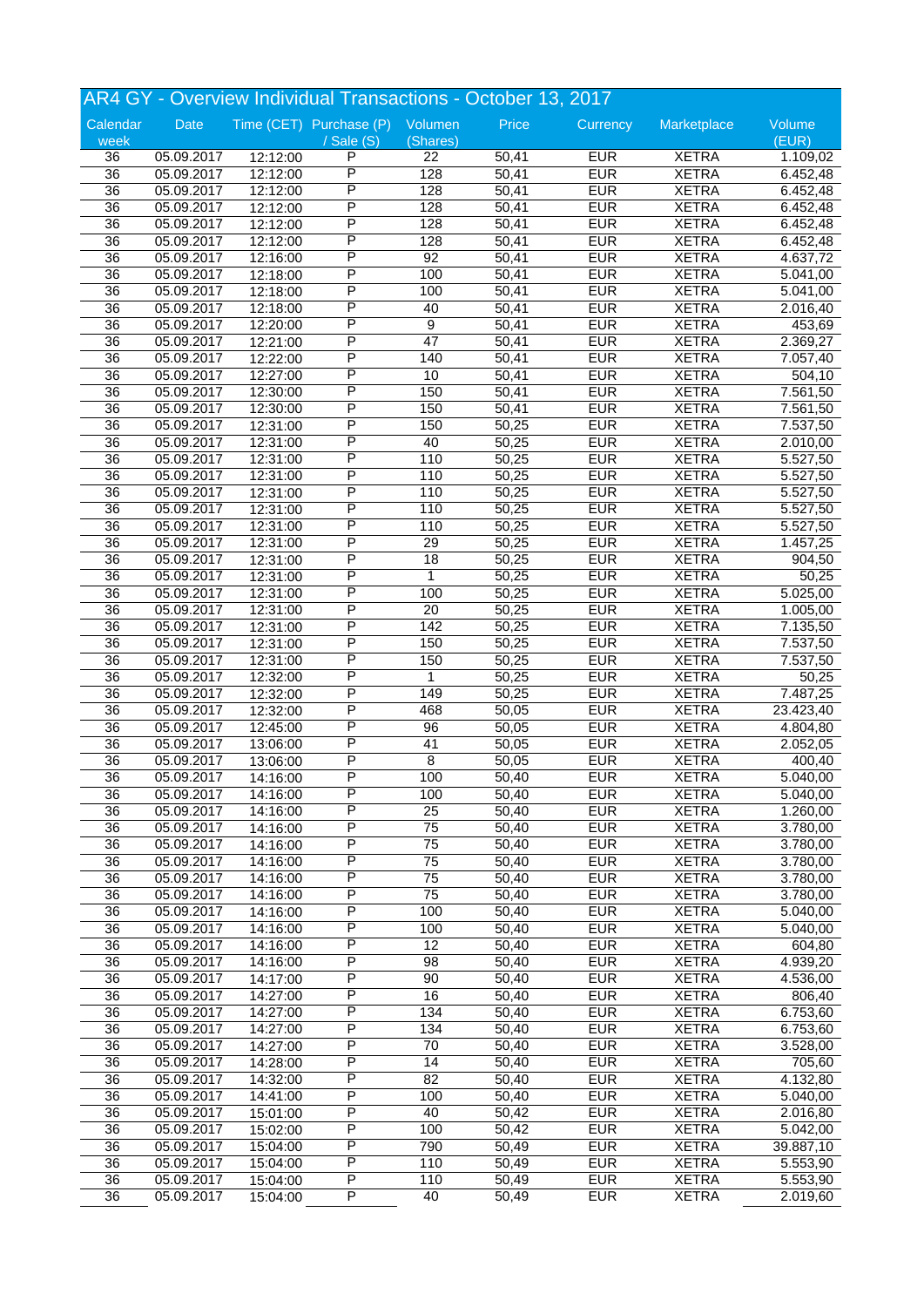## AR4 GY - Overview Individual Transactions - October 13, 2017

| Calendar week | Date | Time (CET) | Purchase (P) / Sale (S) | Volumen (Shares) | Price | Currency | Marketplace | Volume (EUR) |
|---|---|---|---|---|---|---|---|---|
| 36 | 05.09.2017 | 12:12:00 | P | 22 | 50,41 | EUR | XETRA | 1.109,02 |
| 36 | 05.09.2017 | 12:12:00 | P | 128 | 50,41 | EUR | XETRA | 6.452,48 |
| 36 | 05.09.2017 | 12:12:00 | P | 128 | 50,41 | EUR | XETRA | 6.452,48 |
| 36 | 05.09.2017 | 12:12:00 | P | 128 | 50,41 | EUR | XETRA | 6.452,48 |
| 36 | 05.09.2017 | 12:12:00 | P | 128 | 50,41 | EUR | XETRA | 6.452,48 |
| 36 | 05.09.2017 | 12:12:00 | P | 128 | 50,41 | EUR | XETRA | 6.452,48 |
| 36 | 05.09.2017 | 12:16:00 | P | 92 | 50,41 | EUR | XETRA | 4.637,72 |
| 36 | 05.09.2017 | 12:18:00 | P | 100 | 50,41 | EUR | XETRA | 5.041,00 |
| 36 | 05.09.2017 | 12:18:00 | P | 100 | 50,41 | EUR | XETRA | 5.041,00 |
| 36 | 05.09.2017 | 12:18:00 | P | 40 | 50,41 | EUR | XETRA | 2.016,40 |
| 36 | 05.09.2017 | 12:20:00 | P | 9 | 50,41 | EUR | XETRA | 453,69 |
| 36 | 05.09.2017 | 12:21:00 | P | 47 | 50,41 | EUR | XETRA | 2.369,27 |
| 36 | 05.09.2017 | 12:22:00 | P | 140 | 50,41 | EUR | XETRA | 7.057,40 |
| 36 | 05.09.2017 | 12:27:00 | P | 10 | 50,41 | EUR | XETRA | 504,10 |
| 36 | 05.09.2017 | 12:30:00 | P | 150 | 50,41 | EUR | XETRA | 7.561,50 |
| 36 | 05.09.2017 | 12:30:00 | P | 150 | 50,41 | EUR | XETRA | 7.561,50 |
| 36 | 05.09.2017 | 12:31:00 | P | 150 | 50,25 | EUR | XETRA | 7.537,50 |
| 36 | 05.09.2017 | 12:31:00 | P | 40 | 50,25 | EUR | XETRA | 2.010,00 |
| 36 | 05.09.2017 | 12:31:00 | P | 110 | 50,25 | EUR | XETRA | 5.527,50 |
| 36 | 05.09.2017 | 12:31:00 | P | 110 | 50,25 | EUR | XETRA | 5.527,50 |
| 36 | 05.09.2017 | 12:31:00 | P | 110 | 50,25 | EUR | XETRA | 5.527,50 |
| 36 | 05.09.2017 | 12:31:00 | P | 110 | 50,25 | EUR | XETRA | 5.527,50 |
| 36 | 05.09.2017 | 12:31:00 | P | 110 | 50,25 | EUR | XETRA | 5.527,50 |
| 36 | 05.09.2017 | 12:31:00 | P | 29 | 50,25 | EUR | XETRA | 1.457,25 |
| 36 | 05.09.2017 | 12:31:00 | P | 18 | 50,25 | EUR | XETRA | 904,50 |
| 36 | 05.09.2017 | 12:31:00 | P | 1 | 50,25 | EUR | XETRA | 50,25 |
| 36 | 05.09.2017 | 12:31:00 | P | 100 | 50,25 | EUR | XETRA | 5.025,00 |
| 36 | 05.09.2017 | 12:31:00 | P | 20 | 50,25 | EUR | XETRA | 1.005,00 |
| 36 | 05.09.2017 | 12:31:00 | P | 142 | 50,25 | EUR | XETRA | 7.135,50 |
| 36 | 05.09.2017 | 12:31:00 | P | 150 | 50,25 | EUR | XETRA | 7.537,50 |
| 36 | 05.09.2017 | 12:31:00 | P | 150 | 50,25 | EUR | XETRA | 7.537,50 |
| 36 | 05.09.2017 | 12:32:00 | P | 1 | 50,25 | EUR | XETRA | 50,25 |
| 36 | 05.09.2017 | 12:32:00 | P | 149 | 50,25 | EUR | XETRA | 7.487,25 |
| 36 | 05.09.2017 | 12:32:00 | P | 468 | 50,05 | EUR | XETRA | 23.423,40 |
| 36 | 05.09.2017 | 12:45:00 | P | 96 | 50,05 | EUR | XETRA | 4.804,80 |
| 36 | 05.09.2017 | 13:06:00 | P | 41 | 50,05 | EUR | XETRA | 2.052,05 |
| 36 | 05.09.2017 | 13:06:00 | P | 8 | 50,05 | EUR | XETRA | 400,40 |
| 36 | 05.09.2017 | 14:16:00 | P | 100 | 50,40 | EUR | XETRA | 5.040,00 |
| 36 | 05.09.2017 | 14:16:00 | P | 100 | 50,40 | EUR | XETRA | 5.040,00 |
| 36 | 05.09.2017 | 14:16:00 | P | 25 | 50,40 | EUR | XETRA | 1.260,00 |
| 36 | 05.09.2017 | 14:16:00 | P | 75 | 50,40 | EUR | XETRA | 3.780,00 |
| 36 | 05.09.2017 | 14:16:00 | P | 75 | 50,40 | EUR | XETRA | 3.780,00 |
| 36 | 05.09.2017 | 14:16:00 | P | 75 | 50,40 | EUR | XETRA | 3.780,00 |
| 36 | 05.09.2017 | 14:16:00 | P | 75 | 50,40 | EUR | XETRA | 3.780,00 |
| 36 | 05.09.2017 | 14:16:00 | P | 75 | 50,40 | EUR | XETRA | 3.780,00 |
| 36 | 05.09.2017 | 14:16:00 | P | 100 | 50,40 | EUR | XETRA | 5.040,00 |
| 36 | 05.09.2017 | 14:16:00 | P | 100 | 50,40 | EUR | XETRA | 5.040,00 |
| 36 | 05.09.2017 | 14:16:00 | P | 12 | 50,40 | EUR | XETRA | 604,80 |
| 36 | 05.09.2017 | 14:16:00 | P | 98 | 50,40 | EUR | XETRA | 4.939,20 |
| 36 | 05.09.2017 | 14:17:00 | P | 90 | 50,40 | EUR | XETRA | 4.536,00 |
| 36 | 05.09.2017 | 14:27:00 | P | 16 | 50,40 | EUR | XETRA | 806,40 |
| 36 | 05.09.2017 | 14:27:00 | P | 134 | 50,40 | EUR | XETRA | 6.753,60 |
| 36 | 05.09.2017 | 14:27:00 | P | 134 | 50,40 | EUR | XETRA | 6.753,60 |
| 36 | 05.09.2017 | 14:27:00 | P | 70 | 50,40 | EUR | XETRA | 3.528,00 |
| 36 | 05.09.2017 | 14:28:00 | P | 14 | 50,40 | EUR | XETRA | 705,60 |
| 36 | 05.09.2017 | 14:32:00 | P | 82 | 50,40 | EUR | XETRA | 4.132,80 |
| 36 | 05.09.2017 | 14:41:00 | P | 100 | 50,40 | EUR | XETRA | 5.040,00 |
| 36 | 05.09.2017 | 15:01:00 | P | 40 | 50,42 | EUR | XETRA | 2.016,80 |
| 36 | 05.09.2017 | 15:02:00 | P | 100 | 50,42 | EUR | XETRA | 5.042,00 |
| 36 | 05.09.2017 | 15:04:00 | P | 790 | 50,49 | EUR | XETRA | 39.887,10 |
| 36 | 05.09.2017 | 15:04:00 | P | 110 | 50,49 | EUR | XETRA | 5.553,90 |
| 36 | 05.09.2017 | 15:04:00 | P | 110 | 50,49 | EUR | XETRA | 5.553,90 |
| 36 | 05.09.2017 | 15:04:00 | P | 40 | 50,49 | EUR | XETRA | 2.019,60 |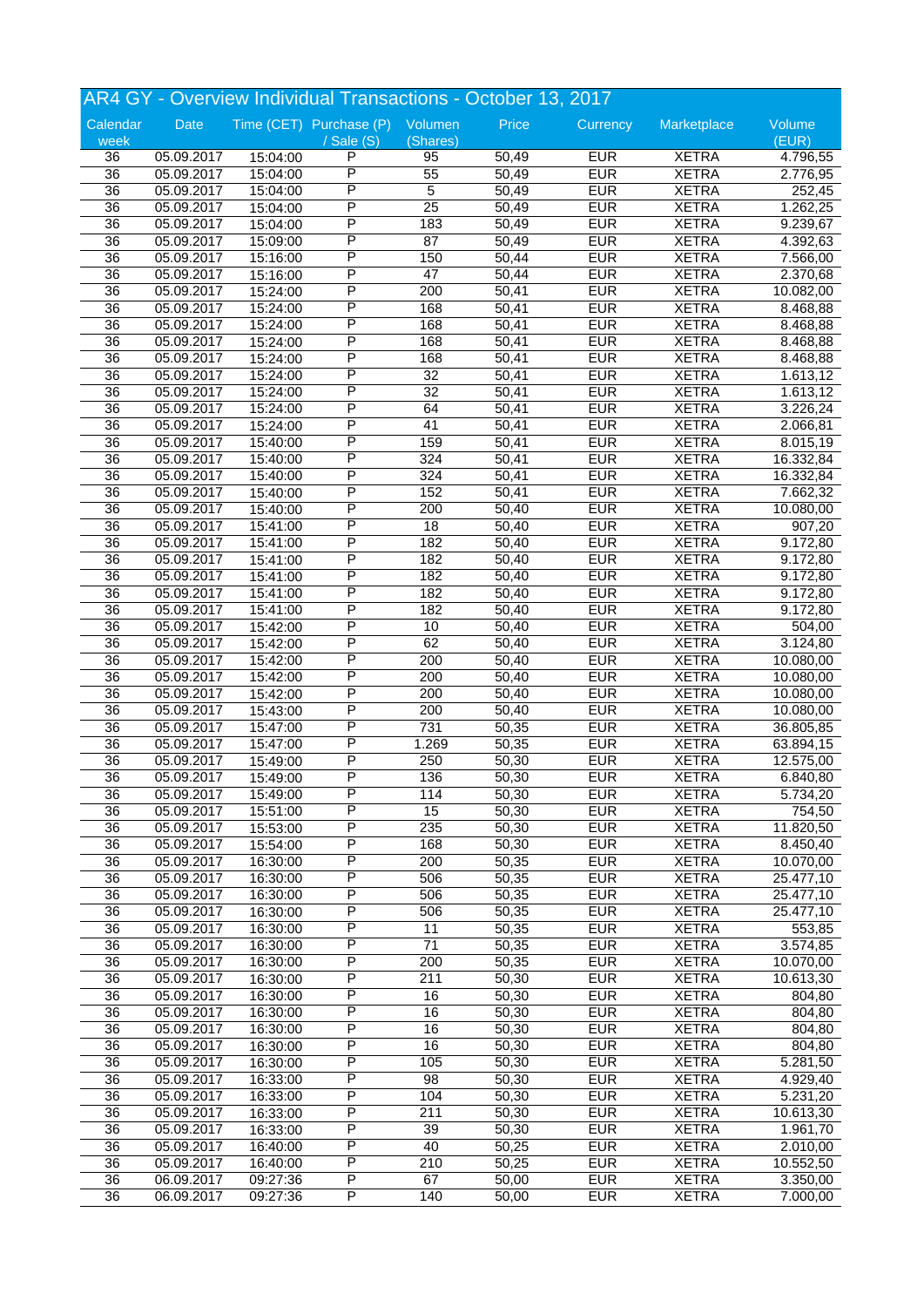## AR4 GY - Overview Individual Transactions - October 13, 2017

| Calendar week | Date | Time (CET) | Purchase (P) / Sale (S) | Volumen (Shares) | Price | Currency | Marketplace | Volume (EUR) |
|---|---|---|---|---|---|---|---|---|
| 36 | 05.09.2017 | 15:04:00 | P | 95 | 50,49 | EUR | XETRA | 4.796,55 |
| 36 | 05.09.2017 | 15:04:00 | P | 55 | 50,49 | EUR | XETRA | 2.776,95 |
| 36 | 05.09.2017 | 15:04:00 | P | 5 | 50,49 | EUR | XETRA | 252,45 |
| 36 | 05.09.2017 | 15:04:00 | P | 25 | 50,49 | EUR | XETRA | 1.262,25 |
| 36 | 05.09.2017 | 15:04:00 | P | 183 | 50,49 | EUR | XETRA | 9.239,67 |
| 36 | 05.09.2017 | 15:09:00 | P | 87 | 50,49 | EUR | XETRA | 4.392,63 |
| 36 | 05.09.2017 | 15:16:00 | P | 150 | 50,44 | EUR | XETRA | 7.566,00 |
| 36 | 05.09.2017 | 15:16:00 | P | 47 | 50,44 | EUR | XETRA | 2.370,68 |
| 36 | 05.09.2017 | 15:24:00 | P | 200 | 50,41 | EUR | XETRA | 10.082,00 |
| 36 | 05.09.2017 | 15:24:00 | P | 168 | 50,41 | EUR | XETRA | 8.468,88 |
| 36 | 05.09.2017 | 15:24:00 | P | 168 | 50,41 | EUR | XETRA | 8.468,88 |
| 36 | 05.09.2017 | 15:24:00 | P | 168 | 50,41 | EUR | XETRA | 8.468,88 |
| 36 | 05.09.2017 | 15:24:00 | P | 168 | 50,41 | EUR | XETRA | 8.468,88 |
| 36 | 05.09.2017 | 15:24:00 | P | 32 | 50,41 | EUR | XETRA | 1.613,12 |
| 36 | 05.09.2017 | 15:24:00 | P | 32 | 50,41 | EUR | XETRA | 1.613,12 |
| 36 | 05.09.2017 | 15:24:00 | P | 64 | 50,41 | EUR | XETRA | 3.226,24 |
| 36 | 05.09.2017 | 15:24:00 | P | 41 | 50,41 | EUR | XETRA | 2.066,81 |
| 36 | 05.09.2017 | 15:40:00 | P | 159 | 50,41 | EUR | XETRA | 8.015,19 |
| 36 | 05.09.2017 | 15:40:00 | P | 324 | 50,41 | EUR | XETRA | 16.332,84 |
| 36 | 05.09.2017 | 15:40:00 | P | 324 | 50,41 | EUR | XETRA | 16.332,84 |
| 36 | 05.09.2017 | 15:40:00 | P | 152 | 50,41 | EUR | XETRA | 7.662,32 |
| 36 | 05.09.2017 | 15:40:00 | P | 200 | 50,40 | EUR | XETRA | 10.080,00 |
| 36 | 05.09.2017 | 15:41:00 | P | 18 | 50,40 | EUR | XETRA | 907,20 |
| 36 | 05.09.2017 | 15:41:00 | P | 182 | 50,40 | EUR | XETRA | 9.172,80 |
| 36 | 05.09.2017 | 15:41:00 | P | 182 | 50,40 | EUR | XETRA | 9.172,80 |
| 36 | 05.09.2017 | 15:41:00 | P | 182 | 50,40 | EUR | XETRA | 9.172,80 |
| 36 | 05.09.2017 | 15:41:00 | P | 182 | 50,40 | EUR | XETRA | 9.172,80 |
| 36 | 05.09.2017 | 15:41:00 | P | 182 | 50,40 | EUR | XETRA | 9.172,80 |
| 36 | 05.09.2017 | 15:42:00 | P | 10 | 50,40 | EUR | XETRA | 504,00 |
| 36 | 05.09.2017 | 15:42:00 | P | 62 | 50,40 | EUR | XETRA | 3.124,80 |
| 36 | 05.09.2017 | 15:42:00 | P | 200 | 50,40 | EUR | XETRA | 10.080,00 |
| 36 | 05.09.2017 | 15:42:00 | P | 200 | 50,40 | EUR | XETRA | 10.080,00 |
| 36 | 05.09.2017 | 15:42:00 | P | 200 | 50,40 | EUR | XETRA | 10.080,00 |
| 36 | 05.09.2017 | 15:43:00 | P | 200 | 50,40 | EUR | XETRA | 10.080,00 |
| 36 | 05.09.2017 | 15:47:00 | P | 731 | 50,35 | EUR | XETRA | 36.805,85 |
| 36 | 05.09.2017 | 15:47:00 | P | 1.269 | 50,35 | EUR | XETRA | 63.894,15 |
| 36 | 05.09.2017 | 15:49:00 | P | 250 | 50,30 | EUR | XETRA | 12.575,00 |
| 36 | 05.09.2017 | 15:49:00 | P | 136 | 50,30 | EUR | XETRA | 6.840,80 |
| 36 | 05.09.2017 | 15:49:00 | P | 114 | 50,30 | EUR | XETRA | 5.734,20 |
| 36 | 05.09.2017 | 15:51:00 | P | 15 | 50,30 | EUR | XETRA | 754,50 |
| 36 | 05.09.2017 | 15:53:00 | P | 235 | 50,30 | EUR | XETRA | 11.820,50 |
| 36 | 05.09.2017 | 15:54:00 | P | 168 | 50,30 | EUR | XETRA | 8.450,40 |
| 36 | 05.09.2017 | 16:30:00 | P | 200 | 50,35 | EUR | XETRA | 10.070,00 |
| 36 | 05.09.2017 | 16:30:00 | P | 506 | 50,35 | EUR | XETRA | 25.477,10 |
| 36 | 05.09.2017 | 16:30:00 | P | 506 | 50,35 | EUR | XETRA | 25.477,10 |
| 36 | 05.09.2017 | 16:30:00 | P | 506 | 50,35 | EUR | XETRA | 25.477,10 |
| 36 | 05.09.2017 | 16:30:00 | P | 11 | 50,35 | EUR | XETRA | 553,85 |
| 36 | 05.09.2017 | 16:30:00 | P | 71 | 50,35 | EUR | XETRA | 3.574,85 |
| 36 | 05.09.2017 | 16:30:00 | P | 200 | 50,35 | EUR | XETRA | 10.070,00 |
| 36 | 05.09.2017 | 16:30:00 | P | 211 | 50,30 | EUR | XETRA | 10.613,30 |
| 36 | 05.09.2017 | 16:30:00 | P | 16 | 50,30 | EUR | XETRA | 804,80 |
| 36 | 05.09.2017 | 16:30:00 | P | 16 | 50,30 | EUR | XETRA | 804,80 |
| 36 | 05.09.2017 | 16:30:00 | P | 16 | 50,30 | EUR | XETRA | 804,80 |
| 36 | 05.09.2017 | 16:30:00 | P | 16 | 50,30 | EUR | XETRA | 804,80 |
| 36 | 05.09.2017 | 16:30:00 | P | 105 | 50,30 | EUR | XETRA | 5.281,50 |
| 36 | 05.09.2017 | 16:33:00 | P | 98 | 50,30 | EUR | XETRA | 4.929,40 |
| 36 | 05.09.2017 | 16:33:00 | P | 104 | 50,30 | EUR | XETRA | 5.231,20 |
| 36 | 05.09.2017 | 16:33:00 | P | 211 | 50,30 | EUR | XETRA | 10.613,30 |
| 36 | 05.09.2017 | 16:33:00 | P | 39 | 50,30 | EUR | XETRA | 1.961,70 |
| 36 | 05.09.2017 | 16:40:00 | P | 40 | 50,25 | EUR | XETRA | 2.010,00 |
| 36 | 05.09.2017 | 16:40:00 | P | 210 | 50,25 | EUR | XETRA | 10.552,50 |
| 36 | 06.09.2017 | 09:27:36 | P | 67 | 50,00 | EUR | XETRA | 3.350,00 |
| 36 | 06.09.2017 | 09:27:36 | P | 140 | 50,00 | EUR | XETRA | 7.000,00 |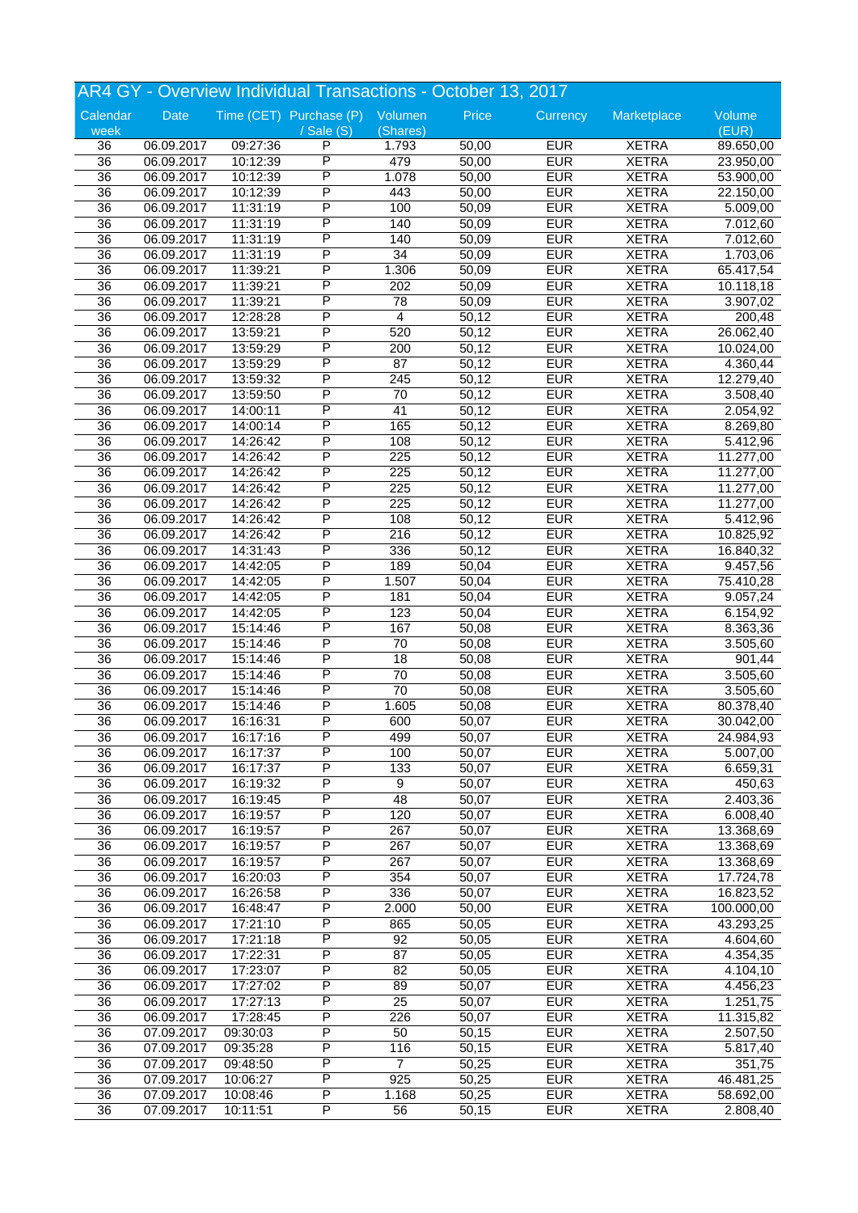# AR4 GY - Overview Individual Transactions - October 13, 2017

| Calendar week | Date | Time (CET) | Purchase (P) / Sale (S) | Volumen (Shares) | Price | Currency | Marketplace | Volume (EUR) |
|---|---|---|---|---|---|---|---|---|
| 36 | 06.09.2017 | 09:27:36 | P | 1.793 | 50,00 | EUR | XETRA | 89.650,00 |
| 36 | 06.09.2017 | 10:12:39 | P | 479 | 50,00 | EUR | XETRA | 23.950,00 |
| 36 | 06.09.2017 | 10:12:39 | P | 1.078 | 50,00 | EUR | XETRA | 53.900,00 |
| 36 | 06.09.2017 | 10:12:39 | P | 443 | 50,00 | EUR | XETRA | 22.150,00 |
| 36 | 06.09.2017 | 11:31:19 | P | 100 | 50,09 | EUR | XETRA | 5.009,00 |
| 36 | 06.09.2017 | 11:31:19 | P | 140 | 50,09 | EUR | XETRA | 7.012,60 |
| 36 | 06.09.2017 | 11:31:19 | P | 140 | 50,09 | EUR | XETRA | 7.012,60 |
| 36 | 06.09.2017 | 11:31:19 | P | 34 | 50,09 | EUR | XETRA | 1.703,06 |
| 36 | 06.09.2017 | 11:39:21 | P | 1.306 | 50,09 | EUR | XETRA | 65.417,54 |
| 36 | 06.09.2017 | 11:39:21 | P | 202 | 50,09 | EUR | XETRA | 10.118,18 |
| 36 | 06.09.2017 | 11:39:21 | P | 78 | 50,09 | EUR | XETRA | 3.907,02 |
| 36 | 06.09.2017 | 12:28:28 | P | 4 | 50,12 | EUR | XETRA | 200,48 |
| 36 | 06.09.2017 | 13:59:21 | P | 520 | 50,12 | EUR | XETRA | 26.062,40 |
| 36 | 06.09.2017 | 13:59:29 | P | 200 | 50,12 | EUR | XETRA | 10.024,00 |
| 36 | 06.09.2017 | 13:59:29 | P | 87 | 50,12 | EUR | XETRA | 4.360,44 |
| 36 | 06.09.2017 | 13:59:32 | P | 245 | 50,12 | EUR | XETRA | 12.279,40 |
| 36 | 06.09.2017 | 13:59:50 | P | 70 | 50,12 | EUR | XETRA | 3.508,40 |
| 36 | 06.09.2017 | 14:00:11 | P | 41 | 50,12 | EUR | XETRA | 2.054,92 |
| 36 | 06.09.2017 | 14:00:14 | P | 165 | 50,12 | EUR | XETRA | 8.269,80 |
| 36 | 06.09.2017 | 14:26:42 | P | 108 | 50,12 | EUR | XETRA | 5.412,96 |
| 36 | 06.09.2017 | 14:26:42 | P | 225 | 50,12 | EUR | XETRA | 11.277,00 |
| 36 | 06.09.2017 | 14:26:42 | P | 225 | 50,12 | EUR | XETRA | 11.277,00 |
| 36 | 06.09.2017 | 14:26:42 | P | 225 | 50,12 | EUR | XETRA | 11.277,00 |
| 36 | 06.09.2017 | 14:26:42 | P | 225 | 50,12 | EUR | XETRA | 11.277,00 |
| 36 | 06.09.2017 | 14:26:42 | P | 108 | 50,12 | EUR | XETRA | 5.412,96 |
| 36 | 06.09.2017 | 14:26:42 | P | 216 | 50,12 | EUR | XETRA | 10.825,92 |
| 36 | 06.09.2017 | 14:31:43 | P | 336 | 50,12 | EUR | XETRA | 16.840,32 |
| 36 | 06.09.2017 | 14:42:05 | P | 189 | 50,04 | EUR | XETRA | 9.457,56 |
| 36 | 06.09.2017 | 14:42:05 | P | 1.507 | 50,04 | EUR | XETRA | 75.410,28 |
| 36 | 06.09.2017 | 14:42:05 | P | 181 | 50,04 | EUR | XETRA | 9.057,24 |
| 36 | 06.09.2017 | 14:42:05 | P | 123 | 50,04 | EUR | XETRA | 6.154,92 |
| 36 | 06.09.2017 | 15:14:46 | P | 167 | 50,08 | EUR | XETRA | 8.363,36 |
| 36 | 06.09.2017 | 15:14:46 | P | 70 | 50,08 | EUR | XETRA | 3.505,60 |
| 36 | 06.09.2017 | 15:14:46 | P | 18 | 50,08 | EUR | XETRA | 901,44 |
| 36 | 06.09.2017 | 15:14:46 | P | 70 | 50,08 | EUR | XETRA | 3.505,60 |
| 36 | 06.09.2017 | 15:14:46 | P | 70 | 50,08 | EUR | XETRA | 3.505,60 |
| 36 | 06.09.2017 | 15:14:46 | P | 1.605 | 50,08 | EUR | XETRA | 80.378,40 |
| 36 | 06.09.2017 | 16:16:31 | P | 600 | 50,07 | EUR | XETRA | 30.042,00 |
| 36 | 06.09.2017 | 16:17:16 | P | 499 | 50,07 | EUR | XETRA | 24.984,93 |
| 36 | 06.09.2017 | 16:17:37 | P | 100 | 50,07 | EUR | XETRA | 5.007,00 |
| 36 | 06.09.2017 | 16:17:37 | P | 133 | 50,07 | EUR | XETRA | 6.659,31 |
| 36 | 06.09.2017 | 16:19:32 | P | 9 | 50,07 | EUR | XETRA | 450,63 |
| 36 | 06.09.2017 | 16:19:45 | P | 48 | 50,07 | EUR | XETRA | 2.403,36 |
| 36 | 06.09.2017 | 16:19:57 | P | 120 | 50,07 | EUR | XETRA | 6.008,40 |
| 36 | 06.09.2017 | 16:19:57 | P | 267 | 50,07 | EUR | XETRA | 13.368,69 |
| 36 | 06.09.2017 | 16:19:57 | P | 267 | 50,07 | EUR | XETRA | 13.368,69 |
| 36 | 06.09.2017 | 16:19:57 | P | 267 | 50,07 | EUR | XETRA | 13.368,69 |
| 36 | 06.09.2017 | 16:20:03 | P | 354 | 50,07 | EUR | XETRA | 17.724,78 |
| 36 | 06.09.2017 | 16:26:58 | P | 336 | 50,07 | EUR | XETRA | 16.823,52 |
| 36 | 06.09.2017 | 16:48:47 | P | 2.000 | 50,00 | EUR | XETRA | 100.000,00 |
| 36 | 06.09.2017 | 17:21:10 | P | 865 | 50,05 | EUR | XETRA | 43.293,25 |
| 36 | 06.09.2017 | 17:21:18 | P | 92 | 50,05 | EUR | XETRA | 4.604,60 |
| 36 | 06.09.2017 | 17:22:31 | P | 87 | 50,05 | EUR | XETRA | 4.354,35 |
| 36 | 06.09.2017 | 17:23:07 | P | 82 | 50,05 | EUR | XETRA | 4.104,10 |
| 36 | 06.09.2017 | 17:27:02 | P | 89 | 50,07 | EUR | XETRA | 4.456,23 |
| 36 | 06.09.2017 | 17:27:13 | P | 25 | 50,07 | EUR | XETRA | 1.251,75 |
| 36 | 06.09.2017 | 17:28:45 | P | 226 | 50,07 | EUR | XETRA | 11.315,82 |
| 36 | 07.09.2017 | 09:30:03 | P | 50 | 50,15 | EUR | XETRA | 2.507,50 |
| 36 | 07.09.2017 | 09:35:28 | P | 116 | 50,15 | EUR | XETRA | 5.817,40 |
| 36 | 07.09.2017 | 09:48:50 | P | 7 | 50,25 | EUR | XETRA | 351,75 |
| 36 | 07.09.2017 | 10:06:27 | P | 925 | 50,25 | EUR | XETRA | 46.481,25 |
| 36 | 07.09.2017 | 10:08:46 | P | 1.168 | 50,25 | EUR | XETRA | 58.692,00 |
| 36 | 07.09.2017 | 10:11:51 | P | 56 | 50,15 | EUR | XETRA | 2.808,40 |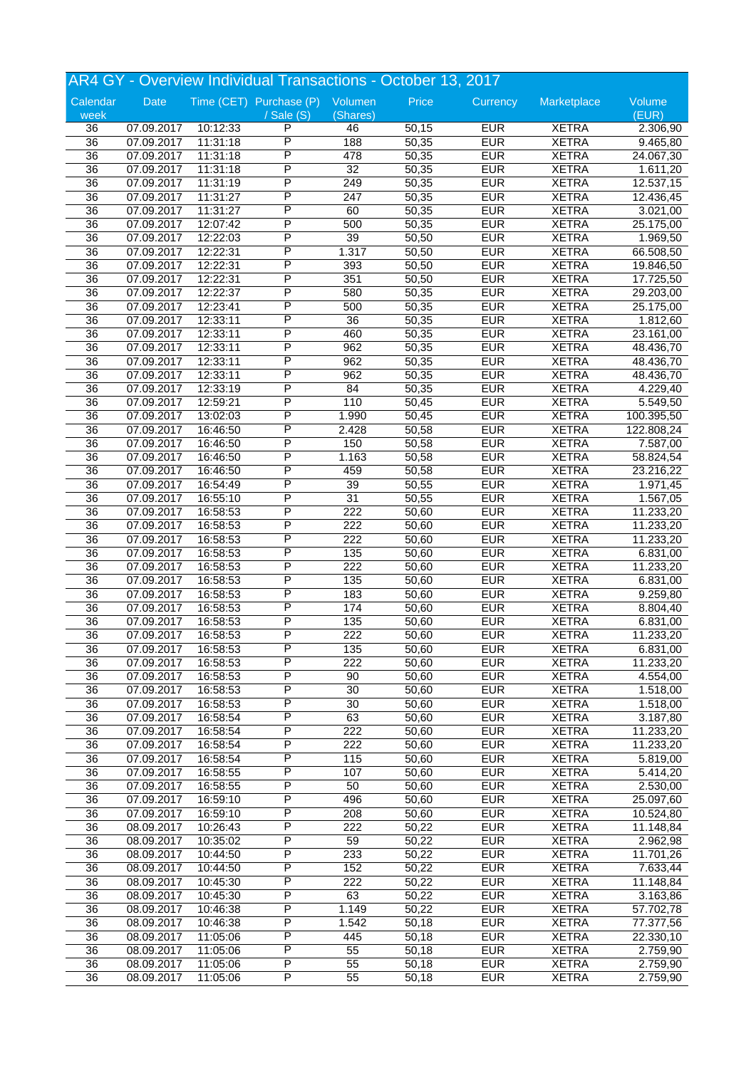# AR4 GY - Overview Individual Transactions - October 13, 2017

| Calendar week | Date | Time (CET) | Purchase (P) / Sale (S) | Volumen (Shares) | Price | Currency | Marketplace | Volume (EUR) |
|---|---|---|---|---|---|---|---|---|
| 36 | 07.09.2017 | 10:12:33 | P | 46 | 50,15 | EUR | XETRA | 2.306,90 |
| 36 | 07.09.2017 | 11:31:18 | P | 188 | 50,35 | EUR | XETRA | 9.465,80 |
| 36 | 07.09.2017 | 11:31:18 | P | 478 | 50,35 | EUR | XETRA | 24.067,30 |
| 36 | 07.09.2017 | 11:31:18 | P | 32 | 50,35 | EUR | XETRA | 1.611,20 |
| 36 | 07.09.2017 | 11:31:19 | P | 249 | 50,35 | EUR | XETRA | 12.537,15 |
| 36 | 07.09.2017 | 11:31:27 | P | 247 | 50,35 | EUR | XETRA | 12.436,45 |
| 36 | 07.09.2017 | 11:31:27 | P | 60 | 50,35 | EUR | XETRA | 3.021,00 |
| 36 | 07.09.2017 | 12:07:42 | P | 500 | 50,35 | EUR | XETRA | 25.175,00 |
| 36 | 07.09.2017 | 12:22:03 | P | 39 | 50,50 | EUR | XETRA | 1.969,50 |
| 36 | 07.09.2017 | 12:22:31 | P | 1.317 | 50,50 | EUR | XETRA | 66.508,50 |
| 36 | 07.09.2017 | 12:22:31 | P | 393 | 50,50 | EUR | XETRA | 19.846,50 |
| 36 | 07.09.2017 | 12:22:31 | P | 351 | 50,50 | EUR | XETRA | 17.725,50 |
| 36 | 07.09.2017 | 12:22:37 | P | 580 | 50,35 | EUR | XETRA | 29.203,00 |
| 36 | 07.09.2017 | 12:23:41 | P | 500 | 50,35 | EUR | XETRA | 25.175,00 |
| 36 | 07.09.2017 | 12:33:11 | P | 36 | 50,35 | EUR | XETRA | 1.812,60 |
| 36 | 07.09.2017 | 12:33:11 | P | 460 | 50,35 | EUR | XETRA | 23.161,00 |
| 36 | 07.09.2017 | 12:33:11 | P | 962 | 50,35 | EUR | XETRA | 48.436,70 |
| 36 | 07.09.2017 | 12:33:11 | P | 962 | 50,35 | EUR | XETRA | 48.436,70 |
| 36 | 07.09.2017 | 12:33:11 | P | 962 | 50,35 | EUR | XETRA | 48.436,70 |
| 36 | 07.09.2017 | 12:33:19 | P | 84 | 50,35 | EUR | XETRA | 4.229,40 |
| 36 | 07.09.2017 | 12:59:21 | P | 110 | 50,45 | EUR | XETRA | 5.549,50 |
| 36 | 07.09.2017 | 13:02:03 | P | 1.990 | 50,45 | EUR | XETRA | 100.395,50 |
| 36 | 07.09.2017 | 16:46:50 | P | 2.428 | 50,58 | EUR | XETRA | 122.808,24 |
| 36 | 07.09.2017 | 16:46:50 | P | 150 | 50,58 | EUR | XETRA | 7.587,00 |
| 36 | 07.09.2017 | 16:46:50 | P | 1.163 | 50,58 | EUR | XETRA | 58.824,54 |
| 36 | 07.09.2017 | 16:46:50 | P | 459 | 50,58 | EUR | XETRA | 23.216,22 |
| 36 | 07.09.2017 | 16:54:49 | P | 39 | 50,55 | EUR | XETRA | 1.971,45 |
| 36 | 07.09.2017 | 16:55:10 | P | 31 | 50,55 | EUR | XETRA | 1.567,05 |
| 36 | 07.09.2017 | 16:58:53 | P | 222 | 50,60 | EUR | XETRA | 11.233,20 |
| 36 | 07.09.2017 | 16:58:53 | P | 222 | 50,60 | EUR | XETRA | 11.233,20 |
| 36 | 07.09.2017 | 16:58:53 | P | 222 | 50,60 | EUR | XETRA | 11.233,20 |
| 36 | 07.09.2017 | 16:58:53 | P | 135 | 50,60 | EUR | XETRA | 6.831,00 |
| 36 | 07.09.2017 | 16:58:53 | P | 222 | 50,60 | EUR | XETRA | 11.233,20 |
| 36 | 07.09.2017 | 16:58:53 | P | 135 | 50,60 | EUR | XETRA | 6.831,00 |
| 36 | 07.09.2017 | 16:58:53 | P | 183 | 50,60 | EUR | XETRA | 9.259,80 |
| 36 | 07.09.2017 | 16:58:53 | P | 174 | 50,60 | EUR | XETRA | 8.804,40 |
| 36 | 07.09.2017 | 16:58:53 | P | 135 | 50,60 | EUR | XETRA | 6.831,00 |
| 36 | 07.09.2017 | 16:58:53 | P | 222 | 50,60 | EUR | XETRA | 11.233,20 |
| 36 | 07.09.2017 | 16:58:53 | P | 135 | 50,60 | EUR | XETRA | 6.831,00 |
| 36 | 07.09.2017 | 16:58:53 | P | 222 | 50,60 | EUR | XETRA | 11.233,20 |
| 36 | 07.09.2017 | 16:58:53 | P | 90 | 50,60 | EUR | XETRA | 4.554,00 |
| 36 | 07.09.2017 | 16:58:53 | P | 30 | 50,60 | EUR | XETRA | 1.518,00 |
| 36 | 07.09.2017 | 16:58:53 | P | 30 | 50,60 | EUR | XETRA | 1.518,00 |
| 36 | 07.09.2017 | 16:58:54 | P | 63 | 50,60 | EUR | XETRA | 3.187,80 |
| 36 | 07.09.2017 | 16:58:54 | P | 222 | 50,60 | EUR | XETRA | 11.233,20 |
| 36 | 07.09.2017 | 16:58:54 | P | 222 | 50,60 | EUR | XETRA | 11.233,20 |
| 36 | 07.09.2017 | 16:58:54 | P | 115 | 50,60 | EUR | XETRA | 5.819,00 |
| 36 | 07.09.2017 | 16:58:55 | P | 107 | 50,60 | EUR | XETRA | 5.414,20 |
| 36 | 07.09.2017 | 16:58:55 | P | 50 | 50,60 | EUR | XETRA | 2.530,00 |
| 36 | 07.09.2017 | 16:59:10 | P | 496 | 50,60 | EUR | XETRA | 25.097,60 |
| 36 | 07.09.2017 | 16:59:10 | P | 208 | 50,60 | EUR | XETRA | 10.524,80 |
| 36 | 08.09.2017 | 10:26:43 | P | 222 | 50,22 | EUR | XETRA | 11.148,84 |
| 36 | 08.09.2017 | 10:35:02 | P | 59 | 50,22 | EUR | XETRA | 2.962,98 |
| 36 | 08.09.2017 | 10:44:50 | P | 233 | 50,22 | EUR | XETRA | 11.701,26 |
| 36 | 08.09.2017 | 10:44:50 | P | 152 | 50,22 | EUR | XETRA | 7.633,44 |
| 36 | 08.09.2017 | 10:45:30 | P | 222 | 50,22 | EUR | XETRA | 11.148,84 |
| 36 | 08.09.2017 | 10:45:30 | P | 63 | 50,22 | EUR | XETRA | 3.163,86 |
| 36 | 08.09.2017 | 10:46:38 | P | 1.149 | 50,22 | EUR | XETRA | 57.702,78 |
| 36 | 08.09.2017 | 10:46:38 | P | 1.542 | 50,18 | EUR | XETRA | 77.377,56 |
| 36 | 08.09.2017 | 11:05:06 | P | 445 | 50,18 | EUR | XETRA | 22.330,10 |
| 36 | 08.09.2017 | 11:05:06 | P | 55 | 50,18 | EUR | XETRA | 2.759,90 |
| 36 | 08.09.2017 | 11:05:06 | P | 55 | 50,18 | EUR | XETRA | 2.759,90 |
| 36 | 08.09.2017 | 11:05:06 | P | 55 | 50,18 | EUR | XETRA | 2.759,90 |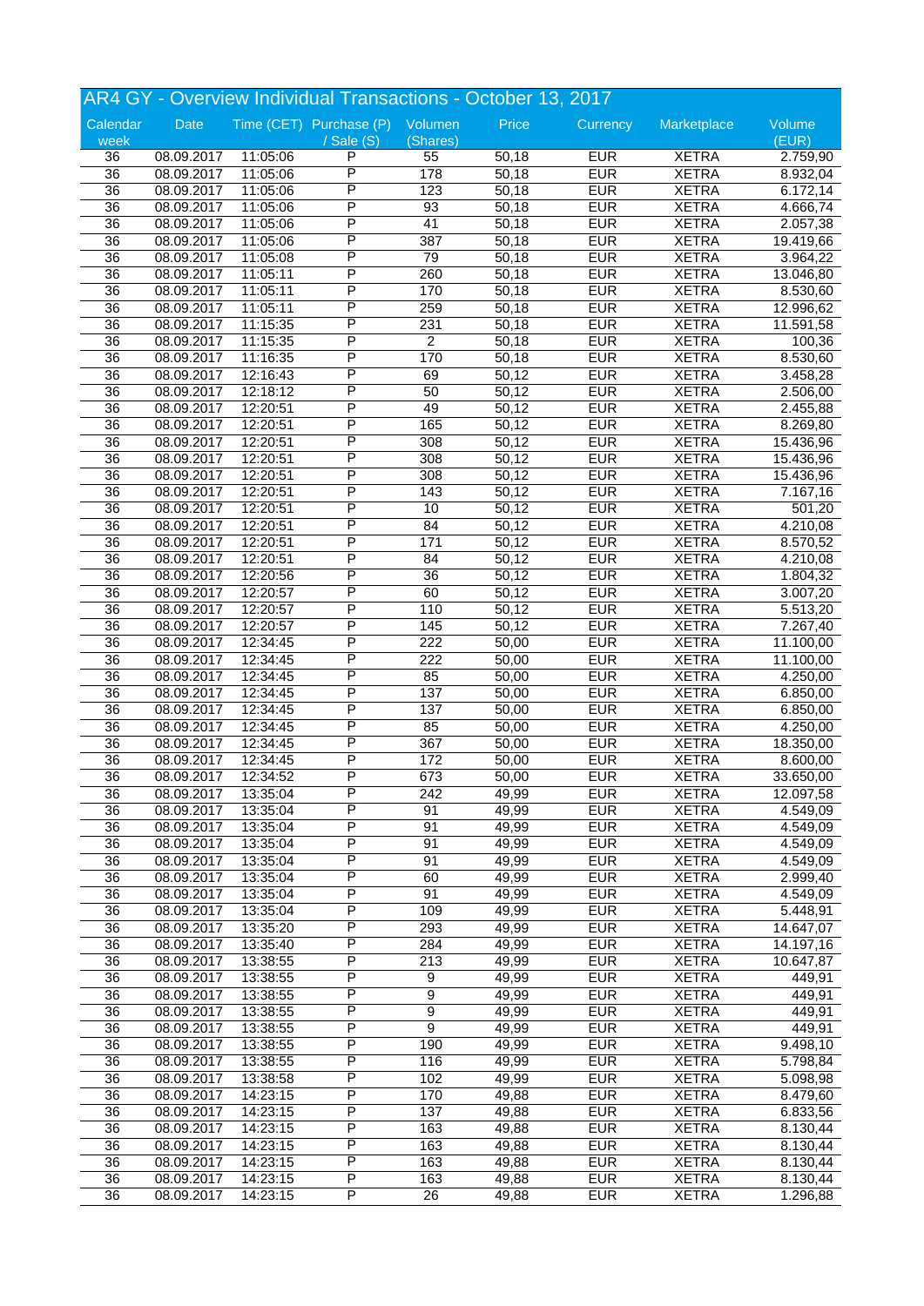# AR4 GY - Overview Individual Transactions - October 13, 2017

| Calendar week | Date | Time (CET) | Purchase (P) / Sale (S) | Volumen (Shares) | Price | Currency | Marketplace | Volume (EUR) |
|---|---|---|---|---|---|---|---|---|
| 36 | 08.09.2017 | 11:05:06 | P | 55 | 50,18 | EUR | XETRA | 2.759,90 |
| 36 | 08.09.2017 | 11:05:06 | P | 178 | 50,18 | EUR | XETRA | 8.932,04 |
| 36 | 08.09.2017 | 11:05:06 | P | 123 | 50,18 | EUR | XETRA | 6.172,14 |
| 36 | 08.09.2017 | 11:05:06 | P | 93 | 50,18 | EUR | XETRA | 4.666,74 |
| 36 | 08.09.2017 | 11:05:06 | P | 41 | 50,18 | EUR | XETRA | 2.057,38 |
| 36 | 08.09.2017 | 11:05:06 | P | 387 | 50,18 | EUR | XETRA | 19.419,66 |
| 36 | 08.09.2017 | 11:05:08 | P | 79 | 50,18 | EUR | XETRA | 3.964,22 |
| 36 | 08.09.2017 | 11:05:11 | P | 260 | 50,18 | EUR | XETRA | 13.046,80 |
| 36 | 08.09.2017 | 11:05:11 | P | 170 | 50,18 | EUR | XETRA | 8.530,60 |
| 36 | 08.09.2017 | 11:05:11 | P | 259 | 50,18 | EUR | XETRA | 12.996,62 |
| 36 | 08.09.2017 | 11:15:35 | P | 231 | 50,18 | EUR | XETRA | 11.591,58 |
| 36 | 08.09.2017 | 11:15:35 | P | 2 | 50,18 | EUR | XETRA | 100,36 |
| 36 | 08.09.2017 | 11:16:35 | P | 170 | 50,18 | EUR | XETRA | 8.530,60 |
| 36 | 08.09.2017 | 12:16:43 | P | 69 | 50,12 | EUR | XETRA | 3.458,28 |
| 36 | 08.09.2017 | 12:18:12 | P | 50 | 50,12 | EUR | XETRA | 2.506,00 |
| 36 | 08.09.2017 | 12:20:51 | P | 49 | 50,12 | EUR | XETRA | 2.455,88 |
| 36 | 08.09.2017 | 12:20:51 | P | 165 | 50,12 | EUR | XETRA | 8.269,80 |
| 36 | 08.09.2017 | 12:20:51 | P | 308 | 50,12 | EUR | XETRA | 15.436,96 |
| 36 | 08.09.2017 | 12:20:51 | P | 308 | 50,12 | EUR | XETRA | 15.436,96 |
| 36 | 08.09.2017 | 12:20:51 | P | 308 | 50,12 | EUR | XETRA | 15.436,96 |
| 36 | 08.09.2017 | 12:20:51 | P | 143 | 50,12 | EUR | XETRA | 7.167,16 |
| 36 | 08.09.2017 | 12:20:51 | P | 10 | 50,12 | EUR | XETRA | 501,20 |
| 36 | 08.09.2017 | 12:20:51 | P | 84 | 50,12 | EUR | XETRA | 4.210,08 |
| 36 | 08.09.2017 | 12:20:51 | P | 171 | 50,12 | EUR | XETRA | 8.570,52 |
| 36 | 08.09.2017 | 12:20:51 | P | 84 | 50,12 | EUR | XETRA | 4.210,08 |
| 36 | 08.09.2017 | 12:20:56 | P | 36 | 50,12 | EUR | XETRA | 1.804,32 |
| 36 | 08.09.2017 | 12:20:57 | P | 60 | 50,12 | EUR | XETRA | 3.007,20 |
| 36 | 08.09.2017 | 12:20:57 | P | 110 | 50,12 | EUR | XETRA | 5.513,20 |
| 36 | 08.09.2017 | 12:20:57 | P | 145 | 50,12 | EUR | XETRA | 7.267,40 |
| 36 | 08.09.2017 | 12:34:45 | P | 222 | 50,00 | EUR | XETRA | 11.100,00 |
| 36 | 08.09.2017 | 12:34:45 | P | 222 | 50,00 | EUR | XETRA | 11.100,00 |
| 36 | 08.09.2017 | 12:34:45 | P | 85 | 50,00 | EUR | XETRA | 4.250,00 |
| 36 | 08.09.2017 | 12:34:45 | P | 137 | 50,00 | EUR | XETRA | 6.850,00 |
| 36 | 08.09.2017 | 12:34:45 | P | 137 | 50,00 | EUR | XETRA | 6.850,00 |
| 36 | 08.09.2017 | 12:34:45 | P | 85 | 50,00 | EUR | XETRA | 4.250,00 |
| 36 | 08.09.2017 | 12:34:45 | P | 367 | 50,00 | EUR | XETRA | 18.350,00 |
| 36 | 08.09.2017 | 12:34:45 | P | 172 | 50,00 | EUR | XETRA | 8.600,00 |
| 36 | 08.09.2017 | 12:34:52 | P | 673 | 50,00 | EUR | XETRA | 33.650,00 |
| 36 | 08.09.2017 | 13:35:04 | P | 242 | 49,99 | EUR | XETRA | 12.097,58 |
| 36 | 08.09.2017 | 13:35:04 | P | 91 | 49,99 | EUR | XETRA | 4.549,09 |
| 36 | 08.09.2017 | 13:35:04 | P | 91 | 49,99 | EUR | XETRA | 4.549,09 |
| 36 | 08.09.2017 | 13:35:04 | P | 91 | 49,99 | EUR | XETRA | 4.549,09 |
| 36 | 08.09.2017 | 13:35:04 | P | 91 | 49,99 | EUR | XETRA | 4.549,09 |
| 36 | 08.09.2017 | 13:35:04 | P | 60 | 49,99 | EUR | XETRA | 2.999,40 |
| 36 | 08.09.2017 | 13:35:04 | P | 91 | 49,99 | EUR | XETRA | 4.549,09 |
| 36 | 08.09.2017 | 13:35:04 | P | 109 | 49,99 | EUR | XETRA | 5.448,91 |
| 36 | 08.09.2017 | 13:35:20 | P | 293 | 49,99 | EUR | XETRA | 14.647,07 |
| 36 | 08.09.2017 | 13:35:40 | P | 284 | 49,99 | EUR | XETRA | 14.197,16 |
| 36 | 08.09.2017 | 13:38:55 | P | 213 | 49,99 | EUR | XETRA | 10.647,87 |
| 36 | 08.09.2017 | 13:38:55 | P | 9 | 49,99 | EUR | XETRA | 449,91 |
| 36 | 08.09.2017 | 13:38:55 | P | 9 | 49,99 | EUR | XETRA | 449,91 |
| 36 | 08.09.2017 | 13:38:55 | P | 9 | 49,99 | EUR | XETRA | 449,91 |
| 36 | 08.09.2017 | 13:38:55 | P | 9 | 49,99 | EUR | XETRA | 449,91 |
| 36 | 08.09.2017 | 13:38:55 | P | 190 | 49,99 | EUR | XETRA | 9.498,10 |
| 36 | 08.09.2017 | 13:38:55 | P | 116 | 49,99 | EUR | XETRA | 5.798,84 |
| 36 | 08.09.2017 | 13:38:58 | P | 102 | 49,99 | EUR | XETRA | 5.098,98 |
| 36 | 08.09.2017 | 14:23:15 | P | 170 | 49,88 | EUR | XETRA | 8.479,60 |
| 36 | 08.09.2017 | 14:23:15 | P | 137 | 49,88 | EUR | XETRA | 6.833,56 |
| 36 | 08.09.2017 | 14:23:15 | P | 163 | 49,88 | EUR | XETRA | 8.130,44 |
| 36 | 08.09.2017 | 14:23:15 | P | 163 | 49,88 | EUR | XETRA | 8.130,44 |
| 36 | 08.09.2017 | 14:23:15 | P | 163 | 49,88 | EUR | XETRA | 8.130,44 |
| 36 | 08.09.2017 | 14:23:15 | P | 163 | 49,88 | EUR | XETRA | 8.130,44 |
| 36 | 08.09.2017 | 14:23:15 | P | 26 | 49,88 | EUR | XETRA | 1.296,88 |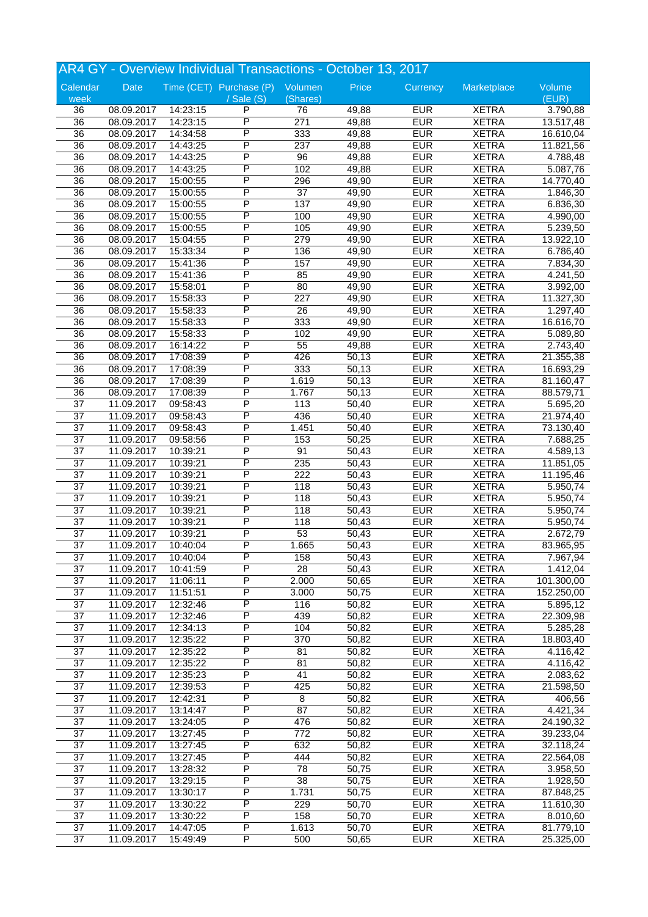# AR4 GY - Overview Individual Transactions - October 13, 2017

| Calendar week | Date | Time (CET) | Purchase (P) / Sale (S) | Volumen (Shares) | Price | Currency | Marketplace | Volume (EUR) |
|---|---|---|---|---|---|---|---|---|
| 36 | 08.09.2017 | 14:23:15 | P | 76 | 49,88 | EUR | XETRA | 3.790,88 |
| 36 | 08.09.2017 | 14:23:15 | P | 271 | 49,88 | EUR | XETRA | 13.517,48 |
| 36 | 08.09.2017 | 14:34:58 | P | 333 | 49,88 | EUR | XETRA | 16.610,04 |
| 36 | 08.09.2017 | 14:43:25 | P | 237 | 49,88 | EUR | XETRA | 11.821,56 |
| 36 | 08.09.2017 | 14:43:25 | P | 96 | 49,88 | EUR | XETRA | 4.788,48 |
| 36 | 08.09.2017 | 14:43:25 | P | 102 | 49,88 | EUR | XETRA | 5.087,76 |
| 36 | 08.09.2017 | 15:00:55 | P | 296 | 49,90 | EUR | XETRA | 14.770,40 |
| 36 | 08.09.2017 | 15:00:55 | P | 37 | 49,90 | EUR | XETRA | 1.846,30 |
| 36 | 08.09.2017 | 15:00:55 | P | 137 | 49,90 | EUR | XETRA | 6.836,30 |
| 36 | 08.09.2017 | 15:00:55 | P | 100 | 49,90 | EUR | XETRA | 4.990,00 |
| 36 | 08.09.2017 | 15:00:55 | P | 105 | 49,90 | EUR | XETRA | 5.239,50 |
| 36 | 08.09.2017 | 15:04:55 | P | 279 | 49,90 | EUR | XETRA | 13.922,10 |
| 36 | 08.09.2017 | 15:33:34 | P | 136 | 49,90 | EUR | XETRA | 6.786,40 |
| 36 | 08.09.2017 | 15:41:36 | P | 157 | 49,90 | EUR | XETRA | 7.834,30 |
| 36 | 08.09.2017 | 15:41:36 | P | 85 | 49,90 | EUR | XETRA | 4.241,50 |
| 36 | 08.09.2017 | 15:58:01 | P | 80 | 49,90 | EUR | XETRA | 3.992,00 |
| 36 | 08.09.2017 | 15:58:33 | P | 227 | 49,90 | EUR | XETRA | 11.327,30 |
| 36 | 08.09.2017 | 15:58:33 | P | 26 | 49,90 | EUR | XETRA | 1.297,40 |
| 36 | 08.09.2017 | 15:58:33 | P | 333 | 49,90 | EUR | XETRA | 16.616,70 |
| 36 | 08.09.2017 | 15:58:33 | P | 102 | 49,90 | EUR | XETRA | 5.089,80 |
| 36 | 08.09.2017 | 16:14:22 | P | 55 | 49,88 | EUR | XETRA | 2.743,40 |
| 36 | 08.09.2017 | 17:08:39 | P | 426 | 50,13 | EUR | XETRA | 21.355,38 |
| 36 | 08.09.2017 | 17:08:39 | P | 333 | 50,13 | EUR | XETRA | 16.693,29 |
| 36 | 08.09.2017 | 17:08:39 | P | 1.619 | 50,13 | EUR | XETRA | 81.160,47 |
| 36 | 08.09.2017 | 17:08:39 | P | 1.767 | 50,13 | EUR | XETRA | 88.579,71 |
| 37 | 11.09.2017 | 09:58:43 | P | 113 | 50,40 | EUR | XETRA | 5.695,20 |
| 37 | 11.09.2017 | 09:58:43 | P | 436 | 50,40 | EUR | XETRA | 21.974,40 |
| 37 | 11.09.2017 | 09:58:43 | P | 1.451 | 50,40 | EUR | XETRA | 73.130,40 |
| 37 | 11.09.2017 | 09:58:56 | P | 153 | 50,25 | EUR | XETRA | 7.688,25 |
| 37 | 11.09.2017 | 10:39:21 | P | 91 | 50,43 | EUR | XETRA | 4.589,13 |
| 37 | 11.09.2017 | 10:39:21 | P | 235 | 50,43 | EUR | XETRA | 11.851,05 |
| 37 | 11.09.2017 | 10:39:21 | P | 222 | 50,43 | EUR | XETRA | 11.195,46 |
| 37 | 11.09.2017 | 10:39:21 | P | 118 | 50,43 | EUR | XETRA | 5.950,74 |
| 37 | 11.09.2017 | 10:39:21 | P | 118 | 50,43 | EUR | XETRA | 5.950,74 |
| 37 | 11.09.2017 | 10:39:21 | P | 118 | 50,43 | EUR | XETRA | 5.950,74 |
| 37 | 11.09.2017 | 10:39:21 | P | 118 | 50,43 | EUR | XETRA | 5.950,74 |
| 37 | 11.09.2017 | 10:39:21 | P | 53 | 50,43 | EUR | XETRA | 2.672,79 |
| 37 | 11.09.2017 | 10:40:04 | P | 1.665 | 50,43 | EUR | XETRA | 83.965,95 |
| 37 | 11.09.2017 | 10:40:04 | P | 158 | 50,43 | EUR | XETRA | 7.967,94 |
| 37 | 11.09.2017 | 10:41:59 | P | 28 | 50,43 | EUR | XETRA | 1.412,04 |
| 37 | 11.09.2017 | 11:06:11 | P | 2.000 | 50,65 | EUR | XETRA | 101.300,00 |
| 37 | 11.09.2017 | 11:51:51 | P | 3.000 | 50,75 | EUR | XETRA | 152.250,00 |
| 37 | 11.09.2017 | 12:32:46 | P | 116 | 50,82 | EUR | XETRA | 5.895,12 |
| 37 | 11.09.2017 | 12:32:46 | P | 439 | 50,82 | EUR | XETRA | 22.309,98 |
| 37 | 11.09.2017 | 12:34:13 | P | 104 | 50,82 | EUR | XETRA | 5.285,28 |
| 37 | 11.09.2017 | 12:35:22 | P | 370 | 50,82 | EUR | XETRA | 18.803,40 |
| 37 | 11.09.2017 | 12:35:22 | P | 81 | 50,82 | EUR | XETRA | 4.116,42 |
| 37 | 11.09.2017 | 12:35:22 | P | 81 | 50,82 | EUR | XETRA | 4.116,42 |
| 37 | 11.09.2017 | 12:35:23 | P | 41 | 50,82 | EUR | XETRA | 2.083,62 |
| 37 | 11.09.2017 | 12:39:53 | P | 425 | 50,82 | EUR | XETRA | 21.598,50 |
| 37 | 11.09.2017 | 12:42:31 | P | 8 | 50,82 | EUR | XETRA | 406,56 |
| 37 | 11.09.2017 | 13:14:47 | P | 87 | 50,82 | EUR | XETRA | 4.421,34 |
| 37 | 11.09.2017 | 13:24:05 | P | 476 | 50,82 | EUR | XETRA | 24.190,32 |
| 37 | 11.09.2017 | 13:27:45 | P | 772 | 50,82 | EUR | XETRA | 39.233,04 |
| 37 | 11.09.2017 | 13:27:45 | P | 632 | 50,82 | EUR | XETRA | 32.118,24 |
| 37 | 11.09.2017 | 13:27:45 | P | 444 | 50,82 | EUR | XETRA | 22.564,08 |
| 37 | 11.09.2017 | 13:28:32 | P | 78 | 50,75 | EUR | XETRA | 3.958,50 |
| 37 | 11.09.2017 | 13:29:15 | P | 38 | 50,75 | EUR | XETRA | 1.928,50 |
| 37 | 11.09.2017 | 13:30:17 | P | 1.731 | 50,75 | EUR | XETRA | 87.848,25 |
| 37 | 11.09.2017 | 13:30:22 | P | 229 | 50,70 | EUR | XETRA | 11.610,30 |
| 37 | 11.09.2017 | 13:30:22 | P | 158 | 50,70 | EUR | XETRA | 8.010,60 |
| 37 | 11.09.2017 | 14:47:05 | P | 1.613 | 50,70 | EUR | XETRA | 81.779,10 |
| 37 | 11.09.2017 | 15:49:49 | P | 500 | 50,65 | EUR | XETRA | 25.325,00 |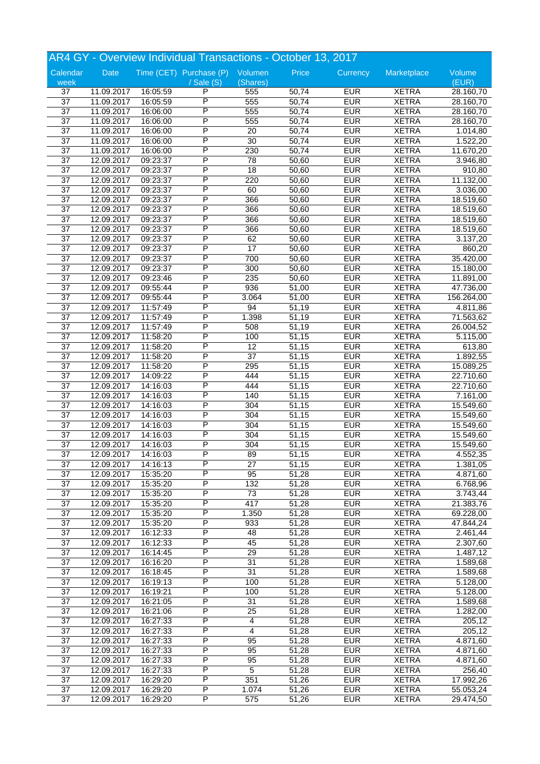## AR4 GY - Overview Individual Transactions - October 13, 2017

| Calendar week | Date | Time (CET) | Purchase (P) / Sale (S) | Volumen (Shares) | Price | Currency | Marketplace | Volume (EUR) |
|---|---|---|---|---|---|---|---|---|
| 37 | 11.09.2017 | 16:05:59 | P | 555 | 50,74 | EUR | XETRA | 28.160,70 |
| 37 | 11.09.2017 | 16:05:59 | P | 555 | 50,74 | EUR | XETRA | 28.160,70 |
| 37 | 11.09.2017 | 16:06:00 | P | 555 | 50,74 | EUR | XETRA | 28.160,70 |
| 37 | 11.09.2017 | 16:06:00 | P | 555 | 50,74 | EUR | XETRA | 28.160,70 |
| 37 | 11.09.2017 | 16:06:00 | P | 20 | 50,74 | EUR | XETRA | 1.014,80 |
| 37 | 11.09.2017 | 16:06:00 | P | 30 | 50,74 | EUR | XETRA | 1.522,20 |
| 37 | 11.09.2017 | 16:06:00 | P | 230 | 50,74 | EUR | XETRA | 11.670,20 |
| 37 | 12.09.2017 | 09:23:37 | P | 78 | 50,60 | EUR | XETRA | 3.946,80 |
| 37 | 12.09.2017 | 09:23:37 | P | 18 | 50,60 | EUR | XETRA | 910,80 |
| 37 | 12.09.2017 | 09:23:37 | P | 220 | 50,60 | EUR | XETRA | 11.132,00 |
| 37 | 12.09.2017 | 09:23:37 | P | 60 | 50,60 | EUR | XETRA | 3.036,00 |
| 37 | 12.09.2017 | 09:23:37 | P | 366 | 50,60 | EUR | XETRA | 18.519,60 |
| 37 | 12.09.2017 | 09:23:37 | P | 366 | 50,60 | EUR | XETRA | 18.519,60 |
| 37 | 12.09.2017 | 09:23:37 | P | 366 | 50,60 | EUR | XETRA | 18.519,60 |
| 37 | 12.09.2017 | 09:23:37 | P | 366 | 50,60 | EUR | XETRA | 18.519,60 |
| 37 | 12.09.2017 | 09:23:37 | P | 62 | 50,60 | EUR | XETRA | 3.137,20 |
| 37 | 12.09.2017 | 09:23:37 | P | 17 | 50,60 | EUR | XETRA | 860,20 |
| 37 | 12.09.2017 | 09:23:37 | P | 700 | 50,60 | EUR | XETRA | 35.420,00 |
| 37 | 12.09.2017 | 09:23:37 | P | 300 | 50,60 | EUR | XETRA | 15.180,00 |
| 37 | 12.09.2017 | 09:23:46 | P | 235 | 50,60 | EUR | XETRA | 11.891,00 |
| 37 | 12.09.2017 | 09:55:44 | P | 936 | 51,00 | EUR | XETRA | 47.736,00 |
| 37 | 12.09.2017 | 09:55:44 | P | 3.064 | 51,00 | EUR | XETRA | 156.264,00 |
| 37 | 12.09.2017 | 11:57:49 | P | 94 | 51,19 | EUR | XETRA | 4.811,86 |
| 37 | 12.09.2017 | 11:57:49 | P | 1.398 | 51,19 | EUR | XETRA | 71.563,62 |
| 37 | 12.09.2017 | 11:57:49 | P | 508 | 51,19 | EUR | XETRA | 26.004,52 |
| 37 | 12.09.2017 | 11:58:20 | P | 100 | 51,15 | EUR | XETRA | 5.115,00 |
| 37 | 12.09.2017 | 11:58:20 | P | 12 | 51,15 | EUR | XETRA | 613,80 |
| 37 | 12.09.2017 | 11:58:20 | P | 37 | 51,15 | EUR | XETRA | 1.892,55 |
| 37 | 12.09.2017 | 11:58:20 | P | 295 | 51,15 | EUR | XETRA | 15.089,25 |
| 37 | 12.09.2017 | 14:09:22 | P | 444 | 51,15 | EUR | XETRA | 22.710,60 |
| 37 | 12.09.2017 | 14:16:03 | P | 444 | 51,15 | EUR | XETRA | 22.710,60 |
| 37 | 12.09.2017 | 14:16:03 | P | 140 | 51,15 | EUR | XETRA | 7.161,00 |
| 37 | 12.09.2017 | 14:16:03 | P | 304 | 51,15 | EUR | XETRA | 15.549,60 |
| 37 | 12.09.2017 | 14:16:03 | P | 304 | 51,15 | EUR | XETRA | 15.549,60 |
| 37 | 12.09.2017 | 14:16:03 | P | 304 | 51,15 | EUR | XETRA | 15.549,60 |
| 37 | 12.09.2017 | 14:16:03 | P | 304 | 51,15 | EUR | XETRA | 15.549,60 |
| 37 | 12.09.2017 | 14:16:03 | P | 304 | 51,15 | EUR | XETRA | 15.549,60 |
| 37 | 12.09.2017 | 14:16:03 | P | 89 | 51,15 | EUR | XETRA | 4.552,35 |
| 37 | 12.09.2017 | 14:16:13 | P | 27 | 51,15 | EUR | XETRA | 1.381,05 |
| 37 | 12.09.2017 | 15:35:20 | P | 95 | 51,28 | EUR | XETRA | 4.871,60 |
| 37 | 12.09.2017 | 15:35:20 | P | 132 | 51,28 | EUR | XETRA | 6.768,96 |
| 37 | 12.09.2017 | 15:35:20 | P | 73 | 51,28 | EUR | XETRA | 3.743,44 |
| 37 | 12.09.2017 | 15:35:20 | P | 417 | 51,28 | EUR | XETRA | 21.383,76 |
| 37 | 12.09.2017 | 15:35:20 | P | 1.350 | 51,28 | EUR | XETRA | 69.228,00 |
| 37 | 12.09.2017 | 15:35:20 | P | 933 | 51,28 | EUR | XETRA | 47.844,24 |
| 37 | 12.09.2017 | 16:12:33 | P | 48 | 51,28 | EUR | XETRA | 2.461,44 |
| 37 | 12.09.2017 | 16:12:33 | P | 45 | 51,28 | EUR | XETRA | 2.307,60 |
| 37 | 12.09.2017 | 16:14:45 | P | 29 | 51,28 | EUR | XETRA | 1.487,12 |
| 37 | 12.09.2017 | 16:16:20 | P | 31 | 51,28 | EUR | XETRA | 1.589,68 |
| 37 | 12.09.2017 | 16:18:45 | P | 31 | 51,28 | EUR | XETRA | 1.589,68 |
| 37 | 12.09.2017 | 16:19:13 | P | 100 | 51,28 | EUR | XETRA | 5.128,00 |
| 37 | 12.09.2017 | 16:19:21 | P | 100 | 51,28 | EUR | XETRA | 5.128,00 |
| 37 | 12.09.2017 | 16:21:05 | P | 31 | 51,28 | EUR | XETRA | 1.589,68 |
| 37 | 12.09.2017 | 16:21:06 | P | 25 | 51,28 | EUR | XETRA | 1.282,00 |
| 37 | 12.09.2017 | 16:27:33 | P | 4 | 51,28 | EUR | XETRA | 205,12 |
| 37 | 12.09.2017 | 16:27:33 | P | 4 | 51,28 | EUR | XETRA | 205,12 |
| 37 | 12.09.2017 | 16:27:33 | P | 95 | 51,28 | EUR | XETRA | 4.871,60 |
| 37 | 12.09.2017 | 16:27:33 | P | 95 | 51,28 | EUR | XETRA | 4.871,60 |
| 37 | 12.09.2017 | 16:27:33 | P | 95 | 51,28 | EUR | XETRA | 4.871,60 |
| 37 | 12.09.2017 | 16:27:33 | P | 5 | 51,28 | EUR | XETRA | 256,40 |
| 37 | 12.09.2017 | 16:29:20 | P | 351 | 51,26 | EUR | XETRA | 17.992,26 |
| 37 | 12.09.2017 | 16:29:20 | P | 1.074 | 51,26 | EUR | XETRA | 55.053,24 |
| 37 | 12.09.2017 | 16:29:20 | P | 575 | 51,26 | EUR | XETRA | 29.474,50 |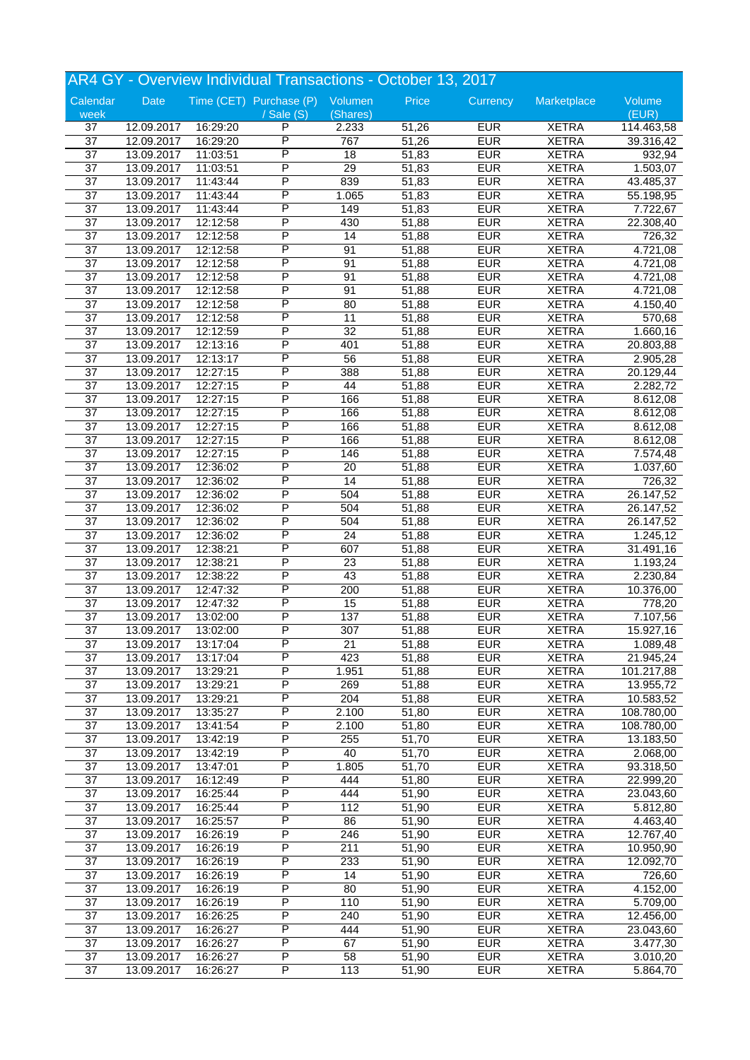## AR4 GY - Overview Individual Transactions - October 13, 2017

| Calendar week | Date | Time (CET) | Purchase (P) / Sale (S) | Volumen (Shares) | Price | Currency | Marketplace | Volume (EUR) |
|---|---|---|---|---|---|---|---|---|
| 37 | 12.09.2017 | 16:29:20 | P | 2.233 | 51,26 | EUR | XETRA | 114.463,58 |
| 37 | 12.09.2017 | 16:29:20 | P | 767 | 51,26 | EUR | XETRA | 39.316,42 |
| 37 | 13.09.2017 | 11:03:51 | P | 18 | 51,83 | EUR | XETRA | 932,94 |
| 37 | 13.09.2017 | 11:03:51 | P | 29 | 51,83 | EUR | XETRA | 1.503,07 |
| 37 | 13.09.2017 | 11:43:44 | P | 839 | 51,83 | EUR | XETRA | 43.485,37 |
| 37 | 13.09.2017 | 11:43:44 | P | 1.065 | 51,83 | EUR | XETRA | 55.198,95 |
| 37 | 13.09.2017 | 11:43:44 | P | 149 | 51,83 | EUR | XETRA | 7.722,67 |
| 37 | 13.09.2017 | 12:12:58 | P | 430 | 51,88 | EUR | XETRA | 22.308,40 |
| 37 | 13.09.2017 | 12:12:58 | P | 14 | 51,88 | EUR | XETRA | 726,32 |
| 37 | 13.09.2017 | 12:12:58 | P | 91 | 51,88 | EUR | XETRA | 4.721,08 |
| 37 | 13.09.2017 | 12:12:58 | P | 91 | 51,88 | EUR | XETRA | 4.721,08 |
| 37 | 13.09.2017 | 12:12:58 | P | 91 | 51,88 | EUR | XETRA | 4.721,08 |
| 37 | 13.09.2017 | 12:12:58 | P | 91 | 51,88 | EUR | XETRA | 4.721,08 |
| 37 | 13.09.2017 | 12:12:58 | P | 80 | 51,88 | EUR | XETRA | 4.150,40 |
| 37 | 13.09.2017 | 12:12:58 | P | 11 | 51,88 | EUR | XETRA | 570,68 |
| 37 | 13.09.2017 | 12:12:59 | P | 32 | 51,88 | EUR | XETRA | 1.660,16 |
| 37 | 13.09.2017 | 12:13:16 | P | 401 | 51,88 | EUR | XETRA | 20.803,88 |
| 37 | 13.09.2017 | 12:13:17 | P | 56 | 51,88 | EUR | XETRA | 2.905,28 |
| 37 | 13.09.2017 | 12:27:15 | P | 388 | 51,88 | EUR | XETRA | 20.129,44 |
| 37 | 13.09.2017 | 12:27:15 | P | 44 | 51,88 | EUR | XETRA | 2.282,72 |
| 37 | 13.09.2017 | 12:27:15 | P | 166 | 51,88 | EUR | XETRA | 8.612,08 |
| 37 | 13.09.2017 | 12:27:15 | P | 166 | 51,88 | EUR | XETRA | 8.612,08 |
| 37 | 13.09.2017 | 12:27:15 | P | 166 | 51,88 | EUR | XETRA | 8.612,08 |
| 37 | 13.09.2017 | 12:27:15 | P | 166 | 51,88 | EUR | XETRA | 8.612,08 |
| 37 | 13.09.2017 | 12:27:15 | P | 146 | 51,88 | EUR | XETRA | 7.574,48 |
| 37 | 13.09.2017 | 12:36:02 | P | 20 | 51,88 | EUR | XETRA | 1.037,60 |
| 37 | 13.09.2017 | 12:36:02 | P | 14 | 51,88 | EUR | XETRA | 726,32 |
| 37 | 13.09.2017 | 12:36:02 | P | 504 | 51,88 | EUR | XETRA | 26.147,52 |
| 37 | 13.09.2017 | 12:36:02 | P | 504 | 51,88 | EUR | XETRA | 26.147,52 |
| 37 | 13.09.2017 | 12:36:02 | P | 504 | 51,88 | EUR | XETRA | 26.147,52 |
| 37 | 13.09.2017 | 12:36:02 | P | 24 | 51,88 | EUR | XETRA | 1.245,12 |
| 37 | 13.09.2017 | 12:38:21 | P | 607 | 51,88 | EUR | XETRA | 31.491,16 |
| 37 | 13.09.2017 | 12:38:21 | P | 23 | 51,88 | EUR | XETRA | 1.193,24 |
| 37 | 13.09.2017 | 12:38:22 | P | 43 | 51,88 | EUR | XETRA | 2.230,84 |
| 37 | 13.09.2017 | 12:47:32 | P | 200 | 51,88 | EUR | XETRA | 10.376,00 |
| 37 | 13.09.2017 | 12:47:32 | P | 15 | 51,88 | EUR | XETRA | 778,20 |
| 37 | 13.09.2017 | 13:02:00 | P | 137 | 51,88 | EUR | XETRA | 7.107,56 |
| 37 | 13.09.2017 | 13:02:00 | P | 307 | 51,88 | EUR | XETRA | 15.927,16 |
| 37 | 13.09.2017 | 13:17:04 | P | 21 | 51,88 | EUR | XETRA | 1.089,48 |
| 37 | 13.09.2017 | 13:17:04 | P | 423 | 51,88 | EUR | XETRA | 21.945,24 |
| 37 | 13.09.2017 | 13:29:21 | P | 1.951 | 51,88 | EUR | XETRA | 101.217,88 |
| 37 | 13.09.2017 | 13:29:21 | P | 269 | 51,88 | EUR | XETRA | 13.955,72 |
| 37 | 13.09.2017 | 13:29:21 | P | 204 | 51,88 | EUR | XETRA | 10.583,52 |
| 37 | 13.09.2017 | 13:35:27 | P | 2.100 | 51,80 | EUR | XETRA | 108.780,00 |
| 37 | 13.09.2017 | 13:41:54 | P | 2.100 | 51,80 | EUR | XETRA | 108.780,00 |
| 37 | 13.09.2017 | 13:42:19 | P | 255 | 51,70 | EUR | XETRA | 13.183,50 |
| 37 | 13.09.2017 | 13:42:19 | P | 40 | 51,70 | EUR | XETRA | 2.068,00 |
| 37 | 13.09.2017 | 13:47:01 | P | 1.805 | 51,70 | EUR | XETRA | 93.318,50 |
| 37 | 13.09.2017 | 16:12:49 | P | 444 | 51,80 | EUR | XETRA | 22.999,20 |
| 37 | 13.09.2017 | 16:25:44 | P | 444 | 51,90 | EUR | XETRA | 23.043,60 |
| 37 | 13.09.2017 | 16:25:44 | P | 112 | 51,90 | EUR | XETRA | 5.812,80 |
| 37 | 13.09.2017 | 16:25:57 | P | 86 | 51,90 | EUR | XETRA | 4.463,40 |
| 37 | 13.09.2017 | 16:26:19 | P | 246 | 51,90 | EUR | XETRA | 12.767,40 |
| 37 | 13.09.2017 | 16:26:19 | P | 211 | 51,90 | EUR | XETRA | 10.950,90 |
| 37 | 13.09.2017 | 16:26:19 | P | 233 | 51,90 | EUR | XETRA | 12.092,70 |
| 37 | 13.09.2017 | 16:26:19 | P | 14 | 51,90 | EUR | XETRA | 726,60 |
| 37 | 13.09.2017 | 16:26:19 | P | 80 | 51,90 | EUR | XETRA | 4.152,00 |
| 37 | 13.09.2017 | 16:26:19 | P | 110 | 51,90 | EUR | XETRA | 5.709,00 |
| 37 | 13.09.2017 | 16:26:25 | P | 240 | 51,90 | EUR | XETRA | 12.456,00 |
| 37 | 13.09.2017 | 16:26:27 | P | 444 | 51,90 | EUR | XETRA | 23.043,60 |
| 37 | 13.09.2017 | 16:26:27 | P | 67 | 51,90 | EUR | XETRA | 3.477,30 |
| 37 | 13.09.2017 | 16:26:27 | P | 58 | 51,90 | EUR | XETRA | 3.010,20 |
| 37 | 13.09.2017 | 16:26:27 | P | 113 | 51,90 | EUR | XETRA | 5.864,70 |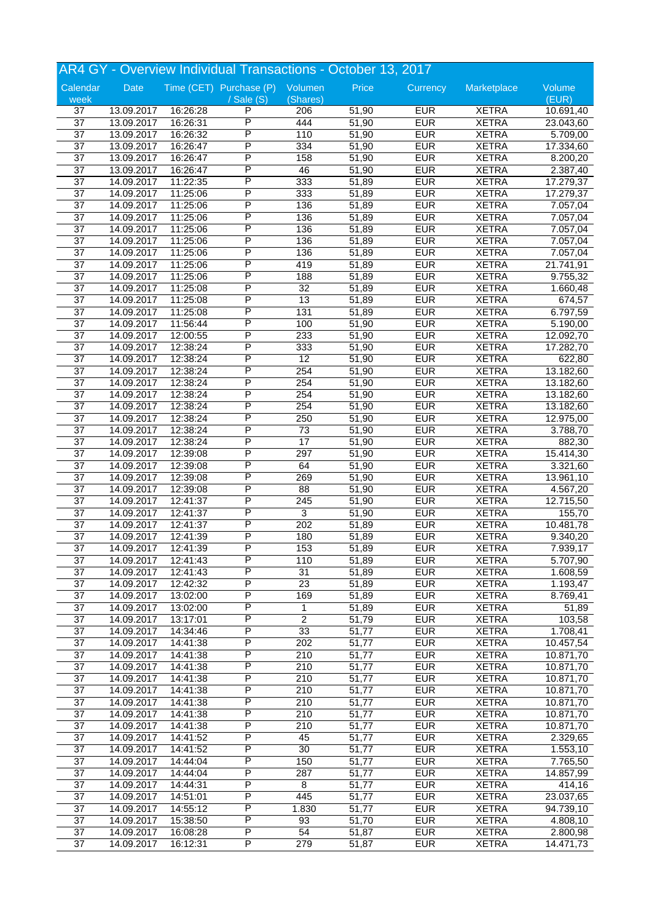## AR4 GY - Overview Individual Transactions - October 13, 2017

| Calendar week | Date | Time (CET) | Purchase (P) / Sale (S) | Volumen (Shares) | Price | Currency | Marketplace | Volume (EUR) |
|---|---|---|---|---|---|---|---|---|
| 37 | 13.09.2017 | 16:26:28 | P | 206 | 51,90 | EUR | XETRA | 10.691,40 |
| 37 | 13.09.2017 | 16:26:31 | P | 444 | 51,90 | EUR | XETRA | 23.043,60 |
| 37 | 13.09.2017 | 16:26:32 | P | 110 | 51,90 | EUR | XETRA | 5.709,00 |
| 37 | 13.09.2017 | 16:26:47 | P | 334 | 51,90 | EUR | XETRA | 17.334,60 |
| 37 | 13.09.2017 | 16:26:47 | P | 158 | 51,90 | EUR | XETRA | 8.200,20 |
| 37 | 13.09.2017 | 16:26:47 | P | 46 | 51,90 | EUR | XETRA | 2.387,40 |
| 37 | 14.09.2017 | 11:22:35 | P | 333 | 51,89 | EUR | XETRA | 17.279,37 |
| 37 | 14.09.2017 | 11:25:06 | P | 333 | 51,89 | EUR | XETRA | 17.279,37 |
| 37 | 14.09.2017 | 11:25:06 | P | 136 | 51,89 | EUR | XETRA | 7.057,04 |
| 37 | 14.09.2017 | 11:25:06 | P | 136 | 51,89 | EUR | XETRA | 7.057,04 |
| 37 | 14.09.2017 | 11:25:06 | P | 136 | 51,89 | EUR | XETRA | 7.057,04 |
| 37 | 14.09.2017 | 11:25:06 | P | 136 | 51,89 | EUR | XETRA | 7.057,04 |
| 37 | 14.09.2017 | 11:25:06 | P | 136 | 51,89 | EUR | XETRA | 7.057,04 |
| 37 | 14.09.2017 | 11:25:06 | P | 419 | 51,89 | EUR | XETRA | 21.741,91 |
| 37 | 14.09.2017 | 11:25:06 | P | 188 | 51,89 | EUR | XETRA | 9.755,32 |
| 37 | 14.09.2017 | 11:25:08 | P | 32 | 51,89 | EUR | XETRA | 1.660,48 |
| 37 | 14.09.2017 | 11:25:08 | P | 13 | 51,89 | EUR | XETRA | 674,57 |
| 37 | 14.09.2017 | 11:25:08 | P | 131 | 51,89 | EUR | XETRA | 6.797,59 |
| 37 | 14.09.2017 | 11:56:44 | P | 100 | 51,90 | EUR | XETRA | 5.190,00 |
| 37 | 14.09.2017 | 12:00:55 | P | 233 | 51,90 | EUR | XETRA | 12.092,70 |
| 37 | 14.09.2017 | 12:38:24 | P | 333 | 51,90 | EUR | XETRA | 17.282,70 |
| 37 | 14.09.2017 | 12:38:24 | P | 12 | 51,90 | EUR | XETRA | 622,80 |
| 37 | 14.09.2017 | 12:38:24 | P | 254 | 51,90 | EUR | XETRA | 13.182,60 |
| 37 | 14.09.2017 | 12:38:24 | P | 254 | 51,90 | EUR | XETRA | 13.182,60 |
| 37 | 14.09.2017 | 12:38:24 | P | 254 | 51,90 | EUR | XETRA | 13.182,60 |
| 37 | 14.09.2017 | 12:38:24 | P | 254 | 51,90 | EUR | XETRA | 13.182,60 |
| 37 | 14.09.2017 | 12:38:24 | P | 250 | 51,90 | EUR | XETRA | 12.975,00 |
| 37 | 14.09.2017 | 12:38:24 | P | 73 | 51,90 | EUR | XETRA | 3.788,70 |
| 37 | 14.09.2017 | 12:38:24 | P | 17 | 51,90 | EUR | XETRA | 882,30 |
| 37 | 14.09.2017 | 12:39:08 | P | 297 | 51,90 | EUR | XETRA | 15.414,30 |
| 37 | 14.09.2017 | 12:39:08 | P | 64 | 51,90 | EUR | XETRA | 3.321,60 |
| 37 | 14.09.2017 | 12:39:08 | P | 269 | 51,90 | EUR | XETRA | 13.961,10 |
| 37 | 14.09.2017 | 12:39:08 | P | 88 | 51,90 | EUR | XETRA | 4.567,20 |
| 37 | 14.09.2017 | 12:41:37 | P | 245 | 51,90 | EUR | XETRA | 12.715,50 |
| 37 | 14.09.2017 | 12:41:37 | P | 3 | 51,90 | EUR | XETRA | 155,70 |
| 37 | 14.09.2017 | 12:41:37 | P | 202 | 51,89 | EUR | XETRA | 10.481,78 |
| 37 | 14.09.2017 | 12:41:39 | P | 180 | 51,89 | EUR | XETRA | 9.340,20 |
| 37 | 14.09.2017 | 12:41:39 | P | 153 | 51,89 | EUR | XETRA | 7.939,17 |
| 37 | 14.09.2017 | 12:41:43 | P | 110 | 51,89 | EUR | XETRA | 5.707,90 |
| 37 | 14.09.2017 | 12:41:43 | P | 31 | 51,89 | EUR | XETRA | 1.608,59 |
| 37 | 14.09.2017 | 12:42:32 | P | 23 | 51,89 | EUR | XETRA | 1.193,47 |
| 37 | 14.09.2017 | 13:02:00 | P | 169 | 51,89 | EUR | XETRA | 8.769,41 |
| 37 | 14.09.2017 | 13:02:00 | P | 1 | 51,89 | EUR | XETRA | 51,89 |
| 37 | 14.09.2017 | 13:17:01 | P | 2 | 51,79 | EUR | XETRA | 103,58 |
| 37 | 14.09.2017 | 14:34:46 | P | 33 | 51,77 | EUR | XETRA | 1.708,41 |
| 37 | 14.09.2017 | 14:41:38 | P | 202 | 51,77 | EUR | XETRA | 10.457,54 |
| 37 | 14.09.2017 | 14:41:38 | P | 210 | 51,77 | EUR | XETRA | 10.871,70 |
| 37 | 14.09.2017 | 14:41:38 | P | 210 | 51,77 | EUR | XETRA | 10.871,70 |
| 37 | 14.09.2017 | 14:41:38 | P | 210 | 51,77 | EUR | XETRA | 10.871,70 |
| 37 | 14.09.2017 | 14:41:38 | P | 210 | 51,77 | EUR | XETRA | 10.871,70 |
| 37 | 14.09.2017 | 14:41:38 | P | 210 | 51,77 | EUR | XETRA | 10.871,70 |
| 37 | 14.09.2017 | 14:41:38 | P | 210 | 51,77 | EUR | XETRA | 10.871,70 |
| 37 | 14.09.2017 | 14:41:38 | P | 210 | 51,77 | EUR | XETRA | 10.871,70 |
| 37 | 14.09.2017 | 14:41:52 | P | 45 | 51,77 | EUR | XETRA | 2.329,65 |
| 37 | 14.09.2017 | 14:41:52 | P | 30 | 51,77 | EUR | XETRA | 1.553,10 |
| 37 | 14.09.2017 | 14:44:04 | P | 150 | 51,77 | EUR | XETRA | 7.765,50 |
| 37 | 14.09.2017 | 14:44:04 | P | 287 | 51,77 | EUR | XETRA | 14.857,99 |
| 37 | 14.09.2017 | 14:44:31 | P | 8 | 51,77 | EUR | XETRA | 414,16 |
| 37 | 14.09.2017 | 14:51:01 | P | 445 | 51,77 | EUR | XETRA | 23.037,65 |
| 37 | 14.09.2017 | 14:55:12 | P | 1.830 | 51,77 | EUR | XETRA | 94.739,10 |
| 37 | 14.09.2017 | 15:38:50 | P | 93 | 51,70 | EUR | XETRA | 4.808,10 |
| 37 | 14.09.2017 | 16:08:28 | P | 54 | 51,87 | EUR | XETRA | 2.800,98 |
| 37 | 14.09.2017 | 16:12:31 | P | 279 | 51,87 | EUR | XETRA | 14.471,73 |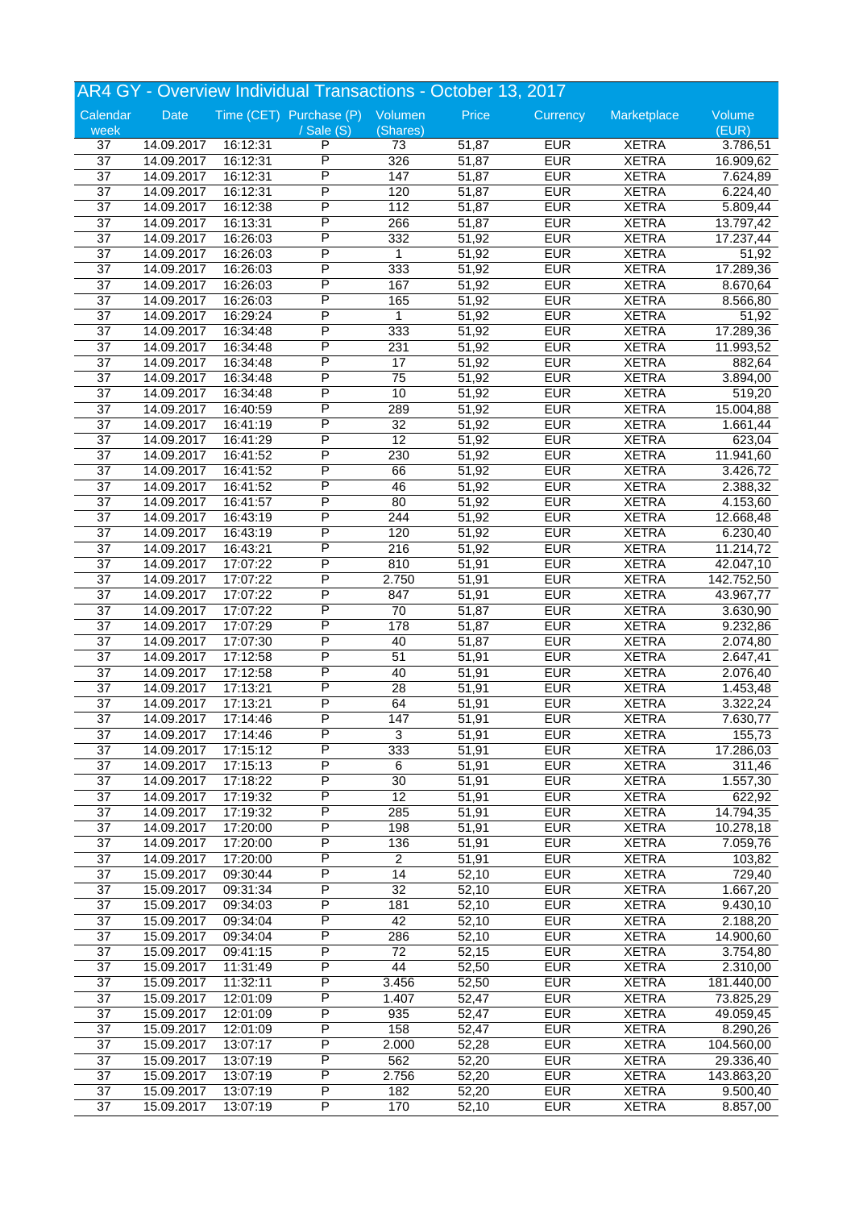## AR4 GY - Overview Individual Transactions - October 13, 2017

| Calendar week | Date | Time (CET) | Purchase (P) / Sale (S) | Volumen (Shares) | Price | Currency | Marketplace | Volume (EUR) |
|---|---|---|---|---|---|---|---|---|
| 37 | 14.09.2017 | 16:12:31 | P | 73 | 51,87 | EUR | XETRA | 3.786,51 |
| 37 | 14.09.2017 | 16:12:31 | P | 326 | 51,87 | EUR | XETRA | 16.909,62 |
| 37 | 14.09.2017 | 16:12:31 | P | 147 | 51,87 | EUR | XETRA | 7.624,89 |
| 37 | 14.09.2017 | 16:12:31 | P | 120 | 51,87 | EUR | XETRA | 6.224,40 |
| 37 | 14.09.2017 | 16:12:38 | P | 112 | 51,87 | EUR | XETRA | 5.809,44 |
| 37 | 14.09.2017 | 16:13:31 | P | 266 | 51,87 | EUR | XETRA | 13.797,42 |
| 37 | 14.09.2017 | 16:26:03 | P | 332 | 51,92 | EUR | XETRA | 17.237,44 |
| 37 | 14.09.2017 | 16:26:03 | P | 1 | 51,92 | EUR | XETRA | 51,92 |
| 37 | 14.09.2017 | 16:26:03 | P | 333 | 51,92 | EUR | XETRA | 17.289,36 |
| 37 | 14.09.2017 | 16:26:03 | P | 167 | 51,92 | EUR | XETRA | 8.670,64 |
| 37 | 14.09.2017 | 16:26:03 | P | 165 | 51,92 | EUR | XETRA | 8.566,80 |
| 37 | 14.09.2017 | 16:29:24 | P | 1 | 51,92 | EUR | XETRA | 51,92 |
| 37 | 14.09.2017 | 16:34:48 | P | 333 | 51,92 | EUR | XETRA | 17.289,36 |
| 37 | 14.09.2017 | 16:34:48 | P | 231 | 51,92 | EUR | XETRA | 11.993,52 |
| 37 | 14.09.2017 | 16:34:48 | P | 17 | 51,92 | EUR | XETRA | 882,64 |
| 37 | 14.09.2017 | 16:34:48 | P | 75 | 51,92 | EUR | XETRA | 3.894,00 |
| 37 | 14.09.2017 | 16:34:48 | P | 10 | 51,92 | EUR | XETRA | 519,20 |
| 37 | 14.09.2017 | 16:40:59 | P | 289 | 51,92 | EUR | XETRA | 15.004,88 |
| 37 | 14.09.2017 | 16:41:19 | P | 32 | 51,92 | EUR | XETRA | 1.661,44 |
| 37 | 14.09.2017 | 16:41:29 | P | 12 | 51,92 | EUR | XETRA | 623,04 |
| 37 | 14.09.2017 | 16:41:52 | P | 230 | 51,92 | EUR | XETRA | 11.941,60 |
| 37 | 14.09.2017 | 16:41:52 | P | 66 | 51,92 | EUR | XETRA | 3.426,72 |
| 37 | 14.09.2017 | 16:41:52 | P | 46 | 51,92 | EUR | XETRA | 2.388,32 |
| 37 | 14.09.2017 | 16:41:57 | P | 80 | 51,92 | EUR | XETRA | 4.153,60 |
| 37 | 14.09.2017 | 16:43:19 | P | 244 | 51,92 | EUR | XETRA | 12.668,48 |
| 37 | 14.09.2017 | 16:43:19 | P | 120 | 51,92 | EUR | XETRA | 6.230,40 |
| 37 | 14.09.2017 | 16:43:21 | P | 216 | 51,92 | EUR | XETRA | 11.214,72 |
| 37 | 14.09.2017 | 17:07:22 | P | 810 | 51,91 | EUR | XETRA | 42.047,10 |
| 37 | 14.09.2017 | 17:07:22 | P | 2.750 | 51,91 | EUR | XETRA | 142.752,50 |
| 37 | 14.09.2017 | 17:07:22 | P | 847 | 51,91 | EUR | XETRA | 43.967,77 |
| 37 | 14.09.2017 | 17:07:22 | P | 70 | 51,87 | EUR | XETRA | 3.630,90 |
| 37 | 14.09.2017 | 17:07:29 | P | 178 | 51,87 | EUR | XETRA | 9.232,86 |
| 37 | 14.09.2017 | 17:07:30 | P | 40 | 51,87 | EUR | XETRA | 2.074,80 |
| 37 | 14.09.2017 | 17:12:58 | P | 51 | 51,91 | EUR | XETRA | 2.647,41 |
| 37 | 14.09.2017 | 17:12:58 | P | 40 | 51,91 | EUR | XETRA | 2.076,40 |
| 37 | 14.09.2017 | 17:13:21 | P | 28 | 51,91 | EUR | XETRA | 1.453,48 |
| 37 | 14.09.2017 | 17:13:21 | P | 64 | 51,91 | EUR | XETRA | 3.322,24 |
| 37 | 14.09.2017 | 17:14:46 | P | 147 | 51,91 | EUR | XETRA | 7.630,77 |
| 37 | 14.09.2017 | 17:14:46 | P | 3 | 51,91 | EUR | XETRA | 155,73 |
| 37 | 14.09.2017 | 17:15:12 | P | 333 | 51,91 | EUR | XETRA | 17.286,03 |
| 37 | 14.09.2017 | 17:15:13 | P | 6 | 51,91 | EUR | XETRA | 311,46 |
| 37 | 14.09.2017 | 17:18:22 | P | 30 | 51,91 | EUR | XETRA | 1.557,30 |
| 37 | 14.09.2017 | 17:19:32 | P | 12 | 51,91 | EUR | XETRA | 622,92 |
| 37 | 14.09.2017 | 17:19:32 | P | 285 | 51,91 | EUR | XETRA | 14.794,35 |
| 37 | 14.09.2017 | 17:20:00 | P | 198 | 51,91 | EUR | XETRA | 10.278,18 |
| 37 | 14.09.2017 | 17:20:00 | P | 136 | 51,91 | EUR | XETRA | 7.059,76 |
| 37 | 14.09.2017 | 17:20:00 | P | 2 | 51,91 | EUR | XETRA | 103,82 |
| 37 | 15.09.2017 | 09:30:44 | P | 14 | 52,10 | EUR | XETRA | 729,40 |
| 37 | 15.09.2017 | 09:31:34 | P | 32 | 52,10 | EUR | XETRA | 1.667,20 |
| 37 | 15.09.2017 | 09:34:03 | P | 181 | 52,10 | EUR | XETRA | 9.430,10 |
| 37 | 15.09.2017 | 09:34:04 | P | 42 | 52,10 | EUR | XETRA | 2.188,20 |
| 37 | 15.09.2017 | 09:34:04 | P | 286 | 52,10 | EUR | XETRA | 14.900,60 |
| 37 | 15.09.2017 | 09:41:15 | P | 72 | 52,15 | EUR | XETRA | 3.754,80 |
| 37 | 15.09.2017 | 11:31:49 | P | 44 | 52,50 | EUR | XETRA | 2.310,00 |
| 37 | 15.09.2017 | 11:32:11 | P | 3.456 | 52,50 | EUR | XETRA | 181.440,00 |
| 37 | 15.09.2017 | 12:01:09 | P | 1.407 | 52,47 | EUR | XETRA | 73.825,29 |
| 37 | 15.09.2017 | 12:01:09 | P | 935 | 52,47 | EUR | XETRA | 49.059,45 |
| 37 | 15.09.2017 | 12:01:09 | P | 158 | 52,47 | EUR | XETRA | 8.290,26 |
| 37 | 15.09.2017 | 13:07:17 | P | 2.000 | 52,28 | EUR | XETRA | 104.560,00 |
| 37 | 15.09.2017 | 13:07:19 | P | 562 | 52,20 | EUR | XETRA | 29.336,40 |
| 37 | 15.09.2017 | 13:07:19 | P | 2.756 | 52,20 | EUR | XETRA | 143.863,20 |
| 37 | 15.09.2017 | 13:07:19 | P | 182 | 52,20 | EUR | XETRA | 9.500,40 |
| 37 | 15.09.2017 | 13:07:19 | P | 170 | 52,10 | EUR | XETRA | 8.857,00 |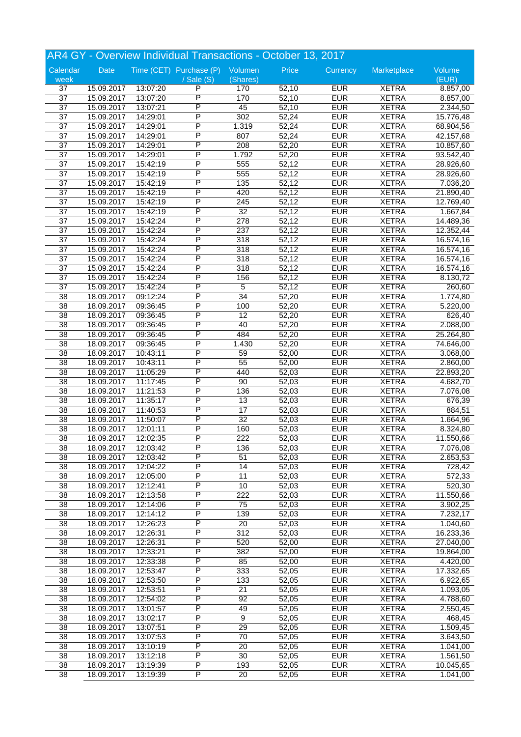## AR4 GY - Overview Individual Transactions - October 13, 2017

| Calendar week | Date | Time (CET) | Purchase (P) / Sale (S) | Volumen (Shares) | Price | Currency | Marketplace | Volume (EUR) |
|---|---|---|---|---|---|---|---|---|
| 37 | 15.09.2017 | 13:07:20 | P | 170 | 52,10 | EUR | XETRA | 8.857,00 |
| 37 | 15.09.2017 | 13:07:20 | P | 170 | 52,10 | EUR | XETRA | 8.857,00 |
| 37 | 15.09.2017 | 13:07:21 | P | 45 | 52,10 | EUR | XETRA | 2.344,50 |
| 37 | 15.09.2017 | 14:29:01 | P | 302 | 52,24 | EUR | XETRA | 15.776,48 |
| 37 | 15.09.2017 | 14:29:01 | P | 1.319 | 52,24 | EUR | XETRA | 68.904,56 |
| 37 | 15.09.2017 | 14:29:01 | P | 807 | 52,24 | EUR | XETRA | 42.157,68 |
| 37 | 15.09.2017 | 14:29:01 | P | 208 | 52,20 | EUR | XETRA | 10.857,60 |
| 37 | 15.09.2017 | 14:29:01 | P | 1.792 | 52,20 | EUR | XETRA | 93.542,40 |
| 37 | 15.09.2017 | 15:42:19 | P | 555 | 52,12 | EUR | XETRA | 28.926,60 |
| 37 | 15.09.2017 | 15:42:19 | P | 555 | 52,12 | EUR | XETRA | 28.926,60 |
| 37 | 15.09.2017 | 15:42:19 | P | 135 | 52,12 | EUR | XETRA | 7.036,20 |
| 37 | 15.09.2017 | 15:42:19 | P | 420 | 52,12 | EUR | XETRA | 21.890,40 |
| 37 | 15.09.2017 | 15:42:19 | P | 245 | 52,12 | EUR | XETRA | 12.769,40 |
| 37 | 15.09.2017 | 15:42:19 | P | 32 | 52,12 | EUR | XETRA | 1.667,84 |
| 37 | 15.09.2017 | 15:42:24 | P | 278 | 52,12 | EUR | XETRA | 14.489,36 |
| 37 | 15.09.2017 | 15:42:24 | P | 237 | 52,12 | EUR | XETRA | 12.352,44 |
| 37 | 15.09.2017 | 15:42:24 | P | 318 | 52,12 | EUR | XETRA | 16.574,16 |
| 37 | 15.09.2017 | 15:42:24 | P | 318 | 52,12 | EUR | XETRA | 16.574,16 |
| 37 | 15.09.2017 | 15:42:24 | P | 318 | 52,12 | EUR | XETRA | 16.574,16 |
| 37 | 15.09.2017 | 15:42:24 | P | 318 | 52,12 | EUR | XETRA | 16.574,16 |
| 37 | 15.09.2017 | 15:42:24 | P | 156 | 52,12 | EUR | XETRA | 8.130,72 |
| 37 | 15.09.2017 | 15:42:24 | P | 5 | 52,12 | EUR | XETRA | 260,60 |
| 38 | 18.09.2017 | 09:12:24 | P | 34 | 52,20 | EUR | XETRA | 1.774,80 |
| 38 | 18.09.2017 | 09:36:45 | P | 100 | 52,20 | EUR | XETRA | 5.220,00 |
| 38 | 18.09.2017 | 09:36:45 | P | 12 | 52,20 | EUR | XETRA | 626,40 |
| 38 | 18.09.2017 | 09:36:45 | P | 40 | 52,20 | EUR | XETRA | 2.088,00 |
| 38 | 18.09.2017 | 09:36:45 | P | 484 | 52,20 | EUR | XETRA | 25.264,80 |
| 38 | 18.09.2017 | 09:36:45 | P | 1.430 | 52,20 | EUR | XETRA | 74.646,00 |
| 38 | 18.09.2017 | 10:43:11 | P | 59 | 52,00 | EUR | XETRA | 3.068,00 |
| 38 | 18.09.2017 | 10:43:11 | P | 55 | 52,00 | EUR | XETRA | 2.860,00 |
| 38 | 18.09.2017 | 11:05:29 | P | 440 | 52,03 | EUR | XETRA | 22.893,20 |
| 38 | 18.09.2017 | 11:17:45 | P | 90 | 52,03 | EUR | XETRA | 4.682,70 |
| 38 | 18.09.2017 | 11:21:53 | P | 136 | 52,03 | EUR | XETRA | 7.076,08 |
| 38 | 18.09.2017 | 11:35:17 | P | 13 | 52,03 | EUR | XETRA | 676,39 |
| 38 | 18.09.2017 | 11:40:53 | P | 17 | 52,03 | EUR | XETRA | 884,51 |
| 38 | 18.09.2017 | 11:50:07 | P | 32 | 52,03 | EUR | XETRA | 1.664,96 |
| 38 | 18.09.2017 | 12:01:11 | P | 160 | 52,03 | EUR | XETRA | 8.324,80 |
| 38 | 18.09.2017 | 12:02:35 | P | 222 | 52,03 | EUR | XETRA | 11.550,66 |
| 38 | 18.09.2017 | 12:03:42 | P | 136 | 52,03 | EUR | XETRA | 7.076,08 |
| 38 | 18.09.2017 | 12:03:42 | P | 51 | 52,03 | EUR | XETRA | 2.653,53 |
| 38 | 18.09.2017 | 12:04:22 | P | 14 | 52,03 | EUR | XETRA | 728,42 |
| 38 | 18.09.2017 | 12:05:00 | P | 11 | 52,03 | EUR | XETRA | 572,33 |
| 38 | 18.09.2017 | 12:12:41 | P | 10 | 52,03 | EUR | XETRA | 520,30 |
| 38 | 18.09.2017 | 12:13:58 | P | 222 | 52,03 | EUR | XETRA | 11.550,66 |
| 38 | 18.09.2017 | 12:14:06 | P | 75 | 52,03 | EUR | XETRA | 3.902,25 |
| 38 | 18.09.2017 | 12:14:12 | P | 139 | 52,03 | EUR | XETRA | 7.232,17 |
| 38 | 18.09.2017 | 12:26:23 | P | 20 | 52,03 | EUR | XETRA | 1.040,60 |
| 38 | 18.09.2017 | 12:26:31 | P | 312 | 52,03 | EUR | XETRA | 16.233,36 |
| 38 | 18.09.2017 | 12:26:31 | P | 520 | 52,00 | EUR | XETRA | 27.040,00 |
| 38 | 18.09.2017 | 12:33:21 | P | 382 | 52,00 | EUR | XETRA | 19.864,00 |
| 38 | 18.09.2017 | 12:33:38 | P | 85 | 52,00 | EUR | XETRA | 4.420,00 |
| 38 | 18.09.2017 | 12:53:47 | P | 333 | 52,05 | EUR | XETRA | 17.332,65 |
| 38 | 18.09.2017 | 12:53:50 | P | 133 | 52,05 | EUR | XETRA | 6.922,65 |
| 38 | 18.09.2017 | 12:53:51 | P | 21 | 52,05 | EUR | XETRA | 1.093,05 |
| 38 | 18.09.2017 | 12:54:02 | P | 92 | 52,05 | EUR | XETRA | 4.788,60 |
| 38 | 18.09.2017 | 13:01:57 | P | 49 | 52,05 | EUR | XETRA | 2.550,45 |
| 38 | 18.09.2017 | 13:02:17 | P | 9 | 52,05 | EUR | XETRA | 468,45 |
| 38 | 18.09.2017 | 13:07:51 | P | 29 | 52,05 | EUR | XETRA | 1.509,45 |
| 38 | 18.09.2017 | 13:07:53 | P | 70 | 52,05 | EUR | XETRA | 3.643,50 |
| 38 | 18.09.2017 | 13:10:19 | P | 20 | 52,05 | EUR | XETRA | 1.041,00 |
| 38 | 18.09.2017 | 13:12:18 | P | 30 | 52,05 | EUR | XETRA | 1.561,50 |
| 38 | 18.09.2017 | 13:19:39 | P | 193 | 52,05 | EUR | XETRA | 10.045,65 |
| 38 | 18.09.2017 | 13:19:39 | P | 20 | 52,05 | EUR | XETRA | 1.041,00 |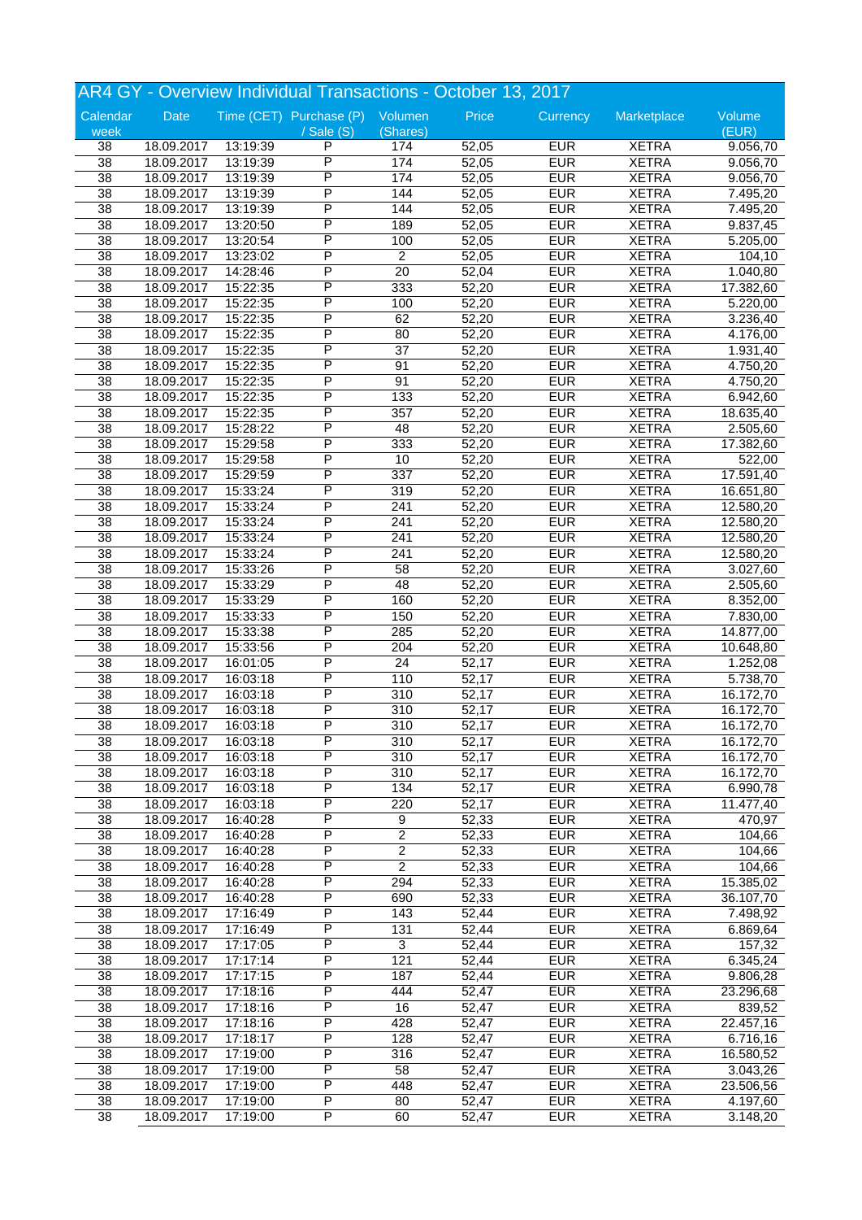## AR4 GY - Overview Individual Transactions - October 13, 2017

| Calendar week | Date | Time (CET) | Purchase (P) / Sale (S) | Volumen (Shares) | Price | Currency | Marketplace | Volume (EUR) |
|---|---|---|---|---|---|---|---|---|
| 38 | 18.09.2017 | 13:19:39 | P | 174 | 52,05 | EUR | XETRA | 9.056,70 |
| 38 | 18.09.2017 | 13:19:39 | P | 174 | 52,05 | EUR | XETRA | 9.056,70 |
| 38 | 18.09.2017 | 13:19:39 | P | 174 | 52,05 | EUR | XETRA | 9.056,70 |
| 38 | 18.09.2017 | 13:19:39 | P | 144 | 52,05 | EUR | XETRA | 7.495,20 |
| 38 | 18.09.2017 | 13:19:39 | P | 144 | 52,05 | EUR | XETRA | 7.495,20 |
| 38 | 18.09.2017 | 13:20:50 | P | 189 | 52,05 | EUR | XETRA | 9.837,45 |
| 38 | 18.09.2017 | 13:20:54 | P | 100 | 52,05 | EUR | XETRA | 5.205,00 |
| 38 | 18.09.2017 | 13:23:02 | P | 2 | 52,05 | EUR | XETRA | 104,10 |
| 38 | 18.09.2017 | 14:28:46 | P | 20 | 52,04 | EUR | XETRA | 1.040,80 |
| 38 | 18.09.2017 | 15:22:35 | P | 333 | 52,20 | EUR | XETRA | 17.382,60 |
| 38 | 18.09.2017 | 15:22:35 | P | 100 | 52,20 | EUR | XETRA | 5.220,00 |
| 38 | 18.09.2017 | 15:22:35 | P | 62 | 52,20 | EUR | XETRA | 3.236,40 |
| 38 | 18.09.2017 | 15:22:35 | P | 80 | 52,20 | EUR | XETRA | 4.176,00 |
| 38 | 18.09.2017 | 15:22:35 | P | 37 | 52,20 | EUR | XETRA | 1.931,40 |
| 38 | 18.09.2017 | 15:22:35 | P | 91 | 52,20 | EUR | XETRA | 4.750,20 |
| 38 | 18.09.2017 | 15:22:35 | P | 91 | 52,20 | EUR | XETRA | 4.750,20 |
| 38 | 18.09.2017 | 15:22:35 | P | 133 | 52,20 | EUR | XETRA | 6.942,60 |
| 38 | 18.09.2017 | 15:22:35 | P | 357 | 52,20 | EUR | XETRA | 18.635,40 |
| 38 | 18.09.2017 | 15:28:22 | P | 48 | 52,20 | EUR | XETRA | 2.505,60 |
| 38 | 18.09.2017 | 15:29:58 | P | 333 | 52,20 | EUR | XETRA | 17.382,60 |
| 38 | 18.09.2017 | 15:29:58 | P | 10 | 52,20 | EUR | XETRA | 522,00 |
| 38 | 18.09.2017 | 15:29:59 | P | 337 | 52,20 | EUR | XETRA | 17.591,40 |
| 38 | 18.09.2017 | 15:33:24 | P | 319 | 52,20 | EUR | XETRA | 16.651,80 |
| 38 | 18.09.2017 | 15:33:24 | P | 241 | 52,20 | EUR | XETRA | 12.580,20 |
| 38 | 18.09.2017 | 15:33:24 | P | 241 | 52,20 | EUR | XETRA | 12.580,20 |
| 38 | 18.09.2017 | 15:33:24 | P | 241 | 52,20 | EUR | XETRA | 12.580,20 |
| 38 | 18.09.2017 | 15:33:24 | P | 241 | 52,20 | EUR | XETRA | 12.580,20 |
| 38 | 18.09.2017 | 15:33:26 | P | 58 | 52,20 | EUR | XETRA | 3.027,60 |
| 38 | 18.09.2017 | 15:33:29 | P | 48 | 52,20 | EUR | XETRA | 2.505,60 |
| 38 | 18.09.2017 | 15:33:29 | P | 160 | 52,20 | EUR | XETRA | 8.352,00 |
| 38 | 18.09.2017 | 15:33:33 | P | 150 | 52,20 | EUR | XETRA | 7.830,00 |
| 38 | 18.09.2017 | 15:33:38 | P | 285 | 52,20 | EUR | XETRA | 14.877,00 |
| 38 | 18.09.2017 | 15:33:56 | P | 204 | 52,20 | EUR | XETRA | 10.648,80 |
| 38 | 18.09.2017 | 16:01:05 | P | 24 | 52,17 | EUR | XETRA | 1.252,08 |
| 38 | 18.09.2017 | 16:03:18 | P | 110 | 52,17 | EUR | XETRA | 5.738,70 |
| 38 | 18.09.2017 | 16:03:18 | P | 310 | 52,17 | EUR | XETRA | 16.172,70 |
| 38 | 18.09.2017 | 16:03:18 | P | 310 | 52,17 | EUR | XETRA | 16.172,70 |
| 38 | 18.09.2017 | 16:03:18 | P | 310 | 52,17 | EUR | XETRA | 16.172,70 |
| 38 | 18.09.2017 | 16:03:18 | P | 310 | 52,17 | EUR | XETRA | 16.172,70 |
| 38 | 18.09.2017 | 16:03:18 | P | 310 | 52,17 | EUR | XETRA | 16.172,70 |
| 38 | 18.09.2017 | 16:03:18 | P | 310 | 52,17 | EUR | XETRA | 16.172,70 |
| 38 | 18.09.2017 | 16:03:18 | P | 134 | 52,17 | EUR | XETRA | 6.990,78 |
| 38 | 18.09.2017 | 16:03:18 | P | 220 | 52,17 | EUR | XETRA | 11.477,40 |
| 38 | 18.09.2017 | 16:40:28 | P | 9 | 52,33 | EUR | XETRA | 470,97 |
| 38 | 18.09.2017 | 16:40:28 | P | 2 | 52,33 | EUR | XETRA | 104,66 |
| 38 | 18.09.2017 | 16:40:28 | P | 2 | 52,33 | EUR | XETRA | 104,66 |
| 38 | 18.09.2017 | 16:40:28 | P | 2 | 52,33 | EUR | XETRA | 104,66 |
| 38 | 18.09.2017 | 16:40:28 | P | 294 | 52,33 | EUR | XETRA | 15.385,02 |
| 38 | 18.09.2017 | 16:40:28 | P | 690 | 52,33 | EUR | XETRA | 36.107,70 |
| 38 | 18.09.2017 | 17:16:49 | P | 143 | 52,44 | EUR | XETRA | 7.498,92 |
| 38 | 18.09.2017 | 17:16:49 | P | 131 | 52,44 | EUR | XETRA | 6.869,64 |
| 38 | 18.09.2017 | 17:17:05 | P | 3 | 52,44 | EUR | XETRA | 157,32 |
| 38 | 18.09.2017 | 17:17:14 | P | 121 | 52,44 | EUR | XETRA | 6.345,24 |
| 38 | 18.09.2017 | 17:17:15 | P | 187 | 52,44 | EUR | XETRA | 9.806,28 |
| 38 | 18.09.2017 | 17:18:16 | P | 444 | 52,47 | EUR | XETRA | 23.296,68 |
| 38 | 18.09.2017 | 17:18:16 | P | 16 | 52,47 | EUR | XETRA | 839,52 |
| 38 | 18.09.2017 | 17:18:16 | P | 428 | 52,47 | EUR | XETRA | 22.457,16 |
| 38 | 18.09.2017 | 17:18:17 | P | 128 | 52,47 | EUR | XETRA | 6.716,16 |
| 38 | 18.09.2017 | 17:19:00 | P | 316 | 52,47 | EUR | XETRA | 16.580,52 |
| 38 | 18.09.2017 | 17:19:00 | P | 58 | 52,47 | EUR | XETRA | 3.043,26 |
| 38 | 18.09.2017 | 17:19:00 | P | 448 | 52,47 | EUR | XETRA | 23.506,56 |
| 38 | 18.09.2017 | 17:19:00 | P | 80 | 52,47 | EUR | XETRA | 4.197,60 |
| 38 | 18.09.2017 | 17:19:00 | P | 60 | 52,47 | EUR | XETRA | 3.148,20 |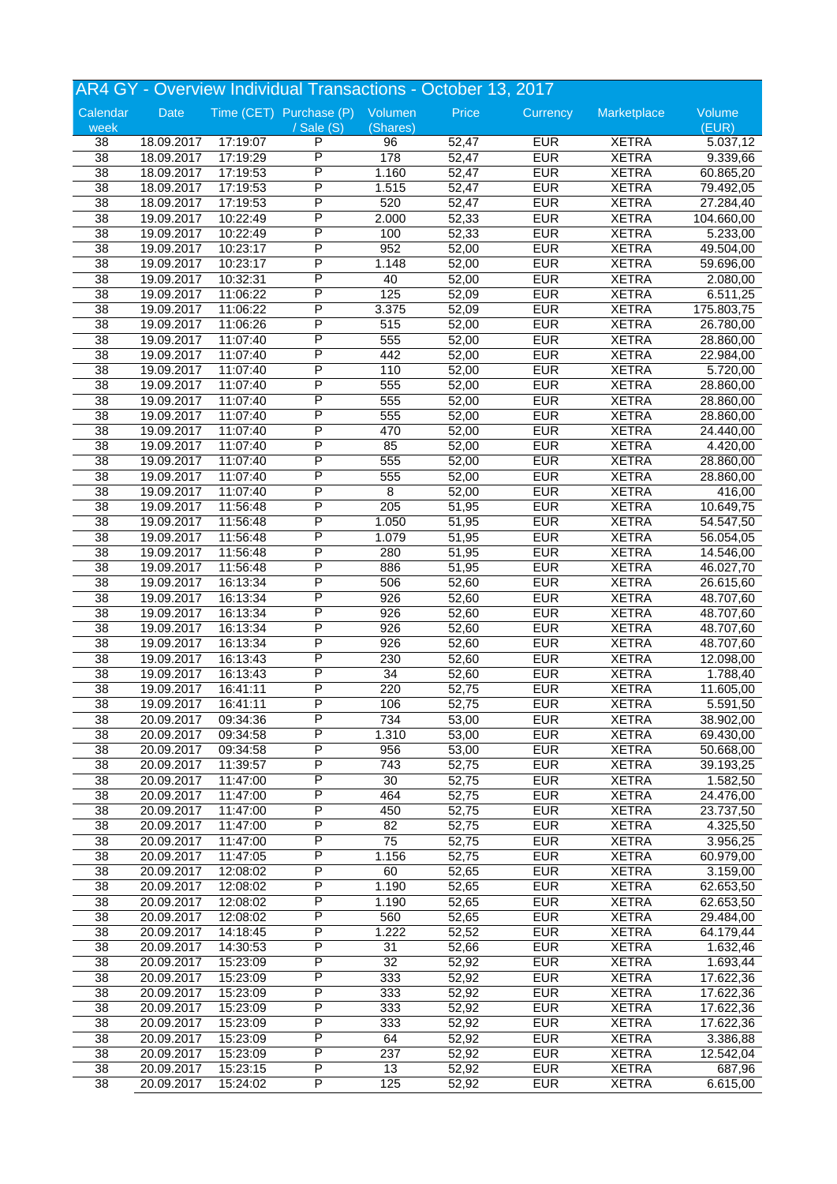## AR4 GY - Overview Individual Transactions - October 13, 2017

| Calendar week | Date | Time (CET) | Purchase (P) / Sale (S) | Volumen (Shares) | Price | Currency | Marketplace | Volume (EUR) |
|---|---|---|---|---|---|---|---|---|
| 38 | 18.09.2017 | 17:19:07 | P | 96 | 52,47 | EUR | XETRA | 5.037,12 |
| 38 | 18.09.2017 | 17:19:29 | P | 178 | 52,47 | EUR | XETRA | 9.339,66 |
| 38 | 18.09.2017 | 17:19:53 | P | 1.160 | 52,47 | EUR | XETRA | 60.865,20 |
| 38 | 18.09.2017 | 17:19:53 | P | 1.515 | 52,47 | EUR | XETRA | 79.492,05 |
| 38 | 18.09.2017 | 17:19:53 | P | 520 | 52,47 | EUR | XETRA | 27.284,40 |
| 38 | 19.09.2017 | 10:22:49 | P | 2.000 | 52,33 | EUR | XETRA | 104.660,00 |
| 38 | 19.09.2017 | 10:22:49 | P | 100 | 52,33 | EUR | XETRA | 5.233,00 |
| 38 | 19.09.2017 | 10:23:17 | P | 952 | 52,00 | EUR | XETRA | 49.504,00 |
| 38 | 19.09.2017 | 10:23:17 | P | 1.148 | 52,00 | EUR | XETRA | 59.696,00 |
| 38 | 19.09.2017 | 10:32:31 | P | 40 | 52,00 | EUR | XETRA | 2.080,00 |
| 38 | 19.09.2017 | 11:06:22 | P | 125 | 52,09 | EUR | XETRA | 6.511,25 |
| 38 | 19.09.2017 | 11:06:22 | P | 3.375 | 52,09 | EUR | XETRA | 175.803,75 |
| 38 | 19.09.2017 | 11:06:26 | P | 515 | 52,00 | EUR | XETRA | 26.780,00 |
| 38 | 19.09.2017 | 11:07:40 | P | 555 | 52,00 | EUR | XETRA | 28.860,00 |
| 38 | 19.09.2017 | 11:07:40 | P | 442 | 52,00 | EUR | XETRA | 22.984,00 |
| 38 | 19.09.2017 | 11:07:40 | P | 110 | 52,00 | EUR | XETRA | 5.720,00 |
| 38 | 19.09.2017 | 11:07:40 | P | 555 | 52,00 | EUR | XETRA | 28.860,00 |
| 38 | 19.09.2017 | 11:07:40 | P | 555 | 52,00 | EUR | XETRA | 28.860,00 |
| 38 | 19.09.2017 | 11:07:40 | P | 555 | 52,00 | EUR | XETRA | 28.860,00 |
| 38 | 19.09.2017 | 11:07:40 | P | 470 | 52,00 | EUR | XETRA | 24.440,00 |
| 38 | 19.09.2017 | 11:07:40 | P | 85 | 52,00 | EUR | XETRA | 4.420,00 |
| 38 | 19.09.2017 | 11:07:40 | P | 555 | 52,00 | EUR | XETRA | 28.860,00 |
| 38 | 19.09.2017 | 11:07:40 | P | 555 | 52,00 | EUR | XETRA | 28.860,00 |
| 38 | 19.09.2017 | 11:07:40 | P | 8 | 52,00 | EUR | XETRA | 416,00 |
| 38 | 19.09.2017 | 11:56:48 | P | 205 | 51,95 | EUR | XETRA | 10.649,75 |
| 38 | 19.09.2017 | 11:56:48 | P | 1.050 | 51,95 | EUR | XETRA | 54.547,50 |
| 38 | 19.09.2017 | 11:56:48 | P | 1.079 | 51,95 | EUR | XETRA | 56.054,05 |
| 38 | 19.09.2017 | 11:56:48 | P | 280 | 51,95 | EUR | XETRA | 14.546,00 |
| 38 | 19.09.2017 | 11:56:48 | P | 886 | 51,95 | EUR | XETRA | 46.027,70 |
| 38 | 19.09.2017 | 16:13:34 | P | 506 | 52,60 | EUR | XETRA | 26.615,60 |
| 38 | 19.09.2017 | 16:13:34 | P | 926 | 52,60 | EUR | XETRA | 48.707,60 |
| 38 | 19.09.2017 | 16:13:34 | P | 926 | 52,60 | EUR | XETRA | 48.707,60 |
| 38 | 19.09.2017 | 16:13:34 | P | 926 | 52,60 | EUR | XETRA | 48.707,60 |
| 38 | 19.09.2017 | 16:13:34 | P | 926 | 52,60 | EUR | XETRA | 48.707,60 |
| 38 | 19.09.2017 | 16:13:43 | P | 230 | 52,60 | EUR | XETRA | 12.098,00 |
| 38 | 19.09.2017 | 16:13:43 | P | 34 | 52,60 | EUR | XETRA | 1.788,40 |
| 38 | 19.09.2017 | 16:41:11 | P | 220 | 52,75 | EUR | XETRA | 11.605,00 |
| 38 | 19.09.2017 | 16:41:11 | P | 106 | 52,75 | EUR | XETRA | 5.591,50 |
| 38 | 20.09.2017 | 09:34:36 | P | 734 | 53,00 | EUR | XETRA | 38.902,00 |
| 38 | 20.09.2017 | 09:34:58 | P | 1.310 | 53,00 | EUR | XETRA | 69.430,00 |
| 38 | 20.09.2017 | 09:34:58 | P | 956 | 53,00 | EUR | XETRA | 50.668,00 |
| 38 | 20.09.2017 | 11:39:57 | P | 743 | 52,75 | EUR | XETRA | 39.193,25 |
| 38 | 20.09.2017 | 11:47:00 | P | 30 | 52,75 | EUR | XETRA | 1.582,50 |
| 38 | 20.09.2017 | 11:47:00 | P | 464 | 52,75 | EUR | XETRA | 24.476,00 |
| 38 | 20.09.2017 | 11:47:00 | P | 450 | 52,75 | EUR | XETRA | 23.737,50 |
| 38 | 20.09.2017 | 11:47:00 | P | 82 | 52,75 | EUR | XETRA | 4.325,50 |
| 38 | 20.09.2017 | 11:47:00 | P | 75 | 52,75 | EUR | XETRA | 3.956,25 |
| 38 | 20.09.2017 | 11:47:05 | P | 1.156 | 52,75 | EUR | XETRA | 60.979,00 |
| 38 | 20.09.2017 | 12:08:02 | P | 60 | 52,65 | EUR | XETRA | 3.159,00 |
| 38 | 20.09.2017 | 12:08:02 | P | 1.190 | 52,65 | EUR | XETRA | 62.653,50 |
| 38 | 20.09.2017 | 12:08:02 | P | 1.190 | 52,65 | EUR | XETRA | 62.653,50 |
| 38 | 20.09.2017 | 12:08:02 | P | 560 | 52,65 | EUR | XETRA | 29.484,00 |
| 38 | 20.09.2017 | 14:18:45 | P | 1.222 | 52,52 | EUR | XETRA | 64.179,44 |
| 38 | 20.09.2017 | 14:30:53 | P | 31 | 52,66 | EUR | XETRA | 1.632,46 |
| 38 | 20.09.2017 | 15:23:09 | P | 32 | 52,92 | EUR | XETRA | 1.693,44 |
| 38 | 20.09.2017 | 15:23:09 | P | 333 | 52,92 | EUR | XETRA | 17.622,36 |
| 38 | 20.09.2017 | 15:23:09 | P | 333 | 52,92 | EUR | XETRA | 17.622,36 |
| 38 | 20.09.2017 | 15:23:09 | P | 333 | 52,92 | EUR | XETRA | 17.622,36 |
| 38 | 20.09.2017 | 15:23:09 | P | 333 | 52,92 | EUR | XETRA | 17.622,36 |
| 38 | 20.09.2017 | 15:23:09 | P | 64 | 52,92 | EUR | XETRA | 3.386,88 |
| 38 | 20.09.2017 | 15:23:09 | P | 237 | 52,92 | EUR | XETRA | 12.542,04 |
| 38 | 20.09.2017 | 15:23:15 | P | 13 | 52,92 | EUR | XETRA | 687,96 |
| 38 | 20.09.2017 | 15:24:02 | P | 125 | 52,92 | EUR | XETRA | 6.615,00 |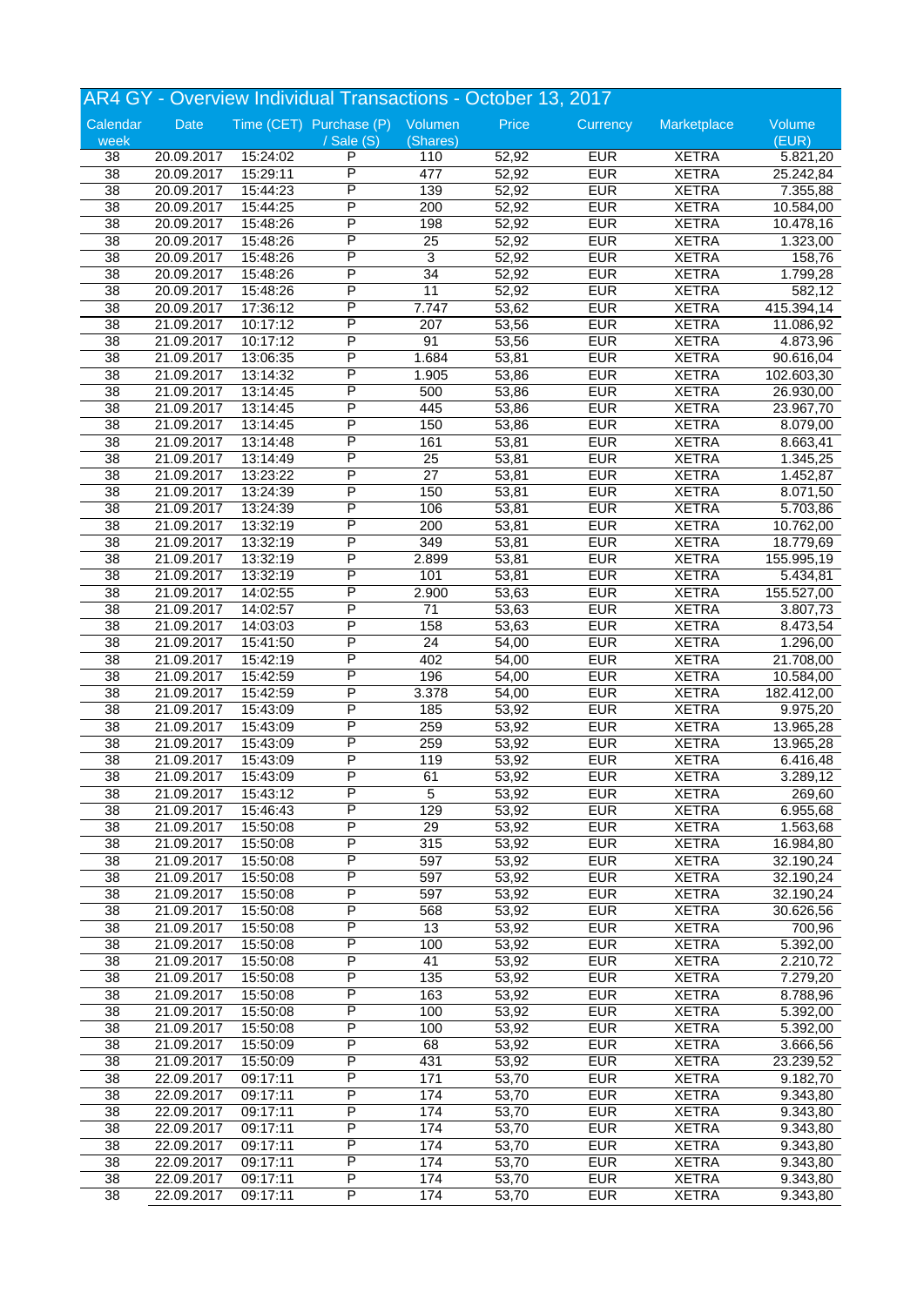# AR4 GY - Overview Individual Transactions - October 13, 2017

| Calendar week | Date | Time (CET) | Purchase (P) / Sale (S) | Volumen (Shares) | Price | Currency | Marketplace | Volume (EUR) |
|---|---|---|---|---|---|---|---|---|
| 38 | 20.09.2017 | 15:24:02 | P | 110 | 52,92 | EUR | XETRA | 5.821,20 |
| 38 | 20.09.2017 | 15:29:11 | P | 477 | 52,92 | EUR | XETRA | 25.242,84 |
| 38 | 20.09.2017 | 15:44:23 | P | 139 | 52,92 | EUR | XETRA | 7.355,88 |
| 38 | 20.09.2017 | 15:44:25 | P | 200 | 52,92 | EUR | XETRA | 10.584,00 |
| 38 | 20.09.2017 | 15:48:26 | P | 198 | 52,92 | EUR | XETRA | 10.478,16 |
| 38 | 20.09.2017 | 15:48:26 | P | 25 | 52,92 | EUR | XETRA | 1.323,00 |
| 38 | 20.09.2017 | 15:48:26 | P | 3 | 52,92 | EUR | XETRA | 158,76 |
| 38 | 20.09.2017 | 15:48:26 | P | 34 | 52,92 | EUR | XETRA | 1.799,28 |
| 38 | 20.09.2017 | 15:48:26 | P | 11 | 52,92 | EUR | XETRA | 582,12 |
| 38 | 20.09.2017 | 17:36:12 | P | 7.747 | 53,62 | EUR | XETRA | 415.394,14 |
| 38 | 21.09.2017 | 10:17:12 | P | 207 | 53,56 | EUR | XETRA | 11.086,92 |
| 38 | 21.09.2017 | 10:17:12 | P | 91 | 53,56 | EUR | XETRA | 4.873,96 |
| 38 | 21.09.2017 | 13:06:35 | P | 1.684 | 53,81 | EUR | XETRA | 90.616,04 |
| 38 | 21.09.2017 | 13:14:32 | P | 1.905 | 53,86 | EUR | XETRA | 102.603,30 |
| 38 | 21.09.2017 | 13:14:45 | P | 500 | 53,86 | EUR | XETRA | 26.930,00 |
| 38 | 21.09.2017 | 13:14:45 | P | 445 | 53,86 | EUR | XETRA | 23.967,70 |
| 38 | 21.09.2017 | 13:14:45 | P | 150 | 53,86 | EUR | XETRA | 8.079,00 |
| 38 | 21.09.2017 | 13:14:48 | P | 161 | 53,81 | EUR | XETRA | 8.663,41 |
| 38 | 21.09.2017 | 13:14:49 | P | 25 | 53,81 | EUR | XETRA | 1.345,25 |
| 38 | 21.09.2017 | 13:23:22 | P | 27 | 53,81 | EUR | XETRA | 1.452,87 |
| 38 | 21.09.2017 | 13:24:39 | P | 150 | 53,81 | EUR | XETRA | 8.071,50 |
| 38 | 21.09.2017 | 13:24:39 | P | 106 | 53,81 | EUR | XETRA | 5.703,86 |
| 38 | 21.09.2017 | 13:32:19 | P | 200 | 53,81 | EUR | XETRA | 10.762,00 |
| 38 | 21.09.2017 | 13:32:19 | P | 349 | 53,81 | EUR | XETRA | 18.779,69 |
| 38 | 21.09.2017 | 13:32:19 | P | 2.899 | 53,81 | EUR | XETRA | 155.995,19 |
| 38 | 21.09.2017 | 13:32:19 | P | 101 | 53,81 | EUR | XETRA | 5.434,81 |
| 38 | 21.09.2017 | 14:02:55 | P | 2.900 | 53,63 | EUR | XETRA | 155.527,00 |
| 38 | 21.09.2017 | 14:02:57 | P | 71 | 53,63 | EUR | XETRA | 3.807,73 |
| 38 | 21.09.2017 | 14:03:03 | P | 158 | 53,63 | EUR | XETRA | 8.473,54 |
| 38 | 21.09.2017 | 15:41:50 | P | 24 | 54,00 | EUR | XETRA | 1.296,00 |
| 38 | 21.09.2017 | 15:42:19 | P | 402 | 54,00 | EUR | XETRA | 21.708,00 |
| 38 | 21.09.2017 | 15:42:59 | P | 196 | 54,00 | EUR | XETRA | 10.584,00 |
| 38 | 21.09.2017 | 15:42:59 | P | 3.378 | 54,00 | EUR | XETRA | 182.412,00 |
| 38 | 21.09.2017 | 15:43:09 | P | 185 | 53,92 | EUR | XETRA | 9.975,20 |
| 38 | 21.09.2017 | 15:43:09 | P | 259 | 53,92 | EUR | XETRA | 13.965,28 |
| 38 | 21.09.2017 | 15:43:09 | P | 259 | 53,92 | EUR | XETRA | 13.965,28 |
| 38 | 21.09.2017 | 15:43:09 | P | 119 | 53,92 | EUR | XETRA | 6.416,48 |
| 38 | 21.09.2017 | 15:43:09 | P | 61 | 53,92 | EUR | XETRA | 3.289,12 |
| 38 | 21.09.2017 | 15:43:12 | P | 5 | 53,92 | EUR | XETRA | 269,60 |
| 38 | 21.09.2017 | 15:46:43 | P | 129 | 53,92 | EUR | XETRA | 6.955,68 |
| 38 | 21.09.2017 | 15:50:08 | P | 29 | 53,92 | EUR | XETRA | 1.563,68 |
| 38 | 21.09.2017 | 15:50:08 | P | 315 | 53,92 | EUR | XETRA | 16.984,80 |
| 38 | 21.09.2017 | 15:50:08 | P | 597 | 53,92 | EUR | XETRA | 32.190,24 |
| 38 | 21.09.2017 | 15:50:08 | P | 597 | 53,92 | EUR | XETRA | 32.190,24 |
| 38 | 21.09.2017 | 15:50:08 | P | 597 | 53,92 | EUR | XETRA | 32.190,24 |
| 38 | 21.09.2017 | 15:50:08 | P | 568 | 53,92 | EUR | XETRA | 30.626,56 |
| 38 | 21.09.2017 | 15:50:08 | P | 13 | 53,92 | EUR | XETRA | 700,96 |
| 38 | 21.09.2017 | 15:50:08 | P | 100 | 53,92 | EUR | XETRA | 5.392,00 |
| 38 | 21.09.2017 | 15:50:08 | P | 41 | 53,92 | EUR | XETRA | 2.210,72 |
| 38 | 21.09.2017 | 15:50:08 | P | 135 | 53,92 | EUR | XETRA | 7.279,20 |
| 38 | 21.09.2017 | 15:50:08 | P | 163 | 53,92 | EUR | XETRA | 8.788,96 |
| 38 | 21.09.2017 | 15:50:08 | P | 100 | 53,92 | EUR | XETRA | 5.392,00 |
| 38 | 21.09.2017 | 15:50:08 | P | 100 | 53,92 | EUR | XETRA | 5.392,00 |
| 38 | 21.09.2017 | 15:50:09 | P | 68 | 53,92 | EUR | XETRA | 3.666,56 |
| 38 | 21.09.2017 | 15:50:09 | P | 431 | 53,92 | EUR | XETRA | 23.239,52 |
| 38 | 22.09.2017 | 09:17:11 | P | 171 | 53,70 | EUR | XETRA | 9.182,70 |
| 38 | 22.09.2017 | 09:17:11 | P | 174 | 53,70 | EUR | XETRA | 9.343,80 |
| 38 | 22.09.2017 | 09:17:11 | P | 174 | 53,70 | EUR | XETRA | 9.343,80 |
| 38 | 22.09.2017 | 09:17:11 | P | 174 | 53,70 | EUR | XETRA | 9.343,80 |
| 38 | 22.09.2017 | 09:17:11 | P | 174 | 53,70 | EUR | XETRA | 9.343,80 |
| 38 | 22.09.2017 | 09:17:11 | P | 174 | 53,70 | EUR | XETRA | 9.343,80 |
| 38 | 22.09.2017 | 09:17:11 | P | 174 | 53,70 | EUR | XETRA | 9.343,80 |
| 38 | 22.09.2017 | 09:17:11 | P | 174 | 53,70 | EUR | XETRA | 9.343,80 |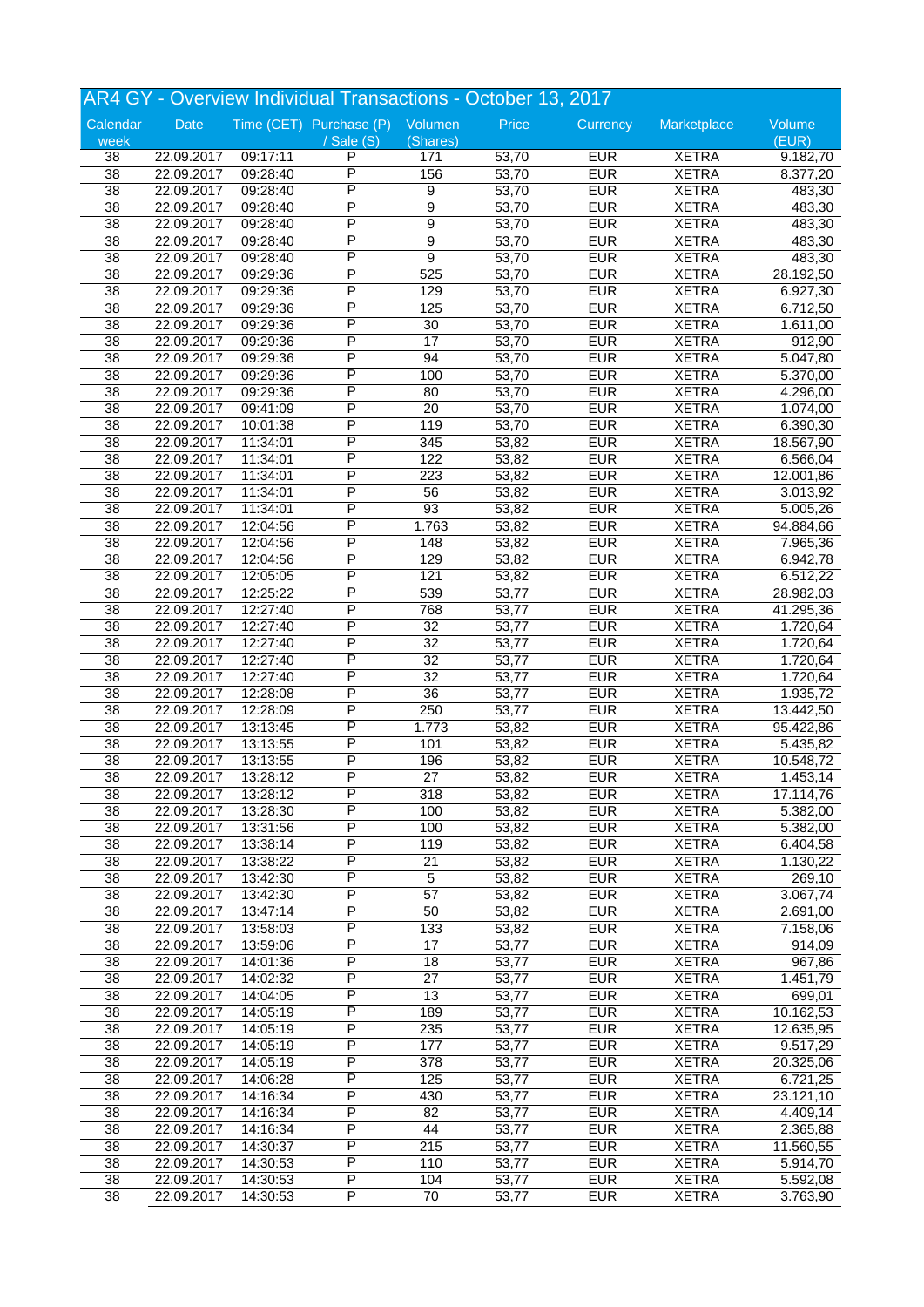## AR4 GY - Overview Individual Transactions - October 13, 2017

| Calendar week | Date | Time (CET) | Purchase (P) / Sale (S) | Volumen (Shares) | Price | Currency | Marketplace | Volume (EUR) |
|---|---|---|---|---|---|---|---|---|
| 38 | 22.09.2017 | 09:17:11 | P | 171 | 53,70 | EUR | XETRA | 9.182,70 |
| 38 | 22.09.2017 | 09:28:40 | P | 156 | 53,70 | EUR | XETRA | 8.377,20 |
| 38 | 22.09.2017 | 09:28:40 | P | 9 | 53,70 | EUR | XETRA | 483,30 |
| 38 | 22.09.2017 | 09:28:40 | P | 9 | 53,70 | EUR | XETRA | 483,30 |
| 38 | 22.09.2017 | 09:28:40 | P | 9 | 53,70 | EUR | XETRA | 483,30 |
| 38 | 22.09.2017 | 09:28:40 | P | 9 | 53,70 | EUR | XETRA | 483,30 |
| 38 | 22.09.2017 | 09:28:40 | P | 9 | 53,70 | EUR | XETRA | 483,30 |
| 38 | 22.09.2017 | 09:29:36 | P | 525 | 53,70 | EUR | XETRA | 28.192,50 |
| 38 | 22.09.2017 | 09:29:36 | P | 129 | 53,70 | EUR | XETRA | 6.927,30 |
| 38 | 22.09.2017 | 09:29:36 | P | 125 | 53,70 | EUR | XETRA | 6.712,50 |
| 38 | 22.09.2017 | 09:29:36 | P | 30 | 53,70 | EUR | XETRA | 1.611,00 |
| 38 | 22.09.2017 | 09:29:36 | P | 17 | 53,70 | EUR | XETRA | 912,90 |
| 38 | 22.09.2017 | 09:29:36 | P | 94 | 53,70 | EUR | XETRA | 5.047,80 |
| 38 | 22.09.2017 | 09:29:36 | P | 100 | 53,70 | EUR | XETRA | 5.370,00 |
| 38 | 22.09.2017 | 09:29:36 | P | 80 | 53,70 | EUR | XETRA | 4.296,00 |
| 38 | 22.09.2017 | 09:41:09 | P | 20 | 53,70 | EUR | XETRA | 1.074,00 |
| 38 | 22.09.2017 | 10:01:38 | P | 119 | 53,70 | EUR | XETRA | 6.390,30 |
| 38 | 22.09.2017 | 11:34:01 | P | 345 | 53,82 | EUR | XETRA | 18.567,90 |
| 38 | 22.09.2017 | 11:34:01 | P | 122 | 53,82 | EUR | XETRA | 6.566,04 |
| 38 | 22.09.2017 | 11:34:01 | P | 223 | 53,82 | EUR | XETRA | 12.001,86 |
| 38 | 22.09.2017 | 11:34:01 | P | 56 | 53,82 | EUR | XETRA | 3.013,92 |
| 38 | 22.09.2017 | 11:34:01 | P | 93 | 53,82 | EUR | XETRA | 5.005,26 |
| 38 | 22.09.2017 | 12:04:56 | P | 1.763 | 53,82 | EUR | XETRA | 94.884,66 |
| 38 | 22.09.2017 | 12:04:56 | P | 148 | 53,82 | EUR | XETRA | 7.965,36 |
| 38 | 22.09.2017 | 12:04:56 | P | 129 | 53,82 | EUR | XETRA | 6.942,78 |
| 38 | 22.09.2017 | 12:05:05 | P | 121 | 53,82 | EUR | XETRA | 6.512,22 |
| 38 | 22.09.2017 | 12:25:22 | P | 539 | 53,77 | EUR | XETRA | 28.982,03 |
| 38 | 22.09.2017 | 12:27:40 | P | 768 | 53,77 | EUR | XETRA | 41.295,36 |
| 38 | 22.09.2017 | 12:27:40 | P | 32 | 53,77 | EUR | XETRA | 1.720,64 |
| 38 | 22.09.2017 | 12:27:40 | P | 32 | 53,77 | EUR | XETRA | 1.720,64 |
| 38 | 22.09.2017 | 12:27:40 | P | 32 | 53,77 | EUR | XETRA | 1.720,64 |
| 38 | 22.09.2017 | 12:27:40 | P | 32 | 53,77 | EUR | XETRA | 1.720,64 |
| 38 | 22.09.2017 | 12:28:08 | P | 36 | 53,77 | EUR | XETRA | 1.935,72 |
| 38 | 22.09.2017 | 12:28:09 | P | 250 | 53,77 | EUR | XETRA | 13.442,50 |
| 38 | 22.09.2017 | 13:13:45 | P | 1.773 | 53,82 | EUR | XETRA | 95.422,86 |
| 38 | 22.09.2017 | 13:13:55 | P | 101 | 53,82 | EUR | XETRA | 5.435,82 |
| 38 | 22.09.2017 | 13:13:55 | P | 196 | 53,82 | EUR | XETRA | 10.548,72 |
| 38 | 22.09.2017 | 13:28:12 | P | 27 | 53,82 | EUR | XETRA | 1.453,14 |
| 38 | 22.09.2017 | 13:28:12 | P | 318 | 53,82 | EUR | XETRA | 17.114,76 |
| 38 | 22.09.2017 | 13:28:30 | P | 100 | 53,82 | EUR | XETRA | 5.382,00 |
| 38 | 22.09.2017 | 13:31:56 | P | 100 | 53,82 | EUR | XETRA | 5.382,00 |
| 38 | 22.09.2017 | 13:38:14 | P | 119 | 53,82 | EUR | XETRA | 6.404,58 |
| 38 | 22.09.2017 | 13:38:22 | P | 21 | 53,82 | EUR | XETRA | 1.130,22 |
| 38 | 22.09.2017 | 13:42:30 | P | 5 | 53,82 | EUR | XETRA | 269,10 |
| 38 | 22.09.2017 | 13:42:30 | P | 57 | 53,82 | EUR | XETRA | 3.067,74 |
| 38 | 22.09.2017 | 13:47:14 | P | 50 | 53,82 | EUR | XETRA | 2.691,00 |
| 38 | 22.09.2017 | 13:58:03 | P | 133 | 53,82 | EUR | XETRA | 7.158,06 |
| 38 | 22.09.2017 | 13:59:06 | P | 17 | 53,77 | EUR | XETRA | 914,09 |
| 38 | 22.09.2017 | 14:01:36 | P | 18 | 53,77 | EUR | XETRA | 967,86 |
| 38 | 22.09.2017 | 14:02:32 | P | 27 | 53,77 | EUR | XETRA | 1.451,79 |
| 38 | 22.09.2017 | 14:04:05 | P | 13 | 53,77 | EUR | XETRA | 699,01 |
| 38 | 22.09.2017 | 14:05:19 | P | 189 | 53,77 | EUR | XETRA | 10.162,53 |
| 38 | 22.09.2017 | 14:05:19 | P | 235 | 53,77 | EUR | XETRA | 12.635,95 |
| 38 | 22.09.2017 | 14:05:19 | P | 177 | 53,77 | EUR | XETRA | 9.517,29 |
| 38 | 22.09.2017 | 14:05:19 | P | 378 | 53,77 | EUR | XETRA | 20.325,06 |
| 38 | 22.09.2017 | 14:06:28 | P | 125 | 53,77 | EUR | XETRA | 6.721,25 |
| 38 | 22.09.2017 | 14:16:34 | P | 430 | 53,77 | EUR | XETRA | 23.121,10 |
| 38 | 22.09.2017 | 14:16:34 | P | 82 | 53,77 | EUR | XETRA | 4.409,14 |
| 38 | 22.09.2017 | 14:16:34 | P | 44 | 53,77 | EUR | XETRA | 2.365,88 |
| 38 | 22.09.2017 | 14:30:37 | P | 215 | 53,77 | EUR | XETRA | 11.560,55 |
| 38 | 22.09.2017 | 14:30:53 | P | 110 | 53,77 | EUR | XETRA | 5.914,70 |
| 38 | 22.09.2017 | 14:30:53 | P | 104 | 53,77 | EUR | XETRA | 5.592,08 |
| 38 | 22.09.2017 | 14:30:53 | P | 70 | 53,77 | EUR | XETRA | 3.763,90 |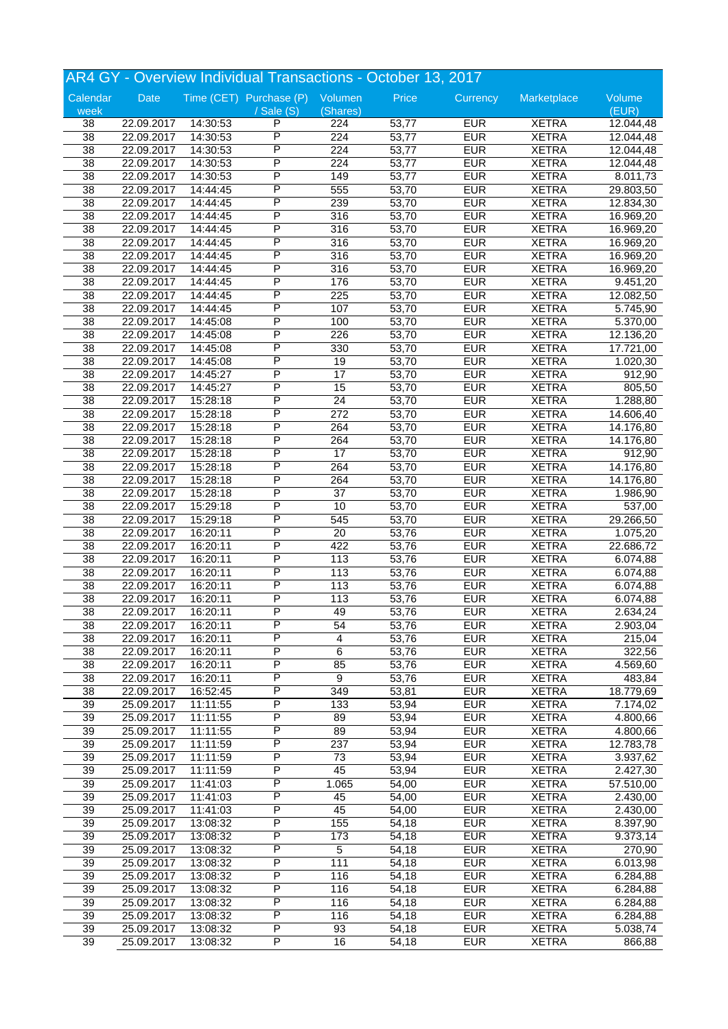## AR4 GY - Overview Individual Transactions - October 13, 2017

| Calendar week | Date | Time (CET) | Purchase (P) / Sale (S) | Volumen (Shares) | Price | Currency | Marketplace | Volume (EUR) |
|---|---|---|---|---|---|---|---|---|
| 38 | 22.09.2017 | 14:30:53 | P | 224 | 53,77 | EUR | XETRA | 12.044,48 |
| 38 | 22.09.2017 | 14:30:53 | P | 224 | 53,77 | EUR | XETRA | 12.044,48 |
| 38 | 22.09.2017 | 14:30:53 | P | 224 | 53,77 | EUR | XETRA | 12.044,48 |
| 38 | 22.09.2017 | 14:30:53 | P | 224 | 53,77 | EUR | XETRA | 12.044,48 |
| 38 | 22.09.2017 | 14:30:53 | P | 149 | 53,77 | EUR | XETRA | 8.011,73 |
| 38 | 22.09.2017 | 14:44:45 | P | 555 | 53,70 | EUR | XETRA | 29.803,50 |
| 38 | 22.09.2017 | 14:44:45 | P | 239 | 53,70 | EUR | XETRA | 12.834,30 |
| 38 | 22.09.2017 | 14:44:45 | P | 316 | 53,70 | EUR | XETRA | 16.969,20 |
| 38 | 22.09.2017 | 14:44:45 | P | 316 | 53,70 | EUR | XETRA | 16.969,20 |
| 38 | 22.09.2017 | 14:44:45 | P | 316 | 53,70 | EUR | XETRA | 16.969,20 |
| 38 | 22.09.2017 | 14:44:45 | P | 316 | 53,70 | EUR | XETRA | 16.969,20 |
| 38 | 22.09.2017 | 14:44:45 | P | 316 | 53,70 | EUR | XETRA | 16.969,20 |
| 38 | 22.09.2017 | 14:44:45 | P | 176 | 53,70 | EUR | XETRA | 9.451,20 |
| 38 | 22.09.2017 | 14:44:45 | P | 225 | 53,70 | EUR | XETRA | 12.082,50 |
| 38 | 22.09.2017 | 14:44:45 | P | 107 | 53,70 | EUR | XETRA | 5.745,90 |
| 38 | 22.09.2017 | 14:45:08 | P | 100 | 53,70 | EUR | XETRA | 5.370,00 |
| 38 | 22.09.2017 | 14:45:08 | P | 226 | 53,70 | EUR | XETRA | 12.136,20 |
| 38 | 22.09.2017 | 14:45:08 | P | 330 | 53,70 | EUR | XETRA | 17.721,00 |
| 38 | 22.09.2017 | 14:45:08 | P | 19 | 53,70 | EUR | XETRA | 1.020,30 |
| 38 | 22.09.2017 | 14:45:27 | P | 17 | 53,70 | EUR | XETRA | 912,90 |
| 38 | 22.09.2017 | 14:45:27 | P | 15 | 53,70 | EUR | XETRA | 805,50 |
| 38 | 22.09.2017 | 15:28:18 | P | 24 | 53,70 | EUR | XETRA | 1.288,80 |
| 38 | 22.09.2017 | 15:28:18 | P | 272 | 53,70 | EUR | XETRA | 14.606,40 |
| 38 | 22.09.2017 | 15:28:18 | P | 264 | 53,70 | EUR | XETRA | 14.176,80 |
| 38 | 22.09.2017 | 15:28:18 | P | 264 | 53,70 | EUR | XETRA | 14.176,80 |
| 38 | 22.09.2017 | 15:28:18 | P | 17 | 53,70 | EUR | XETRA | 912,90 |
| 38 | 22.09.2017 | 15:28:18 | P | 264 | 53,70 | EUR | XETRA | 14.176,80 |
| 38 | 22.09.2017 | 15:28:18 | P | 264 | 53,70 | EUR | XETRA | 14.176,80 |
| 38 | 22.09.2017 | 15:28:18 | P | 37 | 53,70 | EUR | XETRA | 1.986,90 |
| 38 | 22.09.2017 | 15:29:18 | P | 10 | 53,70 | EUR | XETRA | 537,00 |
| 38 | 22.09.2017 | 15:29:18 | P | 545 | 53,70 | EUR | XETRA | 29.266,50 |
| 38 | 22.09.2017 | 16:20:11 | P | 20 | 53,76 | EUR | XETRA | 1.075,20 |
| 38 | 22.09.2017 | 16:20:11 | P | 422 | 53,76 | EUR | XETRA | 22.686,72 |
| 38 | 22.09.2017 | 16:20:11 | P | 113 | 53,76 | EUR | XETRA | 6.074,88 |
| 38 | 22.09.2017 | 16:20:11 | P | 113 | 53,76 | EUR | XETRA | 6.074,88 |
| 38 | 22.09.2017 | 16:20:11 | P | 113 | 53,76 | EUR | XETRA | 6.074,88 |
| 38 | 22.09.2017 | 16:20:11 | P | 113 | 53,76 | EUR | XETRA | 6.074,88 |
| 38 | 22.09.2017 | 16:20:11 | P | 49 | 53,76 | EUR | XETRA | 2.634,24 |
| 38 | 22.09.2017 | 16:20:11 | P | 54 | 53,76 | EUR | XETRA | 2.903,04 |
| 38 | 22.09.2017 | 16:20:11 | P | 4 | 53,76 | EUR | XETRA | 215,04 |
| 38 | 22.09.2017 | 16:20:11 | P | 6 | 53,76 | EUR | XETRA | 322,56 |
| 38 | 22.09.2017 | 16:20:11 | P | 85 | 53,76 | EUR | XETRA | 4.569,60 |
| 38 | 22.09.2017 | 16:20:11 | P | 9 | 53,76 | EUR | XETRA | 483,84 |
| 38 | 22.09.2017 | 16:52:45 | P | 349 | 53,81 | EUR | XETRA | 18.779,69 |
| 39 | 25.09.2017 | 11:11:55 | P | 133 | 53,94 | EUR | XETRA | 7.174,02 |
| 39 | 25.09.2017 | 11:11:55 | P | 89 | 53,94 | EUR | XETRA | 4.800,66 |
| 39 | 25.09.2017 | 11:11:55 | P | 89 | 53,94 | EUR | XETRA | 4.800,66 |
| 39 | 25.09.2017 | 11:11:59 | P | 237 | 53,94 | EUR | XETRA | 12.783,78 |
| 39 | 25.09.2017 | 11:11:59 | P | 73 | 53,94 | EUR | XETRA | 3.937,62 |
| 39 | 25.09.2017 | 11:11:59 | P | 45 | 53,94 | EUR | XETRA | 2.427,30 |
| 39 | 25.09.2017 | 11:41:03 | P | 1.065 | 54,00 | EUR | XETRA | 57.510,00 |
| 39 | 25.09.2017 | 11:41:03 | P | 45 | 54,00 | EUR | XETRA | 2.430,00 |
| 39 | 25.09.2017 | 11:41:03 | P | 45 | 54,00 | EUR | XETRA | 2.430,00 |
| 39 | 25.09.2017 | 13:08:32 | P | 155 | 54,18 | EUR | XETRA | 8.397,90 |
| 39 | 25.09.2017 | 13:08:32 | P | 173 | 54,18 | EUR | XETRA | 9.373,14 |
| 39 | 25.09.2017 | 13:08:32 | P | 5 | 54,18 | EUR | XETRA | 270,90 |
| 39 | 25.09.2017 | 13:08:32 | P | 111 | 54,18 | EUR | XETRA | 6.013,98 |
| 39 | 25.09.2017 | 13:08:32 | P | 116 | 54,18 | EUR | XETRA | 6.284,88 |
| 39 | 25.09.2017 | 13:08:32 | P | 116 | 54,18 | EUR | XETRA | 6.284,88 |
| 39 | 25.09.2017 | 13:08:32 | P | 116 | 54,18 | EUR | XETRA | 6.284,88 |
| 39 | 25.09.2017 | 13:08:32 | P | 116 | 54,18 | EUR | XETRA | 6.284,88 |
| 39 | 25.09.2017 | 13:08:32 | P | 93 | 54,18 | EUR | XETRA | 5.038,74 |
| 39 | 25.09.2017 | 13:08:32 | P | 16 | 54,18 | EUR | XETRA | 866,88 |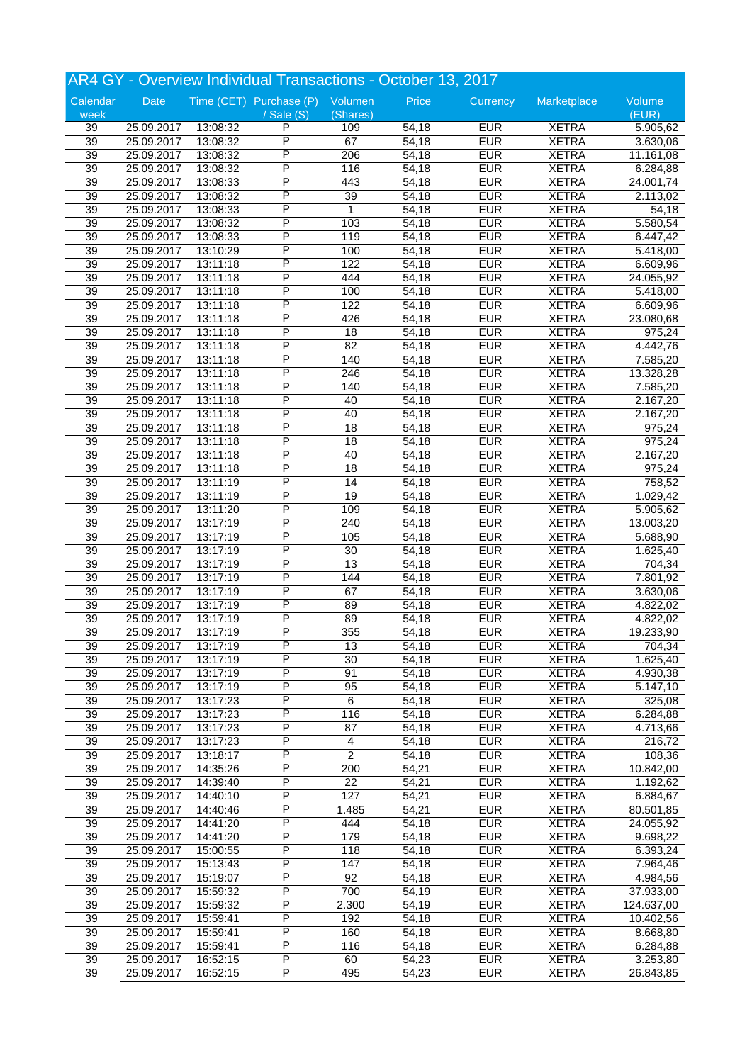# AR4 GY - Overview Individual Transactions - October 13, 2017

| Calendar week | Date | Time (CET) | Purchase (P) / Sale (S) | Volumen (Shares) | Price | Currency | Marketplace | Volume (EUR) |
|---|---|---|---|---|---|---|---|---|
| 39 | 25.09.2017 | 13:08:32 | P | 109 | 54,18 | EUR | XETRA | 5.905,62 |
| 39 | 25.09.2017 | 13:08:32 | P | 67 | 54,18 | EUR | XETRA | 3.630,06 |
| 39 | 25.09.2017 | 13:08:32 | P | 206 | 54,18 | EUR | XETRA | 11.161,08 |
| 39 | 25.09.2017 | 13:08:32 | P | 116 | 54,18 | EUR | XETRA | 6.284,88 |
| 39 | 25.09.2017 | 13:08:33 | P | 443 | 54,18 | EUR | XETRA | 24.001,74 |
| 39 | 25.09.2017 | 13:08:32 | P | 39 | 54,18 | EUR | XETRA | 2.113,02 |
| 39 | 25.09.2017 | 13:08:33 | P | 1 | 54,18 | EUR | XETRA | 54,18 |
| 39 | 25.09.2017 | 13:08:32 | P | 103 | 54,18 | EUR | XETRA | 5.580,54 |
| 39 | 25.09.2017 | 13:08:33 | P | 119 | 54,18 | EUR | XETRA | 6.447,42 |
| 39 | 25.09.2017 | 13:10:29 | P | 100 | 54,18 | EUR | XETRA | 5.418,00 |
| 39 | 25.09.2017 | 13:11:18 | P | 122 | 54,18 | EUR | XETRA | 6.609,96 |
| 39 | 25.09.2017 | 13:11:18 | P | 444 | 54,18 | EUR | XETRA | 24.055,92 |
| 39 | 25.09.2017 | 13:11:18 | P | 100 | 54,18 | EUR | XETRA | 5.418,00 |
| 39 | 25.09.2017 | 13:11:18 | P | 122 | 54,18 | EUR | XETRA | 6.609,96 |
| 39 | 25.09.2017 | 13:11:18 | P | 426 | 54,18 | EUR | XETRA | 23.080,68 |
| 39 | 25.09.2017 | 13:11:18 | P | 18 | 54,18 | EUR | XETRA | 975,24 |
| 39 | 25.09.2017 | 13:11:18 | P | 82 | 54,18 | EUR | XETRA | 4.442,76 |
| 39 | 25.09.2017 | 13:11:18 | P | 140 | 54,18 | EUR | XETRA | 7.585,20 |
| 39 | 25.09.2017 | 13:11:18 | P | 246 | 54,18 | EUR | XETRA | 13.328,28 |
| 39 | 25.09.2017 | 13:11:18 | P | 140 | 54,18 | EUR | XETRA | 7.585,20 |
| 39 | 25.09.2017 | 13:11:18 | P | 40 | 54,18 | EUR | XETRA | 2.167,20 |
| 39 | 25.09.2017 | 13:11:18 | P | 40 | 54,18 | EUR | XETRA | 2.167,20 |
| 39 | 25.09.2017 | 13:11:18 | P | 18 | 54,18 | EUR | XETRA | 975,24 |
| 39 | 25.09.2017 | 13:11:18 | P | 18 | 54,18 | EUR | XETRA | 975,24 |
| 39 | 25.09.2017 | 13:11:18 | P | 40 | 54,18 | EUR | XETRA | 2.167,20 |
| 39 | 25.09.2017 | 13:11:18 | P | 18 | 54,18 | EUR | XETRA | 975,24 |
| 39 | 25.09.2017 | 13:11:19 | P | 14 | 54,18 | EUR | XETRA | 758,52 |
| 39 | 25.09.2017 | 13:11:19 | P | 19 | 54,18 | EUR | XETRA | 1.029,42 |
| 39 | 25.09.2017 | 13:11:20 | P | 109 | 54,18 | EUR | XETRA | 5.905,62 |
| 39 | 25.09.2017 | 13:17:19 | P | 240 | 54,18 | EUR | XETRA | 13.003,20 |
| 39 | 25.09.2017 | 13:17:19 | P | 105 | 54,18 | EUR | XETRA | 5.688,90 |
| 39 | 25.09.2017 | 13:17:19 | P | 30 | 54,18 | EUR | XETRA | 1.625,40 |
| 39 | 25.09.2017 | 13:17:19 | P | 13 | 54,18 | EUR | XETRA | 704,34 |
| 39 | 25.09.2017 | 13:17:19 | P | 144 | 54,18 | EUR | XETRA | 7.801,92 |
| 39 | 25.09.2017 | 13:17:19 | P | 67 | 54,18 | EUR | XETRA | 3.630,06 |
| 39 | 25.09.2017 | 13:17:19 | P | 89 | 54,18 | EUR | XETRA | 4.822,02 |
| 39 | 25.09.2017 | 13:17:19 | P | 89 | 54,18 | EUR | XETRA | 4.822,02 |
| 39 | 25.09.2017 | 13:17:19 | P | 355 | 54,18 | EUR | XETRA | 19.233,90 |
| 39 | 25.09.2017 | 13:17:19 | P | 13 | 54,18 | EUR | XETRA | 704,34 |
| 39 | 25.09.2017 | 13:17:19 | P | 30 | 54,18 | EUR | XETRA | 1.625,40 |
| 39 | 25.09.2017 | 13:17:19 | P | 91 | 54,18 | EUR | XETRA | 4.930,38 |
| 39 | 25.09.2017 | 13:17:19 | P | 95 | 54,18 | EUR | XETRA | 5.147,10 |
| 39 | 25.09.2017 | 13:17:23 | P | 6 | 54,18 | EUR | XETRA | 325,08 |
| 39 | 25.09.2017 | 13:17:23 | P | 116 | 54,18 | EUR | XETRA | 6.284,88 |
| 39 | 25.09.2017 | 13:17:23 | P | 87 | 54,18 | EUR | XETRA | 4.713,66 |
| 39 | 25.09.2017 | 13:17:23 | P | 4 | 54,18 | EUR | XETRA | 216,72 |
| 39 | 25.09.2017 | 13:18:17 | P | 2 | 54,18 | EUR | XETRA | 108,36 |
| 39 | 25.09.2017 | 14:35:26 | P | 200 | 54,21 | EUR | XETRA | 10.842,00 |
| 39 | 25.09.2017 | 14:39:40 | P | 22 | 54,21 | EUR | XETRA | 1.192,62 |
| 39 | 25.09.2017 | 14:40:10 | P | 127 | 54,21 | EUR | XETRA | 6.884,67 |
| 39 | 25.09.2017 | 14:40:46 | P | 1.485 | 54,21 | EUR | XETRA | 80.501,85 |
| 39 | 25.09.2017 | 14:41:20 | P | 444 | 54,18 | EUR | XETRA | 24.055,92 |
| 39 | 25.09.2017 | 14:41:20 | P | 179 | 54,18 | EUR | XETRA | 9.698,22 |
| 39 | 25.09.2017 | 15:00:55 | P | 118 | 54,18 | EUR | XETRA | 6.393,24 |
| 39 | 25.09.2017 | 15:13:43 | P | 147 | 54,18 | EUR | XETRA | 7.964,46 |
| 39 | 25.09.2017 | 15:19:07 | P | 92 | 54,18 | EUR | XETRA | 4.984,56 |
| 39 | 25.09.2017 | 15:59:32 | P | 700 | 54,19 | EUR | XETRA | 37.933,00 |
| 39 | 25.09.2017 | 15:59:32 | P | 2.300 | 54,19 | EUR | XETRA | 124.637,00 |
| 39 | 25.09.2017 | 15:59:41 | P | 192 | 54,18 | EUR | XETRA | 10.402,56 |
| 39 | 25.09.2017 | 15:59:41 | P | 160 | 54,18 | EUR | XETRA | 8.668,80 |
| 39 | 25.09.2017 | 15:59:41 | P | 116 | 54,18 | EUR | XETRA | 6.284,88 |
| 39 | 25.09.2017 | 16:52:15 | P | 60 | 54,23 | EUR | XETRA | 3.253,80 |
| 39 | 25.09.2017 | 16:52:15 | P | 495 | 54,23 | EUR | XETRA | 26.843,85 |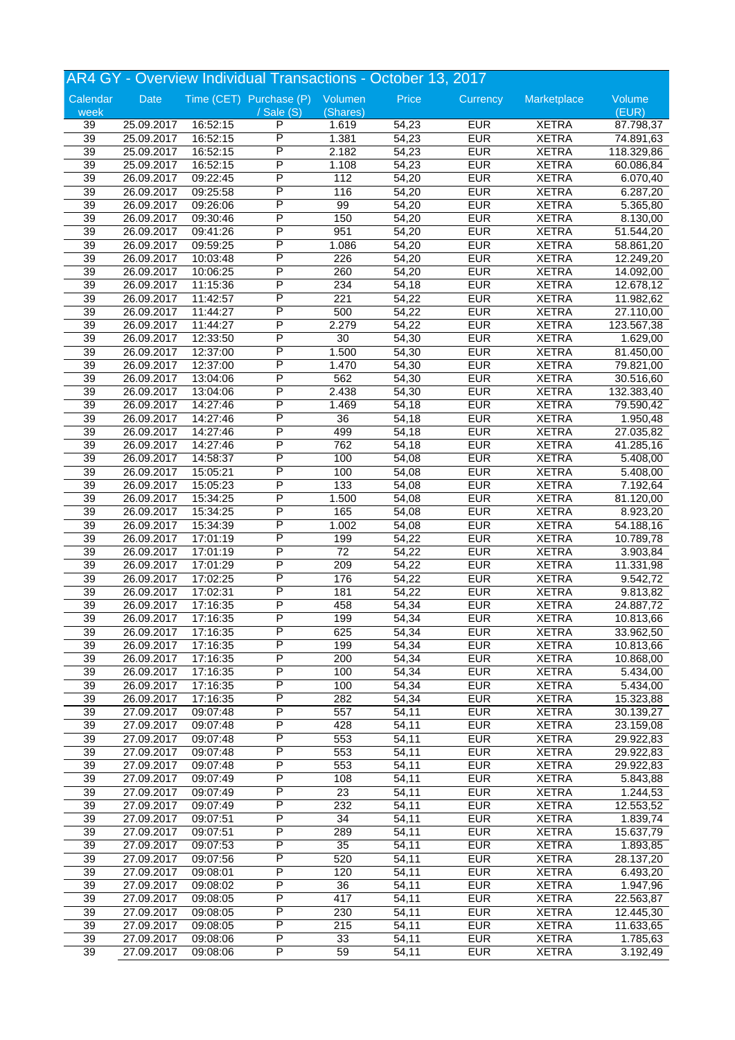# AR4 GY - Overview Individual Transactions - October 13, 2017

| Calendar week | Date | Time (CET) | Purchase (P) / Sale (S) | Volumen (Shares) | Price | Currency | Marketplace | Volume (EUR) |
|---|---|---|---|---|---|---|---|---|
| 39 | 25.09.2017 | 16:52:15 | P | 1.619 | 54,23 | EUR | XETRA | 87.798,37 |
| 39 | 25.09.2017 | 16:52:15 | P | 1.381 | 54,23 | EUR | XETRA | 74.891,63 |
| 39 | 25.09.2017 | 16:52:15 | P | 2.182 | 54,23 | EUR | XETRA | 118.329,86 |
| 39 | 25.09.2017 | 16:52:15 | P | 1.108 | 54,23 | EUR | XETRA | 60.086,84 |
| 39 | 26.09.2017 | 09:22:45 | P | 112 | 54,20 | EUR | XETRA | 6.070,40 |
| 39 | 26.09.2017 | 09:25:58 | P | 116 | 54,20 | EUR | XETRA | 6.287,20 |
| 39 | 26.09.2017 | 09:26:06 | P | 99 | 54,20 | EUR | XETRA | 5.365,80 |
| 39 | 26.09.2017 | 09:30:46 | P | 150 | 54,20 | EUR | XETRA | 8.130,00 |
| 39 | 26.09.2017 | 09:41:26 | P | 951 | 54,20 | EUR | XETRA | 51.544,20 |
| 39 | 26.09.2017 | 09:59:25 | P | 1.086 | 54,20 | EUR | XETRA | 58.861,20 |
| 39 | 26.09.2017 | 10:03:48 | P | 226 | 54,20 | EUR | XETRA | 12.249,20 |
| 39 | 26.09.2017 | 10:06:25 | P | 260 | 54,20 | EUR | XETRA | 14.092,00 |
| 39 | 26.09.2017 | 11:15:36 | P | 234 | 54,18 | EUR | XETRA | 12.678,12 |
| 39 | 26.09.2017 | 11:42:57 | P | 221 | 54,22 | EUR | XETRA | 11.982,62 |
| 39 | 26.09.2017 | 11:44:27 | P | 500 | 54,22 | EUR | XETRA | 27.110,00 |
| 39 | 26.09.2017 | 11:44:27 | P | 2.279 | 54,22 | EUR | XETRA | 123.567,38 |
| 39 | 26.09.2017 | 12:33:50 | P | 30 | 54,30 | EUR | XETRA | 1.629,00 |
| 39 | 26.09.2017 | 12:37:00 | P | 1.500 | 54,30 | EUR | XETRA | 81.450,00 |
| 39 | 26.09.2017 | 12:37:00 | P | 1.470 | 54,30 | EUR | XETRA | 79.821,00 |
| 39 | 26.09.2017 | 13:04:06 | P | 562 | 54,30 | EUR | XETRA | 30.516,60 |
| 39 | 26.09.2017 | 13:04:06 | P | 2.438 | 54,30 | EUR | XETRA | 132.383,40 |
| 39 | 26.09.2017 | 14:27:46 | P | 1.469 | 54,18 | EUR | XETRA | 79.590,42 |
| 39 | 26.09.2017 | 14:27:46 | P | 36 | 54,18 | EUR | XETRA | 1.950,48 |
| 39 | 26.09.2017 | 14:27:46 | P | 499 | 54,18 | EUR | XETRA | 27.035,82 |
| 39 | 26.09.2017 | 14:27:46 | P | 762 | 54,18 | EUR | XETRA | 41.285,16 |
| 39 | 26.09.2017 | 14:58:37 | P | 100 | 54,08 | EUR | XETRA | 5.408,00 |
| 39 | 26.09.2017 | 15:05:21 | P | 100 | 54,08 | EUR | XETRA | 5.408,00 |
| 39 | 26.09.2017 | 15:05:23 | P | 133 | 54,08 | EUR | XETRA | 7.192,64 |
| 39 | 26.09.2017 | 15:34:25 | P | 1.500 | 54,08 | EUR | XETRA | 81.120,00 |
| 39 | 26.09.2017 | 15:34:25 | P | 165 | 54,08 | EUR | XETRA | 8.923,20 |
| 39 | 26.09.2017 | 15:34:39 | P | 1.002 | 54,08 | EUR | XETRA | 54.188,16 |
| 39 | 26.09.2017 | 17:01:19 | P | 199 | 54,22 | EUR | XETRA | 10.789,78 |
| 39 | 26.09.2017 | 17:01:19 | P | 72 | 54,22 | EUR | XETRA | 3.903,84 |
| 39 | 26.09.2017 | 17:01:29 | P | 209 | 54,22 | EUR | XETRA | 11.331,98 |
| 39 | 26.09.2017 | 17:02:25 | P | 176 | 54,22 | EUR | XETRA | 9.542,72 |
| 39 | 26.09.2017 | 17:02:31 | P | 181 | 54,22 | EUR | XETRA | 9.813,82 |
| 39 | 26.09.2017 | 17:16:35 | P | 458 | 54,34 | EUR | XETRA | 24.887,72 |
| 39 | 26.09.2017 | 17:16:35 | P | 199 | 54,34 | EUR | XETRA | 10.813,66 |
| 39 | 26.09.2017 | 17:16:35 | P | 625 | 54,34 | EUR | XETRA | 33.962,50 |
| 39 | 26.09.2017 | 17:16:35 | P | 199 | 54,34 | EUR | XETRA | 10.813,66 |
| 39 | 26.09.2017 | 17:16:35 | P | 200 | 54,34 | EUR | XETRA | 10.868,00 |
| 39 | 26.09.2017 | 17:16:35 | P | 100 | 54,34 | EUR | XETRA | 5.434,00 |
| 39 | 26.09.2017 | 17:16:35 | P | 100 | 54,34 | EUR | XETRA | 5.434,00 |
| 39 | 26.09.2017 | 17:16:35 | P | 282 | 54,34 | EUR | XETRA | 15.323,88 |
| 39 | 27.09.2017 | 09:07:48 | P | 557 | 54,11 | EUR | XETRA | 30.139,27 |
| 39 | 27.09.2017 | 09:07:48 | P | 428 | 54,11 | EUR | XETRA | 23.159,08 |
| 39 | 27.09.2017 | 09:07:48 | P | 553 | 54,11 | EUR | XETRA | 29.922,83 |
| 39 | 27.09.2017 | 09:07:48 | P | 553 | 54,11 | EUR | XETRA | 29.922,83 |
| 39 | 27.09.2017 | 09:07:48 | P | 553 | 54,11 | EUR | XETRA | 29.922,83 |
| 39 | 27.09.2017 | 09:07:49 | P | 108 | 54,11 | EUR | XETRA | 5.843,88 |
| 39 | 27.09.2017 | 09:07:49 | P | 23 | 54,11 | EUR | XETRA | 1.244,53 |
| 39 | 27.09.2017 | 09:07:49 | P | 232 | 54,11 | EUR | XETRA | 12.553,52 |
| 39 | 27.09.2017 | 09:07:51 | P | 34 | 54,11 | EUR | XETRA | 1.839,74 |
| 39 | 27.09.2017 | 09:07:51 | P | 289 | 54,11 | EUR | XETRA | 15.637,79 |
| 39 | 27.09.2017 | 09:07:53 | P | 35 | 54,11 | EUR | XETRA | 1.893,85 |
| 39 | 27.09.2017 | 09:07:56 | P | 520 | 54,11 | EUR | XETRA | 28.137,20 |
| 39 | 27.09.2017 | 09:08:01 | P | 120 | 54,11 | EUR | XETRA | 6.493,20 |
| 39 | 27.09.2017 | 09:08:02 | P | 36 | 54,11 | EUR | XETRA | 1.947,96 |
| 39 | 27.09.2017 | 09:08:05 | P | 417 | 54,11 | EUR | XETRA | 22.563,87 |
| 39 | 27.09.2017 | 09:08:05 | P | 230 | 54,11 | EUR | XETRA | 12.445,30 |
| 39 | 27.09.2017 | 09:08:05 | P | 215 | 54,11 | EUR | XETRA | 11.633,65 |
| 39 | 27.09.2017 | 09:08:06 | P | 33 | 54,11 | EUR | XETRA | 1.785,63 |
| 39 | 27.09.2017 | 09:08:06 | P | 59 | 54,11 | EUR | XETRA | 3.192,49 |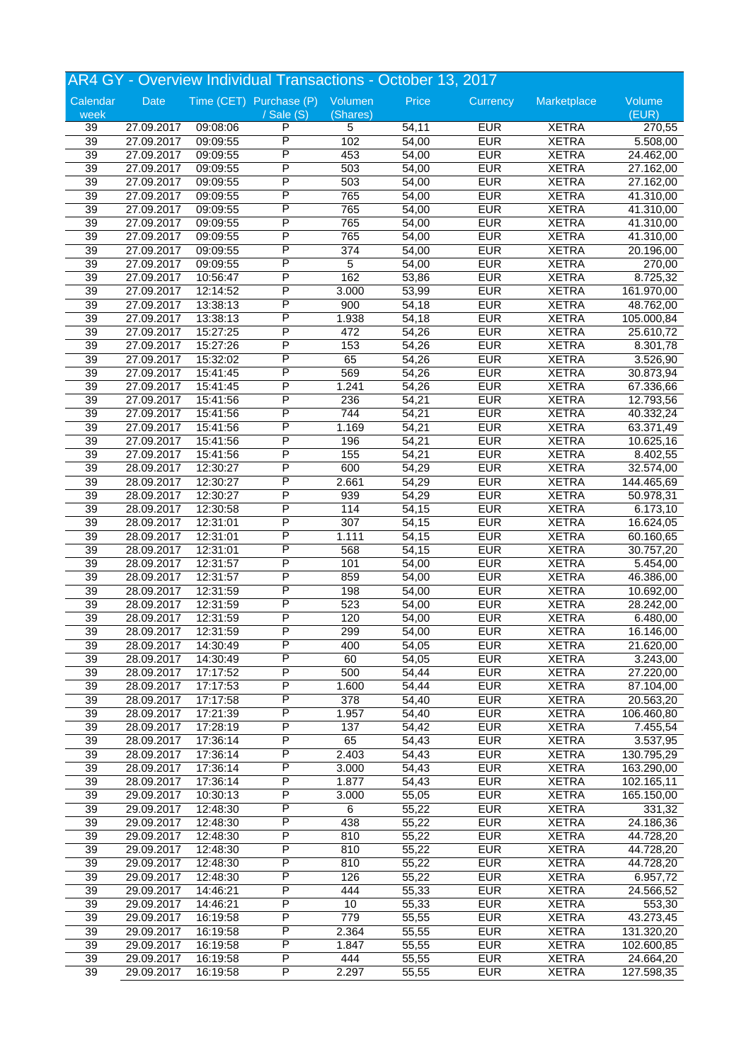# AR4 GY - Overview Individual Transactions - October 13, 2017

| Calendar week | Date | Time (CET) | Purchase (P) / Sale (S) | Volumen (Shares) | Price | Currency | Marketplace | Volume (EUR) |
|---|---|---|---|---|---|---|---|---|
| 39 | 27.09.2017 | 09:08:06 | P | 5 | 54,11 | EUR | XETRA | 270,55 |
| 39 | 27.09.2017 | 09:09:55 | P | 102 | 54,00 | EUR | XETRA | 5.508,00 |
| 39 | 27.09.2017 | 09:09:55 | P | 453 | 54,00 | EUR | XETRA | 24.462,00 |
| 39 | 27.09.2017 | 09:09:55 | P | 503 | 54,00 | EUR | XETRA | 27.162,00 |
| 39 | 27.09.2017 | 09:09:55 | P | 503 | 54,00 | EUR | XETRA | 27.162,00 |
| 39 | 27.09.2017 | 09:09:55 | P | 765 | 54,00 | EUR | XETRA | 41.310,00 |
| 39 | 27.09.2017 | 09:09:55 | P | 765 | 54,00 | EUR | XETRA | 41.310,00 |
| 39 | 27.09.2017 | 09:09:55 | P | 765 | 54,00 | EUR | XETRA | 41.310,00 |
| 39 | 27.09.2017 | 09:09:55 | P | 765 | 54,00 | EUR | XETRA | 41.310,00 |
| 39 | 27.09.2017 | 09:09:55 | P | 374 | 54,00 | EUR | XETRA | 20.196,00 |
| 39 | 27.09.2017 | 09:09:55 | P | 5 | 54,00 | EUR | XETRA | 270,00 |
| 39 | 27.09.2017 | 10:56:47 | P | 162 | 53,86 | EUR | XETRA | 8.725,32 |
| 39 | 27.09.2017 | 12:14:52 | P | 3.000 | 53,99 | EUR | XETRA | 161.970,00 |
| 39 | 27.09.2017 | 13:38:13 | P | 900 | 54,18 | EUR | XETRA | 48.762,00 |
| 39 | 27.09.2017 | 13:38:13 | P | 1.938 | 54,18 | EUR | XETRA | 105.000,84 |
| 39 | 27.09.2017 | 15:27:25 | P | 472 | 54,26 | EUR | XETRA | 25.610,72 |
| 39 | 27.09.2017 | 15:27:26 | P | 153 | 54,26 | EUR | XETRA | 8.301,78 |
| 39 | 27.09.2017 | 15:32:02 | P | 65 | 54,26 | EUR | XETRA | 3.526,90 |
| 39 | 27.09.2017 | 15:41:45 | P | 569 | 54,26 | EUR | XETRA | 30.873,94 |
| 39 | 27.09.2017 | 15:41:45 | P | 1.241 | 54,26 | EUR | XETRA | 67.336,66 |
| 39 | 27.09.2017 | 15:41:56 | P | 236 | 54,21 | EUR | XETRA | 12.793,56 |
| 39 | 27.09.2017 | 15:41:56 | P | 744 | 54,21 | EUR | XETRA | 40.332,24 |
| 39 | 27.09.2017 | 15:41:56 | P | 1.169 | 54,21 | EUR | XETRA | 63.371,49 |
| 39 | 27.09.2017 | 15:41:56 | P | 196 | 54,21 | EUR | XETRA | 10.625,16 |
| 39 | 27.09.2017 | 15:41:56 | P | 155 | 54,21 | EUR | XETRA | 8.402,55 |
| 39 | 28.09.2017 | 12:30:27 | P | 600 | 54,29 | EUR | XETRA | 32.574,00 |
| 39 | 28.09.2017 | 12:30:27 | P | 2.661 | 54,29 | EUR | XETRA | 144.465,69 |
| 39 | 28.09.2017 | 12:30:27 | P | 939 | 54,29 | EUR | XETRA | 50.978,31 |
| 39 | 28.09.2017 | 12:30:58 | P | 114 | 54,15 | EUR | XETRA | 6.173,10 |
| 39 | 28.09.2017 | 12:31:01 | P | 307 | 54,15 | EUR | XETRA | 16.624,05 |
| 39 | 28.09.2017 | 12:31:01 | P | 1.111 | 54,15 | EUR | XETRA | 60.160,65 |
| 39 | 28.09.2017 | 12:31:01 | P | 568 | 54,15 | EUR | XETRA | 30.757,20 |
| 39 | 28.09.2017 | 12:31:57 | P | 101 | 54,00 | EUR | XETRA | 5.454,00 |
| 39 | 28.09.2017 | 12:31:57 | P | 859 | 54,00 | EUR | XETRA | 46.386,00 |
| 39 | 28.09.2017 | 12:31:59 | P | 198 | 54,00 | EUR | XETRA | 10.692,00 |
| 39 | 28.09.2017 | 12:31:59 | P | 523 | 54,00 | EUR | XETRA | 28.242,00 |
| 39 | 28.09.2017 | 12:31:59 | P | 120 | 54,00 | EUR | XETRA | 6.480,00 |
| 39 | 28.09.2017 | 12:31:59 | P | 299 | 54,00 | EUR | XETRA | 16.146,00 |
| 39 | 28.09.2017 | 14:30:49 | P | 400 | 54,05 | EUR | XETRA | 21.620,00 |
| 39 | 28.09.2017 | 14:30:49 | P | 60 | 54,05 | EUR | XETRA | 3.243,00 |
| 39 | 28.09.2017 | 17:17:52 | P | 500 | 54,44 | EUR | XETRA | 27.220,00 |
| 39 | 28.09.2017 | 17:17:53 | P | 1.600 | 54,44 | EUR | XETRA | 87.104,00 |
| 39 | 28.09.2017 | 17:17:58 | P | 378 | 54,40 | EUR | XETRA | 20.563,20 |
| 39 | 28.09.2017 | 17:21:39 | P | 1.957 | 54,40 | EUR | XETRA | 106.460,80 |
| 39 | 28.09.2017 | 17:28:19 | P | 137 | 54,42 | EUR | XETRA | 7.455,54 |
| 39 | 28.09.2017 | 17:36:14 | P | 65 | 54,43 | EUR | XETRA | 3.537,95 |
| 39 | 28.09.2017 | 17:36:14 | P | 2.403 | 54,43 | EUR | XETRA | 130.795,29 |
| 39 | 28.09.2017 | 17:36:14 | P | 3.000 | 54,43 | EUR | XETRA | 163.290,00 |
| 39 | 28.09.2017 | 17:36:14 | P | 1.877 | 54,43 | EUR | XETRA | 102.165,11 |
| 39 | 29.09.2017 | 10:30:13 | P | 3.000 | 55,05 | EUR | XETRA | 165.150,00 |
| 39 | 29.09.2017 | 12:48:30 | P | 6 | 55,22 | EUR | XETRA | 331,32 |
| 39 | 29.09.2017 | 12:48:30 | P | 438 | 55,22 | EUR | XETRA | 24.186,36 |
| 39 | 29.09.2017 | 12:48:30 | P | 810 | 55,22 | EUR | XETRA | 44.728,20 |
| 39 | 29.09.2017 | 12:48:30 | P | 810 | 55,22 | EUR | XETRA | 44.728,20 |
| 39 | 29.09.2017 | 12:48:30 | P | 810 | 55,22 | EUR | XETRA | 44.728,20 |
| 39 | 29.09.2017 | 12:48:30 | P | 126 | 55,22 | EUR | XETRA | 6.957,72 |
| 39 | 29.09.2017 | 14:46:21 | P | 444 | 55,33 | EUR | XETRA | 24.566,52 |
| 39 | 29.09.2017 | 14:46:21 | P | 10 | 55,33 | EUR | XETRA | 553,30 |
| 39 | 29.09.2017 | 16:19:58 | P | 779 | 55,55 | EUR | XETRA | 43.273,45 |
| 39 | 29.09.2017 | 16:19:58 | P | 2.364 | 55,55 | EUR | XETRA | 131.320,20 |
| 39 | 29.09.2017 | 16:19:58 | P | 1.847 | 55,55 | EUR | XETRA | 102.600,85 |
| 39 | 29.09.2017 | 16:19:58 | P | 444 | 55,55 | EUR | XETRA | 24.664,20 |
| 39 | 29.09.2017 | 16:19:58 | P | 2.297 | 55,55 | EUR | XETRA | 127.598,35 |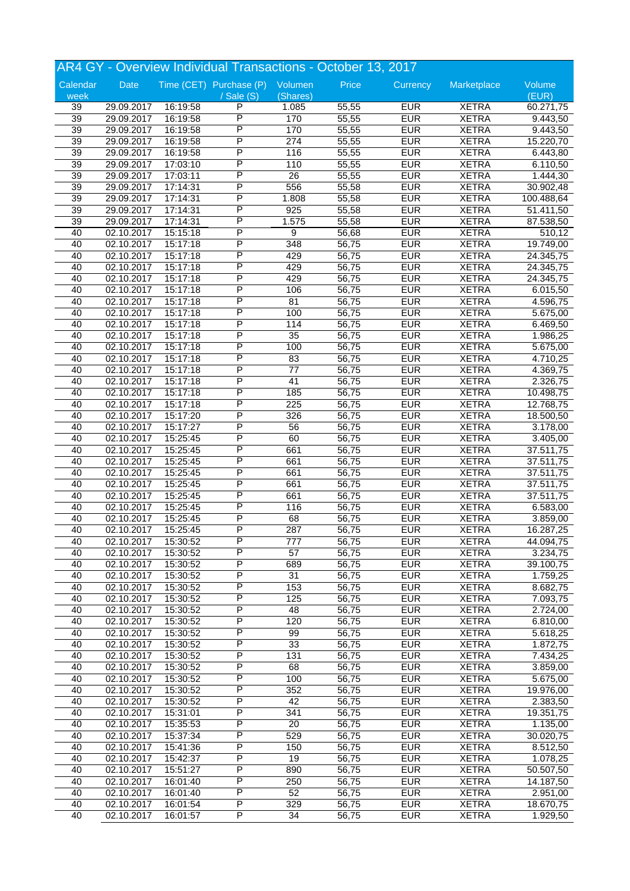## AR4 GY - Overview Individual Transactions - October 13, 2017

| Calendar week | Date | Time (CET) | Purchase (P) / Sale (S) | Volumen (Shares) | Price | Currency | Marketplace | Volume (EUR) |
|---|---|---|---|---|---|---|---|---|
| 39 | 29.09.2017 | 16:19:58 | P | 1.085 | 55,55 | EUR | XETRA | 60.271,75 |
| 39 | 29.09.2017 | 16:19:58 | P | 170 | 55,55 | EUR | XETRA | 9.443,50 |
| 39 | 29.09.2017 | 16:19:58 | P | 170 | 55,55 | EUR | XETRA | 9.443,50 |
| 39 | 29.09.2017 | 16:19:58 | P | 274 | 55,55 | EUR | XETRA | 15.220,70 |
| 39 | 29.09.2017 | 16:19:58 | P | 116 | 55,55 | EUR | XETRA | 6.443,80 |
| 39 | 29.09.2017 | 17:03:10 | P | 110 | 55,55 | EUR | XETRA | 6.110,50 |
| 39 | 29.09.2017 | 17:03:11 | P | 26 | 55,55 | EUR | XETRA | 1.444,30 |
| 39 | 29.09.2017 | 17:14:31 | P | 556 | 55,58 | EUR | XETRA | 30.902,48 |
| 39 | 29.09.2017 | 17:14:31 | P | 1.808 | 55,58 | EUR | XETRA | 100.488,64 |
| 39 | 29.09.2017 | 17:14:31 | P | 925 | 55,58 | EUR | XETRA | 51.411,50 |
| 39 | 29.09.2017 | 17:14:31 | P | 1.575 | 55,58 | EUR | XETRA | 87.538,50 |
| 40 | 02.10.2017 | 15:15:18 | P | 9 | 56,68 | EUR | XETRA | 510,12 |
| 40 | 02.10.2017 | 15:17:18 | P | 348 | 56,75 | EUR | XETRA | 19.749,00 |
| 40 | 02.10.2017 | 15:17:18 | P | 429 | 56,75 | EUR | XETRA | 24.345,75 |
| 40 | 02.10.2017 | 15:17:18 | P | 429 | 56,75 | EUR | XETRA | 24.345,75 |
| 40 | 02.10.2017 | 15:17:18 | P | 429 | 56,75 | EUR | XETRA | 24.345,75 |
| 40 | 02.10.2017 | 15:17:18 | P | 106 | 56,75 | EUR | XETRA | 6.015,50 |
| 40 | 02.10.2017 | 15:17:18 | P | 81 | 56,75 | EUR | XETRA | 4.596,75 |
| 40 | 02.10.2017 | 15:17:18 | P | 100 | 56,75 | EUR | XETRA | 5.675,00 |
| 40 | 02.10.2017 | 15:17:18 | P | 114 | 56,75 | EUR | XETRA | 6.469,50 |
| 40 | 02.10.2017 | 15:17:18 | P | 35 | 56,75 | EUR | XETRA | 1.986,25 |
| 40 | 02.10.2017 | 15:17:18 | P | 100 | 56,75 | EUR | XETRA | 5.675,00 |
| 40 | 02.10.2017 | 15:17:18 | P | 83 | 56,75 | EUR | XETRA | 4.710,25 |
| 40 | 02.10.2017 | 15:17:18 | P | 77 | 56,75 | EUR | XETRA | 4.369,75 |
| 40 | 02.10.2017 | 15:17:18 | P | 41 | 56,75 | EUR | XETRA | 2.326,75 |
| 40 | 02.10.2017 | 15:17:18 | P | 185 | 56,75 | EUR | XETRA | 10.498,75 |
| 40 | 02.10.2017 | 15:17:18 | P | 225 | 56,75 | EUR | XETRA | 12.768,75 |
| 40 | 02.10.2017 | 15:17:20 | P | 326 | 56,75 | EUR | XETRA | 18.500,50 |
| 40 | 02.10.2017 | 15:17:27 | P | 56 | 56,75 | EUR | XETRA | 3.178,00 |
| 40 | 02.10.2017 | 15:25:45 | P | 60 | 56,75 | EUR | XETRA | 3.405,00 |
| 40 | 02.10.2017 | 15:25:45 | P | 661 | 56,75 | EUR | XETRA | 37.511,75 |
| 40 | 02.10.2017 | 15:25:45 | P | 661 | 56,75 | EUR | XETRA | 37.511,75 |
| 40 | 02.10.2017 | 15:25:45 | P | 661 | 56,75 | EUR | XETRA | 37.511,75 |
| 40 | 02.10.2017 | 15:25:45 | P | 661 | 56,75 | EUR | XETRA | 37.511,75 |
| 40 | 02.10.2017 | 15:25:45 | P | 661 | 56,75 | EUR | XETRA | 37.511,75 |
| 40 | 02.10.2017 | 15:25:45 | P | 116 | 56,75 | EUR | XETRA | 6.583,00 |
| 40 | 02.10.2017 | 15:25:45 | P | 68 | 56,75 | EUR | XETRA | 3.859,00 |
| 40 | 02.10.2017 | 15:25:45 | P | 287 | 56,75 | EUR | XETRA | 16.287,25 |
| 40 | 02.10.2017 | 15:30:52 | P | 777 | 56,75 | EUR | XETRA | 44.094,75 |
| 40 | 02.10.2017 | 15:30:52 | P | 57 | 56,75 | EUR | XETRA | 3.234,75 |
| 40 | 02.10.2017 | 15:30:52 | P | 689 | 56,75 | EUR | XETRA | 39.100,75 |
| 40 | 02.10.2017 | 15:30:52 | P | 31 | 56,75 | EUR | XETRA | 1.759,25 |
| 40 | 02.10.2017 | 15:30:52 | P | 153 | 56,75 | EUR | XETRA | 8.682,75 |
| 40 | 02.10.2017 | 15:30:52 | P | 125 | 56,75 | EUR | XETRA | 7.093,75 |
| 40 | 02.10.2017 | 15:30:52 | P | 48 | 56,75 | EUR | XETRA | 2.724,00 |
| 40 | 02.10.2017 | 15:30:52 | P | 120 | 56,75 | EUR | XETRA | 6.810,00 |
| 40 | 02.10.2017 | 15:30:52 | P | 99 | 56,75 | EUR | XETRA | 5.618,25 |
| 40 | 02.10.2017 | 15:30:52 | P | 33 | 56,75 | EUR | XETRA | 1.872,75 |
| 40 | 02.10.2017 | 15:30:52 | P | 131 | 56,75 | EUR | XETRA | 7.434,25 |
| 40 | 02.10.2017 | 15:30:52 | P | 68 | 56,75 | EUR | XETRA | 3.859,00 |
| 40 | 02.10.2017 | 15:30:52 | P | 100 | 56,75 | EUR | XETRA | 5.675,00 |
| 40 | 02.10.2017 | 15:30:52 | P | 352 | 56,75 | EUR | XETRA | 19.976,00 |
| 40 | 02.10.2017 | 15:30:52 | P | 42 | 56,75 | EUR | XETRA | 2.383,50 |
| 40 | 02.10.2017 | 15:31:01 | P | 341 | 56,75 | EUR | XETRA | 19.351,75 |
| 40 | 02.10.2017 | 15:35:53 | P | 20 | 56,75 | EUR | XETRA | 1.135,00 |
| 40 | 02.10.2017 | 15:37:34 | P | 529 | 56,75 | EUR | XETRA | 30.020,75 |
| 40 | 02.10.2017 | 15:41:36 | P | 150 | 56,75 | EUR | XETRA | 8.512,50 |
| 40 | 02.10.2017 | 15:42:37 | P | 19 | 56,75 | EUR | XETRA | 1.078,25 |
| 40 | 02.10.2017 | 15:51:27 | P | 890 | 56,75 | EUR | XETRA | 50.507,50 |
| 40 | 02.10.2017 | 16:01:40 | P | 250 | 56,75 | EUR | XETRA | 14.187,50 |
| 40 | 02.10.2017 | 16:01:40 | P | 52 | 56,75 | EUR | XETRA | 2.951,00 |
| 40 | 02.10.2017 | 16:01:54 | P | 329 | 56,75 | EUR | XETRA | 18.670,75 |
| 40 | 02.10.2017 | 16:01:57 | P | 34 | 56,75 | EUR | XETRA | 1.929,50 |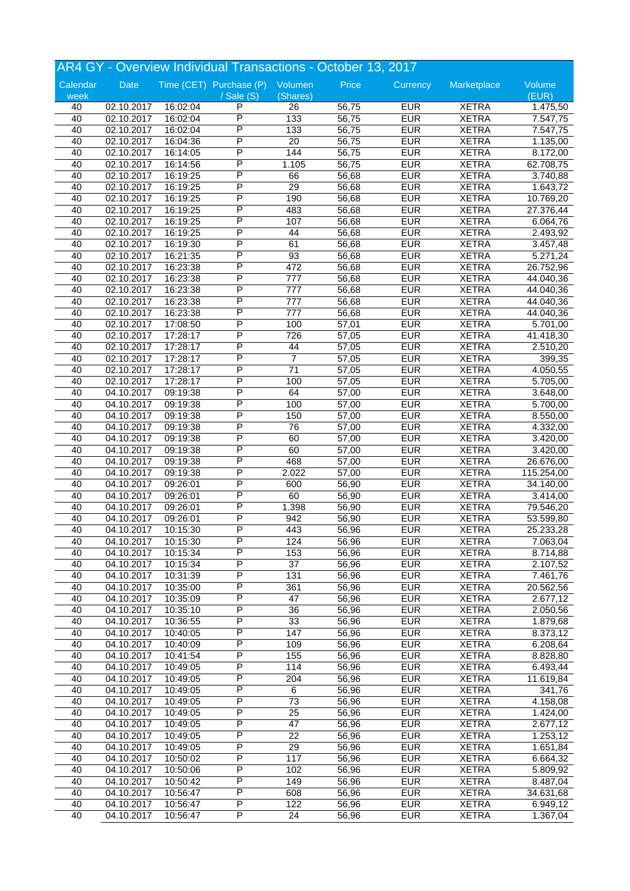## AR4 GY - Overview Individual Transactions - October 13, 2017

| Calendar week | Date | Time (CET) | Purchase (P) / Sale (S) | Volumen (Shares) | Price | Currency | Marketplace | Volume (EUR) |
|---|---|---|---|---|---|---|---|---|
| 40 | 02.10.2017 | 16:02:04 | P | 26 | 56,75 | EUR | XETRA | 1.475,50 |
| 40 | 02.10.2017 | 16:02:04 | P | 133 | 56,75 | EUR | XETRA | 7.547,75 |
| 40 | 02.10.2017 | 16:02:04 | P | 133 | 56,75 | EUR | XETRA | 7.547,75 |
| 40 | 02.10.2017 | 16:04:36 | P | 20 | 56,75 | EUR | XETRA | 1.135,00 |
| 40 | 02.10.2017 | 16:14:05 | P | 144 | 56,75 | EUR | XETRA | 8.172,00 |
| 40 | 02.10.2017 | 16:14:56 | P | 1.105 | 56,75 | EUR | XETRA | 62.708,75 |
| 40 | 02.10.2017 | 16:19:25 | P | 66 | 56,68 | EUR | XETRA | 3.740,88 |
| 40 | 02.10.2017 | 16:19:25 | P | 29 | 56,68 | EUR | XETRA | 1.643,72 |
| 40 | 02.10.2017 | 16:19:25 | P | 190 | 56,68 | EUR | XETRA | 10.769,20 |
| 40 | 02.10.2017 | 16:19:25 | P | 483 | 56,68 | EUR | XETRA | 27.376,44 |
| 40 | 02.10.2017 | 16:19:25 | P | 107 | 56,68 | EUR | XETRA | 6.064,76 |
| 40 | 02.10.2017 | 16:19:25 | P | 44 | 56,68 | EUR | XETRA | 2.493,92 |
| 40 | 02.10.2017 | 16:19:30 | P | 61 | 56,68 | EUR | XETRA | 3.457,48 |
| 40 | 02.10.2017 | 16:21:35 | P | 93 | 56,68 | EUR | XETRA | 5.271,24 |
| 40 | 02.10.2017 | 16:23:38 | P | 472 | 56,68 | EUR | XETRA | 26.752,96 |
| 40 | 02.10.2017 | 16:23:38 | P | 777 | 56,68 | EUR | XETRA | 44.040,36 |
| 40 | 02.10.2017 | 16:23:38 | P | 777 | 56,68 | EUR | XETRA | 44.040,36 |
| 40 | 02.10.2017 | 16:23:38 | P | 777 | 56,68 | EUR | XETRA | 44.040,36 |
| 40 | 02.10.2017 | 16:23:38 | P | 777 | 56,68 | EUR | XETRA | 44.040,36 |
| 40 | 02.10.2017 | 17:08:50 | P | 100 | 57,01 | EUR | XETRA | 5.701,00 |
| 40 | 02.10.2017 | 17:28:17 | P | 726 | 57,05 | EUR | XETRA | 41.418,30 |
| 40 | 02.10.2017 | 17:28:17 | P | 44 | 57,05 | EUR | XETRA | 2.510,20 |
| 40 | 02.10.2017 | 17:28:17 | P | 7 | 57,05 | EUR | XETRA | 399,35 |
| 40 | 02.10.2017 | 17:28:17 | P | 71 | 57,05 | EUR | XETRA | 4.050,55 |
| 40 | 02.10.2017 | 17:28:17 | P | 100 | 57,05 | EUR | XETRA | 5.705,00 |
| 40 | 04.10.2017 | 09:19:38 | P | 64 | 57,00 | EUR | XETRA | 3.648,00 |
| 40 | 04.10.2017 | 09:19:38 | P | 100 | 57,00 | EUR | XETRA | 5.700,00 |
| 40 | 04.10.2017 | 09:19:38 | P | 150 | 57,00 | EUR | XETRA | 8.550,00 |
| 40 | 04.10.2017 | 09:19:38 | P | 76 | 57,00 | EUR | XETRA | 4.332,00 |
| 40 | 04.10.2017 | 09:19:38 | P | 60 | 57,00 | EUR | XETRA | 3.420,00 |
| 40 | 04.10.2017 | 09:19:38 | P | 60 | 57,00 | EUR | XETRA | 3.420,00 |
| 40 | 04.10.2017 | 09:19:38 | P | 468 | 57,00 | EUR | XETRA | 26.676,00 |
| 40 | 04.10.2017 | 09:19:38 | P | 2.022 | 57,00 | EUR | XETRA | 115.254,00 |
| 40 | 04.10.2017 | 09:26:01 | P | 600 | 56,90 | EUR | XETRA | 34.140,00 |
| 40 | 04.10.2017 | 09:26:01 | P | 60 | 56,90 | EUR | XETRA | 3.414,00 |
| 40 | 04.10.2017 | 09:26:01 | P | 1.398 | 56,90 | EUR | XETRA | 79.546,20 |
| 40 | 04.10.2017 | 09:26:01 | P | 942 | 56,90 | EUR | XETRA | 53.599,80 |
| 40 | 04.10.2017 | 10:15:30 | P | 443 | 56,96 | EUR | XETRA | 25.233,28 |
| 40 | 04.10.2017 | 10:15:30 | P | 124 | 56,96 | EUR | XETRA | 7.063,04 |
| 40 | 04.10.2017 | 10:15:34 | P | 153 | 56,96 | EUR | XETRA | 8.714,88 |
| 40 | 04.10.2017 | 10:15:34 | P | 37 | 56,96 | EUR | XETRA | 2.107,52 |
| 40 | 04.10.2017 | 10:31:39 | P | 131 | 56,96 | EUR | XETRA | 7.461,76 |
| 40 | 04.10.2017 | 10:35:00 | P | 361 | 56,96 | EUR | XETRA | 20.562,56 |
| 40 | 04.10.2017 | 10:35:09 | P | 47 | 56,96 | EUR | XETRA | 2.677,12 |
| 40 | 04.10.2017 | 10:35:10 | P | 36 | 56,96 | EUR | XETRA | 2.050,56 |
| 40 | 04.10.2017 | 10:36:55 | P | 33 | 56,96 | EUR | XETRA | 1.879,68 |
| 40 | 04.10.2017 | 10:40:05 | P | 147 | 56,96 | EUR | XETRA | 8.373,12 |
| 40 | 04.10.2017 | 10:40:09 | P | 109 | 56,96 | EUR | XETRA | 6.208,64 |
| 40 | 04.10.2017 | 10:41:54 | P | 155 | 56,96 | EUR | XETRA | 8.828,80 |
| 40 | 04.10.2017 | 10:49:05 | P | 114 | 56,96 | EUR | XETRA | 6.493,44 |
| 40 | 04.10.2017 | 10:49:05 | P | 204 | 56,96 | EUR | XETRA | 11.619,84 |
| 40 | 04.10.2017 | 10:49:05 | P | 6 | 56,96 | EUR | XETRA | 341,76 |
| 40 | 04.10.2017 | 10:49:05 | P | 73 | 56,96 | EUR | XETRA | 4.158,08 |
| 40 | 04.10.2017 | 10:49:05 | P | 25 | 56,96 | EUR | XETRA | 1.424,00 |
| 40 | 04.10.2017 | 10:49:05 | P | 47 | 56,96 | EUR | XETRA | 2.677,12 |
| 40 | 04.10.2017 | 10:49:05 | P | 22 | 56,96 | EUR | XETRA | 1.253,12 |
| 40 | 04.10.2017 | 10:49:05 | P | 29 | 56,96 | EUR | XETRA | 1.651,84 |
| 40 | 04.10.2017 | 10:50:02 | P | 117 | 56,96 | EUR | XETRA | 6.664,32 |
| 40 | 04.10.2017 | 10:50:06 | P | 102 | 56,96 | EUR | XETRA | 5.809,92 |
| 40 | 04.10.2017 | 10:50:42 | P | 149 | 56,96 | EUR | XETRA | 8.487,04 |
| 40 | 04.10.2017 | 10:56:47 | P | 608 | 56,96 | EUR | XETRA | 34.631,68 |
| 40 | 04.10.2017 | 10:56:47 | P | 122 | 56,96 | EUR | XETRA | 6.949,12 |
| 40 | 04.10.2017 | 10:56:47 | P | 24 | 56,96 | EUR | XETRA | 1.367,04 |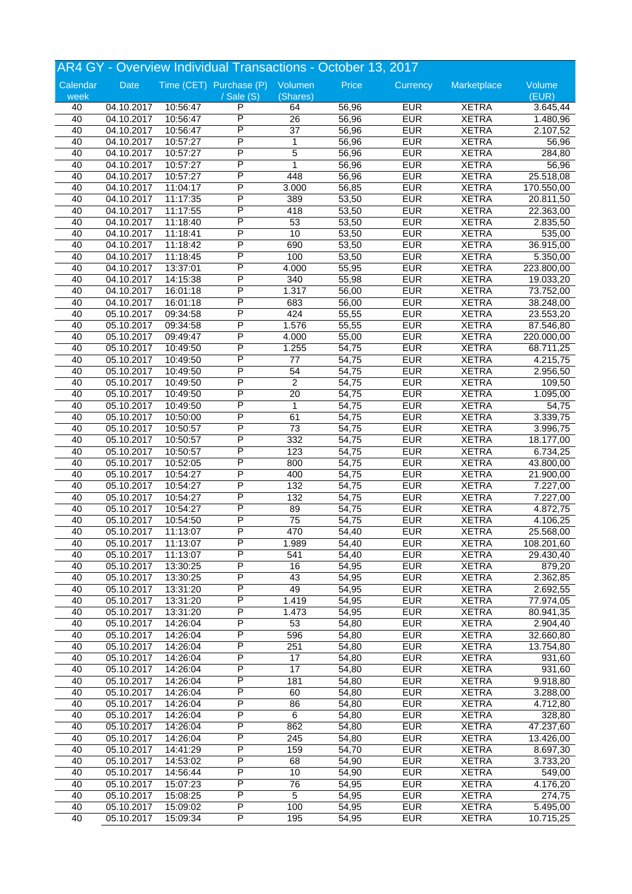## AR4 GY - Overview Individual Transactions - October 13, 2017

| Calendar week | Date | Time (CET) | Purchase (P) / Sale (S) | Volumen (Shares) | Price | Currency | Marketplace | Volume (EUR) |
|---|---|---|---|---|---|---|---|---|
| 40 | 04.10.2017 | 10:56:47 | P | 64 | 56,96 | EUR | XETRA | 3.645,44 |
| 40 | 04.10.2017 | 10:56:47 | P | 26 | 56,96 | EUR | XETRA | 1.480,96 |
| 40 | 04.10.2017 | 10:56:47 | P | 37 | 56,96 | EUR | XETRA | 2.107,52 |
| 40 | 04.10.2017 | 10:57:27 | P | 1 | 56,96 | EUR | XETRA | 56,96 |
| 40 | 04.10.2017 | 10:57:27 | P | 5 | 56,96 | EUR | XETRA | 284,80 |
| 40 | 04.10.2017 | 10:57:27 | P | 1 | 56,96 | EUR | XETRA | 56,96 |
| 40 | 04.10.2017 | 10:57:27 | P | 448 | 56,96 | EUR | XETRA | 25.518,08 |
| 40 | 04.10.2017 | 11:04:17 | P | 3.000 | 56,85 | EUR | XETRA | 170.550,00 |
| 40 | 04.10.2017 | 11:17:35 | P | 389 | 53,50 | EUR | XETRA | 20.811,50 |
| 40 | 04.10.2017 | 11:17:55 | P | 418 | 53,50 | EUR | XETRA | 22.363,00 |
| 40 | 04.10.2017 | 11:18:40 | P | 53 | 53,50 | EUR | XETRA | 2.835,50 |
| 40 | 04.10.2017 | 11:18:41 | P | 10 | 53,50 | EUR | XETRA | 535,00 |
| 40 | 04.10.2017 | 11:18:42 | P | 690 | 53,50 | EUR | XETRA | 36.915,00 |
| 40 | 04.10.2017 | 11:18:45 | P | 100 | 53,50 | EUR | XETRA | 5.350,00 |
| 40 | 04.10.2017 | 13:37:01 | P | 4.000 | 55,95 | EUR | XETRA | 223.800,00 |
| 40 | 04.10.2017 | 14:15:38 | P | 340 | 55,98 | EUR | XETRA | 19.033,20 |
| 40 | 04.10.2017 | 16:01:18 | P | 1.317 | 56,00 | EUR | XETRA | 73.752,00 |
| 40 | 04.10.2017 | 16:01:18 | P | 683 | 56,00 | EUR | XETRA | 38.248,00 |
| 40 | 05.10.2017 | 09:34:58 | P | 424 | 55,55 | EUR | XETRA | 23.553,20 |
| 40 | 05.10.2017 | 09:34:58 | P | 1.576 | 55,55 | EUR | XETRA | 87.546,80 |
| 40 | 05.10.2017 | 09:49:47 | P | 4.000 | 55,00 | EUR | XETRA | 220.000,00 |
| 40 | 05.10.2017 | 10:49:50 | P | 1.255 | 54,75 | EUR | XETRA | 68.711,25 |
| 40 | 05.10.2017 | 10:49:50 | P | 77 | 54,75 | EUR | XETRA | 4.215,75 |
| 40 | 05.10.2017 | 10:49:50 | P | 54 | 54,75 | EUR | XETRA | 2.956,50 |
| 40 | 05.10.2017 | 10:49:50 | P | 2 | 54,75 | EUR | XETRA | 109,50 |
| 40 | 05.10.2017 | 10:49:50 | P | 20 | 54,75 | EUR | XETRA | 1.095,00 |
| 40 | 05.10.2017 | 10:49:50 | P | 1 | 54,75 | EUR | XETRA | 54,75 |
| 40 | 05.10.2017 | 10:50:00 | P | 61 | 54,75 | EUR | XETRA | 3.339,75 |
| 40 | 05.10.2017 | 10:50:57 | P | 73 | 54,75 | EUR | XETRA | 3.996,75 |
| 40 | 05.10.2017 | 10:50:57 | P | 332 | 54,75 | EUR | XETRA | 18.177,00 |
| 40 | 05.10.2017 | 10:50:57 | P | 123 | 54,75 | EUR | XETRA | 6.734,25 |
| 40 | 05.10.2017 | 10:52:05 | P | 800 | 54,75 | EUR | XETRA | 43.800,00 |
| 40 | 05.10.2017 | 10:54:27 | P | 400 | 54,75 | EUR | XETRA | 21.900,00 |
| 40 | 05.10.2017 | 10:54:27 | P | 132 | 54,75 | EUR | XETRA | 7.227,00 |
| 40 | 05.10.2017 | 10:54:27 | P | 132 | 54,75 | EUR | XETRA | 7.227,00 |
| 40 | 05.10.2017 | 10:54:27 | P | 89 | 54,75 | EUR | XETRA | 4.872,75 |
| 40 | 05.10.2017 | 10:54:50 | P | 75 | 54,75 | EUR | XETRA | 4.106,25 |
| 40 | 05.10.2017 | 11:13:07 | P | 470 | 54,40 | EUR | XETRA | 25.568,00 |
| 40 | 05.10.2017 | 11:13:07 | P | 1.989 | 54,40 | EUR | XETRA | 108.201,60 |
| 40 | 05.10.2017 | 11:13:07 | P | 541 | 54,40 | EUR | XETRA | 29.430,40 |
| 40 | 05.10.2017 | 13:30:25 | P | 16 | 54,95 | EUR | XETRA | 879,20 |
| 40 | 05.10.2017 | 13:30:25 | P | 43 | 54,95 | EUR | XETRA | 2.362,85 |
| 40 | 05.10.2017 | 13:31:20 | P | 49 | 54,95 | EUR | XETRA | 2.692,55 |
| 40 | 05.10.2017 | 13:31:20 | P | 1.419 | 54,95 | EUR | XETRA | 77.974,05 |
| 40 | 05.10.2017 | 13:31:20 | P | 1.473 | 54,95 | EUR | XETRA | 80.941,35 |
| 40 | 05.10.2017 | 14:26:04 | P | 53 | 54,80 | EUR | XETRA | 2.904,40 |
| 40 | 05.10.2017 | 14:26:04 | P | 596 | 54,80 | EUR | XETRA | 32.660,80 |
| 40 | 05.10.2017 | 14:26:04 | P | 251 | 54,80 | EUR | XETRA | 13.754,80 |
| 40 | 05.10.2017 | 14:26:04 | P | 17 | 54,80 | EUR | XETRA | 931,60 |
| 40 | 05.10.2017 | 14:26:04 | P | 17 | 54,80 | EUR | XETRA | 931,60 |
| 40 | 05.10.2017 | 14:26:04 | P | 181 | 54,80 | EUR | XETRA | 9.918,80 |
| 40 | 05.10.2017 | 14:26:04 | P | 60 | 54,80 | EUR | XETRA | 3.288,00 |
| 40 | 05.10.2017 | 14:26:04 | P | 86 | 54,80 | EUR | XETRA | 4.712,80 |
| 40 | 05.10.2017 | 14:26:04 | P | 6 | 54,80 | EUR | XETRA | 328,80 |
| 40 | 05.10.2017 | 14:26:04 | P | 862 | 54,80 | EUR | XETRA | 47.237,60 |
| 40 | 05.10.2017 | 14:26:04 | P | 245 | 54,80 | EUR | XETRA | 13.426,00 |
| 40 | 05.10.2017 | 14:41:29 | P | 159 | 54,70 | EUR | XETRA | 8.697,30 |
| 40 | 05.10.2017 | 14:53:02 | P | 68 | 54,90 | EUR | XETRA | 3.733,20 |
| 40 | 05.10.2017 | 14:56:44 | P | 10 | 54,90 | EUR | XETRA | 549,00 |
| 40 | 05.10.2017 | 15:07:23 | P | 76 | 54,95 | EUR | XETRA | 4.176,20 |
| 40 | 05.10.2017 | 15:08:25 | P | 5 | 54,95 | EUR | XETRA | 274,75 |
| 40 | 05.10.2017 | 15:09:02 | P | 100 | 54,95 | EUR | XETRA | 5.495,00 |
| 40 | 05.10.2017 | 15:09:34 | P | 195 | 54,95 | EUR | XETRA | 10.715,25 |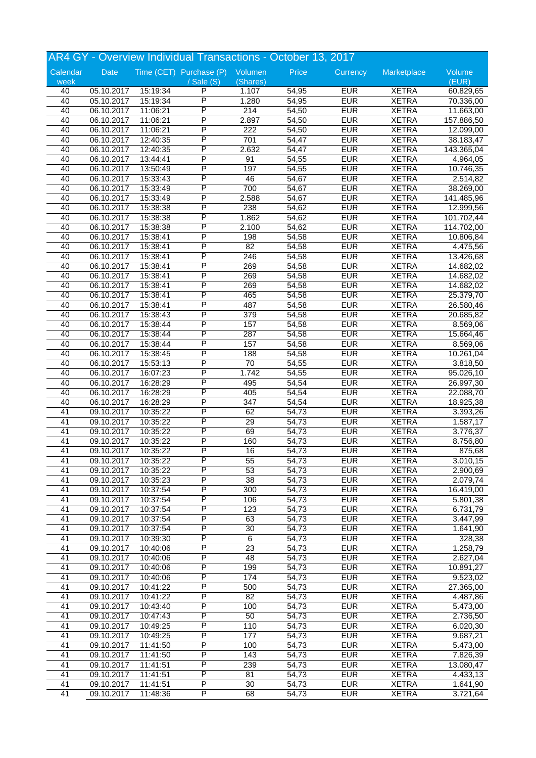# AR4 GY - Overview Individual Transactions - October 13, 2017

| Calendar week | Date | Time (CET) | Purchase (P) / Sale (S) | Volumen (Shares) | Price | Currency | Marketplace | Volume (EUR) |
|---|---|---|---|---|---|---|---|---|
| 40 | 05.10.2017 | 15:19:34 | P | 1.107 | 54,95 | EUR | XETRA | 60.829,65 |
| 40 | 05.10.2017 | 15:19:34 | P | 1.280 | 54,95 | EUR | XETRA | 70.336,00 |
| 40 | 06.10.2017 | 11:06:21 | P | 214 | 54,50 | EUR | XETRA | 11.663,00 |
| 40 | 06.10.2017 | 11:06:21 | P | 2.897 | 54,50 | EUR | XETRA | 157.886,50 |
| 40 | 06.10.2017 | 11:06:21 | P | 222 | 54,50 | EUR | XETRA | 12.099,00 |
| 40 | 06.10.2017 | 12:40:35 | P | 701 | 54,47 | EUR | XETRA | 38.183,47 |
| 40 | 06.10.2017 | 12:40:35 | P | 2.632 | 54,47 | EUR | XETRA | 143.365,04 |
| 40 | 06.10.2017 | 13:44:41 | P | 91 | 54,55 | EUR | XETRA | 4.964,05 |
| 40 | 06.10.2017 | 13:50:49 | P | 197 | 54,55 | EUR | XETRA | 10.746,35 |
| 40 | 06.10.2017 | 15:33:43 | P | 46 | 54,67 | EUR | XETRA | 2.514,82 |
| 40 | 06.10.2017 | 15:33:49 | P | 700 | 54,67 | EUR | XETRA | 38.269,00 |
| 40 | 06.10.2017 | 15:33:49 | P | 2.588 | 54,67 | EUR | XETRA | 141.485,96 |
| 40 | 06.10.2017 | 15:38:38 | P | 238 | 54,62 | EUR | XETRA | 12.999,56 |
| 40 | 06.10.2017 | 15:38:38 | P | 1.862 | 54,62 | EUR | XETRA | 101.702,44 |
| 40 | 06.10.2017 | 15:38:38 | P | 2.100 | 54,62 | EUR | XETRA | 114.702,00 |
| 40 | 06.10.2017 | 15:38:41 | P | 198 | 54,58 | EUR | XETRA | 10.806,84 |
| 40 | 06.10.2017 | 15:38:41 | P | 82 | 54,58 | EUR | XETRA | 4.475,56 |
| 40 | 06.10.2017 | 15:38:41 | P | 246 | 54,58 | EUR | XETRA | 13.426,68 |
| 40 | 06.10.2017 | 15:38:41 | P | 269 | 54,58 | EUR | XETRA | 14.682,02 |
| 40 | 06.10.2017 | 15:38:41 | P | 269 | 54,58 | EUR | XETRA | 14.682,02 |
| 40 | 06.10.2017 | 15:38:41 | P | 269 | 54,58 | EUR | XETRA | 14.682,02 |
| 40 | 06.10.2017 | 15:38:41 | P | 465 | 54,58 | EUR | XETRA | 25.379,70 |
| 40 | 06.10.2017 | 15:38:41 | P | 487 | 54,58 | EUR | XETRA | 26.580,46 |
| 40 | 06.10.2017 | 15:38:43 | P | 379 | 54,58 | EUR | XETRA | 20.685,82 |
| 40 | 06.10.2017 | 15:38:44 | P | 157 | 54,58 | EUR | XETRA | 8.569,06 |
| 40 | 06.10.2017 | 15:38:44 | P | 287 | 54,58 | EUR | XETRA | 15.664,46 |
| 40 | 06.10.2017 | 15:38:44 | P | 157 | 54,58 | EUR | XETRA | 8.569,06 |
| 40 | 06.10.2017 | 15:38:45 | P | 188 | 54,58 | EUR | XETRA | 10.261,04 |
| 40 | 06.10.2017 | 15:53:13 | P | 70 | 54,55 | EUR | XETRA | 3.818,50 |
| 40 | 06.10.2017 | 16:07:23 | P | 1.742 | 54,55 | EUR | XETRA | 95.026,10 |
| 40 | 06.10.2017 | 16:28:29 | P | 495 | 54,54 | EUR | XETRA | 26.997,30 |
| 40 | 06.10.2017 | 16:28:29 | P | 405 | 54,54 | EUR | XETRA | 22.088,70 |
| 40 | 06.10.2017 | 16:28:29 | P | 347 | 54,54 | EUR | XETRA | 18.925,38 |
| 41 | 09.10.2017 | 10:35:22 | P | 62 | 54,73 | EUR | XETRA | 3.393,26 |
| 41 | 09.10.2017 | 10:35:22 | P | 29 | 54,73 | EUR | XETRA | 1.587,17 |
| 41 | 09.10.2017 | 10:35:22 | P | 69 | 54,73 | EUR | XETRA | 3.776,37 |
| 41 | 09.10.2017 | 10:35:22 | P | 160 | 54,73 | EUR | XETRA | 8.756,80 |
| 41 | 09.10.2017 | 10:35:22 | P | 16 | 54,73 | EUR | XETRA | 875,68 |
| 41 | 09.10.2017 | 10:35:22 | P | 55 | 54,73 | EUR | XETRA | 3.010,15 |
| 41 | 09.10.2017 | 10:35:22 | P | 53 | 54,73 | EUR | XETRA | 2.900,69 |
| 41 | 09.10.2017 | 10:35:23 | P | 38 | 54,73 | EUR | XETRA | 2.079,74 |
| 41 | 09.10.2017 | 10:37:54 | P | 300 | 54,73 | EUR | XETRA | 16.419,00 |
| 41 | 09.10.2017 | 10:37:54 | P | 106 | 54,73 | EUR | XETRA | 5.801,38 |
| 41 | 09.10.2017 | 10:37:54 | P | 123 | 54,73 | EUR | XETRA | 6.731,79 |
| 41 | 09.10.2017 | 10:37:54 | P | 63 | 54,73 | EUR | XETRA | 3.447,99 |
| 41 | 09.10.2017 | 10:37:54 | P | 30 | 54,73 | EUR | XETRA | 1.641,90 |
| 41 | 09.10.2017 | 10:39:30 | P | 6 | 54,73 | EUR | XETRA | 328,38 |
| 41 | 09.10.2017 | 10:40:06 | P | 23 | 54,73 | EUR | XETRA | 1.258,79 |
| 41 | 09.10.2017 | 10:40:06 | P | 48 | 54,73 | EUR | XETRA | 2.627,04 |
| 41 | 09.10.2017 | 10:40:06 | P | 199 | 54,73 | EUR | XETRA | 10.891,27 |
| 41 | 09.10.2017 | 10:40:06 | P | 174 | 54,73 | EUR | XETRA | 9.523,02 |
| 41 | 09.10.2017 | 10:41:22 | P | 500 | 54,73 | EUR | XETRA | 27.365,00 |
| 41 | 09.10.2017 | 10:41:22 | P | 82 | 54,73 | EUR | XETRA | 4.487,86 |
| 41 | 09.10.2017 | 10:43:40 | P | 100 | 54,73 | EUR | XETRA | 5.473,00 |
| 41 | 09.10.2017 | 10:47:43 | P | 50 | 54,73 | EUR | XETRA | 2.736,50 |
| 41 | 09.10.2017 | 10:49:25 | P | 110 | 54,73 | EUR | XETRA | 6.020,30 |
| 41 | 09.10.2017 | 10:49:25 | P | 177 | 54,73 | EUR | XETRA | 9.687,21 |
| 41 | 09.10.2017 | 11:41:50 | P | 100 | 54,73 | EUR | XETRA | 5.473,00 |
| 41 | 09.10.2017 | 11:41:50 | P | 143 | 54,73 | EUR | XETRA | 7.826,39 |
| 41 | 09.10.2017 | 11:41:51 | P | 239 | 54,73 | EUR | XETRA | 13.080,47 |
| 41 | 09.10.2017 | 11:41:51 | P | 81 | 54,73 | EUR | XETRA | 4.433,13 |
| 41 | 09.10.2017 | 11:41:51 | P | 30 | 54,73 | EUR | XETRA | 1.641,90 |
| 41 | 09.10.2017 | 11:48:36 | P | 68 | 54,73 | EUR | XETRA | 3.721,64 |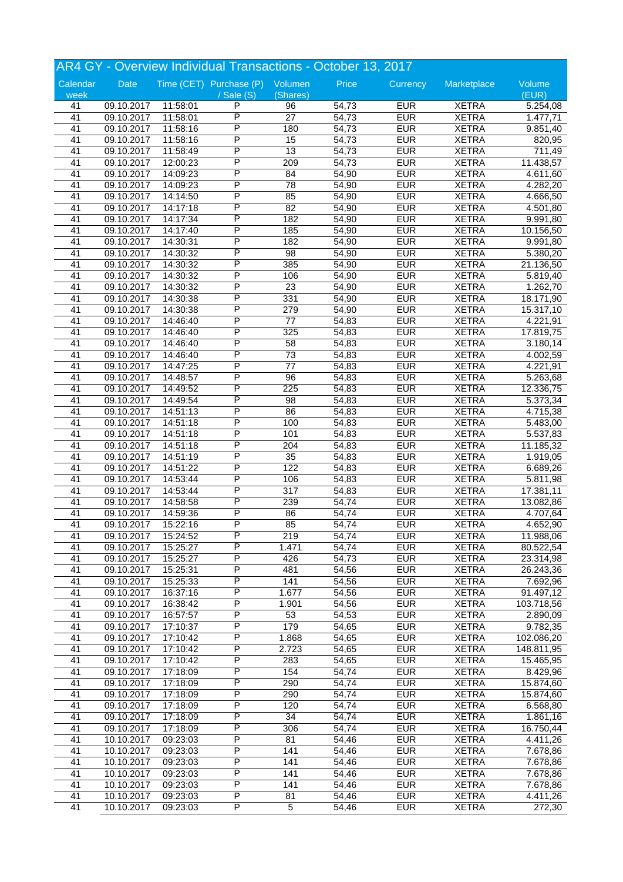## AR4 GY - Overview Individual Transactions - October 13, 2017

| Calendar week | Date | Time (CET) | Purchase (P) / Sale (S) | Volumen (Shares) | Price | Currency | Marketplace | Volume (EUR) |
|---|---|---|---|---|---|---|---|---|
| 41 | 09.10.2017 | 11:58:01 | P | 96 | 54,73 | EUR | XETRA | 5.254,08 |
| 41 | 09.10.2017 | 11:58:01 | P | 27 | 54,73 | EUR | XETRA | 1.477,71 |
| 41 | 09.10.2017 | 11:58:16 | P | 180 | 54,73 | EUR | XETRA | 9.851,40 |
| 41 | 09.10.2017 | 11:58:16 | P | 15 | 54,73 | EUR | XETRA | 820,95 |
| 41 | 09.10.2017 | 11:58:49 | P | 13 | 54,73 | EUR | XETRA | 711,49 |
| 41 | 09.10.2017 | 12:00:23 | P | 209 | 54,73 | EUR | XETRA | 11.438,57 |
| 41 | 09.10.2017 | 14:09:23 | P | 84 | 54,90 | EUR | XETRA | 4.611,60 |
| 41 | 09.10.2017 | 14:09:23 | P | 78 | 54,90 | EUR | XETRA | 4.282,20 |
| 41 | 09.10.2017 | 14:14:50 | P | 85 | 54,90 | EUR | XETRA | 4.666,50 |
| 41 | 09.10.2017 | 14:17:18 | P | 82 | 54,90 | EUR | XETRA | 4.501,80 |
| 41 | 09.10.2017 | 14:17:34 | P | 182 | 54,90 | EUR | XETRA | 9.991,80 |
| 41 | 09.10.2017 | 14:17:40 | P | 185 | 54,90 | EUR | XETRA | 10.156,50 |
| 41 | 09.10.2017 | 14:30:31 | P | 182 | 54,90 | EUR | XETRA | 9.991,80 |
| 41 | 09.10.2017 | 14:30:32 | P | 98 | 54,90 | EUR | XETRA | 5.380,20 |
| 41 | 09.10.2017 | 14:30:32 | P | 385 | 54,90 | EUR | XETRA | 21.136,50 |
| 41 | 09.10.2017 | 14:30:32 | P | 106 | 54,90 | EUR | XETRA | 5.819,40 |
| 41 | 09.10.2017 | 14:30:32 | P | 23 | 54,90 | EUR | XETRA | 1.262,70 |
| 41 | 09.10.2017 | 14:30:38 | P | 331 | 54,90 | EUR | XETRA | 18.171,90 |
| 41 | 09.10.2017 | 14:30:38 | P | 279 | 54,90 | EUR | XETRA | 15.317,10 |
| 41 | 09.10.2017 | 14:46:40 | P | 77 | 54,83 | EUR | XETRA | 4.221,91 |
| 41 | 09.10.2017 | 14:46:40 | P | 325 | 54,83 | EUR | XETRA | 17.819,75 |
| 41 | 09.10.2017 | 14:46:40 | P | 58 | 54,83 | EUR | XETRA | 3.180,14 |
| 41 | 09.10.2017 | 14:46:40 | P | 73 | 54,83 | EUR | XETRA | 4.002,59 |
| 41 | 09.10.2017 | 14:47:25 | P | 77 | 54,83 | EUR | XETRA | 4.221,91 |
| 41 | 09.10.2017 | 14:48:57 | P | 96 | 54,83 | EUR | XETRA | 5.263,68 |
| 41 | 09.10.2017 | 14:49:52 | P | 225 | 54,83 | EUR | XETRA | 12.336,75 |
| 41 | 09.10.2017 | 14:49:54 | P | 98 | 54,83 | EUR | XETRA | 5.373,34 |
| 41 | 09.10.2017 | 14:51:13 | P | 86 | 54,83 | EUR | XETRA | 4.715,38 |
| 41 | 09.10.2017 | 14:51:18 | P | 100 | 54,83 | EUR | XETRA | 5.483,00 |
| 41 | 09.10.2017 | 14:51:18 | P | 101 | 54,83 | EUR | XETRA | 5.537,83 |
| 41 | 09.10.2017 | 14:51:18 | P | 204 | 54,83 | EUR | XETRA | 11.185,32 |
| 41 | 09.10.2017 | 14:51:19 | P | 35 | 54,83 | EUR | XETRA | 1.919,05 |
| 41 | 09.10.2017 | 14:51:22 | P | 122 | 54,83 | EUR | XETRA | 6.689,26 |
| 41 | 09.10.2017 | 14:53:44 | P | 106 | 54,83 | EUR | XETRA | 5.811,98 |
| 41 | 09.10.2017 | 14:53:44 | P | 317 | 54,83 | EUR | XETRA | 17.381,11 |
| 41 | 09.10.2017 | 14:58:58 | P | 239 | 54,74 | EUR | XETRA | 13.082,86 |
| 41 | 09.10.2017 | 14:59:36 | P | 86 | 54,74 | EUR | XETRA | 4.707,64 |
| 41 | 09.10.2017 | 15:22:16 | P | 85 | 54,74 | EUR | XETRA | 4.652,90 |
| 41 | 09.10.2017 | 15:24:52 | P | 219 | 54,74 | EUR | XETRA | 11.988,06 |
| 41 | 09.10.2017 | 15:25:27 | P | 1.471 | 54,74 | EUR | XETRA | 80.522,54 |
| 41 | 09.10.2017 | 15:25:27 | P | 426 | 54,73 | EUR | XETRA | 23.314,98 |
| 41 | 09.10.2017 | 15:25:31 | P | 481 | 54,56 | EUR | XETRA | 26.243,36 |
| 41 | 09.10.2017 | 15:25:33 | P | 141 | 54,56 | EUR | XETRA | 7.692,96 |
| 41 | 09.10.2017 | 16:37:16 | P | 1.677 | 54,56 | EUR | XETRA | 91.497,12 |
| 41 | 09.10.2017 | 16:38:42 | P | 1.901 | 54,56 | EUR | XETRA | 103.718,56 |
| 41 | 09.10.2017 | 16:57:57 | P | 53 | 54,53 | EUR | XETRA | 2.890,09 |
| 41 | 09.10.2017 | 17:10:37 | P | 179 | 54,65 | EUR | XETRA | 9.782,35 |
| 41 | 09.10.2017 | 17:10:42 | P | 1.868 | 54,65 | EUR | XETRA | 102.086,20 |
| 41 | 09.10.2017 | 17:10:42 | P | 2.723 | 54,65 | EUR | XETRA | 148.811,95 |
| 41 | 09.10.2017 | 17:10:42 | P | 283 | 54,65 | EUR | XETRA | 15.465,95 |
| 41 | 09.10.2017 | 17:18:09 | P | 154 | 54,74 | EUR | XETRA | 8.429,96 |
| 41 | 09.10.2017 | 17:18:09 | P | 290 | 54,74 | EUR | XETRA | 15.874,60 |
| 41 | 09.10.2017 | 17:18:09 | P | 290 | 54,74 | EUR | XETRA | 15.874,60 |
| 41 | 09.10.2017 | 17:18:09 | P | 120 | 54,74 | EUR | XETRA | 6.568,80 |
| 41 | 09.10.2017 | 17:18:09 | P | 34 | 54,74 | EUR | XETRA | 1.861,16 |
| 41 | 09.10.2017 | 17:18:09 | P | 306 | 54,74 | EUR | XETRA | 16.750,44 |
| 41 | 10.10.2017 | 09:23:03 | P | 81 | 54,46 | EUR | XETRA | 4.411,26 |
| 41 | 10.10.2017 | 09:23:03 | P | 141 | 54,46 | EUR | XETRA | 7.678,86 |
| 41 | 10.10.2017 | 09:23:03 | P | 141 | 54,46 | EUR | XETRA | 7.678,86 |
| 41 | 10.10.2017 | 09:23:03 | P | 141 | 54,46 | EUR | XETRA | 7.678,86 |
| 41 | 10.10.2017 | 09:23:03 | P | 141 | 54,46 | EUR | XETRA | 7.678,86 |
| 41 | 10.10.2017 | 09:23:03 | P | 81 | 54,46 | EUR | XETRA | 4.411,26 |
| 41 | 10.10.2017 | 09:23:03 | P | 5 | 54,46 | EUR | XETRA | 272,30 |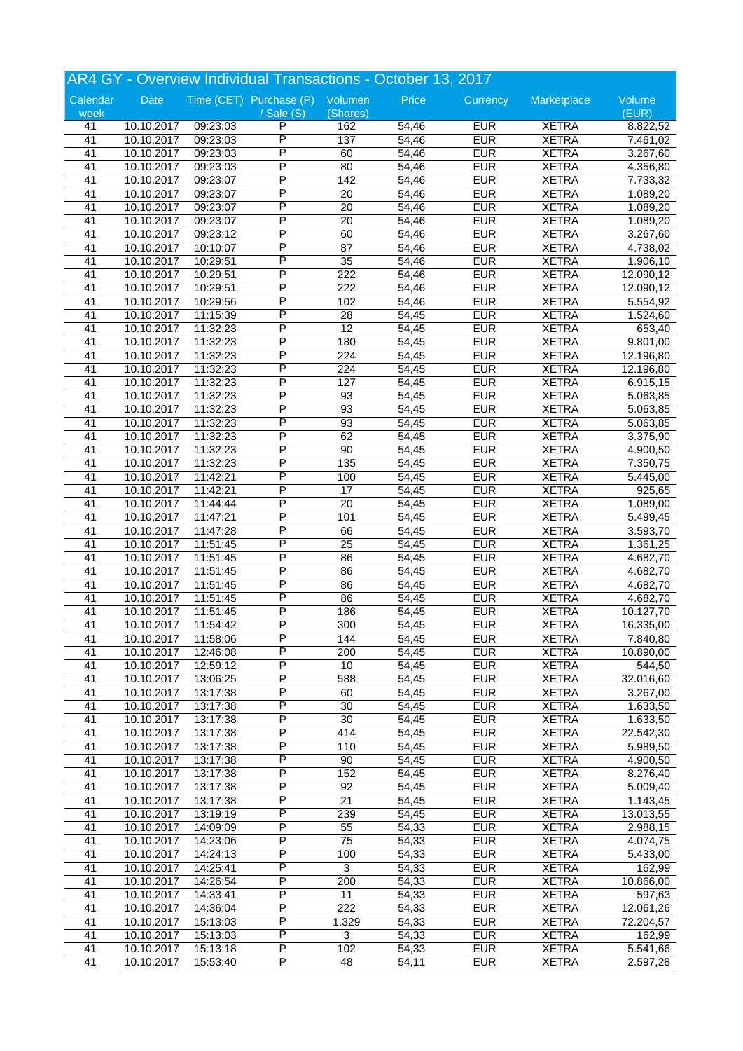## AR4 GY - Overview Individual Transactions - October 13, 2017

| Calendar week | Date | Time (CET) | Purchase (P) / Sale (S) | Volumen (Shares) | Price | Currency | Marketplace | Volume (EUR) |
|---|---|---|---|---|---|---|---|---|
| 41 | 10.10.2017 | 09:23:03 | P | 162 | 54,46 | EUR | XETRA | 8.822,52 |
| 41 | 10.10.2017 | 09:23:03 | P | 137 | 54,46 | EUR | XETRA | 7.461,02 |
| 41 | 10.10.2017 | 09:23:03 | P | 60 | 54,46 | EUR | XETRA | 3.267,60 |
| 41 | 10.10.2017 | 09:23:03 | P | 80 | 54,46 | EUR | XETRA | 4.356,80 |
| 41 | 10.10.2017 | 09:23:07 | P | 142 | 54,46 | EUR | XETRA | 7.733,32 |
| 41 | 10.10.2017 | 09:23:07 | P | 20 | 54,46 | EUR | XETRA | 1.089,20 |
| 41 | 10.10.2017 | 09:23:07 | P | 20 | 54,46 | EUR | XETRA | 1.089,20 |
| 41 | 10.10.2017 | 09:23:07 | P | 20 | 54,46 | EUR | XETRA | 1.089,20 |
| 41 | 10.10.2017 | 09:23:12 | P | 60 | 54,46 | EUR | XETRA | 3.267,60 |
| 41 | 10.10.2017 | 10:10:07 | P | 87 | 54,46 | EUR | XETRA | 4.738,02 |
| 41 | 10.10.2017 | 10:29:51 | P | 35 | 54,46 | EUR | XETRA | 1.906,10 |
| 41 | 10.10.2017 | 10:29:51 | P | 222 | 54,46 | EUR | XETRA | 12.090,12 |
| 41 | 10.10.2017 | 10:29:51 | P | 222 | 54,46 | EUR | XETRA | 12.090,12 |
| 41 | 10.10.2017 | 10:29:56 | P | 102 | 54,46 | EUR | XETRA | 5.554,92 |
| 41 | 10.10.2017 | 11:15:39 | P | 28 | 54,45 | EUR | XETRA | 1.524,60 |
| 41 | 10.10.2017 | 11:32:23 | P | 12 | 54,45 | EUR | XETRA | 653,40 |
| 41 | 10.10.2017 | 11:32:23 | P | 180 | 54,45 | EUR | XETRA | 9.801,00 |
| 41 | 10.10.2017 | 11:32:23 | P | 224 | 54,45 | EUR | XETRA | 12.196,80 |
| 41 | 10.10.2017 | 11:32:23 | P | 224 | 54,45 | EUR | XETRA | 12.196,80 |
| 41 | 10.10.2017 | 11:32:23 | P | 127 | 54,45 | EUR | XETRA | 6.915,15 |
| 41 | 10.10.2017 | 11:32:23 | P | 93 | 54,45 | EUR | XETRA | 5.063,85 |
| 41 | 10.10.2017 | 11:32:23 | P | 93 | 54,45 | EUR | XETRA | 5.063,85 |
| 41 | 10.10.2017 | 11:32:23 | P | 93 | 54,45 | EUR | XETRA | 5.063,85 |
| 41 | 10.10.2017 | 11:32:23 | P | 62 | 54,45 | EUR | XETRA | 3.375,90 |
| 41 | 10.10.2017 | 11:32:23 | P | 90 | 54,45 | EUR | XETRA | 4.900,50 |
| 41 | 10.10.2017 | 11:32:23 | P | 135 | 54,45 | EUR | XETRA | 7.350,75 |
| 41 | 10.10.2017 | 11:42:21 | P | 100 | 54,45 | EUR | XETRA | 5.445,00 |
| 41 | 10.10.2017 | 11:42:21 | P | 17 | 54,45 | EUR | XETRA | 925,65 |
| 41 | 10.10.2017 | 11:44:44 | P | 20 | 54,45 | EUR | XETRA | 1.089,00 |
| 41 | 10.10.2017 | 11:47:21 | P | 101 | 54,45 | EUR | XETRA | 5.499,45 |
| 41 | 10.10.2017 | 11:47:28 | P | 66 | 54,45 | EUR | XETRA | 3.593,70 |
| 41 | 10.10.2017 | 11:51:45 | P | 25 | 54,45 | EUR | XETRA | 1.361,25 |
| 41 | 10.10.2017 | 11:51:45 | P | 86 | 54,45 | EUR | XETRA | 4.682,70 |
| 41 | 10.10.2017 | 11:51:45 | P | 86 | 54,45 | EUR | XETRA | 4.682,70 |
| 41 | 10.10.2017 | 11:51:45 | P | 86 | 54,45 | EUR | XETRA | 4.682,70 |
| 41 | 10.10.2017 | 11:51:45 | P | 86 | 54,45 | EUR | XETRA | 4.682,70 |
| 41 | 10.10.2017 | 11:51:45 | P | 186 | 54,45 | EUR | XETRA | 10.127,70 |
| 41 | 10.10.2017 | 11:54:42 | P | 300 | 54,45 | EUR | XETRA | 16.335,00 |
| 41 | 10.10.2017 | 11:58:06 | P | 144 | 54,45 | EUR | XETRA | 7.840,80 |
| 41 | 10.10.2017 | 12:46:08 | P | 200 | 54,45 | EUR | XETRA | 10.890,00 |
| 41 | 10.10.2017 | 12:59:12 | P | 10 | 54,45 | EUR | XETRA | 544,50 |
| 41 | 10.10.2017 | 13:06:25 | P | 588 | 54,45 | EUR | XETRA | 32.016,60 |
| 41 | 10.10.2017 | 13:17:38 | P | 60 | 54,45 | EUR | XETRA | 3.267,00 |
| 41 | 10.10.2017 | 13:17:38 | P | 30 | 54,45 | EUR | XETRA | 1.633,50 |
| 41 | 10.10.2017 | 13:17:38 | P | 30 | 54,45 | EUR | XETRA | 1.633,50 |
| 41 | 10.10.2017 | 13:17:38 | P | 414 | 54,45 | EUR | XETRA | 22.542,30 |
| 41 | 10.10.2017 | 13:17:38 | P | 110 | 54,45 | EUR | XETRA | 5.989,50 |
| 41 | 10.10.2017 | 13:17:38 | P | 90 | 54,45 | EUR | XETRA | 4.900,50 |
| 41 | 10.10.2017 | 13:17:38 | P | 152 | 54,45 | EUR | XETRA | 8.276,40 |
| 41 | 10.10.2017 | 13:17:38 | P | 92 | 54,45 | EUR | XETRA | 5.009,40 |
| 41 | 10.10.2017 | 13:17:38 | P | 21 | 54,45 | EUR | XETRA | 1.143,45 |
| 41 | 10.10.2017 | 13:19:19 | P | 239 | 54,45 | EUR | XETRA | 13.013,55 |
| 41 | 10.10.2017 | 14:09:09 | P | 55 | 54,33 | EUR | XETRA | 2.988,15 |
| 41 | 10.10.2017 | 14:23:06 | P | 75 | 54,33 | EUR | XETRA | 4.074,75 |
| 41 | 10.10.2017 | 14:24:13 | P | 100 | 54,33 | EUR | XETRA | 5.433,00 |
| 41 | 10.10.2017 | 14:25:41 | P | 3 | 54,33 | EUR | XETRA | 162,99 |
| 41 | 10.10.2017 | 14:26:54 | P | 200 | 54,33 | EUR | XETRA | 10.866,00 |
| 41 | 10.10.2017 | 14:33:41 | P | 11 | 54,33 | EUR | XETRA | 597,63 |
| 41 | 10.10.2017 | 14:36:04 | P | 222 | 54,33 | EUR | XETRA | 12.061,26 |
| 41 | 10.10.2017 | 15:13:03 | P | 1.329 | 54,33 | EUR | XETRA | 72.204,57 |
| 41 | 10.10.2017 | 15:13:03 | P | 3 | 54,33 | EUR | XETRA | 162,99 |
| 41 | 10.10.2017 | 15:13:18 | P | 102 | 54,33 | EUR | XETRA | 5.541,66 |
| 41 | 10.10.2017 | 15:53:40 | P | 48 | 54,11 | EUR | XETRA | 2.597,28 |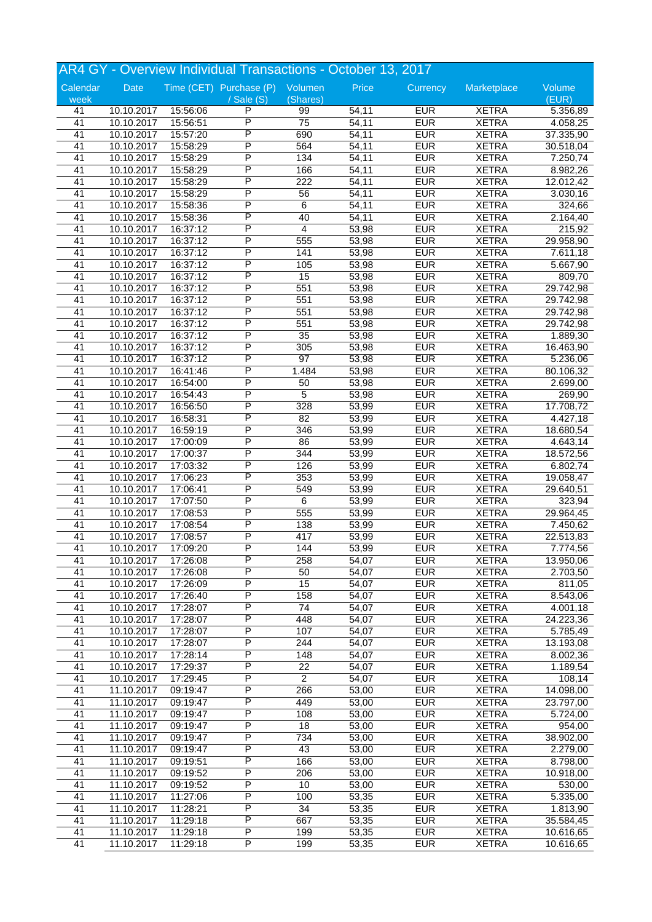# AR4 GY - Overview Individual Transactions - October 13, 2017

| Calendar week | Date | Time (CET) | Purchase (P) / Sale (S) | Volumen (Shares) | Price | Currency | Marketplace | Volume (EUR) |
|---|---|---|---|---|---|---|---|---|
| 41 | 10.10.2017 | 15:56:06 | P | 99 | 54,11 | EUR | XETRA | 5.356,89 |
| 41 | 10.10.2017 | 15:56:51 | P | 75 | 54,11 | EUR | XETRA | 4.058,25 |
| 41 | 10.10.2017 | 15:57:20 | P | 690 | 54,11 | EUR | XETRA | 37.335,90 |
| 41 | 10.10.2017 | 15:58:29 | P | 564 | 54,11 | EUR | XETRA | 30.518,04 |
| 41 | 10.10.2017 | 15:58:29 | P | 134 | 54,11 | EUR | XETRA | 7.250,74 |
| 41 | 10.10.2017 | 15:58:29 | P | 166 | 54,11 | EUR | XETRA | 8.982,26 |
| 41 | 10.10.2017 | 15:58:29 | P | 222 | 54,11 | EUR | XETRA | 12.012,42 |
| 41 | 10.10.2017 | 15:58:29 | P | 56 | 54,11 | EUR | XETRA | 3.030,16 |
| 41 | 10.10.2017 | 15:58:36 | P | 6 | 54,11 | EUR | XETRA | 324,66 |
| 41 | 10.10.2017 | 15:58:36 | P | 40 | 54,11 | EUR | XETRA | 2.164,40 |
| 41 | 10.10.2017 | 16:37:12 | P | 4 | 53,98 | EUR | XETRA | 215,92 |
| 41 | 10.10.2017 | 16:37:12 | P | 555 | 53,98 | EUR | XETRA | 29.958,90 |
| 41 | 10.10.2017 | 16:37:12 | P | 141 | 53,98 | EUR | XETRA | 7.611,18 |
| 41 | 10.10.2017 | 16:37:12 | P | 105 | 53,98 | EUR | XETRA | 5.667,90 |
| 41 | 10.10.2017 | 16:37:12 | P | 15 | 53,98 | EUR | XETRA | 809,70 |
| 41 | 10.10.2017 | 16:37:12 | P | 551 | 53,98 | EUR | XETRA | 29.742,98 |
| 41 | 10.10.2017 | 16:37:12 | P | 551 | 53,98 | EUR | XETRA | 29.742,98 |
| 41 | 10.10.2017 | 16:37:12 | P | 551 | 53,98 | EUR | XETRA | 29.742,98 |
| 41 | 10.10.2017 | 16:37:12 | P | 551 | 53,98 | EUR | XETRA | 29.742,98 |
| 41 | 10.10.2017 | 16:37:12 | P | 35 | 53,98 | EUR | XETRA | 1.889,30 |
| 41 | 10.10.2017 | 16:37:12 | P | 305 | 53,98 | EUR | XETRA | 16.463,90 |
| 41 | 10.10.2017 | 16:37:12 | P | 97 | 53,98 | EUR | XETRA | 5.236,06 |
| 41 | 10.10.2017 | 16:41:46 | P | 1.484 | 53,98 | EUR | XETRA | 80.106,32 |
| 41 | 10.10.2017 | 16:54:00 | P | 50 | 53,98 | EUR | XETRA | 2.699,00 |
| 41 | 10.10.2017 | 16:54:43 | P | 5 | 53,98 | EUR | XETRA | 269,90 |
| 41 | 10.10.2017 | 16:56:50 | P | 328 | 53,99 | EUR | XETRA | 17.708,72 |
| 41 | 10.10.2017 | 16:58:31 | P | 82 | 53,99 | EUR | XETRA | 4.427,18 |
| 41 | 10.10.2017 | 16:59:19 | P | 346 | 53,99 | EUR | XETRA | 18.680,54 |
| 41 | 10.10.2017 | 17:00:09 | P | 86 | 53,99 | EUR | XETRA | 4.643,14 |
| 41 | 10.10.2017 | 17:00:37 | P | 344 | 53,99 | EUR | XETRA | 18.572,56 |
| 41 | 10.10.2017 | 17:03:32 | P | 126 | 53,99 | EUR | XETRA | 6.802,74 |
| 41 | 10.10.2017 | 17:06:23 | P | 353 | 53,99 | EUR | XETRA | 19.058,47 |
| 41 | 10.10.2017 | 17:06:41 | P | 549 | 53,99 | EUR | XETRA | 29.640,51 |
| 41 | 10.10.2017 | 17:07:50 | P | 6 | 53,99 | EUR | XETRA | 323,94 |
| 41 | 10.10.2017 | 17:08:53 | P | 555 | 53,99 | EUR | XETRA | 29.964,45 |
| 41 | 10.10.2017 | 17:08:54 | P | 138 | 53,99 | EUR | XETRA | 7.450,62 |
| 41 | 10.10.2017 | 17:08:57 | P | 417 | 53,99 | EUR | XETRA | 22.513,83 |
| 41 | 10.10.2017 | 17:09:20 | P | 144 | 53,99 | EUR | XETRA | 7.774,56 |
| 41 | 10.10.2017 | 17:26:08 | P | 258 | 54,07 | EUR | XETRA | 13.950,06 |
| 41 | 10.10.2017 | 17:26:08 | P | 50 | 54,07 | EUR | XETRA | 2.703,50 |
| 41 | 10.10.2017 | 17:26:09 | P | 15 | 54,07 | EUR | XETRA | 811,05 |
| 41 | 10.10.2017 | 17:26:40 | P | 158 | 54,07 | EUR | XETRA | 8.543,06 |
| 41 | 10.10.2017 | 17:28:07 | P | 74 | 54,07 | EUR | XETRA | 4.001,18 |
| 41 | 10.10.2017 | 17:28:07 | P | 448 | 54,07 | EUR | XETRA | 24.223,36 |
| 41 | 10.10.2017 | 17:28:07 | P | 107 | 54,07 | EUR | XETRA | 5.785,49 |
| 41 | 10.10.2017 | 17:28:07 | P | 244 | 54,07 | EUR | XETRA | 13.193,08 |
| 41 | 10.10.2017 | 17:28:14 | P | 148 | 54,07 | EUR | XETRA | 8.002,36 |
| 41 | 10.10.2017 | 17:29:37 | P | 22 | 54,07 | EUR | XETRA | 1.189,54 |
| 41 | 10.10.2017 | 17:29:45 | P | 2 | 54,07 | EUR | XETRA | 108,14 |
| 41 | 11.10.2017 | 09:19:47 | P | 266 | 53,00 | EUR | XETRA | 14.098,00 |
| 41 | 11.10.2017 | 09:19:47 | P | 449 | 53,00 | EUR | XETRA | 23.797,00 |
| 41 | 11.10.2017 | 09:19:47 | P | 108 | 53,00 | EUR | XETRA | 5.724,00 |
| 41 | 11.10.2017 | 09:19:47 | P | 18 | 53,00 | EUR | XETRA | 954,00 |
| 41 | 11.10.2017 | 09:19:47 | P | 734 | 53,00 | EUR | XETRA | 38.902,00 |
| 41 | 11.10.2017 | 09:19:47 | P | 43 | 53,00 | EUR | XETRA | 2.279,00 |
| 41 | 11.10.2017 | 09:19:51 | P | 166 | 53,00 | EUR | XETRA | 8.798,00 |
| 41 | 11.10.2017 | 09:19:52 | P | 206 | 53,00 | EUR | XETRA | 10.918,00 |
| 41 | 11.10.2017 | 09:19:52 | P | 10 | 53,00 | EUR | XETRA | 530,00 |
| 41 | 11.10.2017 | 11:27:06 | P | 100 | 53,35 | EUR | XETRA | 5.335,00 |
| 41 | 11.10.2017 | 11:28:21 | P | 34 | 53,35 | EUR | XETRA | 1.813,90 |
| 41 | 11.10.2017 | 11:29:18 | P | 667 | 53,35 | EUR | XETRA | 35.584,45 |
| 41 | 11.10.2017 | 11:29:18 | P | 199 | 53,35 | EUR | XETRA | 10.616,65 |
| 41 | 11.10.2017 | 11:29:18 | P | 199 | 53,35 | EUR | XETRA | 10.616,65 |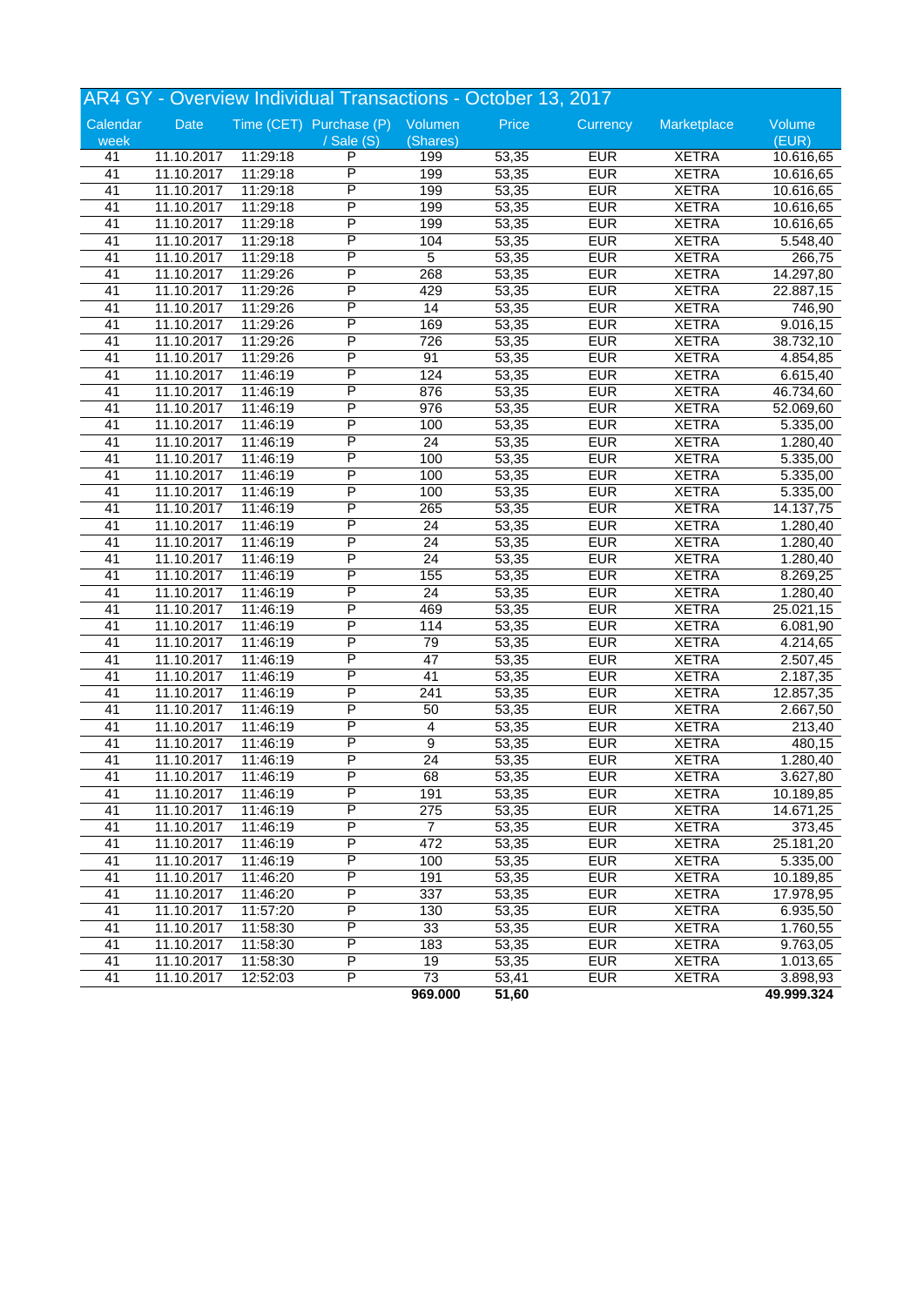## AR4 GY - Overview Individual Transactions - October 13, 2017

| Calendar week | Date | Time (CET) | Purchase (P) / Sale (S) | Volumen (Shares) | Price | Currency | Marketplace | Volume (EUR) |
|---|---|---|---|---|---|---|---|---|
| 41 | 11.10.2017 | 11:29:18 | P | 199 | 53,35 | EUR | XETRA | 10.616,65 |
| 41 | 11.10.2017 | 11:29:18 | P | 199 | 53,35 | EUR | XETRA | 10.616,65 |
| 41 | 11.10.2017 | 11:29:18 | P | 199 | 53,35 | EUR | XETRA | 10.616,65 |
| 41 | 11.10.2017 | 11:29:18 | P | 199 | 53,35 | EUR | XETRA | 10.616,65 |
| 41 | 11.10.2017 | 11:29:18 | P | 199 | 53,35 | EUR | XETRA | 10.616,65 |
| 41 | 11.10.2017 | 11:29:18 | P | 104 | 53,35 | EUR | XETRA | 5.548,40 |
| 41 | 11.10.2017 | 11:29:18 | P | 5 | 53,35 | EUR | XETRA | 266,75 |
| 41 | 11.10.2017 | 11:29:26 | P | 268 | 53,35 | EUR | XETRA | 14.297,80 |
| 41 | 11.10.2017 | 11:29:26 | P | 429 | 53,35 | EUR | XETRA | 22.887,15 |
| 41 | 11.10.2017 | 11:29:26 | P | 14 | 53,35 | EUR | XETRA | 746,90 |
| 41 | 11.10.2017 | 11:29:26 | P | 169 | 53,35 | EUR | XETRA | 9.016,15 |
| 41 | 11.10.2017 | 11:29:26 | P | 726 | 53,35 | EUR | XETRA | 38.732,10 |
| 41 | 11.10.2017 | 11:29:26 | P | 91 | 53,35 | EUR | XETRA | 4.854,85 |
| 41 | 11.10.2017 | 11:46:19 | P | 124 | 53,35 | EUR | XETRA | 6.615,40 |
| 41 | 11.10.2017 | 11:46:19 | P | 876 | 53,35 | EUR | XETRA | 46.734,60 |
| 41 | 11.10.2017 | 11:46:19 | P | 976 | 53,35 | EUR | XETRA | 52.069,60 |
| 41 | 11.10.2017 | 11:46:19 | P | 100 | 53,35 | EUR | XETRA | 5.335,00 |
| 41 | 11.10.2017 | 11:46:19 | P | 24 | 53,35 | EUR | XETRA | 1.280,40 |
| 41 | 11.10.2017 | 11:46:19 | P | 100 | 53,35 | EUR | XETRA | 5.335,00 |
| 41 | 11.10.2017 | 11:46:19 | P | 100 | 53,35 | EUR | XETRA | 5.335,00 |
| 41 | 11.10.2017 | 11:46:19 | P | 100 | 53,35 | EUR | XETRA | 5.335,00 |
| 41 | 11.10.2017 | 11:46:19 | P | 265 | 53,35 | EUR | XETRA | 14.137,75 |
| 41 | 11.10.2017 | 11:46:19 | P | 24 | 53,35 | EUR | XETRA | 1.280,40 |
| 41 | 11.10.2017 | 11:46:19 | P | 24 | 53,35 | EUR | XETRA | 1.280,40 |
| 41 | 11.10.2017 | 11:46:19 | P | 24 | 53,35 | EUR | XETRA | 1.280,40 |
| 41 | 11.10.2017 | 11:46:19 | P | 155 | 53,35 | EUR | XETRA | 8.269,25 |
| 41 | 11.10.2017 | 11:46:19 | P | 24 | 53,35 | EUR | XETRA | 1.280,40 |
| 41 | 11.10.2017 | 11:46:19 | P | 469 | 53,35 | EUR | XETRA | 25.021,15 |
| 41 | 11.10.2017 | 11:46:19 | P | 114 | 53,35 | EUR | XETRA | 6.081,90 |
| 41 | 11.10.2017 | 11:46:19 | P | 79 | 53,35 | EUR | XETRA | 4.214,65 |
| 41 | 11.10.2017 | 11:46:19 | P | 47 | 53,35 | EUR | XETRA | 2.507,45 |
| 41 | 11.10.2017 | 11:46:19 | P | 41 | 53,35 | EUR | XETRA | 2.187,35 |
| 41 | 11.10.2017 | 11:46:19 | P | 241 | 53,35 | EUR | XETRA | 12.857,35 |
| 41 | 11.10.2017 | 11:46:19 | P | 50 | 53,35 | EUR | XETRA | 2.667,50 |
| 41 | 11.10.2017 | 11:46:19 | P | 4 | 53,35 | EUR | XETRA | 213,40 |
| 41 | 11.10.2017 | 11:46:19 | P | 9 | 53,35 | EUR | XETRA | 480,15 |
| 41 | 11.10.2017 | 11:46:19 | P | 24 | 53,35 | EUR | XETRA | 1.280,40 |
| 41 | 11.10.2017 | 11:46:19 | P | 68 | 53,35 | EUR | XETRA | 3.627,80 |
| 41 | 11.10.2017 | 11:46:19 | P | 191 | 53,35 | EUR | XETRA | 10.189,85 |
| 41 | 11.10.2017 | 11:46:19 | P | 275 | 53,35 | EUR | XETRA | 14.671,25 |
| 41 | 11.10.2017 | 11:46:19 | P | 7 | 53,35 | EUR | XETRA | 373,45 |
| 41 | 11.10.2017 | 11:46:19 | P | 472 | 53,35 | EUR | XETRA | 25.181,20 |
| 41 | 11.10.2017 | 11:46:19 | P | 100 | 53,35 | EUR | XETRA | 5.335,00 |
| 41 | 11.10.2017 | 11:46:20 | P | 191 | 53,35 | EUR | XETRA | 10.189,85 |
| 41 | 11.10.2017 | 11:46:20 | P | 337 | 53,35 | EUR | XETRA | 17.978,95 |
| 41 | 11.10.2017 | 11:57:20 | P | 130 | 53,35 | EUR | XETRA | 6.935,50 |
| 41 | 11.10.2017 | 11:58:30 | P | 33 | 53,35 | EUR | XETRA | 1.760,55 |
| 41 | 11.10.2017 | 11:58:30 | P | 183 | 53,35 | EUR | XETRA | 9.763,05 |
| 41 | 11.10.2017 | 11:58:30 | P | 19 | 53,35 | EUR | XETRA | 1.013,65 |
| 41 | 11.10.2017 | 12:52:03 | P | 73 | 53,41 | EUR | XETRA | 3.898,93 |
| | | | | **969.000** | **51,60** | | | **49.999.324** |